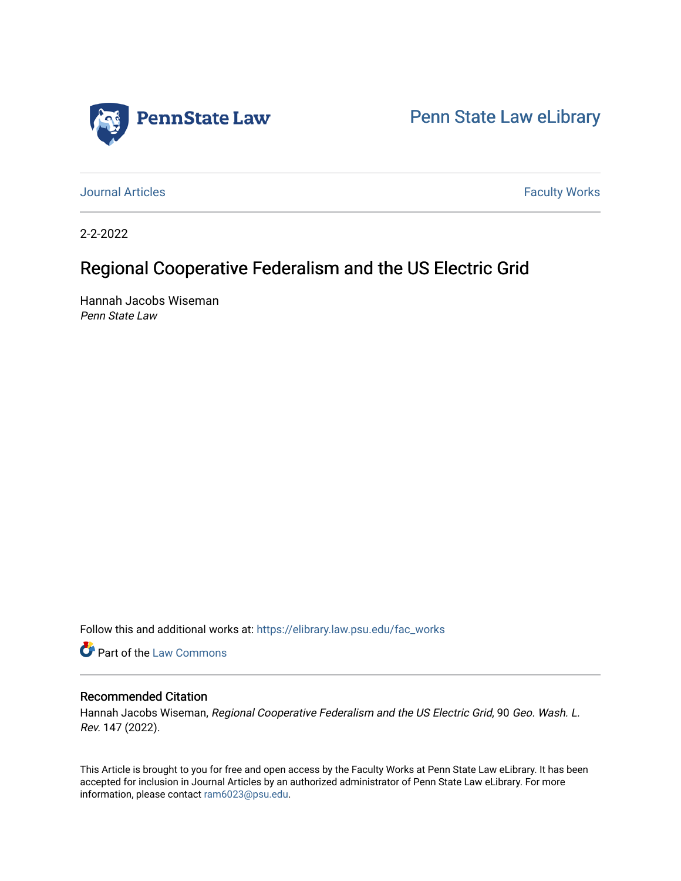Penn State Law

Penn State Law eLibrary

Journal Articles

Faculty Works

2-2-2022

# Regional Cooperative Federalism and the US Electric Grid

Hannah Jacobs Wiseman
*Penn State Law*

Follow this and additional works at: https://elibrary.law.psu.edu/fac_works

Part of the Law Commons

## Recommended Citation

Hannah Jacobs Wiseman, *Regional Cooperative Federalism and the US Electric Grid*, 90 *Geo. Wash. L. Rev.* 147 (2022).

This Article is brought to you for free and open access by the Faculty Works at Penn State Law eLibrary. It has been accepted for inclusion in Journal Articles by an authorized administrator of Penn State Law eLibrary. For more information, please contact ram6023@psu.edu.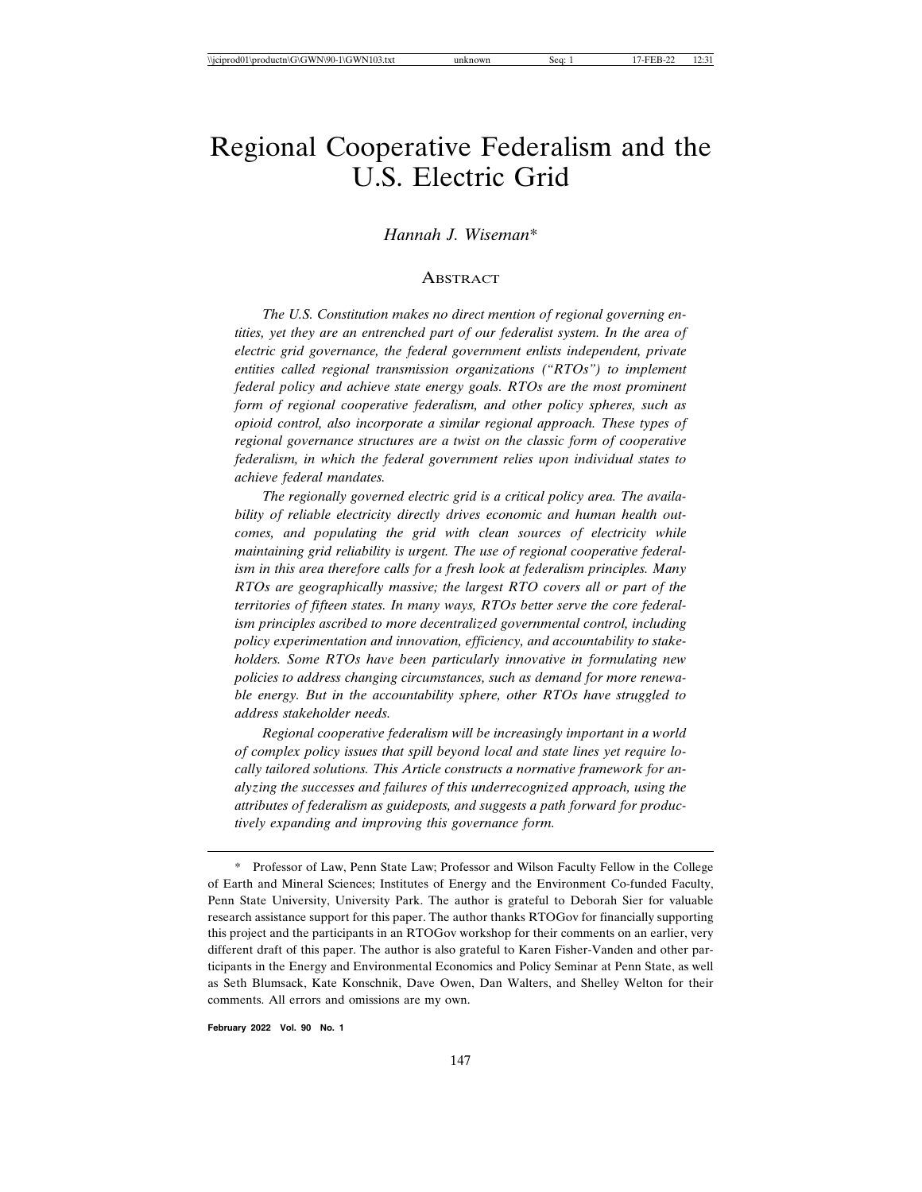# Regional Cooperative Federalism and the U.S. Electric Grid

*Hannah J. Wiseman**

## Abstract

*The U.S. Constitution makes no direct mention of regional governing entities, yet they are an entrenched part of our federalist system. In the area of electric grid governance, the federal government enlists independent, private entities called regional transmission organizations ("RTOs") to implement federal policy and achieve state energy goals. RTOs are the most prominent form of regional cooperative federalism, and other policy spheres, such as opioid control, also incorporate a similar regional approach. These types of regional governance structures are a twist on the classic form of cooperative federalism, in which the federal government relies upon individual states to achieve federal mandates.*

*The regionally governed electric grid is a critical policy area. The availability of reliable electricity directly drives economic and human health outcomes, and populating the grid with clean sources of electricity while maintaining grid reliability is urgent. The use of regional cooperative federalism in this area therefore calls for a fresh look at federalism principles. Many RTOs are geographically massive; the largest RTO covers all or part of the territories of fifteen states. In many ways, RTOs better serve the core federalism principles ascribed to more decentralized governmental control, including policy experimentation and innovation, efficiency, and accountability to stakeholders. Some RTOs have been particularly innovative in formulating new policies to address changing circumstances, such as demand for more renewable energy. But in the accountability sphere, other RTOs have struggled to address stakeholder needs.*

*Regional cooperative federalism will be increasingly important in a world of complex policy issues that spill beyond local and state lines yet require locally tailored solutions. This Article constructs a normative framework for analyzing the successes and failures of this underrecognized approach, using the attributes of federalism as guideposts, and suggests a path forward for productively expanding and improving this governance form.*

---

\* Professor of Law, Penn State Law; Professor and Wilson Faculty Fellow in the College of Earth and Mineral Sciences; Institutes of Energy and the Environment Co-funded Faculty, Penn State University, University Park. The author is grateful to Deborah Sier for valuable research assistance support for this paper. The author thanks RTOGov for financially supporting this project and the participants in an RTOGov workshop for their comments on an earlier, very different draft of this paper. The author is also grateful to Karen Fisher-Vanden and other participants in the Energy and Environmental Economics and Policy Seminar at Penn State, as well as Seth Blumsack, Kate Konschnik, Dave Owen, Dan Walters, and Shelley Welton for their comments. All errors and omissions are my own.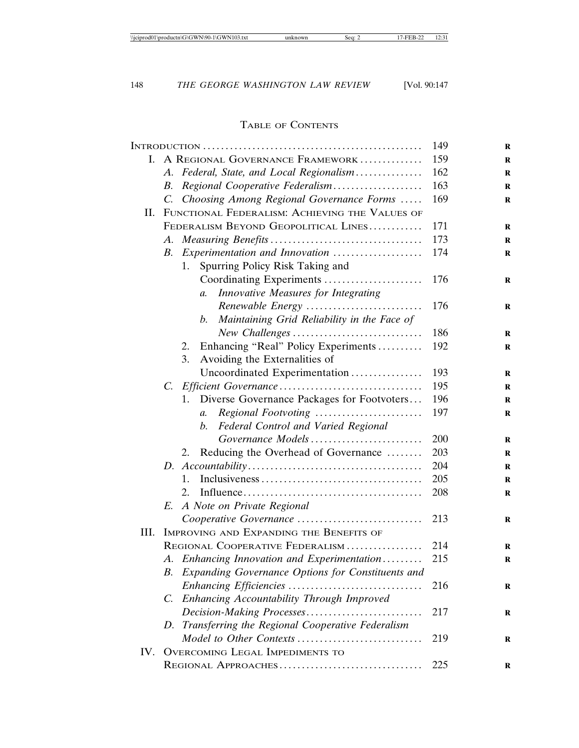## Table of Contents

| | |
|---|---|
| Introduction | 149 |
| I. A Regional Governance Framework | 159 |
| &nbsp;&nbsp;&nbsp;&nbsp;*A. Federal, State, and Local Regionalism* | 162 |
| &nbsp;&nbsp;&nbsp;&nbsp;*B. Regional Cooperative Federalism* | 163 |
| &nbsp;&nbsp;&nbsp;&nbsp;*C. Choosing Among Regional Governance Forms* | 169 |
| II. Functional Federalism: Achieving the Values of Federalism Beyond Geopolitical Lines | 171 |
| &nbsp;&nbsp;&nbsp;&nbsp;*A. Measuring Benefits* | 173 |
| &nbsp;&nbsp;&nbsp;&nbsp;*B. Experimentation and Innovation* | 174 |
| &nbsp;&nbsp;&nbsp;&nbsp;&nbsp;&nbsp;&nbsp;&nbsp;1. Spurring Policy Risk Taking and Coordinating Experiments | 176 |
| &nbsp;&nbsp;&nbsp;&nbsp;&nbsp;&nbsp;&nbsp;&nbsp;&nbsp;&nbsp;&nbsp;&nbsp;*a. Innovative Measures for Integrating Renewable Energy* | 176 |
| &nbsp;&nbsp;&nbsp;&nbsp;&nbsp;&nbsp;&nbsp;&nbsp;&nbsp;&nbsp;&nbsp;&nbsp;*b. Maintaining Grid Reliability in the Face of New Challenges* | 186 |
| &nbsp;&nbsp;&nbsp;&nbsp;&nbsp;&nbsp;&nbsp;&nbsp;2. Enhancing "Real" Policy Experiments | 192 |
| &nbsp;&nbsp;&nbsp;&nbsp;&nbsp;&nbsp;&nbsp;&nbsp;3. Avoiding the Externalities of Uncoordinated Experimentation | 193 |
| &nbsp;&nbsp;&nbsp;&nbsp;*C. Efficient Governance* | 195 |
| &nbsp;&nbsp;&nbsp;&nbsp;&nbsp;&nbsp;&nbsp;&nbsp;1. Diverse Governance Packages for Footvoters | 196 |
| &nbsp;&nbsp;&nbsp;&nbsp;&nbsp;&nbsp;&nbsp;&nbsp;&nbsp;&nbsp;&nbsp;&nbsp;*a. Regional Footvoting* | 197 |
| &nbsp;&nbsp;&nbsp;&nbsp;&nbsp;&nbsp;&nbsp;&nbsp;&nbsp;&nbsp;&nbsp;&nbsp;*b. Federal Control and Varied Regional Governance Models* | 200 |
| &nbsp;&nbsp;&nbsp;&nbsp;&nbsp;&nbsp;&nbsp;&nbsp;2. Reducing the Overhead of Governance | 203 |
| &nbsp;&nbsp;&nbsp;&nbsp;*D. Accountability* | 204 |
| &nbsp;&nbsp;&nbsp;&nbsp;&nbsp;&nbsp;&nbsp;&nbsp;1. Inclusiveness | 205 |
| &nbsp;&nbsp;&nbsp;&nbsp;&nbsp;&nbsp;&nbsp;&nbsp;2. Influence | 208 |
| &nbsp;&nbsp;&nbsp;&nbsp;*E. A Note on Private Regional Cooperative Governance* | 213 |
| III. Improving and Expanding the Benefits of Regional Cooperative Federalism | 214 |
| &nbsp;&nbsp;&nbsp;&nbsp;*A. Enhancing Innovation and Experimentation* | 215 |
| &nbsp;&nbsp;&nbsp;&nbsp;*B. Expanding Governance Options for Constituents and Enhancing Efficiencies* | 216 |
| &nbsp;&nbsp;&nbsp;&nbsp;*C. Enhancing Accountability Through Improved Decision-Making Processes* | 217 |
| &nbsp;&nbsp;&nbsp;&nbsp;*D. Transferring the Regional Cooperative Federalism Model to Other Contexts* | 219 |
| IV. Overcoming Legal Impediments to Regional Approaches | 225 |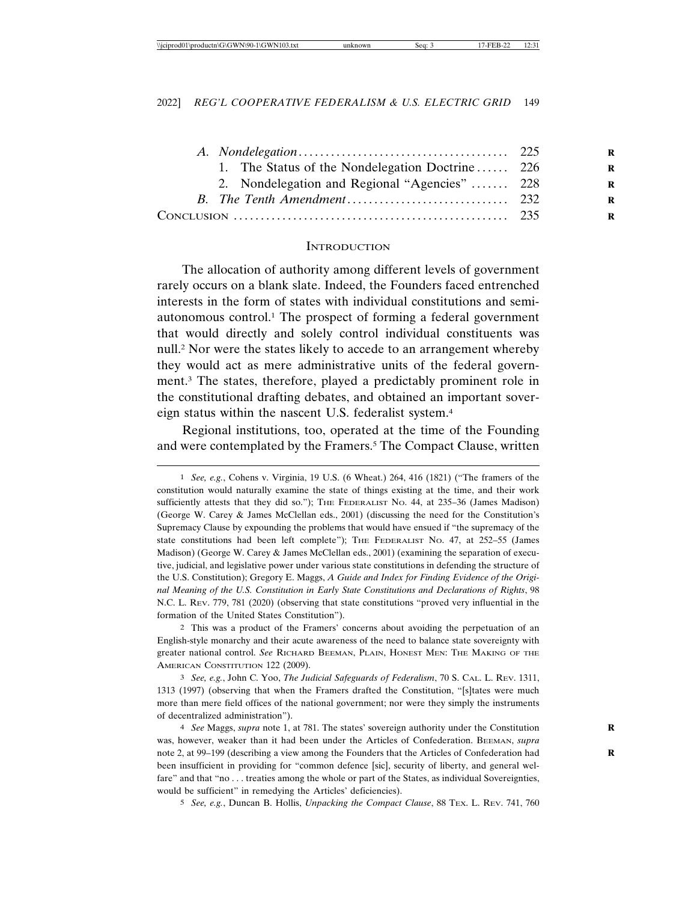*A. Nondelegation* .................................... 225
1. The Status of the Nondelegation Doctrine ...... 226
2. Nondelegation and Regional "Agencies" ....... 228
*B. The Tenth Amendment* ............................ 232
CONCLUSION .................................................. 235

## INTRODUCTION

The allocation of authority among different levels of government rarely occurs on a blank slate. Indeed, the Founders faced entrenched interests in the form of states with individual constitutions and semi-autonomous control.[1] The prospect of forming a federal government that would directly and solely control individual constituents was null.[2] Nor were the states likely to accede to an arrangement whereby they would act as mere administrative units of the federal government.[3] The states, therefore, played a predictably prominent role in the constitutional drafting debates, and obtained an important sovereign status within the nascent U.S. federalist system.[4]

Regional institutions, too, operated at the time of the Founding and were contemplated by the Framers.[5] The Compact Clause, written

---

[1] *See, e.g.*, Cohens v. Virginia, 19 U.S. (6 Wheat.) 264, 416 (1821) ("The framers of the constitution would naturally examine the state of things existing at the time, and their work sufficiently attests that they did so."); THE FEDERALIST NO. 44, at 235–36 (James Madison) (George W. Carey & James McClellan eds., 2001) (discussing the need for the Constitution's Supremacy Clause by expounding the problems that would have ensued if "the supremacy of the state constitutions had been left complete"); THE FEDERALIST NO. 47, at 252–55 (James Madison) (George W. Carey & James McClellan eds., 2001) (examining the separation of executive, judicial, and legislative power under various state constitutions in defending the structure of the U.S. Constitution); Gregory E. Maggs, *A Guide and Index for Finding Evidence of the Original Meaning of the U.S. Constitution in Early State Constitutions and Declarations of Rights*, 98 N.C. L. REV. 779, 781 (2020) (observing that state constitutions "proved very influential in the formation of the United States Constitution").

[2] This was a product of the Framers' concerns about avoiding the perpetuation of an English-style monarchy and their acute awareness of the need to balance state sovereignty with greater national control. *See* RICHARD BEEMAN, PLAIN, HONEST MEN: THE MAKING OF THE AMERICAN CONSTITUTION 122 (2009).

[3] *See, e.g.*, John C. Yoo, *The Judicial Safeguards of Federalism*, 70 S. CAL. L. REV. 1311, 1313 (1997) (observing that when the Framers drafted the Constitution, "[s]tates were much more than mere field offices of the national government; nor were they simply the instruments of decentralized administration").

[4] *See* Maggs, *supra* note 1, at 781. The states' sovereign authority under the Constitution was, however, weaker than it had been under the Articles of Confederation. BEEMAN, *supra* note 2, at 99–199 (describing a view among the Founders that the Articles of Confederation had been insufficient in providing for "common defence [sic], security of liberty, and general welfare" and that "no . . . treaties among the whole or part of the States, as individual Sovereignties, would be sufficient" in remedying the Articles' deficiencies).

[5] *See, e.g.*, Duncan B. Hollis, *Unpacking the Compact Clause*, 88 TEX. L. REV. 741, 760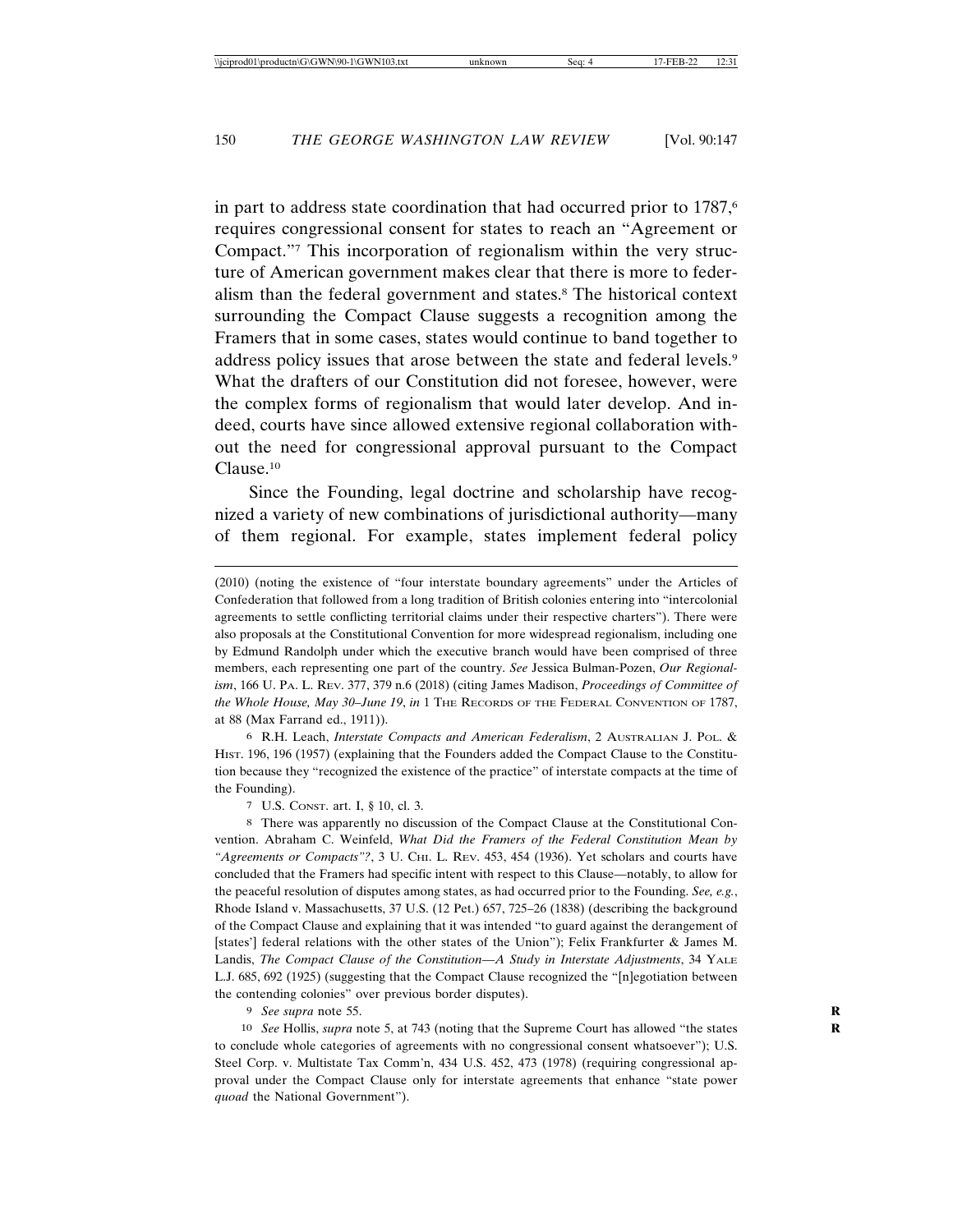in part to address state coordination that had occurred prior to 1787,[6] requires congressional consent for states to reach an "Agreement or Compact."[7] This incorporation of regionalism within the very structure of American government makes clear that there is more to federalism than the federal government and states.[8] The historical context surrounding the Compact Clause suggests a recognition among the Framers that in some cases, states would continue to band together to address policy issues that arose between the state and federal levels.[9] What the drafters of our Constitution did not foresee, however, were the complex forms of regionalism that would later develop. And indeed, courts have since allowed extensive regional collaboration without the need for congressional approval pursuant to the Compact Clause.[10]

Since the Founding, legal doctrine and scholarship have recognized a variety of new combinations of jurisdictional authority—many of them regional. For example, states implement federal policy

---

(2010) (noting the existence of "four interstate boundary agreements" under the Articles of Confederation that followed from a long tradition of British colonies entering into "intercolonial agreements to settle conflicting territorial claims under their respective charters"). There were also proposals at the Constitutional Convention for more widespread regionalism, including one by Edmund Randolph under which the executive branch would have been comprised of three members, each representing one part of the country. *See* Jessica Bulman-Pozen, *Our Regionalism*, 166 U. PA. L. REV. 377, 379 n.6 (2018) (citing James Madison, *Proceedings of Committee of the Whole House, May 30–June 19*, *in* 1 THE RECORDS OF THE FEDERAL CONVENTION OF 1787, at 88 (Max Farrand ed., 1911)).

6 R.H. Leach, *Interstate Compacts and American Federalism*, 2 AUSTRALIAN J. POL. & HIST. 196, 196 (1957) (explaining that the Founders added the Compact Clause to the Constitution because they "recognized the existence of the practice" of interstate compacts at the time of the Founding).

7 U.S. CONST. art. I, § 10, cl. 3.

8 There was apparently no discussion of the Compact Clause at the Constitutional Convention. Abraham C. Weinfeld, *What Did the Framers of the Federal Constitution Mean by "Agreements or Compacts"?*, 3 U. CHI. L. REV. 453, 454 (1936). Yet scholars and courts have concluded that the Framers had specific intent with respect to this Clause—notably, to allow for the peaceful resolution of disputes among states, as had occurred prior to the Founding. *See, e.g.*, Rhode Island v. Massachusetts, 37 U.S. (12 Pet.) 657, 725–26 (1838) (describing the background of the Compact Clause and explaining that it was intended "to guard against the derangement of [states'] federal relations with the other states of the Union"); Felix Frankfurter & James M. Landis, *The Compact Clause of the Constitution—A Study in Interstate Adjustments*, 34 YALE L.J. 685, 692 (1925) (suggesting that the Compact Clause recognized the "[n]egotiation between the contending colonies" over previous border disputes).

9 *See supra* note 55.

10 *See* Hollis, *supra* note 5, at 743 (noting that the Supreme Court has allowed "the states to conclude whole categories of agreements with no congressional consent whatsoever"); U.S. Steel Corp. v. Multistate Tax Comm'n, 434 U.S. 452, 473 (1978) (requiring congressional approval under the Compact Clause only for interstate agreements that enhance "state power *quoad* the National Government").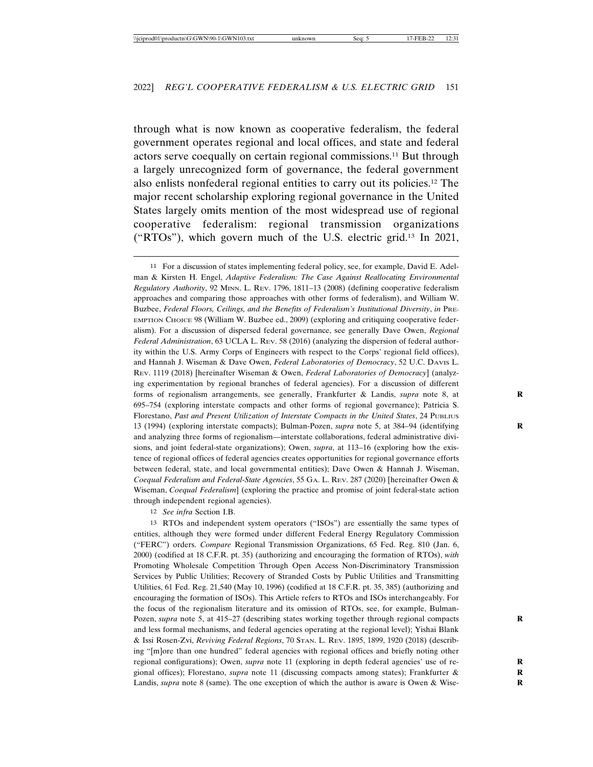through what is now known as cooperative federalism, the federal government operates regional and local offices, and state and federal actors serve coequally on certain regional commissions.[11] But through a largely unrecognized form of governance, the federal government also enlists nonfederal regional entities to carry out its policies.[12] The major recent scholarship exploring regional governance in the United States largely omits mention of the most widespread use of regional cooperative federalism: regional transmission organizations ("RTOs"), which govern much of the U.S. electric grid.[13] In 2021,

---

11 For a discussion of states implementing federal policy, see, for example, David E. Adelman & Kirsten H. Engel, *Adaptive Federalism: The Case Against Reallocating Environmental Regulatory Authority*, 92 MINN. L. REV. 1796, 1811–13 (2008) (defining cooperative federalism approaches and comparing those approaches with other forms of federalism), and William W. Buzbee, *Federal Floors, Ceilings, and the Benefits of Federalism's Institutional Diversity*, *in* PREEMPTION CHOICE 98 (William W. Buzbee ed., 2009) (exploring and critiquing cooperative federalism). For a discussion of dispersed federal governance, see generally Dave Owen, *Regional Federal Administration*, 63 UCLA L. REV. 58 (2016) (analyzing the dispersion of federal authority within the U.S. Army Corps of Engineers with respect to the Corps' regional field offices), and Hannah J. Wiseman & Dave Owen, *Federal Laboratories of Democracy*, 52 U.C. DAVIS L. REV. 1119 (2018) [hereinafter Wiseman & Owen, *Federal Laboratories of Democracy*] (analyzing experimentation by regional branches of federal agencies). For a discussion of different forms of regionalism arrangements, see generally, Frankfurter & Landis, *supra* note 8, at 695–754 (exploring interstate compacts and other forms of regional governance); Patricia S. Florestano, *Past and Present Utilization of Interstate Compacts in the United States*, 24 PUBLIUS 13 (1994) (exploring interstate compacts); Bulman-Pozen, *supra* note 5, at 384–94 (identifying and analyzing three forms of regionalism—interstate collaborations, federal administrative divisions, and joint federal-state organizations); Owen, *supra*, at 113–16 (exploring how the existence of regional offices of federal agencies creates opportunities for regional governance efforts between federal, state, and local governmental entities); Dave Owen & Hannah J. Wiseman, *Coequal Federalism and Federal-State Agencies*, 55 GA. L. REV. 287 (2020) [hereinafter Owen & Wiseman, *Coequal Federalism*] (exploring the practice and promise of joint federal-state action through independent regional agencies).

12 *See infra* Section I.B.

13 RTOs and independent system operators ("ISOs") are essentially the same types of entities, although they were formed under different Federal Energy Regulatory Commission ("FERC") orders. *Compare* Regional Transmission Organizations, 65 Fed. Reg. 810 (Jan. 6, 2000) (codified at 18 C.F.R. pt. 35) (authorizing and encouraging the formation of RTOs), *with* Promoting Wholesale Competition Through Open Access Non-Discriminatory Transmission Services by Public Utilities; Recovery of Stranded Costs by Public Utilities and Transmitting Utilities, 61 Fed. Reg. 21,540 (May 10, 1996) (codified at 18 C.F.R. pt. 35, 385) (authorizing and encouraging the formation of ISOs). This Article refers to RTOs and ISOs interchangeably. For the focus of the regionalism literature and its omission of RTOs, see, for example, Bulman-Pozen, *supra* note 5, at 415–27 (describing states working together through regional compacts and less formal mechanisms, and federal agencies operating at the regional level); Yishai Blank & Issi Rosen-Zvi, *Reviving Federal Regions*, 70 STAN. L. REV. 1895, 1899, 1920 (2018) (describing "[m]ore than one hundred" federal agencies with regional offices and briefly noting other regional configurations); Owen, *supra* note 11 (exploring in depth federal agencies' use of regional offices); Florestano, *supra* note 11 (discussing compacts among states); Frankfurter & Landis, *supra* note 8 (same). The one exception of which the author is aware is Owen & Wise-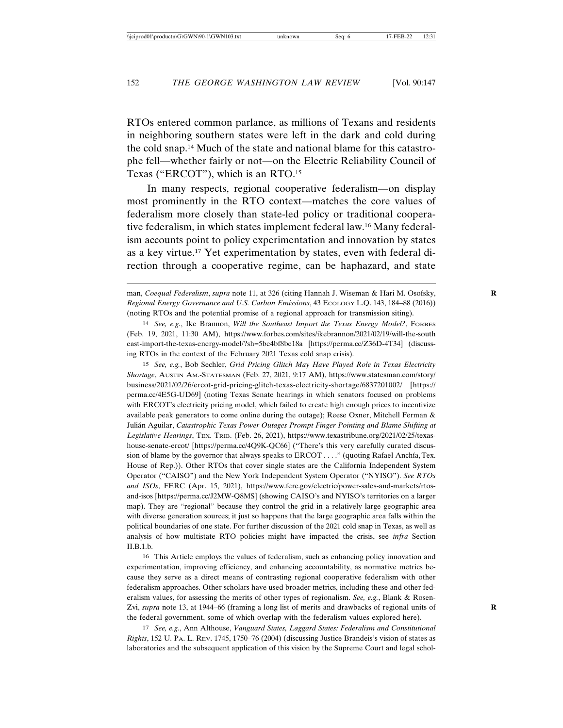RTOs entered common parlance, as millions of Texans and residents in neighboring southern states were left in the dark and cold during the cold snap.[14] Much of the state and national blame for this catastrophe fell—whether fairly or not—on the Electric Reliability Council of Texas ("ERCOT"), which is an RTO.[15]

In many respects, regional cooperative federalism—on display most prominently in the RTO context—matches the core values of federalism more closely than state-led policy or traditional cooperative federalism, in which states implement federal law.[16] Many federalism accounts point to policy experimentation and innovation by states as a key virtue.[17] Yet experimentation by states, even with federal direction through a cooperative regime, can be haphazard, and state

---

man, *Coequal Federalism*, *supra* note 11, at 326 (citing Hannah J. Wiseman & Hari M. Osofsky, *Regional Energy Governance and U.S. Carbon Emissions*, 43 Ecology L.Q. 143, 184–88 (2016)) (noting RTOs and the potential promise of a regional approach for transmission siting).

14 *See, e.g.*, Ike Brannon, *Will the Southeast Import the Texas Energy Model?*, Forbes (Feb. 19, 2021, 11:30 AM), https://www.forbes.com/sites/ikebrannon/2021/02/19/will-the-southeast-import-the-texas-energy-model/?sh=5be4bf8be18a [https://perma.cc/Z36D-4T34] (discussing RTOs in the context of the February 2021 Texas cold snap crisis).

15 *See, e.g.*, Bob Sechler, *Grid Pricing Glitch May Have Played Role in Texas Electricity Shortage*, Austin Am.-Statesman (Feb. 27, 2021, 9:17 AM), https://www.statesman.com/story/business/2021/02/26/ercot-grid-pricing-glitch-texas-electricity-shortage/6837201002/ [https://perma.cc/4E5G-UD69] (noting Texas Senate hearings in which senators focused on problems with ERCOT's electricity pricing model, which failed to create high enough prices to incentivize available peak generators to come online during the outage); Reese Oxner, Mitchell Ferman & Julián Aguilar, *Catastrophic Texas Power Outages Prompt Finger Pointing and Blame Shifting at Legislative Hearings*, Tex. Trib. (Feb. 26, 2021), https://www.texastribune.org/2021/02/25/texas-house-senate-ercot/ [https://perma.cc/4Q9K-QC66] ("There's this very carefully curated discussion of blame by the governor that always speaks to ERCOT . . . ." (quoting Rafael Anchía, Tex. House of Rep.)). Other RTOs that cover single states are the California Independent System Operator ("CAISO") and the New York Independent System Operator ("NYISO"). *See RTOs and ISOs*, FERC (Apr. 15, 2021), https://www.ferc.gov/electric/power-sales-and-markets/rtos-and-isos [https://perma.cc/J2MW-Q8MS] (showing CAISO's and NYISO's territories on a larger map). They are "regional" because they control the grid in a relatively large geographic area with diverse generation sources; it just so happens that the large geographic area falls within the political boundaries of one state. For further discussion of the 2021 cold snap in Texas, as well as analysis of how multistate RTO policies might have impacted the crisis, see *infra* Section II.B.1.b.

16 This Article employs the values of federalism, such as enhancing policy innovation and experimentation, improving efficiency, and enhancing accountability, as normative metrics because they serve as a direct means of contrasting regional cooperative federalism with other federalism approaches. Other scholars have used broader metrics, including these and other federalism values, for assessing the merits of other types of regionalism. *See, e.g.*, Blank & Rosen-Zvi, *supra* note 13, at 1944–66 (framing a long list of merits and drawbacks of regional units of the federal government, some of which overlap with the federalism values explored here).

17 *See, e.g.*, Ann Althouse, *Vanguard States, Laggard States: Federalism and Constitutional Rights*, 152 U. Pa. L. Rev. 1745, 1750–76 (2004) (discussing Justice Brandeis's vision of states as laboratories and the subsequent application of this vision by the Supreme Court and legal schol-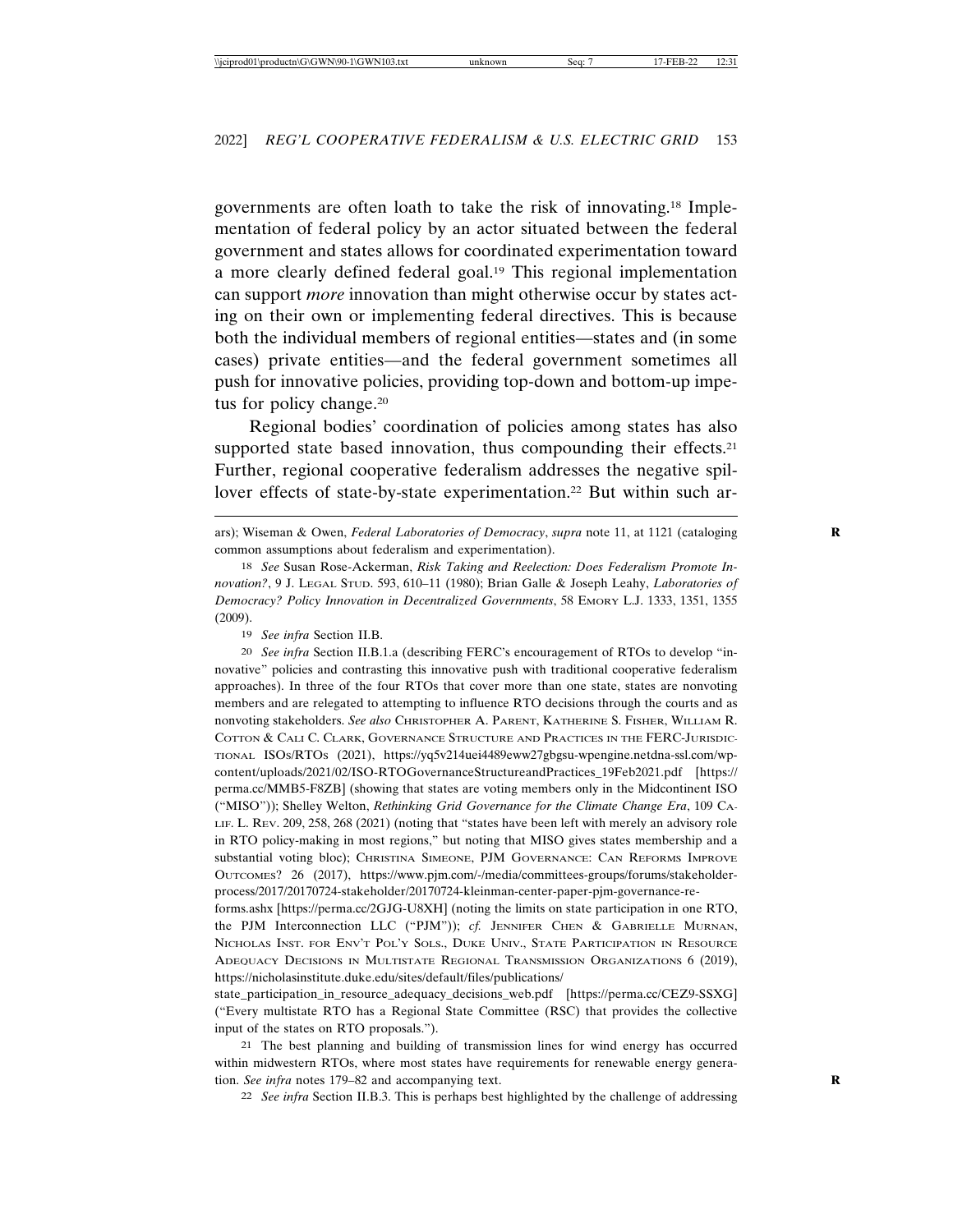governments are often loath to take the risk of innovating.[18] Implementation of federal policy by an actor situated between the federal government and states allows for coordinated experimentation toward a more clearly defined federal goal.[19] This regional implementation can support *more* innovation than might otherwise occur by states acting on their own or implementing federal directives. This is because both the individual members of regional entities—states and (in some cases) private entities—and the federal government sometimes all push for innovative policies, providing top-down and bottom-up impetus for policy change.[20]

Regional bodies' coordination of policies among states has also supported state based innovation, thus compounding their effects.[21] Further, regional cooperative federalism addresses the negative spillover effects of state-by-state experimentation.[22] But within such ar-

---

ars); Wiseman & Owen, *Federal Laboratories of Democracy*, *supra* note 11, at 1121 (cataloging common assumptions about federalism and experimentation).

18 *See* Susan Rose-Ackerman, *Risk Taking and Reelection: Does Federalism Promote Innovation?*, 9 J. Legal Stud. 593, 610–11 (1980); Brian Galle & Joseph Leahy, *Laboratories of Democracy? Policy Innovation in Decentralized Governments*, 58 Emory L.J. 1333, 1351, 1355 (2009).

19 *See infra* Section II.B.

20 *See infra* Section II.B.1.a (describing FERC's encouragement of RTOs to develop "innovative" policies and contrasting this innovative push with traditional cooperative federalism approaches). In three of the four RTOs that cover more than one state, states are nonvoting members and are relegated to attempting to influence RTO decisions through the courts and as nonvoting stakeholders. *See also* Christopher A. Parent, Katherine S. Fisher, William R. Cotton & Cali C. Clark, Governance Structure and Practices in the FERC-Jurisdictional ISOs/RTOs (2021), https://yq5v214uei4489eww27gbgsu-wpengine.netdna-ssl.com/wp-content/uploads/2021/02/ISO-RTOGovernanceStructureandPractices_19Feb2021.pdf [https://perma.cc/MMB5-F8ZB] (showing that states are voting members only in the Midcontinent ISO ("MISO")); Shelley Welton, *Rethinking Grid Governance for the Climate Change Era*, 109 Calif. L. Rev. 209, 258, 268 (2021) (noting that "states have been left with merely an advisory role in RTO policy-making in most regions," but noting that MISO gives states membership and a substantial voting bloc); Christina Simeone, PJM Governance: Can Reforms Improve Outcomes? 26 (2017), https://www.pjm.com/-/media/committees-groups/forums/stakeholder-process/2017/20170724-stakeholder/20170724-kleinman-center-paper-pjm-governance-reforms.ashx [https://perma.cc/2GJG-U8XH] (noting the limits on state participation in one RTO, the PJM Interconnection LLC ("PJM")); *cf.* Jennifer Chen & Gabrielle Murnan, Nicholas Inst. for Env't Pol'y Sols., Duke Univ., State Participation in Resource Adequacy Decisions in Multistate Regional Transmission Organizations 6 (2019), https://nicholasinstitute.duke.edu/sites/default/files/publications/state_participation_in_resource_adequacy_decisions_web.pdf [https://perma.cc/CEZ9-SSXG] ("Every multistate RTO has a Regional State Committee (RSC) that provides the collective input of the states on RTO proposals.").

21 The best planning and building of transmission lines for wind energy has occurred within midwestern RTOs, where most states have requirements for renewable energy generation. *See infra* notes 179–82 and accompanying text.

22 *See infra* Section II.B.3. This is perhaps best highlighted by the challenge of addressing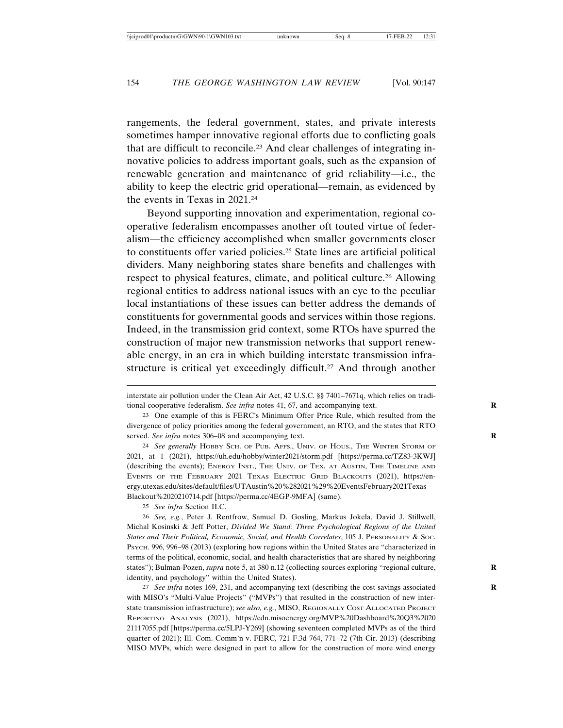rangements, the federal government, states, and private interests sometimes hamper innovative regional efforts due to conflicting goals that are difficult to reconcile.[23] And clear challenges of integrating innovative policies to address important goals, such as the expansion of renewable generation and maintenance of grid reliability—i.e., the ability to keep the electric grid operational—remain, as evidenced by the events in Texas in 2021.[24]

Beyond supporting innovation and experimentation, regional cooperative federalism encompasses another oft touted virtue of federalism—the efficiency accomplished when smaller governments closer to constituents offer varied policies.[25] State lines are artificial political dividers. Many neighboring states share benefits and challenges with respect to physical features, climate, and political culture.[26] Allowing regional entities to address national issues with an eye to the peculiar local instantiations of these issues can better address the demands of constituents for governmental goods and services within those regions. Indeed, in the transmission grid context, some RTOs have spurred the construction of major new transmission networks that support renewable energy, in an era in which building interstate transmission infrastructure is critical yet exceedingly difficult.[27] And through another

---

interstate air pollution under the Clean Air Act, 42 U.S.C. §§ 7401–7671q, which relies on traditional cooperative federalism. *See infra* notes 41, 67, and accompanying text.

[23] One example of this is FERC's Minimum Offer Price Rule, which resulted from the divergence of policy priorities among the federal government, an RTO, and the states that RTO served. *See infra* notes 306–08 and accompanying text.

[24] *See generally* HOBBY SCH. OF PUB. AFFS., UNIV. OF HOUS., THE WINTER STORM OF 2021, at 1 (2021), https://uh.edu/hobby/winter2021/storm.pdf [https://perma.cc/TZ83-3KWJ] (describing the events); ENERGY INST., THE UNIV. OF TEX. AT AUSTIN, THE TIMELINE AND EVENTS OF THE FEBRUARY 2021 TEXAS ELECTRIC GRID BLACKOUTS (2021), https://energy.utexas.edu/sites/default/files/UTAustin%20%282021%29%20EventsFebruary2021Texas Blackout%2020210714.pdf [https://perma.cc/4EGP-9MFA] (same).

[25] *See infra* Section II.C.

[26] *See, e.g.*, Peter J. Rentfrow, Samuel D. Gosling, Markus Jokela, David J. Stillwell, Michal Kosinski & Jeff Potter, *Divided We Stand: Three Psychological Regions of the United States and Their Political, Economic, Social, and Health Correlates*, 105 J. PERSONALITY & SOC. PSYCH. 996, 996–98 (2013) (exploring how regions within the United States are "characterized in terms of the political, economic, social, and health characteristics that are shared by neighboring states"); Bulman-Pozen, *supra* note 5, at 380 n.12 (collecting sources exploring "regional culture, identity, and psychology" within the United States).

[27] *See infra* notes 169, 231, and accompanying text (describing the cost savings associated with MISO's "Multi-Value Projects" ("MVPs") that resulted in the construction of new interstate transmission infrastructure); *see also, e.g.*, MISO, REGIONALLY COST ALLOCATED PROJECT REPORTING ANALYSIS (2021), https://cdn.misoenergy.org/MVP%20Dashboard%20Q3%2020 21117055.pdf [https://perma.cc/5LPJ-Y269] (showing seventeen completed MVPs as of the third quarter of 2021); Ill. Com. Comm'n v. FERC, 721 F.3d 764, 771–72 (7th Cir. 2013) (describing MISO MVPs, which were designed in part to allow for the construction of more wind energy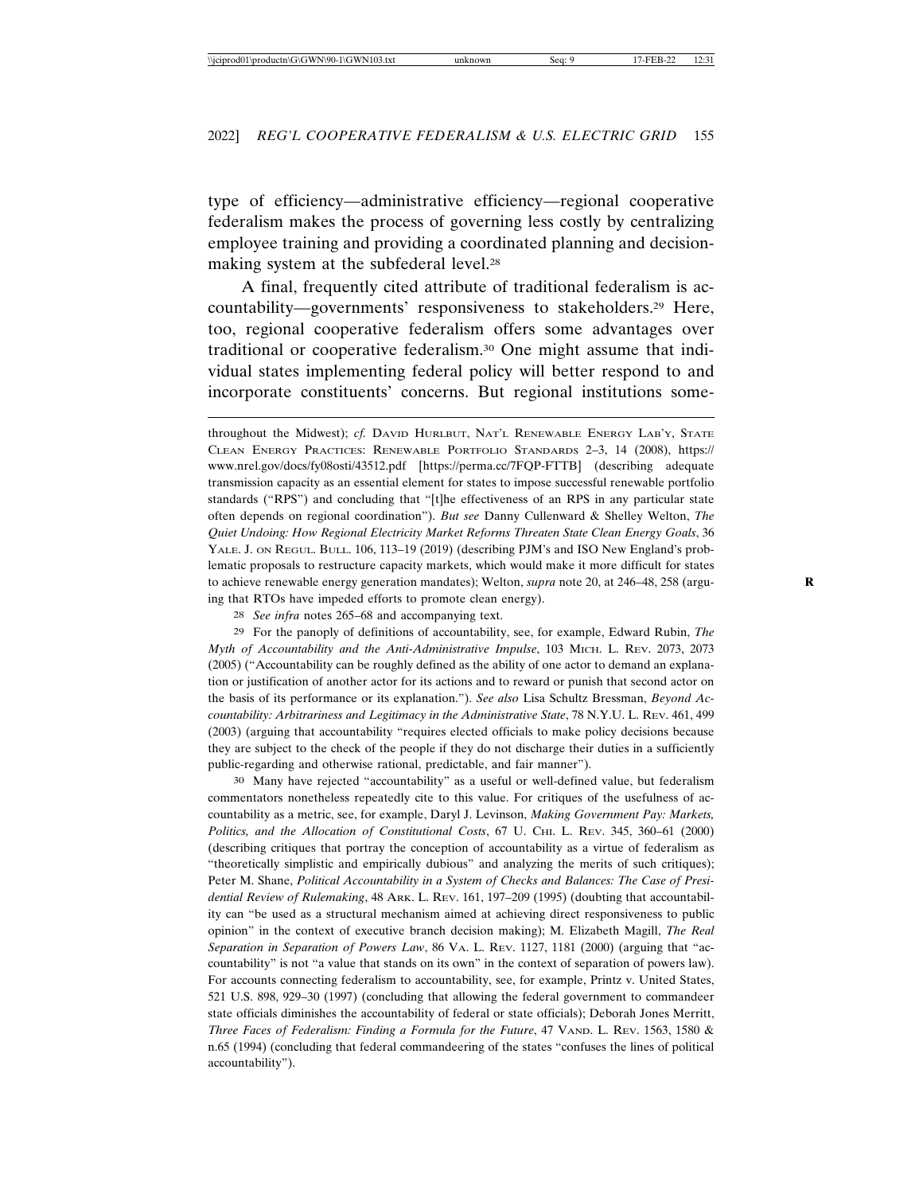type of efficiency—administrative efficiency—regional cooperative federalism makes the process of governing less costly by centralizing employee training and providing a coordinated planning and decision-making system at the subfederal level.[28]

A final, frequently cited attribute of traditional federalism is accountability—governments' responsiveness to stakeholders.[29] Here, too, regional cooperative federalism offers some advantages over traditional or cooperative federalism.[30] One might assume that individual states implementing federal policy will better respond to and incorporate constituents' concerns. But regional institutions some-

---

throughout the Midwest); *cf.* DAVID HURLBUT, NAT'L RENEWABLE ENERGY LAB'Y, STATE CLEAN ENERGY PRACTICES: RENEWABLE PORTFOLIO STANDARDS 2–3, 14 (2008), https://www.nrel.gov/docs/fy08osti/43512.pdf [https://perma.cc/7FQP-FTTB] (describing adequate transmission capacity as an essential element for states to impose successful renewable portfolio standards ("RPS") and concluding that "[t]he effectiveness of an RPS in any particular state often depends on regional coordination"). *But see* Danny Cullenward & Shelley Welton, *The Quiet Undoing: How Regional Electricity Market Reforms Threaten State Clean Energy Goals*, 36 YALE. J. ON REGUL. BULL. 106, 113–19 (2019) (describing PJM's and ISO New England's problematic proposals to restructure capacity markets, which would make it more difficult for states to achieve renewable energy generation mandates); Welton, *supra* note 20, at 246–48, 258 (arguing that RTOs have impeded efforts to promote clean energy).

28 *See infra* notes 265–68 and accompanying text.

29 For the panoply of definitions of accountability, see, for example, Edward Rubin, *The Myth of Accountability and the Anti-Administrative Impulse*, 103 MICH. L. REV. 2073, 2073 (2005) ("Accountability can be roughly defined as the ability of one actor to demand an explanation or justification of another actor for its actions and to reward or punish that second actor on the basis of its performance or its explanation."). *See also* Lisa Schultz Bressman, *Beyond Accountability: Arbitrariness and Legitimacy in the Administrative State*, 78 N.Y.U. L. REV. 461, 499 (2003) (arguing that accountability "requires elected officials to make policy decisions because they are subject to the check of the people if they do not discharge their duties in a sufficiently public-regarding and otherwise rational, predictable, and fair manner").

30 Many have rejected "accountability" as a useful or well-defined value, but federalism commentators nonetheless repeatedly cite to this value. For critiques of the usefulness of accountability as a metric, see, for example, Daryl J. Levinson, *Making Government Pay: Markets, Politics, and the Allocation of Constitutional Costs*, 67 U. CHI. L. REV. 345, 360–61 (2000) (describing critiques that portray the conception of accountability as a virtue of federalism as "theoretically simplistic and empirically dubious" and analyzing the merits of such critiques); Peter M. Shane, *Political Accountability in a System of Checks and Balances: The Case of Presidential Review of Rulemaking*, 48 ARK. L. REV. 161, 197–209 (1995) (doubting that accountability can "be used as a structural mechanism aimed at achieving direct responsiveness to public opinion" in the context of executive branch decision making); M. Elizabeth Magill, *The Real Separation in Separation of Powers Law*, 86 VA. L. REV. 1127, 1181 (2000) (arguing that "accountability" is not "a value that stands on its own" in the context of separation of powers law). For accounts connecting federalism to accountability, see, for example, Printz v. United States, 521 U.S. 898, 929–30 (1997) (concluding that allowing the federal government to commandeer state officials diminishes the accountability of federal or state officials); Deborah Jones Merritt, *Three Faces of Federalism: Finding a Formula for the Future*, 47 VAND. L. REV. 1563, 1580 & n.65 (1994) (concluding that federal commandeering of the states "confuses the lines of political accountability").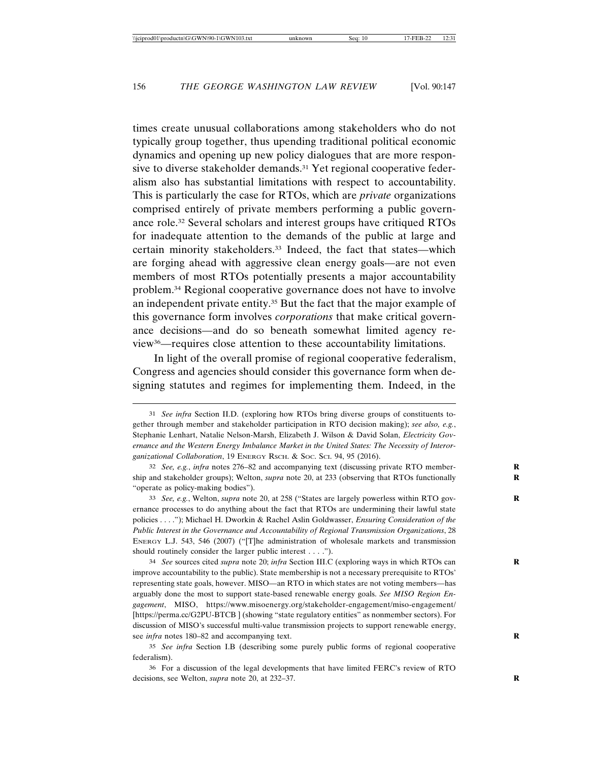times create unusual collaborations among stakeholders who do not typically group together, thus upending traditional political economic dynamics and opening up new policy dialogues that are more responsive to diverse stakeholder demands.[31] Yet regional cooperative federalism also has substantial limitations with respect to accountability. This is particularly the case for RTOs, which are *private* organizations comprised entirely of private members performing a public governance role.[32] Several scholars and interest groups have critiqued RTOs for inadequate attention to the demands of the public at large and certain minority stakeholders.[33] Indeed, the fact that states—which are forging ahead with aggressive clean energy goals—are not even members of most RTOs potentially presents a major accountability problem.[34] Regional cooperative governance does not have to involve an independent private entity.[35] But the fact that the major example of this governance form involves *corporations* that make critical governance decisions—and do so beneath somewhat limited agency review[36]—requires close attention to these accountability limitations.

In light of the overall promise of regional cooperative federalism, Congress and agencies should consider this governance form when designing statutes and regimes for implementing them. Indeed, in the

---

31 *See infra* Section II.D. (exploring how RTOs bring diverse groups of constituents together through member and stakeholder participation in RTO decision making); *see also, e.g.*, Stephanie Lenhart, Natalie Nelson-Marsh, Elizabeth J. Wilson & David Solan, *Electricity Governance and the Western Energy Imbalance Market in the United States: The Necessity of Interorganizational Collaboration*, 19 ENERGY RSCH. & SOC. SCI. 94, 95 (2016).

32 *See, e.g.*, *infra* notes 276–82 and accompanying text (discussing private RTO membership and stakeholder groups); Welton, *supra* note 20, at 233 (observing that RTOs functionally "operate as policy-making bodies").

33 *See, e.g.*, Welton, *supra* note 20, at 258 ("States are largely powerless within RTO governance processes to do anything about the fact that RTOs are undermining their lawful state policies . . . ."); Michael H. Dworkin & Rachel Aslin Goldwasser, *Ensuring Consideration of the Public Interest in the Governance and Accountability of Regional Transmission Organizations*, 28 ENERGY L.J. 543, 546 (2007) ("[T]he administration of wholesale markets and transmission should routinely consider the larger public interest . . . .").

34 *See* sources cited *supra* note 20; *infra* Section III.C (exploring ways in which RTOs can improve accountability to the public). State membership is not a necessary prerequisite to RTOs' representing state goals, however. MISO—an RTO in which states are not voting members—has arguably done the most to support state-based renewable energy goals. *See MISO Region Engagement*, MISO, https://www.misoenergy.org/stakeholder-engagement/miso-engagement/ [https://perma.cc/G2PU-BTCB ] (showing "state regulatory entities" as nonmember sectors). For discussion of MISO's successful multi-value transmission projects to support renewable energy, see *infra* notes 180–82 and accompanying text.

35 *See infra* Section I.B (describing some purely public forms of regional cooperative federalism).

36 For a discussion of the legal developments that have limited FERC's review of RTO decisions, see Welton, *supra* note 20, at 232–37.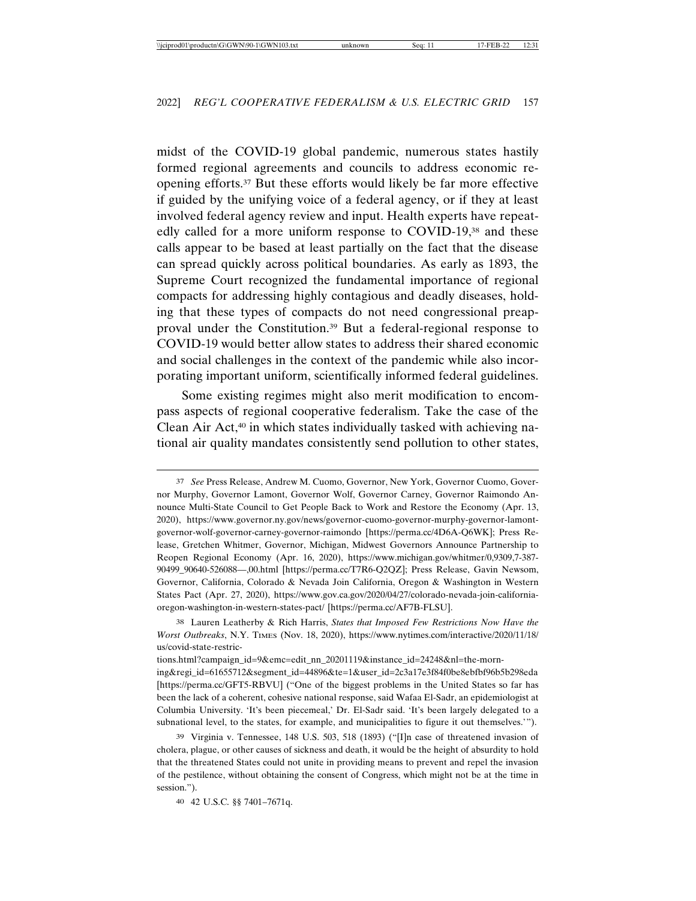midst of the COVID-19 global pandemic, numerous states hastily formed regional agreements and councils to address economic reopening efforts.[37] But these efforts would likely be far more effective if guided by the unifying voice of a federal agency, or if they at least involved federal agency review and input. Health experts have repeatedly called for a more uniform response to COVID-19,[38] and these calls appear to be based at least partially on the fact that the disease can spread quickly across political boundaries. As early as 1893, the Supreme Court recognized the fundamental importance of regional compacts for addressing highly contagious and deadly diseases, holding that these types of compacts do not need congressional preapproval under the Constitution.[39] But a federal-regional response to COVID-19 would better allow states to address their shared economic and social challenges in the context of the pandemic while also incorporating important uniform, scientifically informed federal guidelines.

Some existing regimes might also merit modification to encompass aspects of regional cooperative federalism. Take the case of the Clean Air Act,[40] in which states individually tasked with achieving national air quality mandates consistently send pollution to other states,

---

[37] *See* Press Release, Andrew M. Cuomo, Governor, New York, Governor Cuomo, Governor Murphy, Governor Lamont, Governor Wolf, Governor Carney, Governor Raimondo Announce Multi-State Council to Get People Back to Work and Restore the Economy (Apr. 13, 2020), https://www.governor.ny.gov/news/governor-cuomo-governor-murphy-governor-lamont-governor-wolf-governor-carney-governor-raimondo [https://perma.cc/4D6A-Q6WK]; Press Release, Gretchen Whitmer, Governor, Michigan, Midwest Governors Announce Partnership to Reopen Regional Economy (Apr. 16, 2020), https://www.michigan.gov/whitmer/0,9309,7-387-90499_90640-526088—,00.html [https://perma.cc/T7R6-Q2QZ]; Press Release, Gavin Newsom, Governor, California, Colorado & Nevada Join California, Oregon & Washington in Western States Pact (Apr. 27, 2020), https://www.gov.ca.gov/2020/04/27/colorado-nevada-join-california-oregon-washington-in-western-states-pact/ [https://perma.cc/AF7B-FLSU].

[38] Lauren Leatherby & Rich Harris, *States that Imposed Few Restrictions Now Have the Worst Outbreaks*, N.Y. TIMES (Nov. 18, 2020), https://www.nytimes.com/interactive/2020/11/18/us/covid-state-restrictions.html?campaign_id=9&emc=edit_nn_20201119&instance_id=24248&nl=the-morning&regi_id=61655712&segment_id=44896&te=1&user_id=2c3a17e3f84f0be8ebfbf96b5b298eda [https://perma.cc/GFT5-RBVU] ("One of the biggest problems in the United States so far has been the lack of a coherent, cohesive national response, said Wafaa El-Sadr, an epidemiologist at Columbia University. 'It's been piecemeal,' Dr. El-Sadr said. 'It's been largely delegated to a subnational level, to the states, for example, and municipalities to figure it out themselves.'").

[39] Virginia v. Tennessee, 148 U.S. 503, 518 (1893) ("[I]n case of threatened invasion of cholera, plague, or other causes of sickness and death, it would be the height of absurdity to hold that the threatened States could not unite in providing means to prevent and repel the invasion of the pestilence, without obtaining the consent of Congress, which might not be at the time in session.").

[40] 42 U.S.C. §§ 7401–7671q.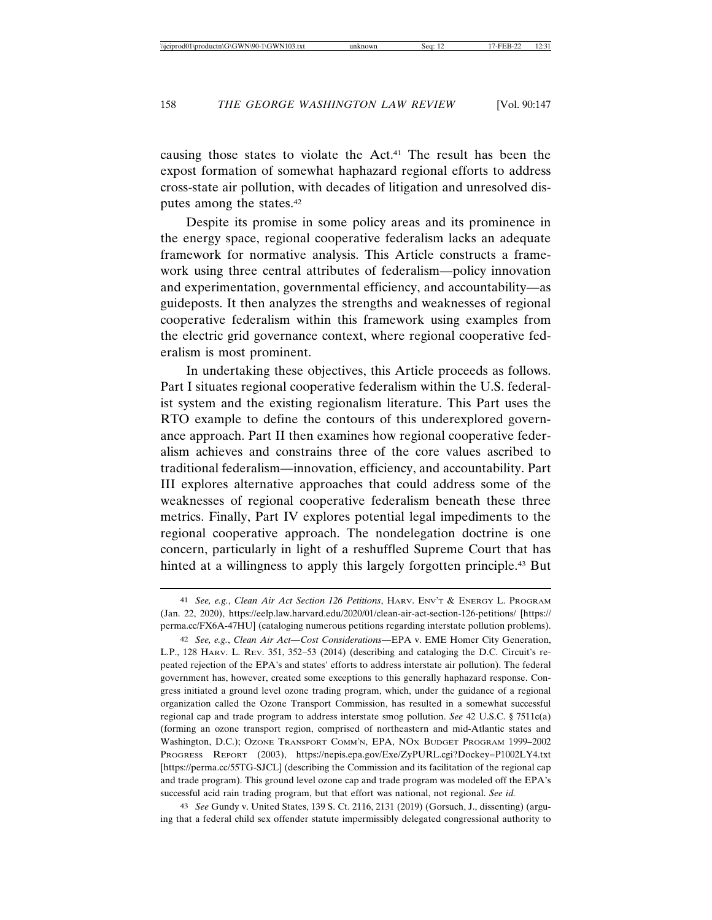causing those states to violate the Act.[41] The result has been the expost formation of somewhat haphazard regional efforts to address cross-state air pollution, with decades of litigation and unresolved disputes among the states.[42]

Despite its promise in some policy areas and its prominence in the energy space, regional cooperative federalism lacks an adequate framework for normative analysis. This Article constructs a framework using three central attributes of federalism—policy innovation and experimentation, governmental efficiency, and accountability—as guideposts. It then analyzes the strengths and weaknesses of regional cooperative federalism within this framework using examples from the electric grid governance context, where regional cooperative federalism is most prominent.

In undertaking these objectives, this Article proceeds as follows. Part I situates regional cooperative federalism within the U.S. federalist system and the existing regionalism literature. This Part uses the RTO example to define the contours of this underexplored governance approach. Part II then examines how regional cooperative federalism achieves and constrains three of the core values ascribed to traditional federalism—innovation, efficiency, and accountability. Part III explores alternative approaches that could address some of the weaknesses of regional cooperative federalism beneath these three metrics. Finally, Part IV explores potential legal impediments to the regional cooperative approach. The nondelegation doctrine is one concern, particularly in light of a reshuffled Supreme Court that has hinted at a willingness to apply this largely forgotten principle.[43] But

---

41 *See, e.g.*, *Clean Air Act Section 126 Petitions*, Harv. Env't & Energy L. Program (Jan. 22, 2020), https://eelp.law.harvard.edu/2020/01/clean-air-act-section-126-petitions/ [https://perma.cc/FX6A-47HU] (cataloging numerous petitions regarding interstate pollution problems).

42 *See, e.g.*, *Clean Air Act—Cost Considerations*—EPA v. EME Homer City Generation, L.P., 128 Harv. L. Rev. 351, 352–53 (2014) (describing and cataloging the D.C. Circuit's repeated rejection of the EPA's and states' efforts to address interstate air pollution). The federal government has, however, created some exceptions to this generally haphazard response. Congress initiated a ground level ozone trading program, which, under the guidance of a regional organization called the Ozone Transport Commission, has resulted in a somewhat successful regional cap and trade program to address interstate smog pollution. *See* 42 U.S.C. § 7511c(a) (forming an ozone transport region, comprised of northeastern and mid-Atlantic states and Washington, D.C.); Ozone Transport Comm'n, EPA, NOx Budget Program 1999–2002 Progress Report (2003), https://nepis.epa.gov/Exe/ZyPURL.cgi?Dockey=P1002LY4.txt [https://perma.cc/55TG-SJCL] (describing the Commission and its facilitation of the regional cap and trade program). This ground level ozone cap and trade program was modeled off the EPA's successful acid rain trading program, but that effort was national, not regional. *See id.*

43 *See* Gundy v. United States, 139 S. Ct. 2116, 2131 (2019) (Gorsuch, J., dissenting) (arguing that a federal child sex offender statute impermissibly delegated congressional authority to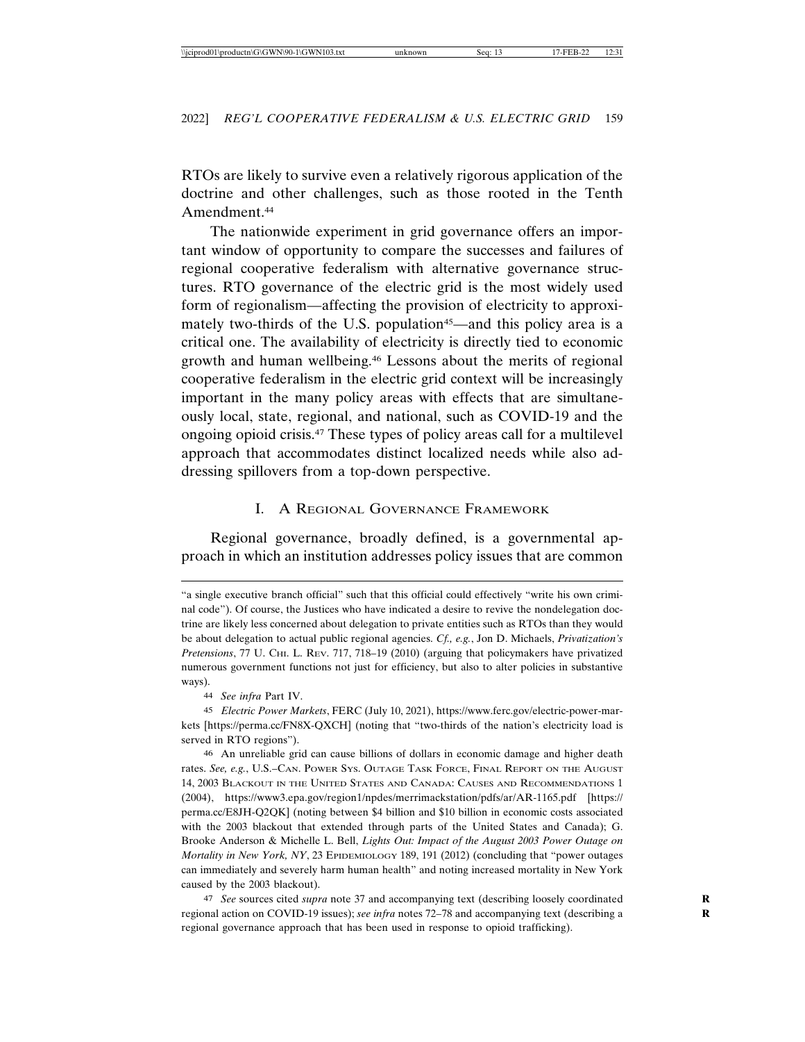RTOs are likely to survive even a relatively rigorous application of the doctrine and other challenges, such as those rooted in the Tenth Amendment.[44]

The nationwide experiment in grid governance offers an important window of opportunity to compare the successes and failures of regional cooperative federalism with alternative governance structures. RTO governance of the electric grid is the most widely used form of regionalism—affecting the provision of electricity to approximately two-thirds of the U.S. population[45]—and this policy area is a critical one. The availability of electricity is directly tied to economic growth and human wellbeing.[46] Lessons about the merits of regional cooperative federalism in the electric grid context will be increasingly important in the many policy areas with effects that are simultaneously local, state, regional, and national, such as COVID-19 and the ongoing opioid crisis.[47] These types of policy areas call for a multilevel approach that accommodates distinct localized needs while also addressing spillovers from a top-down perspective.

## I. A Regional Governance Framework

Regional governance, broadly defined, is a governmental approach in which an institution addresses policy issues that are common

---

"a single executive branch official" such that this official could effectively "write his own criminal code"). Of course, the Justices who have indicated a desire to revive the nondelegation doctrine are likely less concerned about delegation to private entities such as RTOs than they would be about delegation to actual public regional agencies. *Cf., e.g.*, Jon D. Michaels, *Privatization's Pretensions*, 77 U. Chi. L. Rev. 717, 718–19 (2010) (arguing that policymakers have privatized numerous government functions not just for efficiency, but also to alter policies in substantive ways).

44 *See infra* Part IV.

45 *Electric Power Markets*, FERC (July 10, 2021), https://www.ferc.gov/electric-power-markets [https://perma.cc/FN8X-QXCH] (noting that "two-thirds of the nation's electricity load is served in RTO regions").

46 An unreliable grid can cause billions of dollars in economic damage and higher death rates. *See, e.g.*, U.S.–Can. Power Sys. Outage Task Force, Final Report on the August 14, 2003 Blackout in the United States and Canada: Causes and Recommendations 1 (2004), https://www3.epa.gov/region1/npdes/merrimackstation/pdfs/ar/AR-1165.pdf [https://perma.cc/E8JH-Q2QK] (noting between $4 billion and $10 billion in economic costs associated with the 2003 blackout that extended through parts of the United States and Canada); G. Brooke Anderson & Michelle L. Bell, *Lights Out: Impact of the August 2003 Power Outage on Mortality in New York, NY*, 23 Epidemiology 189, 191 (2012) (concluding that "power outages can immediately and severely harm human health" and noting increased mortality in New York caused by the 2003 blackout).

47 *See* sources cited *supra* note 37 and accompanying text (describing loosely coordinated regional action on COVID-19 issues); *see infra* notes 72–78 and accompanying text (describing a regional governance approach that has been used in response to opioid trafficking).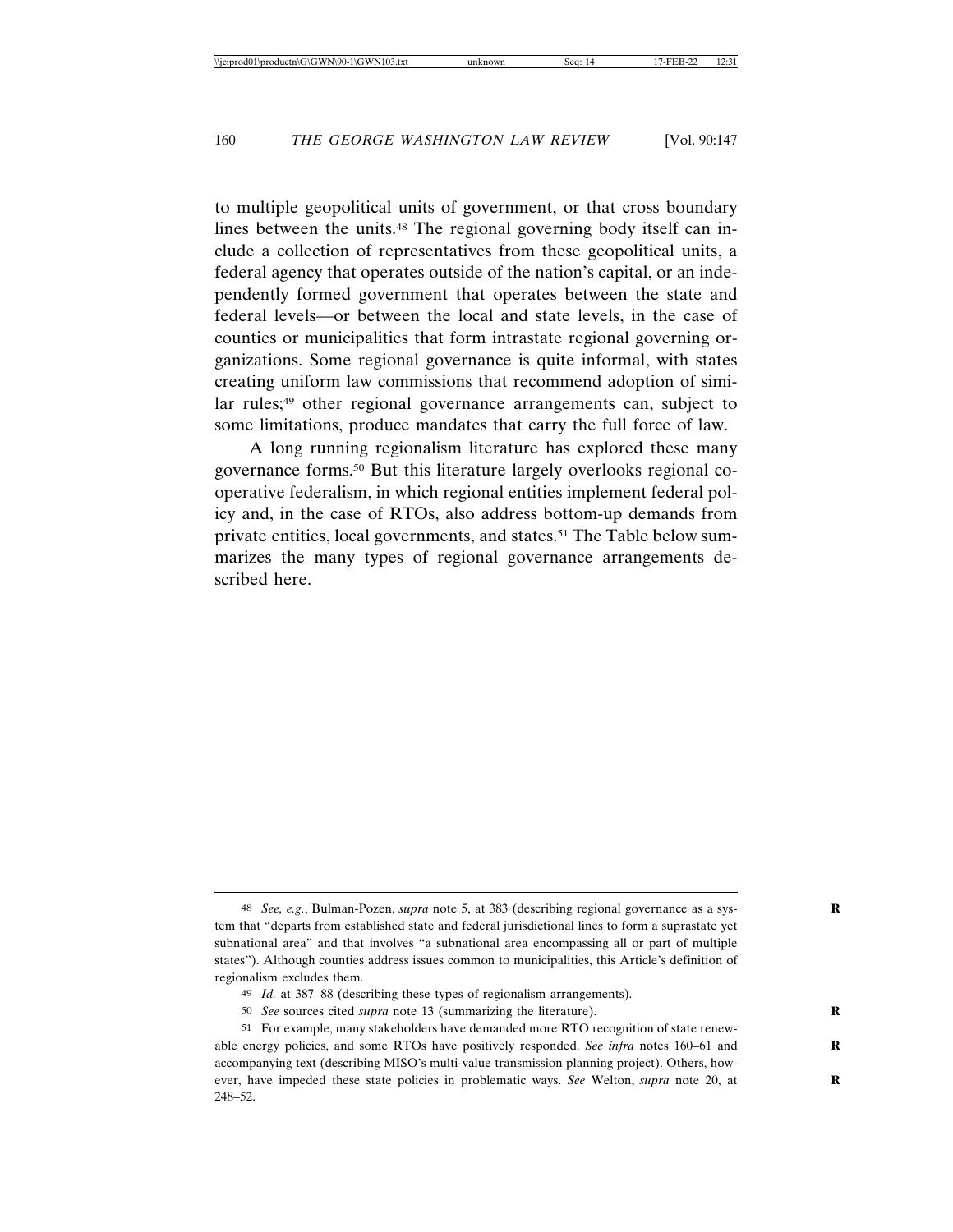to multiple geopolitical units of government, or that cross boundary lines between the units.[48] The regional governing body itself can include a collection of representatives from these geopolitical units, a federal agency that operates outside of the nation's capital, or an independently formed government that operates between the state and federal levels—or between the local and state levels, in the case of counties or municipalities that form intrastate regional governing organizations. Some regional governance is quite informal, with states creating uniform law commissions that recommend adoption of similar rules;[49] other regional governance arrangements can, subject to some limitations, produce mandates that carry the full force of law.

A long running regionalism literature has explored these many governance forms.[50] But this literature largely overlooks regional cooperative federalism, in which regional entities implement federal policy and, in the case of RTOs, also address bottom-up demands from private entities, local governments, and states.[51] The Table below summarizes the many types of regional governance arrangements described here.

---

48 *See, e.g.*, Bulman-Pozen, *supra* note 5, at 383 (describing regional governance as a system that "departs from established state and federal jurisdictional lines to form a suprastate yet subnational area" and that involves "a subnational area encompassing all or part of multiple states"). Although counties address issues common to municipalities, this Article's definition of regionalism excludes them.

49 *Id.* at 387–88 (describing these types of regionalism arrangements).

50 *See* sources cited *supra* note 13 (summarizing the literature).

51 For example, many stakeholders have demanded more RTO recognition of state renewable energy policies, and some RTOs have positively responded. *See infra* notes 160–61 and accompanying text (describing MISO's multi-value transmission planning project). Others, however, have impeded these state policies in problematic ways. *See* Welton, *supra* note 20, at 248–52.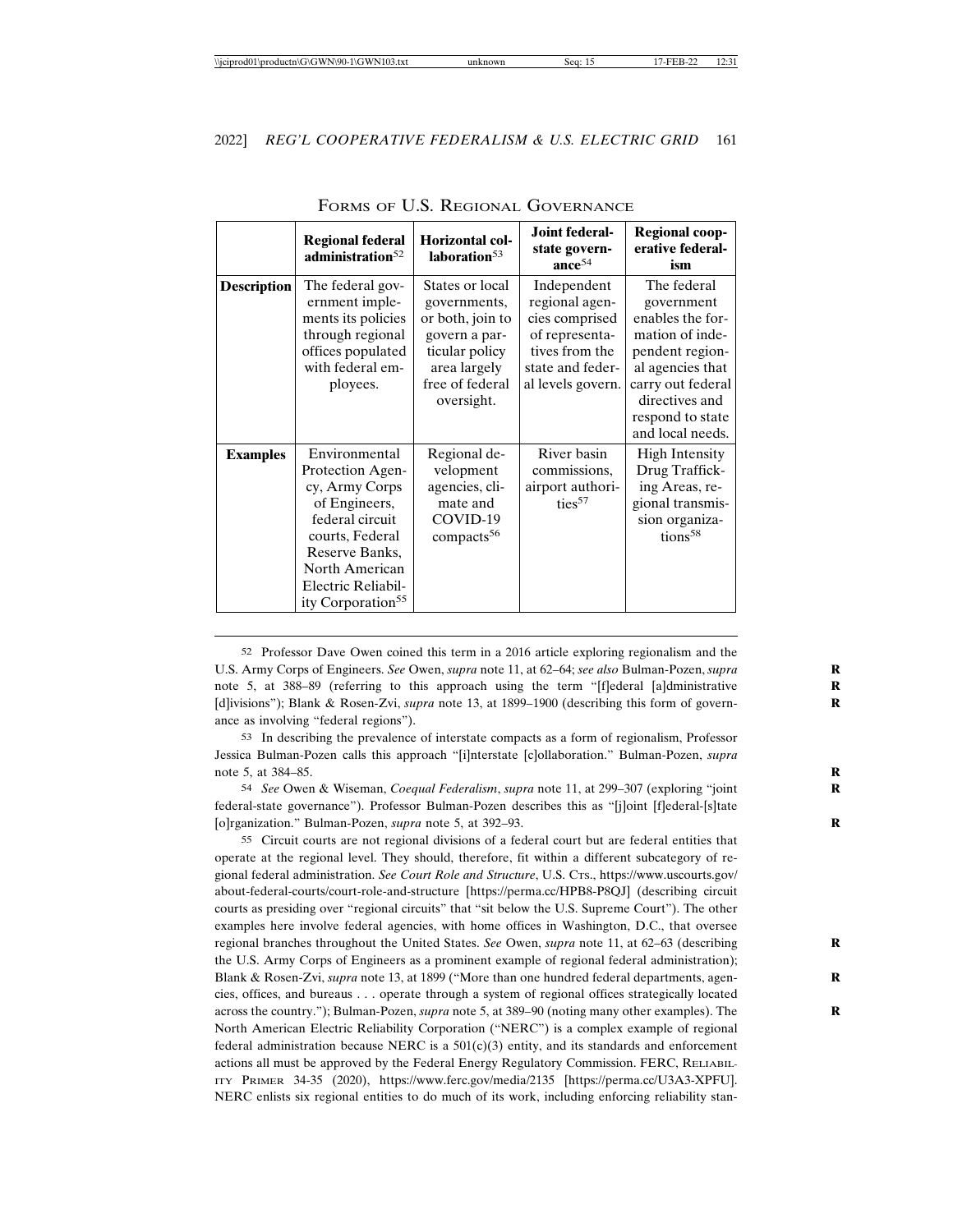FORMS OF U.S. REGIONAL GOVERNANCE

| | **Regional federal administration**[52] | **Horizontal collaboration**[53] | **Joint federal-state governance**[54] | **Regional cooperative federalism** |
|---|---|---|---|---|
| **Description** | The federal government implements its policies through regional offices populated with federal employees. | States or local governments, or both, join to govern a particular policy area largely free of federal oversight. | Independent regional agencies comprised of representatives from the state and federal levels govern. | The federal government enables the formation of independent regional agencies that carry out federal directives and respond to state and local needs. |
| **Examples** | Environmental Protection Agency, Army Corps of Engineers, federal circuit courts, Federal Reserve Banks, North American Electric Reliability Corporation[55] | Regional development agencies, climate and COVID-19 compacts[56] | River basin commissions, airport authorities[57] | High Intensity Drug Trafficking Areas, regional transmission organizations[58] |

52 Professor Dave Owen coined this term in a 2016 article exploring regionalism and the U.S. Army Corps of Engineers. *See* Owen, *supra* note 11, at 62–64; *see also* Bulman-Pozen, *supra* note 5, at 388–89 (referring to this approach using the term "[f]ederal [a]dministrative [d]ivisions"); Blank & Rosen-Zvi, *supra* note 13, at 1899–1900 (describing this form of governance as involving "federal regions").

53 In describing the prevalence of interstate compacts as a form of regionalism, Professor Jessica Bulman-Pozen calls this approach "[i]nterstate [c]ollaboration." Bulman-Pozen, *supra* note 5, at 384–85.

54 *See* Owen & Wiseman, *Coequal Federalism*, *supra* note 11, at 299–307 (exploring "joint federal-state governance"). Professor Bulman-Pozen describes this as "[j]oint [f]ederal-[s]tate [o]rganization." Bulman-Pozen, *supra* note 5, at 392–93.

55 Circuit courts are not regional divisions of a federal court but are federal entities that operate at the regional level. They should, therefore, fit within a different subcategory of regional federal administration. *See Court Role and Structure*, U.S. CTS., https://www.uscourts.gov/about-federal-courts/court-role-and-structure [https://perma.cc/HPB8-P8QJ] (describing circuit courts as presiding over "regional circuits" that "sit below the U.S. Supreme Court"). The other examples here involve federal agencies, with home offices in Washington, D.C., that oversee regional branches throughout the United States. *See* Owen, *supra* note 11, at 62–63 (describing the U.S. Army Corps of Engineers as a prominent example of regional federal administration); Blank & Rosen-Zvi, *supra* note 13, at 1899 ("More than one hundred federal departments, agencies, offices, and bureaus . . . operate through a system of regional offices strategically located across the country."); Bulman-Pozen, *supra* note 5, at 389–90 (noting many other examples). The North American Electric Reliability Corporation ("NERC") is a complex example of regional federal administration because NERC is a 501(c)(3) entity, and its standards and enforcement actions all must be approved by the Federal Energy Regulatory Commission. FERC, RELIABILITY PRIMER 34-35 (2020), https://www.ferc.gov/media/2135 [https://perma.cc/U3A3-XPFU]. NERC enlists six regional entities to do much of its work, including enforcing reliability stan-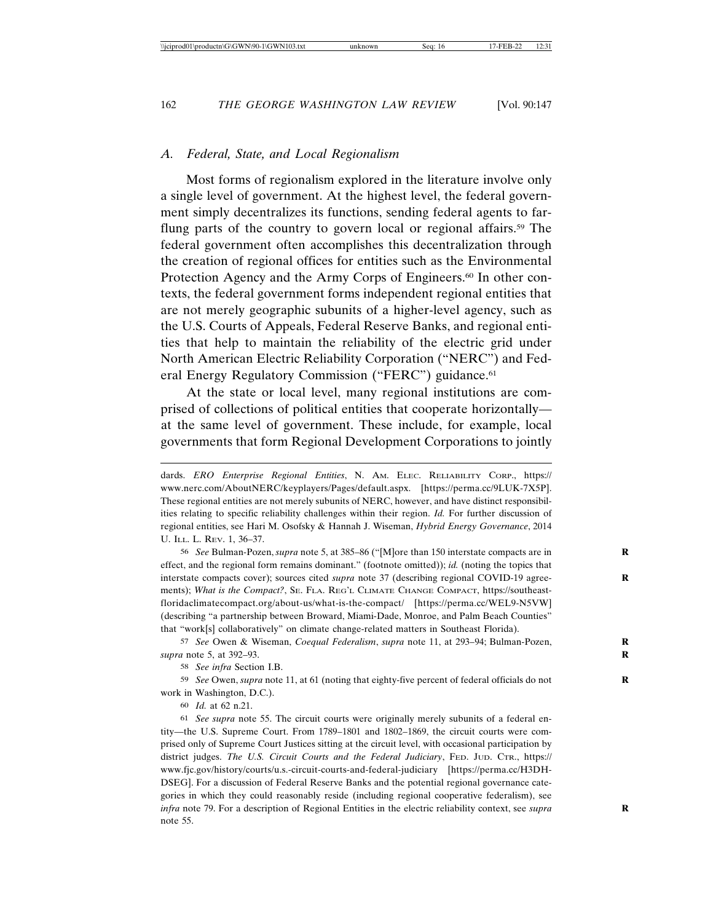### A. Federal, State, and Local Regionalism

Most forms of regionalism explored in the literature involve only a single level of government. At the highest level, the federal government simply decentralizes its functions, sending federal agents to far-flung parts of the country to govern local or regional affairs.[59] The federal government often accomplishes this decentralization through the creation of regional offices for entities such as the Environmental Protection Agency and the Army Corps of Engineers.[60] In other contexts, the federal government forms independent regional entities that are not merely geographic subunits of a higher-level agency, such as the U.S. Courts of Appeals, Federal Reserve Banks, and regional entities that help to maintain the reliability of the electric grid under North American Electric Reliability Corporation ("NERC") and Federal Energy Regulatory Commission ("FERC") guidance.[61]

At the state or local level, many regional institutions are comprised of collections of political entities that cooperate horizontally—at the same level of government. These include, for example, local governments that form Regional Development Corporations to jointly

---

dards. *ERO Enterprise Regional Entities*, N. AM. ELEC. RELIABILITY CORP., https://www.nerc.com/AboutNERC/keyplayers/Pages/default.aspx. [https://perma.cc/9LUK-7X5P]. These regional entities are not merely subunits of NERC, however, and have distinct responsibilities relating to specific reliability challenges within their region. *Id.* For further discussion of regional entities, see Hari M. Osofsky & Hannah J. Wiseman, *Hybrid Energy Governance*, 2014 U. ILL. L. REV. 1, 36–37.

56 *See* Bulman-Pozen, *supra* note 5, at 385–86 ("[M]ore than 150 interstate compacts are in effect, and the regional form remains dominant." (footnote omitted)); *id.* (noting the topics that interstate compacts cover); sources cited *supra* note 37 (describing regional COVID-19 agreements); *What is the Compact?*, SE. FLA. REG'L CLIMATE CHANGE COMPACT, https://southeastfloridaclimatecompact.org/about-us/what-is-the-compact/ [https://perma.cc/WEL9-N5VW] (describing "a partnership between Broward, Miami-Dade, Monroe, and Palm Beach Counties" that "work[s] collaboratively" on climate change-related matters in Southeast Florida).

57 *See* Owen & Wiseman, *Coequal Federalism*, *supra* note 11, at 293–94; Bulman-Pozen, *supra* note 5, at 392–93.

58 *See infra* Section I.B.

59 *See* Owen, *supra* note 11, at 61 (noting that eighty-five percent of federal officials do not work in Washington, D.C.).

60 *Id.* at 62 n.21.

61 *See supra* note 55. The circuit courts were originally merely subunits of a federal entity—the U.S. Supreme Court. From 1789–1801 and 1802–1869, the circuit courts were comprised only of Supreme Court Justices sitting at the circuit level, with occasional participation by district judges. *The U.S. Circuit Courts and the Federal Judiciary*, FED. JUD. CTR., https://www.fjc.gov/history/courts/u.s.-circuit-courts-and-federal-judiciary [https://perma.cc/H3DH-DSEG]. For a discussion of Federal Reserve Banks and the potential regional governance categories in which they could reasonably reside (including regional cooperative federalism), see *infra* note 79. For a description of Regional Entities in the electric reliability context, see *supra* note 55.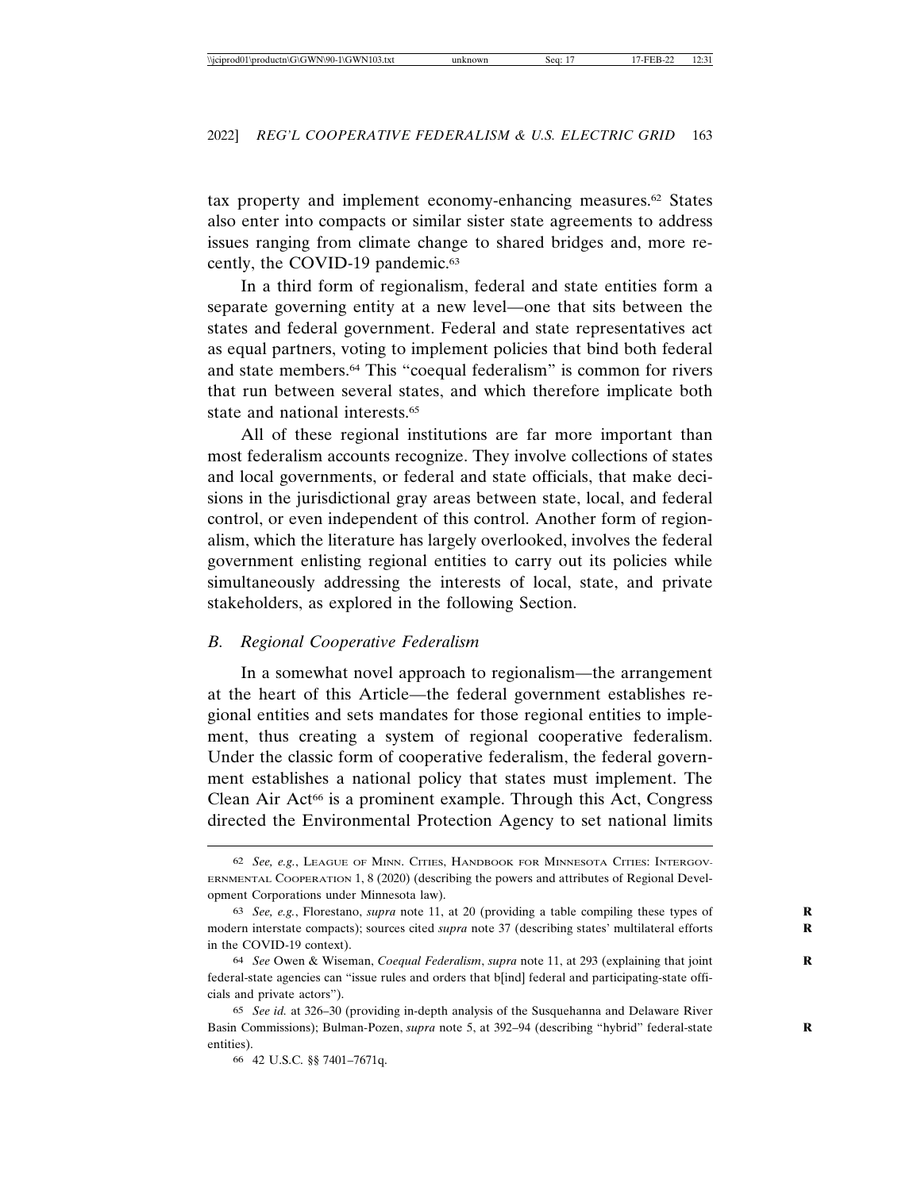tax property and implement economy-enhancing measures.[62] States also enter into compacts or similar sister state agreements to address issues ranging from climate change to shared bridges and, more recently, the COVID-19 pandemic.[63]

In a third form of regionalism, federal and state entities form a separate governing entity at a new level—one that sits between the states and federal government. Federal and state representatives act as equal partners, voting to implement policies that bind both federal and state members.[64] This "coequal federalism" is common for rivers that run between several states, and which therefore implicate both state and national interests.[65]

All of these regional institutions are far more important than most federalism accounts recognize. They involve collections of states and local governments, or federal and state officials, that make decisions in the jurisdictional gray areas between state, local, and federal control, or even independent of this control. Another form of regionalism, which the literature has largely overlooked, involves the federal government enlisting regional entities to carry out its policies while simultaneously addressing the interests of local, state, and private stakeholders, as explored in the following Section.

### B. *Regional Cooperative Federalism*

In a somewhat novel approach to regionalism—the arrangement at the heart of this Article—the federal government establishes regional entities and sets mandates for those regional entities to implement, thus creating a system of regional cooperative federalism. Under the classic form of cooperative federalism, the federal government establishes a national policy that states must implement. The Clean Air Act[66] is a prominent example. Through this Act, Congress directed the Environmental Protection Agency to set national limits

---

62 *See, e.g.*, League of Minn. Cities, Handbook for Minnesota Cities: Intergovernmental Cooperation 1, 8 (2020) (describing the powers and attributes of Regional Development Corporations under Minnesota law).

63 *See, e.g.*, Florestano, *supra* note 11, at 20 (providing a table compiling these types of modern interstate compacts); sources cited *supra* note 37 (describing states' multilateral efforts in the COVID-19 context).

64 *See* Owen & Wiseman, *Coequal Federalism*, *supra* note 11, at 293 (explaining that joint federal-state agencies can "issue rules and orders that b[ind] federal and participating-state officials and private actors").

65 *See id.* at 326–30 (providing in-depth analysis of the Susquehanna and Delaware River Basin Commissions); Bulman-Pozen, *supra* note 5, at 392–94 (describing "hybrid" federal-state entities).

66 42 U.S.C. §§ 7401–7671q.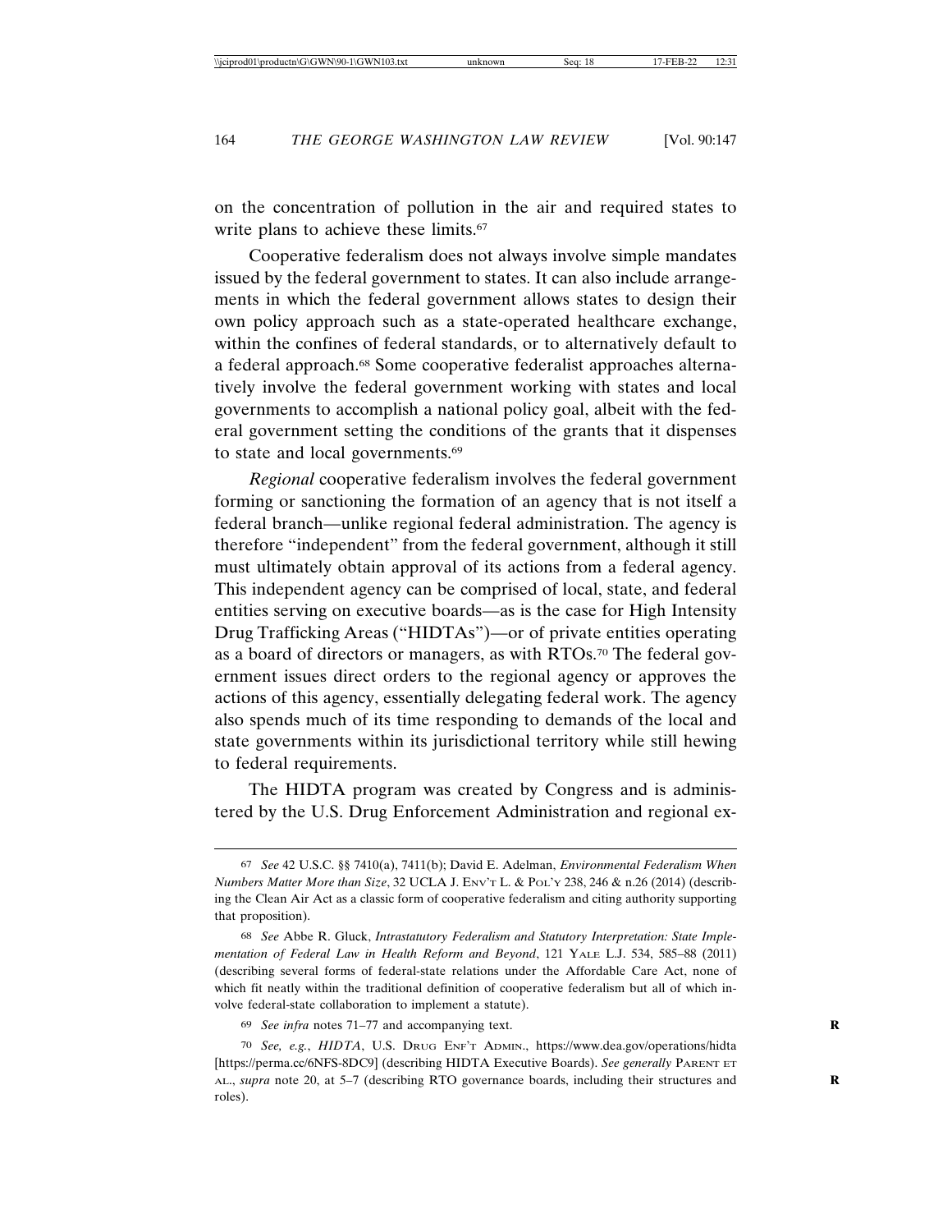on the concentration of pollution in the air and required states to write plans to achieve these limits.[67]

Cooperative federalism does not always involve simple mandates issued by the federal government to states. It can also include arrangements in which the federal government allows states to design their own policy approach such as a state-operated healthcare exchange, within the confines of federal standards, or to alternatively default to a federal approach.[68] Some cooperative federalist approaches alternatively involve the federal government working with states and local governments to accomplish a national policy goal, albeit with the federal government setting the conditions of the grants that it dispenses to state and local governments.[69]

*Regional* cooperative federalism involves the federal government forming or sanctioning the formation of an agency that is not itself a federal branch—unlike regional federal administration. The agency is therefore "independent" from the federal government, although it still must ultimately obtain approval of its actions from a federal agency. This independent agency can be comprised of local, state, and federal entities serving on executive boards—as is the case for High Intensity Drug Trafficking Areas ("HIDTAs")—or of private entities operating as a board of directors or managers, as with RTOs.[70] The federal government issues direct orders to the regional agency or approves the actions of this agency, essentially delegating federal work. The agency also spends much of its time responding to demands of the local and state governments within its jurisdictional territory while still hewing to federal requirements.

The HIDTA program was created by Congress and is administered by the U.S. Drug Enforcement Administration and regional ex-

---

67 *See* 42 U.S.C. §§ 7410(a), 7411(b); David E. Adelman, *Environmental Federalism When Numbers Matter More than Size*, 32 UCLA J. ENV'T L. & POL'Y 238, 246 & n.26 (2014) (describing the Clean Air Act as a classic form of cooperative federalism and citing authority supporting that proposition).

68 *See* Abbe R. Gluck, *Intrastatutory Federalism and Statutory Interpretation: State Implementation of Federal Law in Health Reform and Beyond*, 121 YALE L.J. 534, 585–88 (2011) (describing several forms of federal-state relations under the Affordable Care Act, none of which fit neatly within the traditional definition of cooperative federalism but all of which involve federal-state collaboration to implement a statute).

69 *See infra* notes 71–77 and accompanying text.

70 *See, e.g.*, *HIDTA*, U.S. DRUG ENF'T ADMIN., https://www.dea.gov/operations/hidta [https://perma.cc/6NFS-8DC9] (describing HIDTA Executive Boards). *See generally* PARENT ET AL., *supra* note 20, at 5–7 (describing RTO governance boards, including their structures and roles).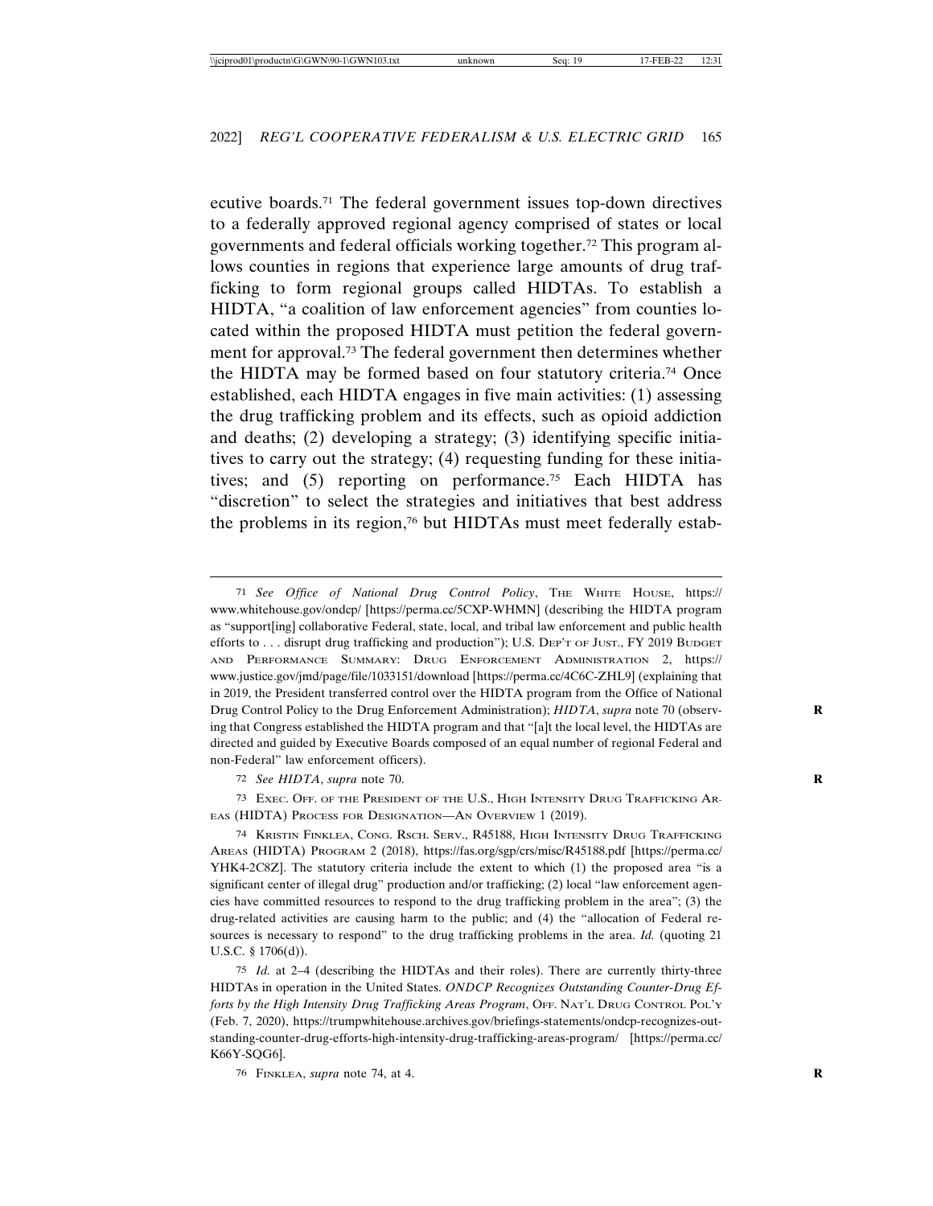ecutive boards.[71] The federal government issues top-down directives to a federally approved regional agency comprised of states or local governments and federal officials working together.[72] This program allows counties in regions that experience large amounts of drug trafficking to form regional groups called HIDTAs. To establish a HIDTA, "a coalition of law enforcement agencies" from counties located within the proposed HIDTA must petition the federal government for approval.[73] The federal government then determines whether the HIDTA may be formed based on four statutory criteria.[74] Once established, each HIDTA engages in five main activities: (1) assessing the drug trafficking problem and its effects, such as opioid addiction and deaths; (2) developing a strategy; (3) identifying specific initiatives to carry out the strategy; (4) requesting funding for these initiatives; and (5) reporting on performance.[75] Each HIDTA has "discretion" to select the strategies and initiatives that best address the problems in its region,[76] but HIDTAs must meet federally estab-

---

71 *See Office of National Drug Control Policy*, THE WHITE HOUSE, https://www.whitehouse.gov/ondcp/ [https://perma.cc/5CXP-WHMN] (describing the HIDTA program as "support[ing] collaborative Federal, state, local, and tribal law enforcement and public health efforts to . . . disrupt drug trafficking and production"); U.S. DEP'T OF JUST., FY 2019 BUDGET AND PERFORMANCE SUMMARY: DRUG ENFORCEMENT ADMINISTRATION 2, https://www.justice.gov/jmd/page/file/1033151/download [https://perma.cc/4C6C-ZHL9] (explaining that in 2019, the President transferred control over the HIDTA program from the Office of National Drug Control Policy to the Drug Enforcement Administration); *HIDTA*, *supra* note 70 (observing that Congress established the HIDTA program and that "[a]t the local level, the HIDTAs are directed and guided by Executive Boards composed of an equal number of regional Federal and non-Federal" law enforcement officers).

72 *See HIDTA*, *supra* note 70.

73 EXEC. OFF. OF THE PRESIDENT OF THE U.S., HIGH INTENSITY DRUG TRAFFICKING AREAS (HIDTA) PROCESS FOR DESIGNATION—AN OVERVIEW 1 (2019).

74 KRISTIN FINKLEA, CONG. RSCH. SERV., R45188, HIGH INTENSITY DRUG TRAFFICKING AREAS (HIDTA) PROGRAM 2 (2018), https://fas.org/sgp/crs/misc/R45188.pdf [https://perma.cc/YHK4-2C8Z]. The statutory criteria include the extent to which (1) the proposed area "is a significant center of illegal drug" production and/or trafficking; (2) local "law enforcement agencies have committed resources to respond to the drug trafficking problem in the area"; (3) the drug-related activities are causing harm to the public; and (4) the "allocation of Federal resources is necessary to respond" to the drug trafficking problems in the area. *Id.* (quoting 21 U.S.C. § 1706(d)).

75 *Id.* at 2–4 (describing the HIDTAs and their roles). There are currently thirty-three HIDTAs in operation in the United States. *ONDCP Recognizes Outstanding Counter-Drug Efforts by the High Intensity Drug Trafficking Areas Program*, OFF. NAT'L DRUG CONTROL POL'Y (Feb. 7, 2020), https://trumpwhitehouse.archives.gov/briefings-statements/ondcp-recognizes-outstanding-counter-drug-efforts-high-intensity-drug-trafficking-areas-program/ [https://perma.cc/K66Y-SQG6].

76 FINKLEA, *supra* note 74, at 4.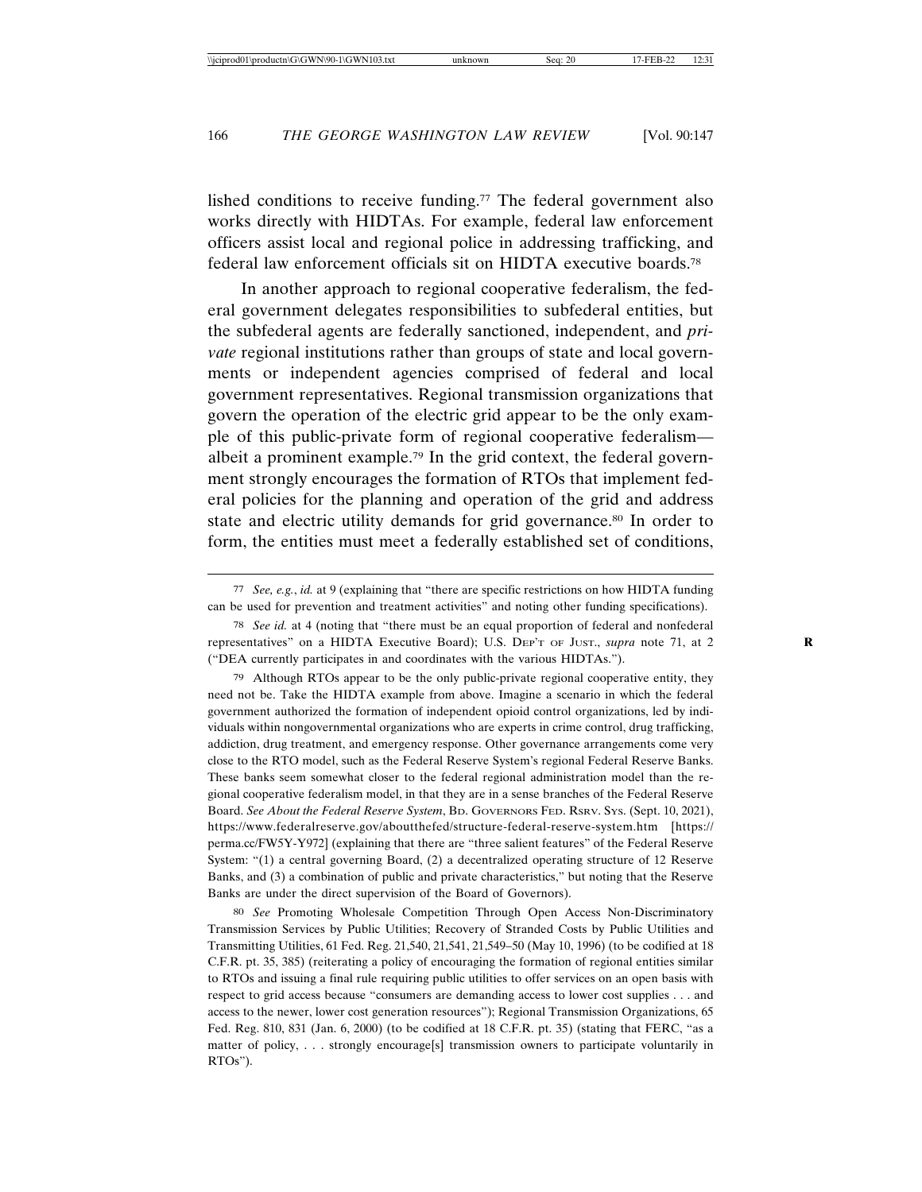lished conditions to receive funding.[77] The federal government also works directly with HIDTAs. For example, federal law enforcement officers assist local and regional police in addressing trafficking, and federal law enforcement officials sit on HIDTA executive boards.[78]

In another approach to regional cooperative federalism, the federal government delegates responsibilities to subfederal entities, but the subfederal agents are federally sanctioned, independent, and *private* regional institutions rather than groups of state and local governments or independent agencies comprised of federal and local government representatives. Regional transmission organizations that govern the operation of the electric grid appear to be the only example of this public-private form of regional cooperative federalism—albeit a prominent example.[79] In the grid context, the federal government strongly encourages the formation of RTOs that implement federal policies for the planning and operation of the grid and address state and electric utility demands for grid governance.[80] In order to form, the entities must meet a federally established set of conditions,

---

77 *See, e.g.*, *id.* at 9 (explaining that "there are specific restrictions on how HIDTA funding can be used for prevention and treatment activities" and noting other funding specifications).

78 *See id.* at 4 (noting that "there must be an equal proportion of federal and nonfederal representatives" on a HIDTA Executive Board); U.S. DEP'T OF JUST., *supra* note 71, at 2 ("DEA currently participates in and coordinates with the various HIDTAs.").

79 Although RTOs appear to be the only public-private regional cooperative entity, they need not be. Take the HIDTA example from above. Imagine a scenario in which the federal government authorized the formation of independent opioid control organizations, led by individuals within nongovernmental organizations who are experts in crime control, drug trafficking, addiction, drug treatment, and emergency response. Other governance arrangements come very close to the RTO model, such as the Federal Reserve System's regional Federal Reserve Banks. These banks seem somewhat closer to the federal regional administration model than the regional cooperative federalism model, in that they are in a sense branches of the Federal Reserve Board. *See About the Federal Reserve System*, BD. GOVERNORS FED. RSRV. SYS. (Sept. 10, 2021), https://www.federalreserve.gov/aboutthefed/structure-federal-reserve-system.htm [https://perma.cc/FW5Y-Y972] (explaining that there are "three salient features" of the Federal Reserve System: "(1) a central governing Board, (2) a decentralized operating structure of 12 Reserve Banks, and (3) a combination of public and private characteristics," but noting that the Reserve Banks are under the direct supervision of the Board of Governors).

80 *See* Promoting Wholesale Competition Through Open Access Non-Discriminatory Transmission Services by Public Utilities; Recovery of Stranded Costs by Public Utilities and Transmitting Utilities, 61 Fed. Reg. 21,540, 21,541, 21,549–50 (May 10, 1996) (to be codified at 18 C.F.R. pt. 35, 385) (reiterating a policy of encouraging the formation of regional entities similar to RTOs and issuing a final rule requiring public utilities to offer services on an open basis with respect to grid access because "consumers are demanding access to lower cost supplies . . . and access to the newer, lower cost generation resources"); Regional Transmission Organizations, 65 Fed. Reg. 810, 831 (Jan. 6, 2000) (to be codified at 18 C.F.R. pt. 35) (stating that FERC, "as a matter of policy, . . . strongly encourage[s] transmission owners to participate voluntarily in RTOs").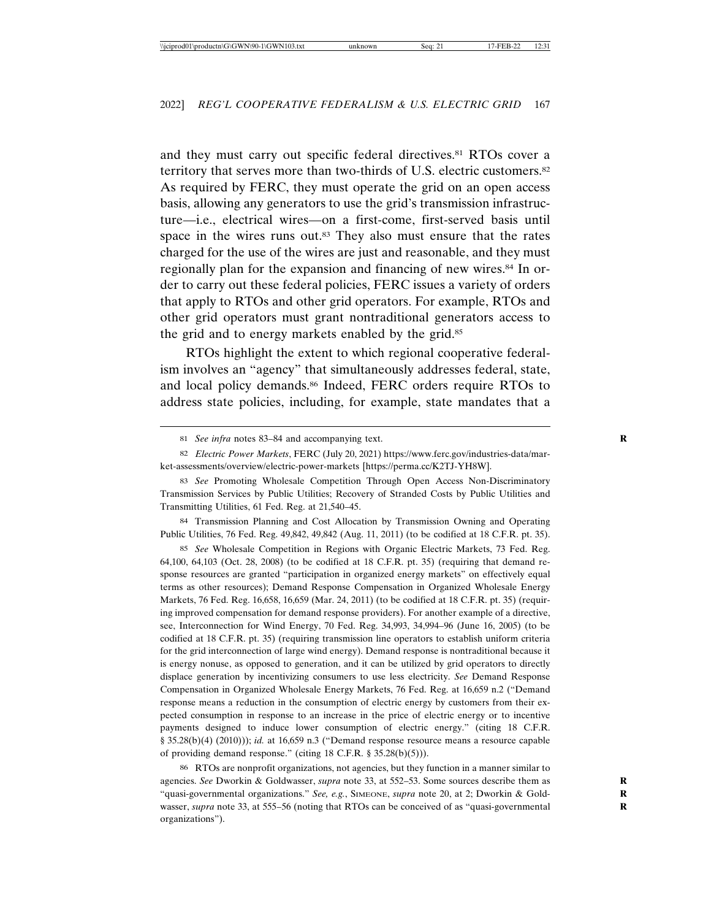and they must carry out specific federal directives.[81] RTOs cover a territory that serves more than two-thirds of U.S. electric customers.[82] As required by FERC, they must operate the grid on an open access basis, allowing any generators to use the grid's transmission infrastructure—i.e., electrical wires—on a first-come, first-served basis until space in the wires runs out.[83] They also must ensure that the rates charged for the use of the wires are just and reasonable, and they must regionally plan for the expansion and financing of new wires.[84] In order to carry out these federal policies, FERC issues a variety of orders that apply to RTOs and other grid operators. For example, RTOs and other grid operators must grant nontraditional generators access to the grid and to energy markets enabled by the grid.[85]

RTOs highlight the extent to which regional cooperative federalism involves an "agency" that simultaneously addresses federal, state, and local policy demands.[86] Indeed, FERC orders require RTOs to address state policies, including, for example, state mandates that a

---

[81] *See infra* notes 83–84 and accompanying text.

[82] *Electric Power Markets*, FERC (July 20, 2021) https://www.ferc.gov/industries-data/market-assessments/overview/electric-power-markets [https://perma.cc/K2TJ-YH8W].

[83] *See* Promoting Wholesale Competition Through Open Access Non-Discriminatory Transmission Services by Public Utilities; Recovery of Stranded Costs by Public Utilities and Transmitting Utilities, 61 Fed. Reg. at 21,540–45.

[84] Transmission Planning and Cost Allocation by Transmission Owning and Operating Public Utilities, 76 Fed. Reg. 49,842, 49,842 (Aug. 11, 2011) (to be codified at 18 C.F.R. pt. 35).

[85] *See* Wholesale Competition in Regions with Organic Electric Markets, 73 Fed. Reg. 64,100, 64,103 (Oct. 28, 2008) (to be codified at 18 C.F.R. pt. 35) (requiring that demand response resources are granted "participation in organized energy markets" on effectively equal terms as other resources); Demand Response Compensation in Organized Wholesale Energy Markets, 76 Fed. Reg. 16,658, 16,659 (Mar. 24, 2011) (to be codified at 18 C.F.R. pt. 35) (requiring improved compensation for demand response providers). For another example of a directive, see, Interconnection for Wind Energy, 70 Fed. Reg. 34,993, 34,994–96 (June 16, 2005) (to be codified at 18 C.F.R. pt. 35) (requiring transmission line operators to establish uniform criteria for the grid interconnection of large wind energy). Demand response is nontraditional because it is energy nonuse, as opposed to generation, and it can be utilized by grid operators to directly displace generation by incentivizing consumers to use less electricity. *See* Demand Response Compensation in Organized Wholesale Energy Markets, 76 Fed. Reg. at 16,659 n.2 ("Demand response means a reduction in the consumption of electric energy by customers from their expected consumption in response to an increase in the price of electric energy or to incentive payments designed to induce lower consumption of electric energy." (citing 18 C.F.R. § 35.28(b)(4) (2010))); *id.* at 16,659 n.3 ("Demand response resource means a resource capable of providing demand response." (citing 18 C.F.R. § 35.28(b)(5))).

[86] RTOs are nonprofit organizations, not agencies, but they function in a manner similar to agencies. *See* Dworkin & Goldwasser, *supra* note 33, at 552–53. Some sources describe them as "quasi-governmental organizations." *See, e.g.*, SIMEONE, *supra* note 20, at 2; Dworkin & Goldwasser, *supra* note 33, at 555–56 (noting that RTOs can be conceived of as "quasi-governmental organizations").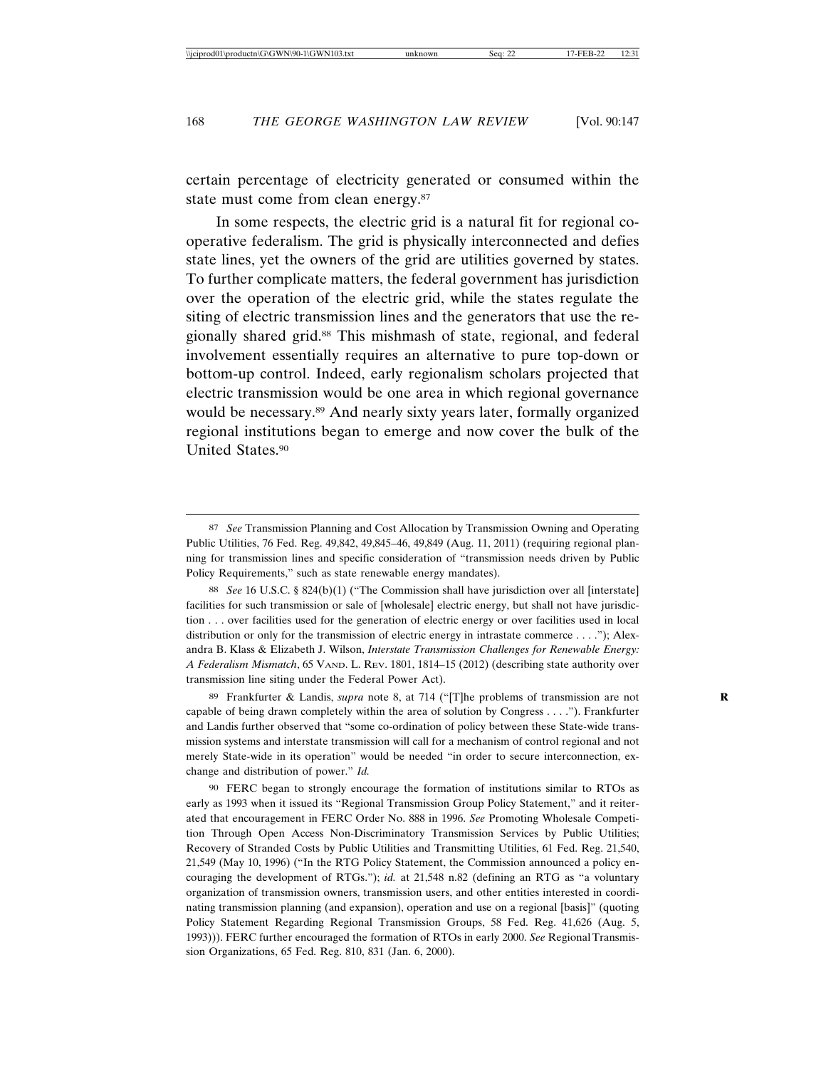certain percentage of electricity generated or consumed within the state must come from clean energy.[87]

In some respects, the electric grid is a natural fit for regional cooperative federalism. The grid is physically interconnected and defies state lines, yet the owners of the grid are utilities governed by states. To further complicate matters, the federal government has jurisdiction over the operation of the electric grid, while the states regulate the siting of electric transmission lines and the generators that use the regionally shared grid.[88] This mishmash of state, regional, and federal involvement essentially requires an alternative to pure top-down or bottom-up control. Indeed, early regionalism scholars projected that electric transmission would be one area in which regional governance would be necessary.[89] And nearly sixty years later, formally organized regional institutions began to emerge and now cover the bulk of the United States.[90]

---

87 *See* Transmission Planning and Cost Allocation by Transmission Owning and Operating Public Utilities, 76 Fed. Reg. 49,842, 49,845–46, 49,849 (Aug. 11, 2011) (requiring regional planning for transmission lines and specific consideration of "transmission needs driven by Public Policy Requirements," such as state renewable energy mandates).

88 *See* 16 U.S.C. § 824(b)(1) ("The Commission shall have jurisdiction over all [interstate] facilities for such transmission or sale of [wholesale] electric energy, but shall not have jurisdiction . . . over facilities used for the generation of electric energy or over facilities used in local distribution or only for the transmission of electric energy in intrastate commerce . . . ."); Alexandra B. Klass & Elizabeth J. Wilson, *Interstate Transmission Challenges for Renewable Energy: A Federalism Mismatch*, 65 VAND. L. REV. 1801, 1814–15 (2012) (describing state authority over transmission line siting under the Federal Power Act).

89 Frankfurter & Landis, *supra* note 8, at 714 ("[T]he problems of transmission are not capable of being drawn completely within the area of solution by Congress . . . ."). Frankfurter and Landis further observed that "some co-ordination of policy between these State-wide transmission systems and interstate transmission will call for a mechanism of control regional and not merely State-wide in its operation" would be needed "in order to secure interconnection, exchange and distribution of power." *Id.*

90 FERC began to strongly encourage the formation of institutions similar to RTOs as early as 1993 when it issued its "Regional Transmission Group Policy Statement," and it reiterated that encouragement in FERC Order No. 888 in 1996. *See* Promoting Wholesale Competition Through Open Access Non-Discriminatory Transmission Services by Public Utilities; Recovery of Stranded Costs by Public Utilities and Transmitting Utilities, 61 Fed. Reg. 21,540, 21,549 (May 10, 1996) ("In the RTG Policy Statement, the Commission announced a policy encouraging the development of RTGs."); *id.* at 21,548 n.82 (defining an RTG as "a voluntary organization of transmission owners, transmission users, and other entities interested in coordinating transmission planning (and expansion), operation and use on a regional [basis]" (quoting Policy Statement Regarding Regional Transmission Groups, 58 Fed. Reg. 41,626 (Aug. 5, 1993))). FERC further encouraged the formation of RTOs in early 2000. *See* Regional Transmission Organizations, 65 Fed. Reg. 810, 831 (Jan. 6, 2000).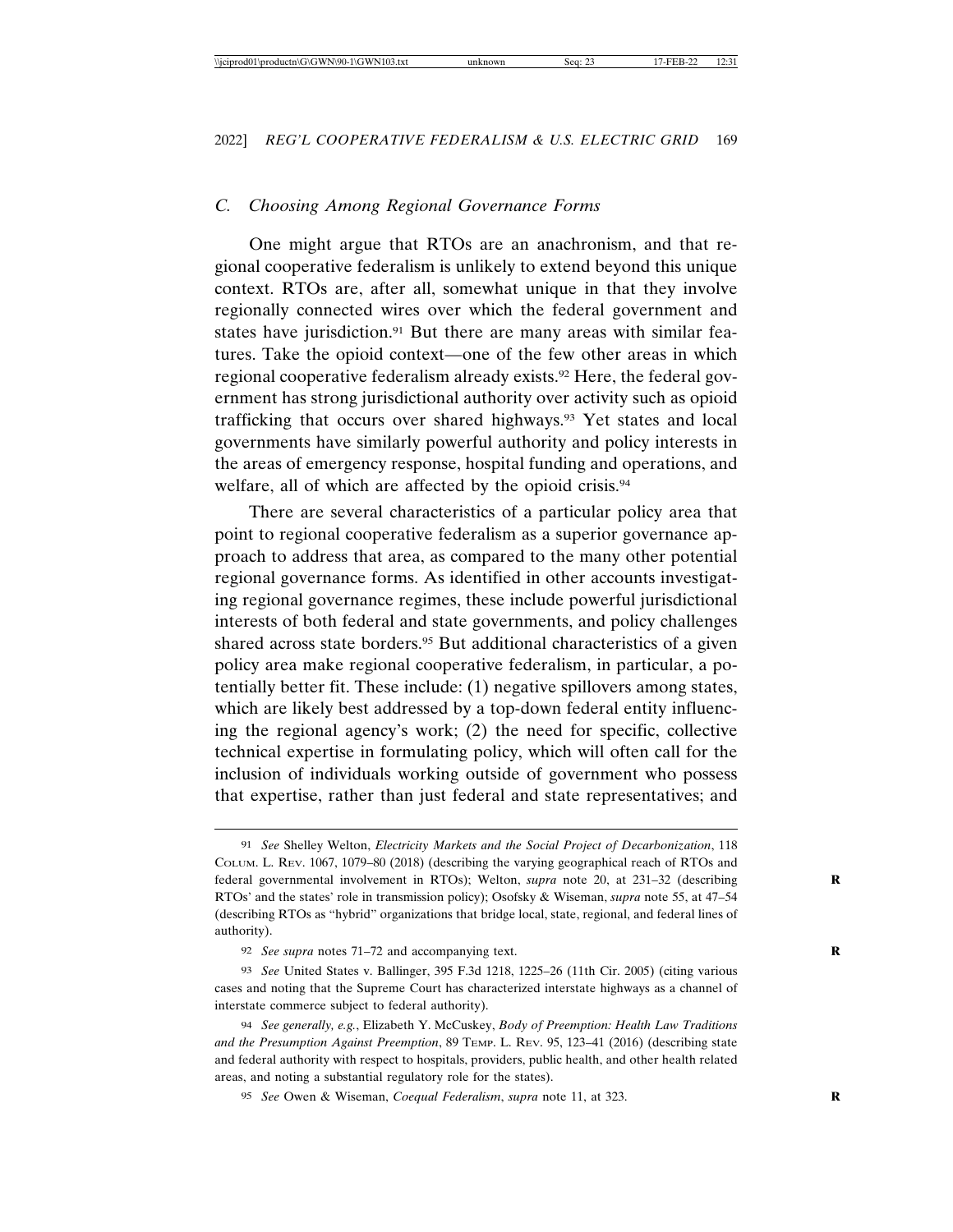### C. *Choosing Among Regional Governance Forms*

One might argue that RTOs are an anachronism, and that regional cooperative federalism is unlikely to extend beyond this unique context. RTOs are, after all, somewhat unique in that they involve regionally connected wires over which the federal government and states have jurisdiction.[91] But there are many areas with similar features. Take the opioid context—one of the few other areas in which regional cooperative federalism already exists.[92] Here, the federal government has strong jurisdictional authority over activity such as opioid trafficking that occurs over shared highways.[93] Yet states and local governments have similarly powerful authority and policy interests in the areas of emergency response, hospital funding and operations, and welfare, all of which are affected by the opioid crisis.[94]

There are several characteristics of a particular policy area that point to regional cooperative federalism as a superior governance approach to address that area, as compared to the many other potential regional governance forms. As identified in other accounts investigating regional governance regimes, these include powerful jurisdictional interests of both federal and state governments, and policy challenges shared across state borders.[95] But additional characteristics of a given policy area make regional cooperative federalism, in particular, a potentially better fit. These include: (1) negative spillovers among states, which are likely best addressed by a top-down federal entity influencing the regional agency's work; (2) the need for specific, collective technical expertise in formulating policy, which will often call for the inclusion of individuals working outside of government who possess that expertise, rather than just federal and state representatives; and

---

91 *See* Shelley Welton, *Electricity Markets and the Social Project of Decarbonization*, 118 COLUM. L. REV. 1067, 1079–80 (2018) (describing the varying geographical reach of RTOs and federal governmental involvement in RTOs); Welton, *supra* note 20, at 231–32 (describing RTOs' and the states' role in transmission policy); Osofsky & Wiseman, *supra* note 55, at 47–54 (describing RTOs as "hybrid" organizations that bridge local, state, regional, and federal lines of authority).

92 *See supra* notes 71–72 and accompanying text.

93 *See* United States v. Ballinger, 395 F.3d 1218, 1225–26 (11th Cir. 2005) (citing various cases and noting that the Supreme Court has characterized interstate highways as a channel of interstate commerce subject to federal authority).

94 *See generally, e.g.*, Elizabeth Y. McCuskey, *Body of Preemption: Health Law Traditions and the Presumption Against Preemption*, 89 TEMP. L. REV. 95, 123–41 (2016) (describing state and federal authority with respect to hospitals, providers, public health, and other health related areas, and noting a substantial regulatory role for the states).

95 *See* Owen & Wiseman, *Coequal Federalism*, *supra* note 11, at 323.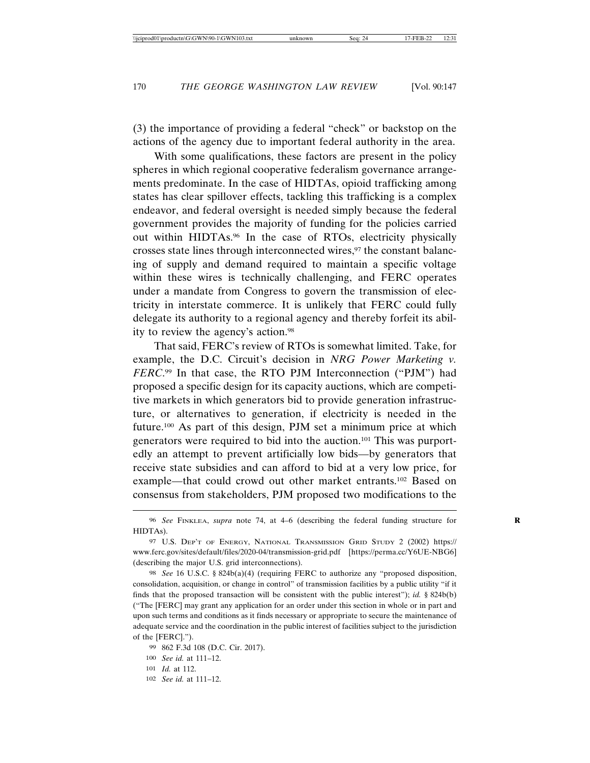(3) the importance of providing a federal "check" or backstop on the actions of the agency due to important federal authority in the area.

With some qualifications, these factors are present in the policy spheres in which regional cooperative federalism governance arrangements predominate. In the case of HIDTAs, opioid trafficking among states has clear spillover effects, tackling this trafficking is a complex endeavor, and federal oversight is needed simply because the federal government provides the majority of funding for the policies carried out within HIDTAs.[96] In the case of RTOs, electricity physically crosses state lines through interconnected wires,[97] the constant balancing of supply and demand required to maintain a specific voltage within these wires is technically challenging, and FERC operates under a mandate from Congress to govern the transmission of electricity in interstate commerce. It is unlikely that FERC could fully delegate its authority to a regional agency and thereby forfeit its ability to review the agency's action.[98]

That said, FERC's review of RTOs is somewhat limited. Take, for example, the D.C. Circuit's decision in *NRG Power Marketing v. FERC*.[99] In that case, the RTO PJM Interconnection ("PJM") had proposed a specific design for its capacity auctions, which are competitive markets in which generators bid to provide generation infrastructure, or alternatives to generation, if electricity is needed in the future.[100] As part of this design, PJM set a minimum price at which generators were required to bid into the auction.[101] This was purportedly an attempt to prevent artificially low bids—by generators that receive state subsidies and can afford to bid at a very low price, for example—that could crowd out other market entrants.[102] Based on consensus from stakeholders, PJM proposed two modifications to the

---

96 *See* Finklea, *supra* note 74, at 4–6 (describing the federal funding structure for HIDTAs).

97 U.S. Dep't of Energy, National Transmission Grid Study 2 (2002) https://www.ferc.gov/sites/default/files/2020-04/transmission-grid.pdf [https://perma.cc/Y6UE-NBG6] (describing the major U.S. grid interconnections).

98 *See* 16 U.S.C. § 824b(a)(4) (requiring FERC to authorize any "proposed disposition, consolidation, acquisition, or change in control" of transmission facilities by a public utility "if it finds that the proposed transaction will be consistent with the public interest"); *id.* § 824b(b) ("The [FERC] may grant any application for an order under this section in whole or in part and upon such terms and conditions as it finds necessary or appropriate to secure the maintenance of adequate service and the coordination in the public interest of facilities subject to the jurisdiction of the [FERC].").

99 862 F.3d 108 (D.C. Cir. 2017).

100 *See id.* at 111–12.

101 *Id.* at 112.

102 *See id.* at 111–12.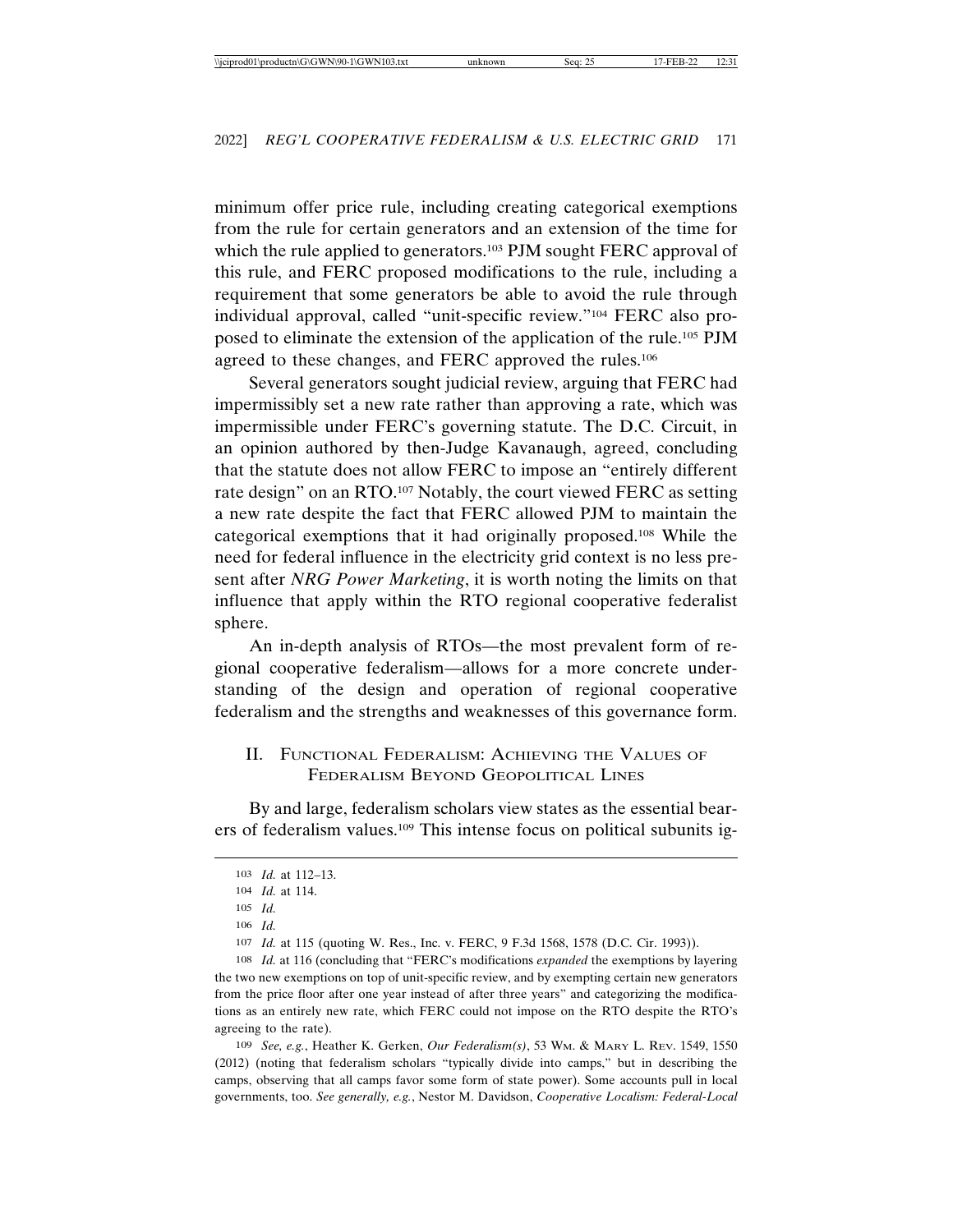minimum offer price rule, including creating categorical exemptions from the rule for certain generators and an extension of the time for which the rule applied to generators.[103] PJM sought FERC approval of this rule, and FERC proposed modifications to the rule, including a requirement that some generators be able to avoid the rule through individual approval, called "unit-specific review."[104] FERC also proposed to eliminate the extension of the application of the rule.[105] PJM agreed to these changes, and FERC approved the rules.[106]

Several generators sought judicial review, arguing that FERC had impermissibly set a new rate rather than approving a rate, which was impermissible under FERC's governing statute. The D.C. Circuit, in an opinion authored by then-Judge Kavanaugh, agreed, concluding that the statute does not allow FERC to impose an "entirely different rate design" on an RTO.[107] Notably, the court viewed FERC as setting a new rate despite the fact that FERC allowed PJM to maintain the categorical exemptions that it had originally proposed.[108] While the need for federal influence in the electricity grid context is no less present after *NRG Power Marketing*, it is worth noting the limits on that influence that apply within the RTO regional cooperative federalist sphere.

An in-depth analysis of RTOs—the most prevalent form of regional cooperative federalism—allows for a more concrete understanding of the design and operation of regional cooperative federalism and the strengths and weaknesses of this governance form.

## II. Functional Federalism: Achieving the Values of Federalism Beyond Geopolitical Lines

By and large, federalism scholars view states as the essential bearers of federalism values.[109] This intense focus on political subunits ig-

---

103 *Id.* at 112–13.

104 *Id.* at 114.

105 *Id.*

106 *Id.*

107 *Id.* at 115 (quoting W. Res., Inc. v. FERC, 9 F.3d 1568, 1578 (D.C. Cir. 1993)).

108 *Id.* at 116 (concluding that "FERC's modifications *expanded* the exemptions by layering the two new exemptions on top of unit-specific review, and by exempting certain new generators from the price floor after one year instead of after three years" and categorizing the modifications as an entirely new rate, which FERC could not impose on the RTO despite the RTO's agreeing to the rate).

109 *See, e.g.*, Heather K. Gerken, *Our Federalism(s)*, 53 Wm. & Mary L. Rev. 1549, 1550 (2012) (noting that federalism scholars "typically divide into camps," but in describing the camps, observing that all camps favor some form of state power). Some accounts pull in local governments, too. *See generally, e.g.*, Nestor M. Davidson, *Cooperative Localism: Federal-Local*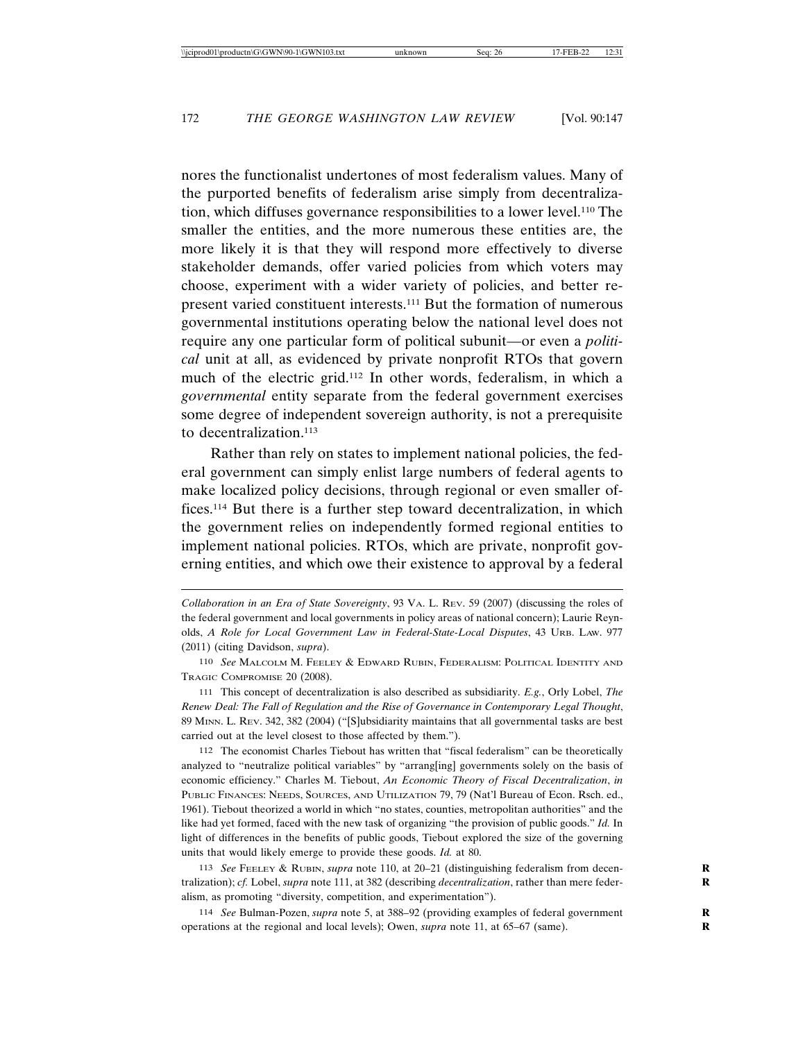nores the functionalist undertones of most federalism values. Many of the purported benefits of federalism arise simply from decentralization, which diffuses governance responsibilities to a lower level.[110] The smaller the entities, and the more numerous these entities are, the more likely it is that they will respond more effectively to diverse stakeholder demands, offer varied policies from which voters may choose, experiment with a wider variety of policies, and better represent varied constituent interests.[111] But the formation of numerous governmental institutions operating below the national level does not require any one particular form of political subunit—or even a *political* unit at all, as evidenced by private nonprofit RTOs that govern much of the electric grid.[112] In other words, federalism, in which a *governmental* entity separate from the federal government exercises some degree of independent sovereign authority, is not a prerequisite to decentralization.[113]

Rather than rely on states to implement national policies, the federal government can simply enlist large numbers of federal agents to make localized policy decisions, through regional or even smaller offices.[114] But there is a further step toward decentralization, in which the government relies on independently formed regional entities to implement national policies. RTOs, which are private, nonprofit governing entities, and which owe their existence to approval by a federal

---

*Collaboration in an Era of State Sovereignty*, 93 VA. L. REV. 59 (2007) (discussing the roles of the federal government and local governments in policy areas of national concern); Laurie Reynolds, *A Role for Local Government Law in Federal-State-Local Disputes*, 43 URB. LAW. 977 (2011) (citing Davidson, *supra*).

110 *See* MALCOLM M. FEELEY & EDWARD RUBIN, FEDERALISM: POLITICAL IDENTITY AND TRAGIC COMPROMISE 20 (2008).

111 This concept of decentralization is also described as subsidiarity. *E.g.*, Orly Lobel, *The Renew Deal: The Fall of Regulation and the Rise of Governance in Contemporary Legal Thought*, 89 MINN. L. REV. 342, 382 (2004) ("[S]ubsidiarity maintains that all governmental tasks are best carried out at the level closest to those affected by them.").

112 The economist Charles Tiebout has written that "fiscal federalism" can be theoretically analyzed to "neutralize political variables" by "arrang[ing] governments solely on the basis of economic efficiency." Charles M. Tiebout, *An Economic Theory of Fiscal Decentralization*, *in* PUBLIC FINANCES: NEEDS, SOURCES, AND UTILIZATION 79, 79 (Nat'l Bureau of Econ. Rsch. ed., 1961). Tiebout theorized a world in which "no states, counties, metropolitan authorities" and the like had yet formed, faced with the new task of organizing "the provision of public goods." *Id.* In light of differences in the benefits of public goods, Tiebout explored the size of the governing units that would likely emerge to provide these goods. *Id.* at 80.

113 *See* FEELEY & RUBIN, *supra* note 110, at 20–21 (distinguishing federalism from decentralization); *cf.* Lobel, *supra* note 111, at 382 (describing *decentralization*, rather than mere federalism, as promoting "diversity, competition, and experimentation").

114 *See* Bulman-Pozen, *supra* note 5, at 388–92 (providing examples of federal government operations at the regional and local levels); Owen, *supra* note 11, at 65–67 (same).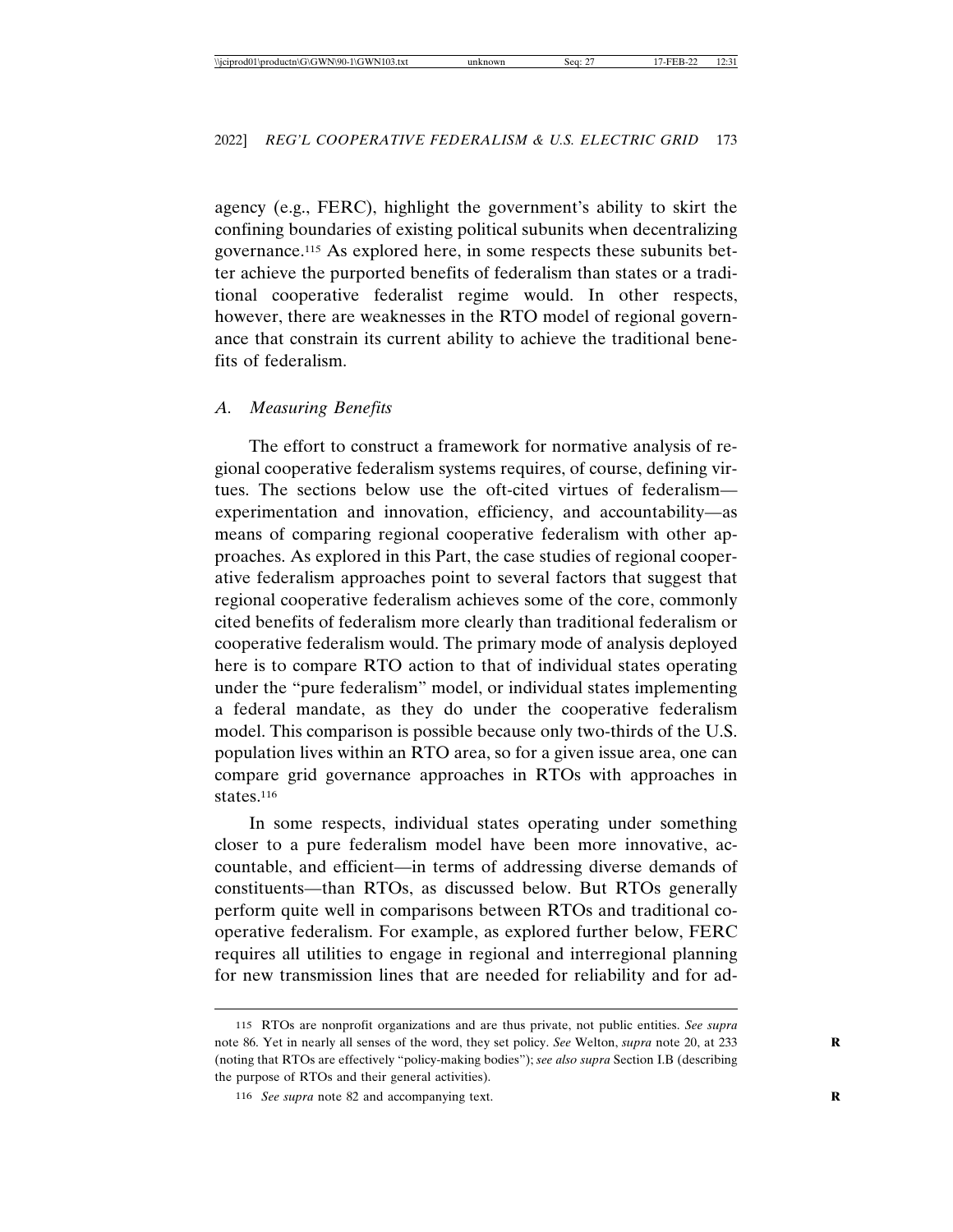agency (e.g., FERC), highlight the government's ability to skirt the confining boundaries of existing political subunits when decentralizing governance.[115] As explored here, in some respects these subunits better achieve the purported benefits of federalism than states or a traditional cooperative federalist regime would. In other respects, however, there are weaknesses in the RTO model of regional governance that constrain its current ability to achieve the traditional benefits of federalism.

### A. *Measuring Benefits*

The effort to construct a framework for normative analysis of regional cooperative federalism systems requires, of course, defining virtues. The sections below use the oft-cited virtues of federalism—experimentation and innovation, efficiency, and accountability—as means of comparing regional cooperative federalism with other approaches. As explored in this Part, the case studies of regional cooperative federalism approaches point to several factors that suggest that regional cooperative federalism achieves some of the core, commonly cited benefits of federalism more clearly than traditional federalism or cooperative federalism would. The primary mode of analysis deployed here is to compare RTO action to that of individual states operating under the "pure federalism" model, or individual states implementing a federal mandate, as they do under the cooperative federalism model. This comparison is possible because only two-thirds of the U.S. population lives within an RTO area, so for a given issue area, one can compare grid governance approaches in RTOs with approaches in states.[116]

In some respects, individual states operating under something closer to a pure federalism model have been more innovative, accountable, and efficient—in terms of addressing diverse demands of constituents—than RTOs, as discussed below. But RTOs generally perform quite well in comparisons between RTOs and traditional cooperative federalism. For example, as explored further below, FERC requires all utilities to engage in regional and interregional planning for new transmission lines that are needed for reliability and for ad-

---

115 RTOs are nonprofit organizations and are thus private, not public entities. *See supra* note 86. Yet in nearly all senses of the word, they set policy. *See* Welton, *supra* note 20, at 233 (noting that RTOs are effectively "policy-making bodies"); *see also supra* Section I.B (describing the purpose of RTOs and their general activities).

116 *See supra* note 82 and accompanying text.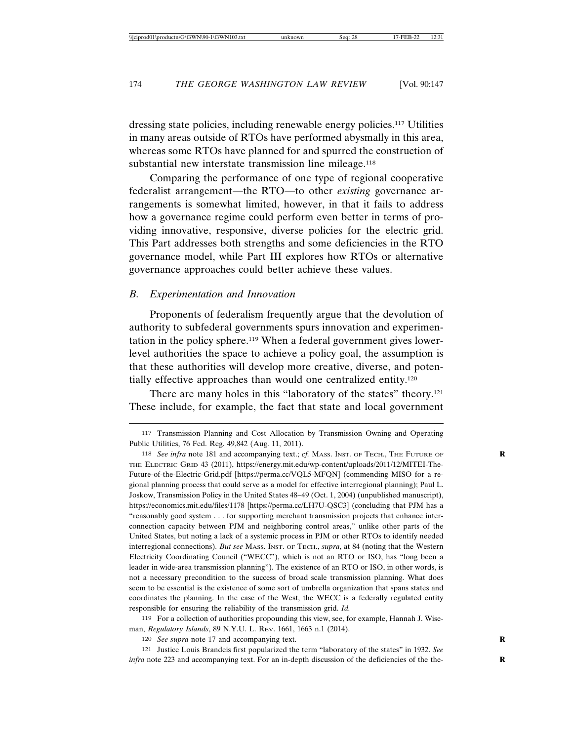dressing state policies, including renewable energy policies.[117] Utilities in many areas outside of RTOs have performed abysmally in this area, whereas some RTOs have planned for and spurred the construction of substantial new interstate transmission line mileage.[118]

Comparing the performance of one type of regional cooperative federalist arrangement—the RTO—to other *existing* governance arrangements is somewhat limited, however, in that it fails to address how a governance regime could perform even better in terms of providing innovative, responsive, diverse policies for the electric grid. This Part addresses both strengths and some deficiencies in the RTO governance model, while Part III explores how RTOs or alternative governance approaches could better achieve these values.

### *B. Experimentation and Innovation*

Proponents of federalism frequently argue that the devolution of authority to subfederal governments spurs innovation and experimentation in the policy sphere.[119] When a federal government gives lower-level authorities the space to achieve a policy goal, the assumption is that these authorities will develop more creative, diverse, and potentially effective approaches than would one centralized entity.[120]

There are many holes in this "laboratory of the states" theory.[121] These include, for example, the fact that state and local government

---

117 Transmission Planning and Cost Allocation by Transmission Owning and Operating Public Utilities, 76 Fed. Reg. 49,842 (Aug. 11, 2011).

118 *See infra* note 181 and accompanying text.; *cf.* MASS. INST. OF TECH., THE FUTURE OF THE ELECTRIC GRID 43 (2011), https://energy.mit.edu/wp-content/uploads/2011/12/MITEI-The-Future-of-the-Electric-Grid.pdf [https://perma.cc/VQL5-MFQN] (commending MISO for a regional planning process that could serve as a model for effective interregional planning); Paul L. Joskow, Transmission Policy in the United States 48–49 (Oct. 1, 2004) (unpublished manuscript), https://economics.mit.edu/files/1178 [https://perma.cc/LH7U-QSC3] (concluding that PJM has a "reasonably good system . . . for supporting merchant transmission projects that enhance interconnection capacity between PJM and neighboring control areas," unlike other parts of the United States, but noting a lack of a systemic process in PJM or other RTOs to identify needed interregional connections). *But see* MASS. INST. OF TECH., *supra*, at 84 (noting that the Western Electricity Coordinating Council ("WECC"), which is not an RTO or ISO, has "long been a leader in wide-area transmission planning"). The existence of an RTO or ISO, in other words, is not a necessary precondition to the success of broad scale transmission planning. What does seem to be essential is the existence of some sort of umbrella organization that spans states and coordinates the planning. In the case of the West, the WECC is a federally regulated entity responsible for ensuring the reliability of the transmission grid. *Id.*

119 For a collection of authorities propounding this view, see, for example, Hannah J. Wiseman, *Regulatory Islands*, 89 N.Y.U. L. REV. 1661, 1663 n.1 (2014).

120 *See supra* note 17 and accompanying text.

121 Justice Louis Brandeis first popularized the term "laboratory of the states" in 1932. *See infra* note 223 and accompanying text. For an in-depth discussion of the deficiencies of the the-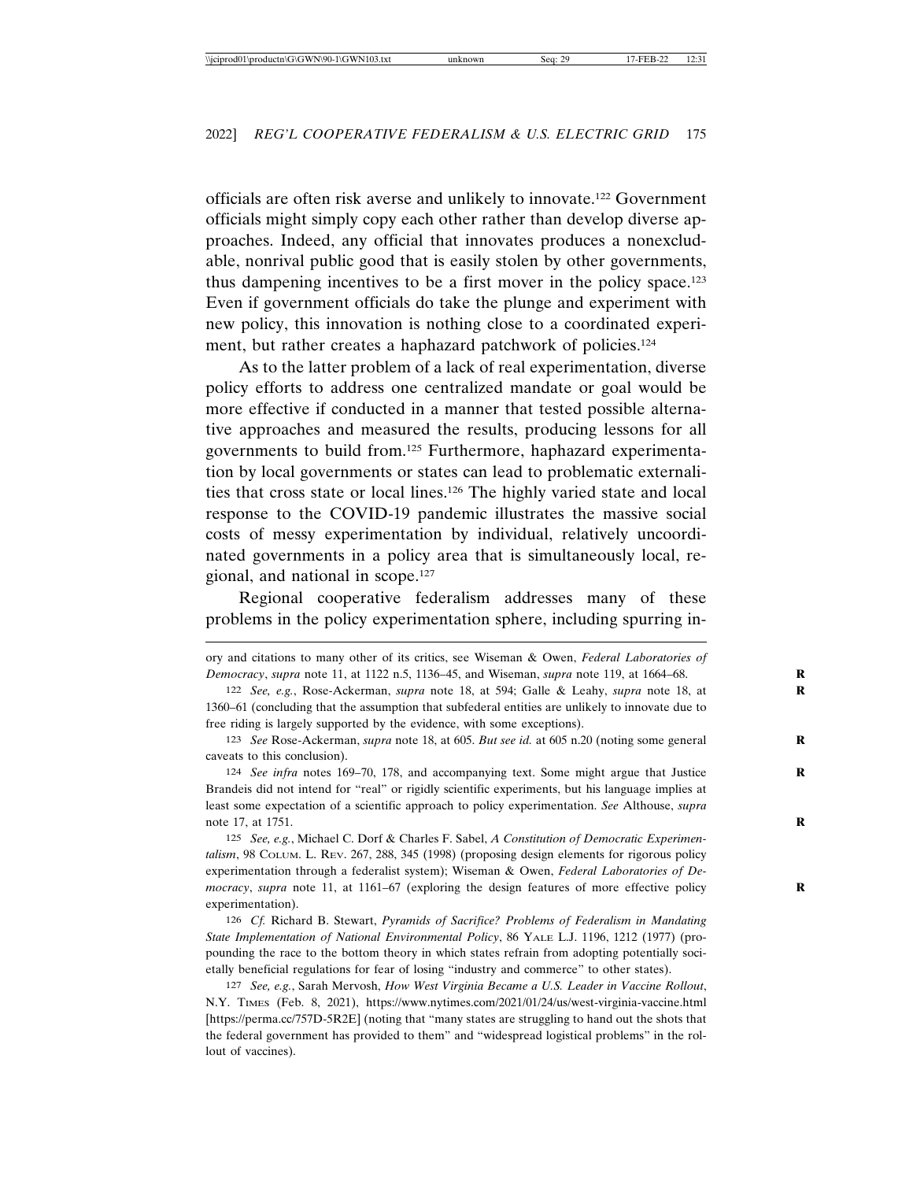officials are often risk averse and unlikely to innovate.[122] Government officials might simply copy each other rather than develop diverse approaches. Indeed, any official that innovates produces a nonexcludable, nonrival public good that is easily stolen by other governments, thus dampening incentives to be a first mover in the policy space.[123] Even if government officials do take the plunge and experiment with new policy, this innovation is nothing close to a coordinated experiment, but rather creates a haphazard patchwork of policies.[124]

As to the latter problem of a lack of real experimentation, diverse policy efforts to address one centralized mandate or goal would be more effective if conducted in a manner that tested possible alternative approaches and measured the results, producing lessons for all governments to build from.[125] Furthermore, haphazard experimentation by local governments or states can lead to problematic externalities that cross state or local lines.[126] The highly varied state and local response to the COVID-19 pandemic illustrates the massive social costs of messy experimentation by individual, relatively uncoordinated governments in a policy area that is simultaneously local, regional, and national in scope.[127]

Regional cooperative federalism addresses many of these problems in the policy experimentation sphere, including spurring in-

---

ory and citations to many other of its critics, see Wiseman & Owen, *Federal Laboratories of Democracy*, *supra* note 11, at 1122 n.5, 1136–45, and Wiseman, *supra* note 119, at 1664–68.

122 *See, e.g.*, Rose-Ackerman, *supra* note 18, at 594; Galle & Leahy, *supra* note 18, at 1360–61 (concluding that the assumption that subfederal entities are unlikely to innovate due to free riding is largely supported by the evidence, with some exceptions).

123 *See* Rose-Ackerman, *supra* note 18, at 605. *But see id.* at 605 n.20 (noting some general caveats to this conclusion).

124 *See infra* notes 169–70, 178, and accompanying text. Some might argue that Justice Brandeis did not intend for "real" or rigidly scientific experiments, but his language implies at least some expectation of a scientific approach to policy experimentation. *See* Althouse, *supra* note 17, at 1751.

125 *See, e.g.*, Michael C. Dorf & Charles F. Sabel, *A Constitution of Democratic Experimentalism*, 98 COLUM. L. REV. 267, 288, 345 (1998) (proposing design elements for rigorous policy experimentation through a federalist system); Wiseman & Owen, *Federal Laboratories of Democracy*, *supra* note 11, at 1161–67 (exploring the design features of more effective policy experimentation).

126 *Cf.* Richard B. Stewart, *Pyramids of Sacrifice? Problems of Federalism in Mandating State Implementation of National Environmental Policy*, 86 YALE L.J. 1196, 1212 (1977) (propounding the race to the bottom theory in which states refrain from adopting potentially societally beneficial regulations for fear of losing "industry and commerce" to other states).

127 *See, e.g.*, Sarah Mervosh, *How West Virginia Became a U.S. Leader in Vaccine Rollout*, N.Y. TIMES (Feb. 8, 2021), https://www.nytimes.com/2021/01/24/us/west-virginia-vaccine.html [https://perma.cc/757D-5R2E] (noting that "many states are struggling to hand out the shots that the federal government has provided to them" and "widespread logistical problems" in the rollout of vaccines).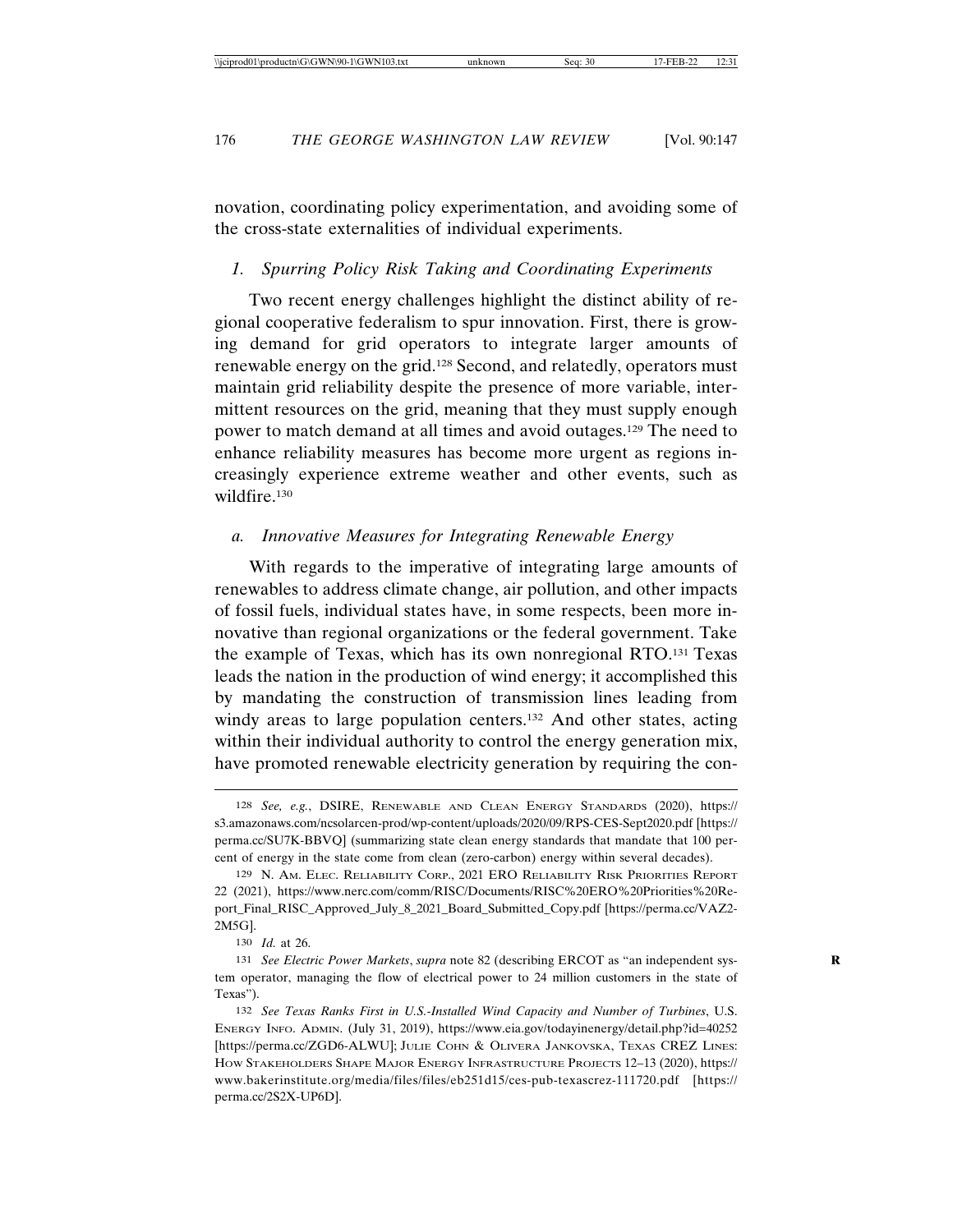novation, coordinating policy experimentation, and avoiding some of the cross-state externalities of individual experiments.

### *1. Spurring Policy Risk Taking and Coordinating Experiments*

Two recent energy challenges highlight the distinct ability of regional cooperative federalism to spur innovation. First, there is growing demand for grid operators to integrate larger amounts of renewable energy on the grid.[128] Second, and relatedly, operators must maintain grid reliability despite the presence of more variable, intermittent resources on the grid, meaning that they must supply enough power to match demand at all times and avoid outages.[129] The need to enhance reliability measures has become more urgent as regions increasingly experience extreme weather and other events, such as wildfire.[130]

#### *a. Innovative Measures for Integrating Renewable Energy*

With regards to the imperative of integrating large amounts of renewables to address climate change, air pollution, and other impacts of fossil fuels, individual states have, in some respects, been more innovative than regional organizations or the federal government. Take the example of Texas, which has its own nonregional RTO.[131] Texas leads the nation in the production of wind energy; it accomplished this by mandating the construction of transmission lines leading from windy areas to large population centers.[132] And other states, acting within their individual authority to control the energy generation mix, have promoted renewable electricity generation by requiring the con-

---

128 *See, e.g.*, DSIRE, RENEWABLE AND CLEAN ENERGY STANDARDS (2020), https://s3.amazonaws.com/ncsolarcen-prod/wp-content/uploads/2020/09/RPS-CES-Sept2020.pdf [https://perma.cc/SU7K-BBVQ] (summarizing state clean energy standards that mandate that 100 percent of energy in the state come from clean (zero-carbon) energy within several decades).

129 N. AM. ELEC. RELIABILITY CORP., 2021 ERO RELIABILITY RISK PRIORITIES REPORT 22 (2021), https://www.nerc.com/comm/RISC/Documents/RISC%20ERO%20Priorities%20Report_Final_RISC_Approved_July_8_2021_Board_Submitted_Copy.pdf [https://perma.cc/VAZ2-2M5G].

130 *Id.* at 26.

131 *See Electric Power Markets*, *supra* note 82 (describing ERCOT as "an independent system operator, managing the flow of electrical power to 24 million customers in the state of Texas").

132 *See Texas Ranks First in U.S.-Installed Wind Capacity and Number of Turbines*, U.S. ENERGY INFO. ADMIN. (July 31, 2019), https://www.eia.gov/todayinenergy/detail.php?id=40252 [https://perma.cc/ZGD6-ALWU]; JULIE COHN & OLIVERA JANKOVSKA, TEXAS CREZ LINES: HOW STAKEHOLDERS SHAPE MAJOR ENERGY INFRASTRUCTURE PROJECTS 12–13 (2020), https://www.bakerinstitute.org/media/files/files/eb251d15/ces-pub-texascrez-111720.pdf [https://perma.cc/2S2X-UP6D].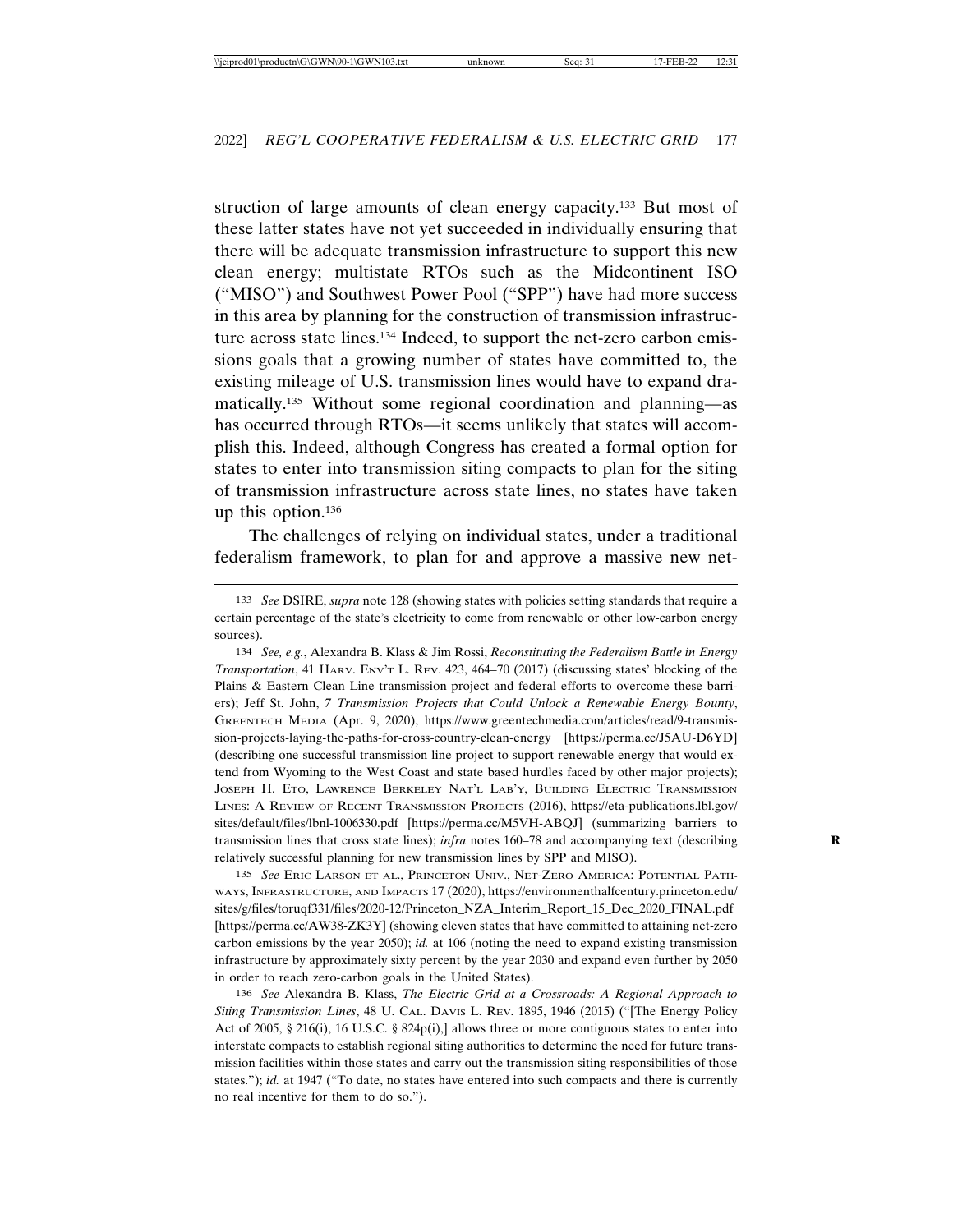struction of large amounts of clean energy capacity.[133] But most of these latter states have not yet succeeded in individually ensuring that there will be adequate transmission infrastructure to support this new clean energy; multistate RTOs such as the Midcontinent ISO ("MISO") and Southwest Power Pool ("SPP") have had more success in this area by planning for the construction of transmission infrastructure across state lines.[134] Indeed, to support the net-zero carbon emissions goals that a growing number of states have committed to, the existing mileage of U.S. transmission lines would have to expand dramatically.[135] Without some regional coordination and planning—as has occurred through RTOs—it seems unlikely that states will accomplish this. Indeed, although Congress has created a formal option for states to enter into transmission siting compacts to plan for the siting of transmission infrastructure across state lines, no states have taken up this option.[136]

The challenges of relying on individual states, under a traditional federalism framework, to plan for and approve a massive new net-

---

133 *See* DSIRE, *supra* note 128 (showing states with policies setting standards that require a certain percentage of the state's electricity to come from renewable or other low-carbon energy sources).

134 *See, e.g.*, Alexandra B. Klass & Jim Rossi, *Reconstituting the Federalism Battle in Energy Transportation*, 41 HARV. ENV'T L. REV. 423, 464–70 (2017) (discussing states' blocking of the Plains & Eastern Clean Line transmission project and federal efforts to overcome these barriers); Jeff St. John, *7 Transmission Projects that Could Unlock a Renewable Energy Bounty*, GREENTECH MEDIA (Apr. 9, 2020), https://www.greentechmedia.com/articles/read/9-transmission-projects-laying-the-paths-for-cross-country-clean-energy [https://perma.cc/J5AU-D6YD] (describing one successful transmission line project to support renewable energy that would extend from Wyoming to the West Coast and state based hurdles faced by other major projects); JOSEPH H. ETO, LAWRENCE BERKELEY NAT'L LAB'Y, BUILDING ELECTRIC TRANSMISSION LINES: A REVIEW OF RECENT TRANSMISSION PROJECTS (2016), https://eta-publications.lbl.gov/sites/default/files/lbnl-1006330.pdf [https://perma.cc/M5VH-ABQJ] (summarizing barriers to transmission lines that cross state lines); *infra* notes 160–78 and accompanying text (describing relatively successful planning for new transmission lines by SPP and MISO).

135 *See* ERIC LARSON ET AL., PRINCETON UNIV., NET-ZERO AMERICA: POTENTIAL PATHWAYS, INFRASTRUCTURE, AND IMPACTS 17 (2020), https://environmenthalfcentury.princeton.edu/sites/g/files/toruqf331/files/2020-12/Princeton_NZA_Interim_Report_15_Dec_2020_FINAL.pdf [https://perma.cc/AW38-ZK3Y] (showing eleven states that have committed to attaining net-zero carbon emissions by the year 2050); *id.* at 106 (noting the need to expand existing transmission infrastructure by approximately sixty percent by the year 2030 and expand even further by 2050 in order to reach zero-carbon goals in the United States).

136 *See* Alexandra B. Klass, *The Electric Grid at a Crossroads: A Regional Approach to Siting Transmission Lines*, 48 U. CAL. DAVIS L. REV. 1895, 1946 (2015) ("[The Energy Policy Act of 2005, § 216(i), 16 U.S.C. § 824p(i),] allows three or more contiguous states to enter into interstate compacts to establish regional siting authorities to determine the need for future transmission facilities within those states and carry out the transmission siting responsibilities of those states."); *id.* at 1947 ("To date, no states have entered into such compacts and there is currently no real incentive for them to do so.").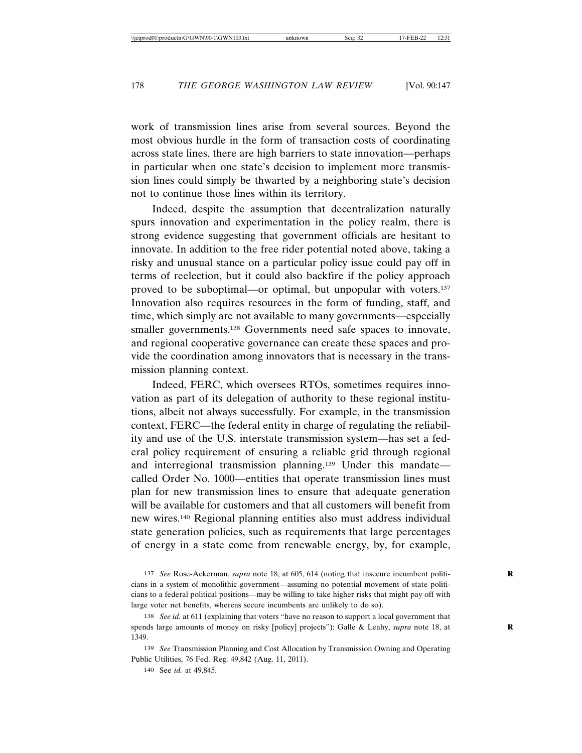work of transmission lines arise from several sources. Beyond the most obvious hurdle in the form of transaction costs of coordinating across state lines, there are high barriers to state innovation—perhaps in particular when one state's decision to implement more transmission lines could simply be thwarted by a neighboring state's decision not to continue those lines within its territory.

Indeed, despite the assumption that decentralization naturally spurs innovation and experimentation in the policy realm, there is strong evidence suggesting that government officials are hesitant to innovate. In addition to the free rider potential noted above, taking a risky and unusual stance on a particular policy issue could pay off in terms of reelection, but it could also backfire if the policy approach proved to be suboptimal—or optimal, but unpopular with voters.[137] Innovation also requires resources in the form of funding, staff, and time, which simply are not available to many governments—especially smaller governments.[138] Governments need safe spaces to innovate, and regional cooperative governance can create these spaces and provide the coordination among innovators that is necessary in the transmission planning context.

Indeed, FERC, which oversees RTOs, sometimes requires innovation as part of its delegation of authority to these regional institutions, albeit not always successfully. For example, in the transmission context, FERC—the federal entity in charge of regulating the reliability and use of the U.S. interstate transmission system—has set a federal policy requirement of ensuring a reliable grid through regional and interregional transmission planning.[139] Under this mandate—called Order No. 1000—entities that operate transmission lines must plan for new transmission lines to ensure that adequate generation will be available for customers and that all customers will benefit from new wires.[140] Regional planning entities also must address individual state generation policies, such as requirements that large percentages of energy in a state come from renewable energy, by, for example,

---

137 *See* Rose-Ackerman, *supra* note 18, at 605, 614 (noting that insecure incumbent politicians in a system of monolithic government—assuming no potential movement of state politicians to a federal political positions—may be willing to take higher risks that might pay off with large voter net benefits, whereas secure incumbents are unlikely to do so).

138 *See id.* at 611 (explaining that voters "have no reason to support a local government that spends large amounts of money on risky [policy] projects"); Galle & Leahy, *supra* note 18, at 1349.

139 *See* Transmission Planning and Cost Allocation by Transmission Owning and Operating Public Utilities, 76 Fed. Reg. 49,842 (Aug. 11, 2011).

140 See *id.* at 49,845.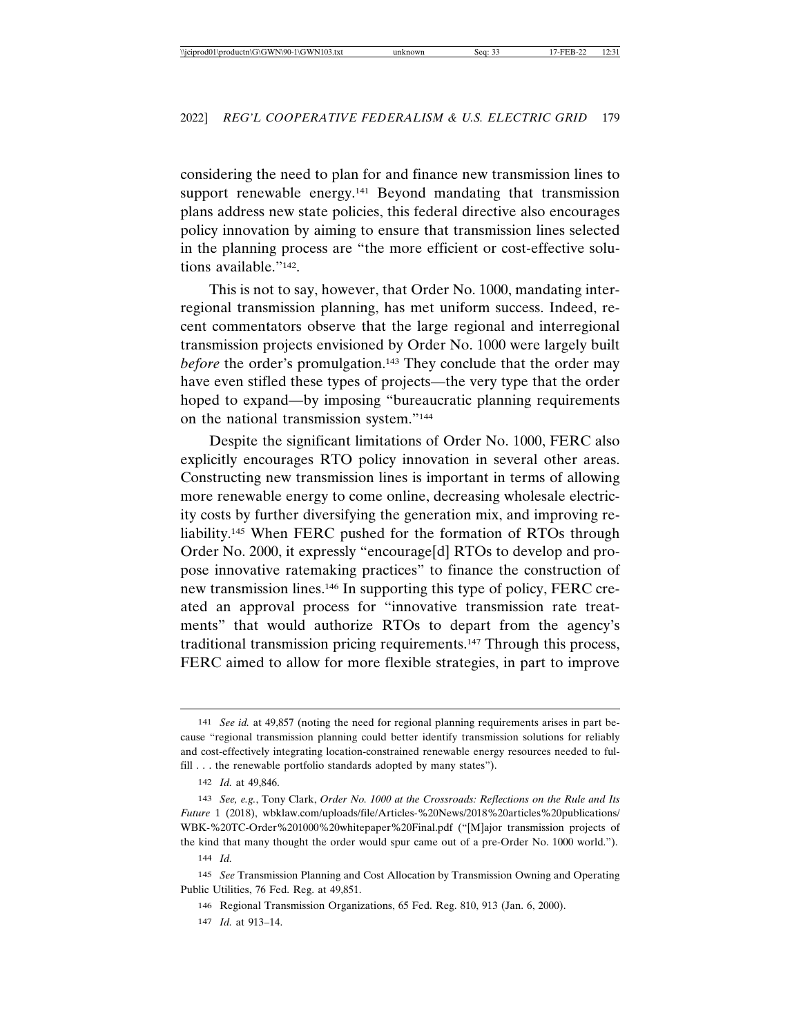considering the need to plan for and finance new transmission lines to support renewable energy.[141] Beyond mandating that transmission plans address new state policies, this federal directive also encourages policy innovation by aiming to ensure that transmission lines selected in the planning process are "the more efficient or cost-effective solutions available."[142].

This is not to say, however, that Order No. 1000, mandating interregional transmission planning, has met uniform success. Indeed, recent commentators observe that the large regional and interregional transmission projects envisioned by Order No. 1000 were largely built *before* the order's promulgation.[143] They conclude that the order may have even stifled these types of projects—the very type that the order hoped to expand—by imposing "bureaucratic planning requirements on the national transmission system."[144]

Despite the significant limitations of Order No. 1000, FERC also explicitly encourages RTO policy innovation in several other areas. Constructing new transmission lines is important in terms of allowing more renewable energy to come online, decreasing wholesale electricity costs by further diversifying the generation mix, and improving reliability.[145] When FERC pushed for the formation of RTOs through Order No. 2000, it expressly "encourage[d] RTOs to develop and propose innovative ratemaking practices" to finance the construction of new transmission lines.[146] In supporting this type of policy, FERC created an approval process for "innovative transmission rate treatments" that would authorize RTOs to depart from the agency's traditional transmission pricing requirements.[147] Through this process, FERC aimed to allow for more flexible strategies, in part to improve

---

141 *See id.* at 49,857 (noting the need for regional planning requirements arises in part because "regional transmission planning could better identify transmission solutions for reliably and cost-effectively integrating location-constrained renewable energy resources needed to fulfill . . . the renewable portfolio standards adopted by many states").

142 *Id.* at 49,846.

143 *See, e.g.*, Tony Clark, *Order No. 1000 at the Crossroads: Reflections on the Rule and Its Future* 1 (2018), wbklaw.com/uploads/file/Articles-%20News/2018%20articles%20publications/WBK-%20TC-Order%201000%20whitepaper%20Final.pdf ("[M]ajor transmission projects of the kind that many thought the order would spur came out of a pre-Order No. 1000 world.").

144 *Id.*

145 *See* Transmission Planning and Cost Allocation by Transmission Owning and Operating Public Utilities, 76 Fed. Reg. at 49,851.

146 Regional Transmission Organizations, 65 Fed. Reg. 810, 913 (Jan. 6, 2000).

147 *Id.* at 913–14.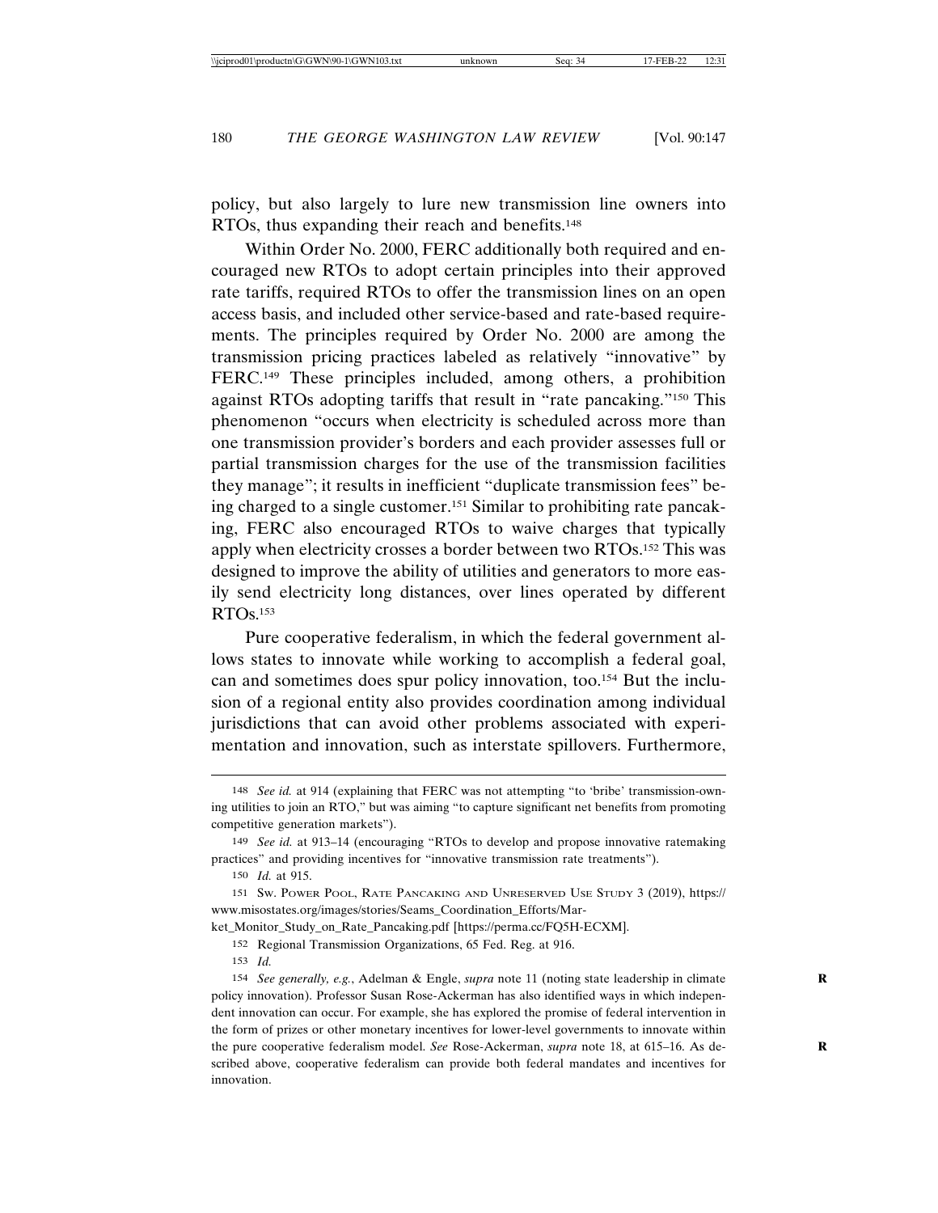policy, but also largely to lure new transmission line owners into RTOs, thus expanding their reach and benefits.[148]

Within Order No. 2000, FERC additionally both required and encouraged new RTOs to adopt certain principles into their approved rate tariffs, required RTOs to offer the transmission lines on an open access basis, and included other service-based and rate-based requirements. The principles required by Order No. 2000 are among the transmission pricing practices labeled as relatively "innovative" by FERC.[149] These principles included, among others, a prohibition against RTOs adopting tariffs that result in "rate pancaking."[150] This phenomenon "occurs when electricity is scheduled across more than one transmission provider's borders and each provider assesses full or partial transmission charges for the use of the transmission facilities they manage"; it results in inefficient "duplicate transmission fees" being charged to a single customer.[151] Similar to prohibiting rate pancaking, FERC also encouraged RTOs to waive charges that typically apply when electricity crosses a border between two RTOs.[152] This was designed to improve the ability of utilities and generators to more easily send electricity long distances, over lines operated by different RTOs.[153]

Pure cooperative federalism, in which the federal government allows states to innovate while working to accomplish a federal goal, can and sometimes does spur policy innovation, too.[154] But the inclusion of a regional entity also provides coordination among individual jurisdictions that can avoid other problems associated with experimentation and innovation, such as interstate spillovers. Furthermore,

148 *See id.* at 914 (explaining that FERC was not attempting "to 'bribe' transmission-owning utilities to join an RTO," but was aiming "to capture significant net benefits from promoting competitive generation markets").

149 *See id.* at 913–14 (encouraging "RTOs to develop and propose innovative ratemaking practices" and providing incentives for "innovative transmission rate treatments").

150 *Id.* at 915.

151 Sw. Power Pool, Rate Pancaking and Unreserved Use Study 3 (2019), https://www.misostates.org/images/stories/Seams_Coordination_Efforts/Market_Monitor_Study_on_Rate_Pancaking.pdf [https://perma.cc/FQ5H-ECXM].

152 Regional Transmission Organizations, 65 Fed. Reg. at 916.

153 *Id.*

154 *See generally, e.g.*, Adelman & Engle, *supra* note 11 (noting state leadership in climate policy innovation). Professor Susan Rose-Ackerman has also identified ways in which independent innovation can occur. For example, she has explored the promise of federal intervention in the form of prizes or other monetary incentives for lower-level governments to innovate within the pure cooperative federalism model. *See* Rose-Ackerman, *supra* note 18, at 615–16. As described above, cooperative federalism can provide both federal mandates and incentives for innovation.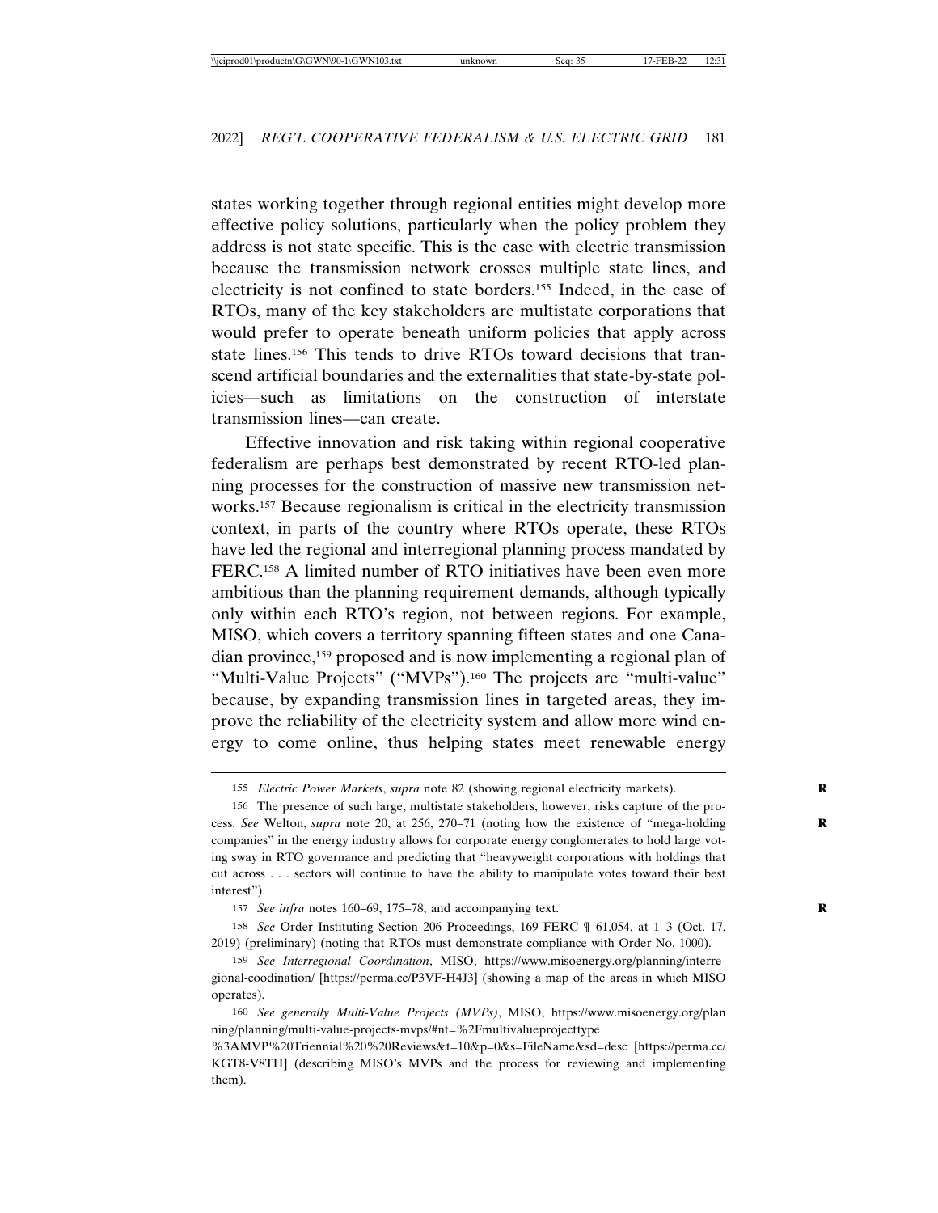states working together through regional entities might develop more effective policy solutions, particularly when the policy problem they address is not state specific. This is the case with electric transmission because the transmission network crosses multiple state lines, and electricity is not confined to state borders.[155] Indeed, in the case of RTOs, many of the key stakeholders are multistate corporations that would prefer to operate beneath uniform policies that apply across state lines.[156] This tends to drive RTOs toward decisions that transcend artificial boundaries and the externalities that state-by-state policies—such as limitations on the construction of interstate transmission lines—can create.

Effective innovation and risk taking within regional cooperative federalism are perhaps best demonstrated by recent RTO-led planning processes for the construction of massive new transmission networks.[157] Because regionalism is critical in the electricity transmission context, in parts of the country where RTOs operate, these RTOs have led the regional and interregional planning process mandated by FERC.[158] A limited number of RTO initiatives have been even more ambitious than the planning requirement demands, although typically only within each RTO's region, not between regions. For example, MISO, which covers a territory spanning fifteen states and one Canadian province,[159] proposed and is now implementing a regional plan of "Multi-Value Projects" ("MVPs").[160] The projects are "multi-value" because, by expanding transmission lines in targeted areas, they improve the reliability of the electricity system and allow more wind energy to come online, thus helping states meet renewable energy

---

155 *Electric Power Markets*, *supra* note 82 (showing regional electricity markets).

156 The presence of such large, multistate stakeholders, however, risks capture of the process. *See* Welton, *supra* note 20, at 256, 270–71 (noting how the existence of "mega-holding companies" in the energy industry allows for corporate energy conglomerates to hold large voting sway in RTO governance and predicting that "heavyweight corporations with holdings that cut across . . . sectors will continue to have the ability to manipulate votes toward their best interest").

157 *See infra* notes 160–69, 175–78, and accompanying text.

158 *See* Order Instituting Section 206 Proceedings, 169 FERC ¶ 61,054, at 1–3 (Oct. 17, 2019) (preliminary) (noting that RTOs must demonstrate compliance with Order No. 1000).

159 *See Interregional Coordination*, MISO, https://www.misoenergy.org/planning/interregional-coodination/ [https://perma.cc/P3VF-H4J3] (showing a map of the areas in which MISO operates).

160 *See generally Multi-Value Projects (MVPs)*, MISO, https://www.misoenergy.org/planning/planning/multi-value-projects-mvps/#nt=%2Fmultivalueprojecttype%3AMVP%20Triennial%20%20Reviews&t=10&p=0&s=FileName&sd=desc [https://perma.cc/KGT8-V8TH] (describing MISO's MVPs and the process for reviewing and implementing them).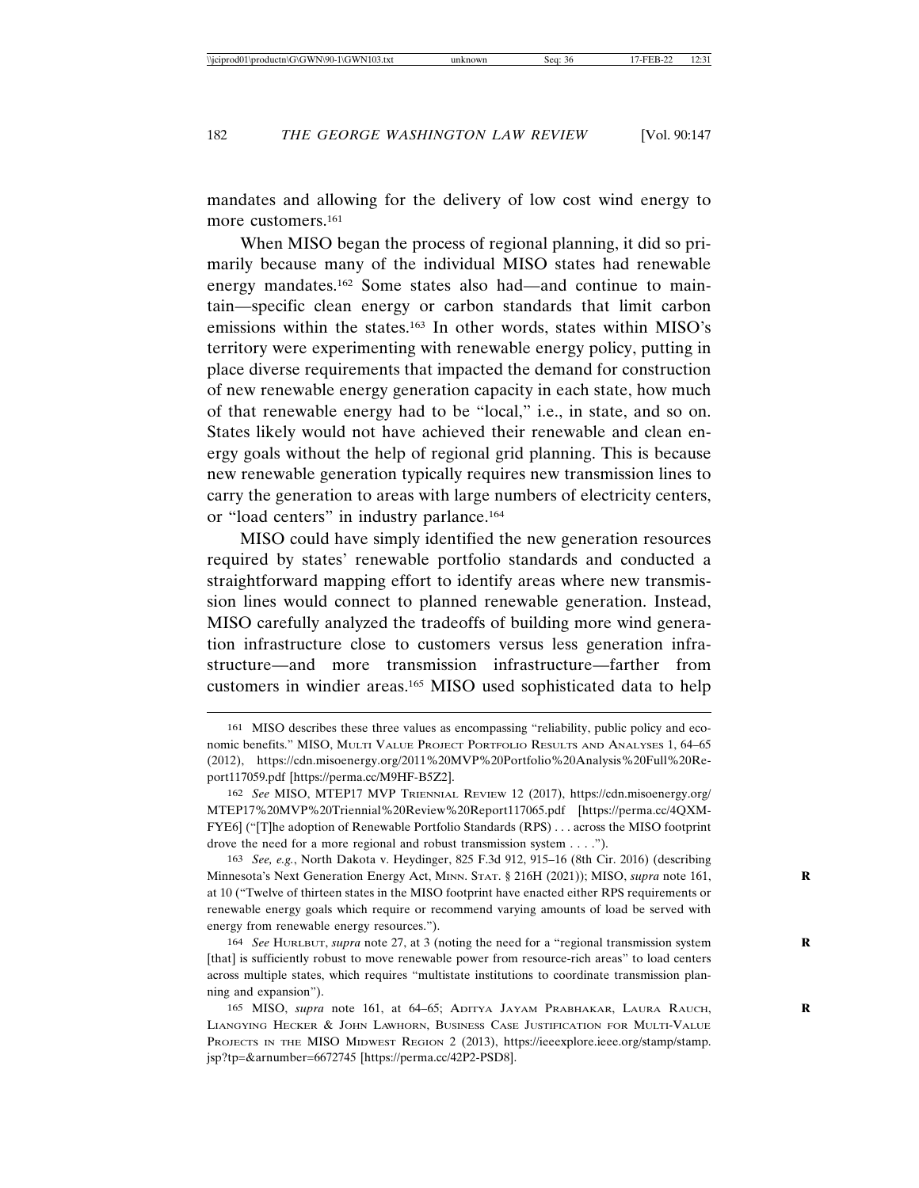mandates and allowing for the delivery of low cost wind energy to more customers.[161]

When MISO began the process of regional planning, it did so primarily because many of the individual MISO states had renewable energy mandates.[162] Some states also had—and continue to maintain—specific clean energy or carbon standards that limit carbon emissions within the states.[163] In other words, states within MISO's territory were experimenting with renewable energy policy, putting in place diverse requirements that impacted the demand for construction of new renewable energy generation capacity in each state, how much of that renewable energy had to be "local," i.e., in state, and so on. States likely would not have achieved their renewable and clean energy goals without the help of regional grid planning. This is because new renewable generation typically requires new transmission lines to carry the generation to areas with large numbers of electricity centers, or "load centers" in industry parlance.[164]

MISO could have simply identified the new generation resources required by states' renewable portfolio standards and conducted a straightforward mapping effort to identify areas where new transmission lines would connect to planned renewable generation. Instead, MISO carefully analyzed the tradeoffs of building more wind generation infrastructure close to customers versus less generation infrastructure—and more transmission infrastructure—farther from customers in windier areas.[165] MISO used sophisticated data to help

---

161 MISO describes these three values as encompassing "reliability, public policy and economic benefits." MISO, MULTI VALUE PROJECT PORTFOLIO RESULTS AND ANALYSES 1, 64–65 (2012), https://cdn.misoenergy.org/2011%20MVP%20Portfolio%20Analysis%20Full%20Report117059.pdf [https://perma.cc/M9HF-B5Z2].

162 *See* MISO, MTEP17 MVP TRIENNIAL REVIEW 12 (2017), https://cdn.misoenergy.org/MTEP17%20MVP%20Triennial%20Review%20Report117065.pdf [https://perma.cc/4QXM-FYE6] ("[T]he adoption of Renewable Portfolio Standards (RPS) . . . across the MISO footprint drove the need for a more regional and robust transmission system . . . .").

163 *See, e.g.*, North Dakota v. Heydinger, 825 F.3d 912, 915–16 (8th Cir. 2016) (describing Minnesota's Next Generation Energy Act, MINN. STAT. § 216H (2021)); MISO, *supra* note 161, at 10 ("Twelve of thirteen states in the MISO footprint have enacted either RPS requirements or renewable energy goals which require or recommend varying amounts of load be served with energy from renewable energy resources.").

164 *See* HURLBUT, *supra* note 27, at 3 (noting the need for a "regional transmission system [that] is sufficiently robust to move renewable power from resource-rich areas" to load centers across multiple states, which requires "multistate institutions to coordinate transmission planning and expansion").

165 MISO, *supra* note 161, at 64–65; ADITYA JAYAM PRABHAKAR, LAURA RAUCH, LIANGYING HECKER & JOHN LAWHORN, BUSINESS CASE JUSTIFICATION FOR MULTI-VALUE PROJECTS IN THE MISO MIDWEST REGION 2 (2013), https://ieeexplore.ieee.org/stamp/stamp.jsp?tp=&arnumber=6672745 [https://perma.cc/42P2-PSD8].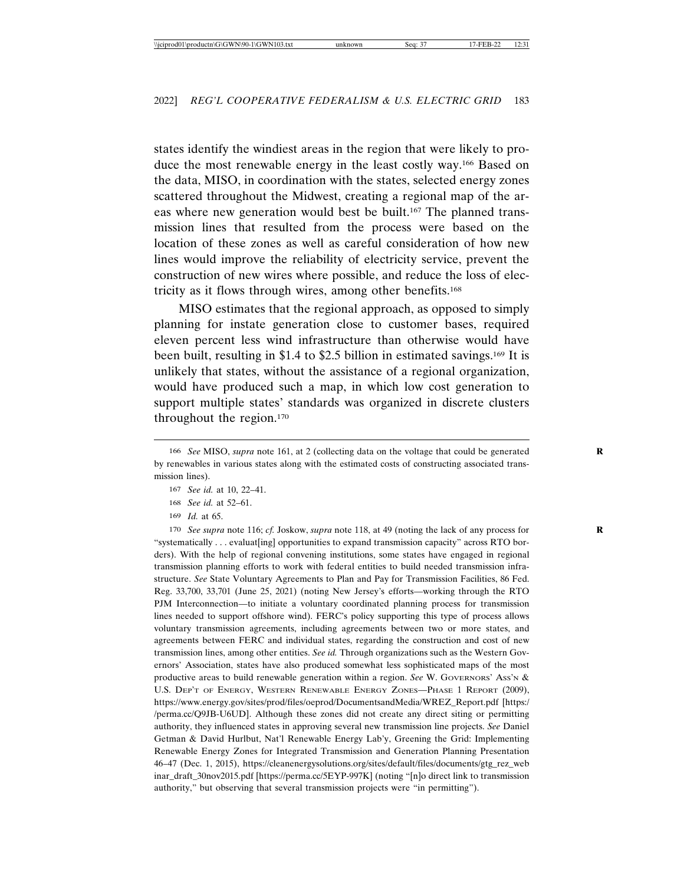states identify the windiest areas in the region that were likely to produce the most renewable energy in the least costly way.[166] Based on the data, MISO, in coordination with the states, selected energy zones scattered throughout the Midwest, creating a regional map of the areas where new generation would best be built.[167] The planned transmission lines that resulted from the process were based on the location of these zones as well as careful consideration of how new lines would improve the reliability of electricity service, prevent the construction of new wires where possible, and reduce the loss of electricity as it flows through wires, among other benefits.[168]

MISO estimates that the regional approach, as opposed to simply planning for instate generation close to customer bases, required eleven percent less wind infrastructure than otherwise would have been built, resulting in $1.4 to $2.5 billion in estimated savings.[169] It is unlikely that states, without the assistance of a regional organization, would have produced such a map, in which low cost generation to support multiple states' standards was organized in discrete clusters throughout the region.[170]

---

166 *See* MISO, *supra* note 161, at 2 (collecting data on the voltage that could be generated by renewables in various states along with the estimated costs of constructing associated transmission lines).

167 *See id.* at 10, 22–41.

168 *See id.* at 52–61.

169 *Id.* at 65.

170 *See supra* note 116; *cf.* Joskow, *supra* note 118, at 49 (noting the lack of any process for "systematically . . . evaluat[ing] opportunities to expand transmission capacity" across RTO borders). With the help of regional convening institutions, some states have engaged in regional transmission planning efforts to work with federal entities to build needed transmission infrastructure. *See* State Voluntary Agreements to Plan and Pay for Transmission Facilities, 86 Fed. Reg. 33,700, 33,701 (June 25, 2021) (noting New Jersey's efforts—working through the RTO PJM Interconnection—to initiate a voluntary coordinated planning process for transmission lines needed to support offshore wind). FERC's policy supporting this type of process allows voluntary transmission agreements, including agreements between two or more states, and agreements between FERC and individual states, regarding the construction and cost of new transmission lines, among other entities. *See id.* Through organizations such as the Western Governors' Association, states have also produced somewhat less sophisticated maps of the most productive areas to build renewable generation within a region. *See* W. GOVERNORS' ASS'N & U.S. DEP'T OF ENERGY, WESTERN RENEWABLE ENERGY ZONES—PHASE 1 REPORT (2009), https://www.energy.gov/sites/prod/files/oeprod/DocumentsandMedia/WREZ_Report.pdf [https://perma.cc/Q9JB-U6UD]. Although these zones did not create any direct siting or permitting authority, they influenced states in approving several new transmission line projects. *See* Daniel Getman & David Hurlbut, Nat'l Renewable Energy Lab'y, Greening the Grid: Implementing Renewable Energy Zones for Integrated Transmission and Generation Planning Presentation 46–47 (Dec. 1, 2015), https://cleanenergysolutions.org/sites/default/files/documents/gtg_rez_webinar_draft_30nov2015.pdf [https://perma.cc/5EYP-997K] (noting "[n]o direct link to transmission authority," but observing that several transmission projects were "in permitting").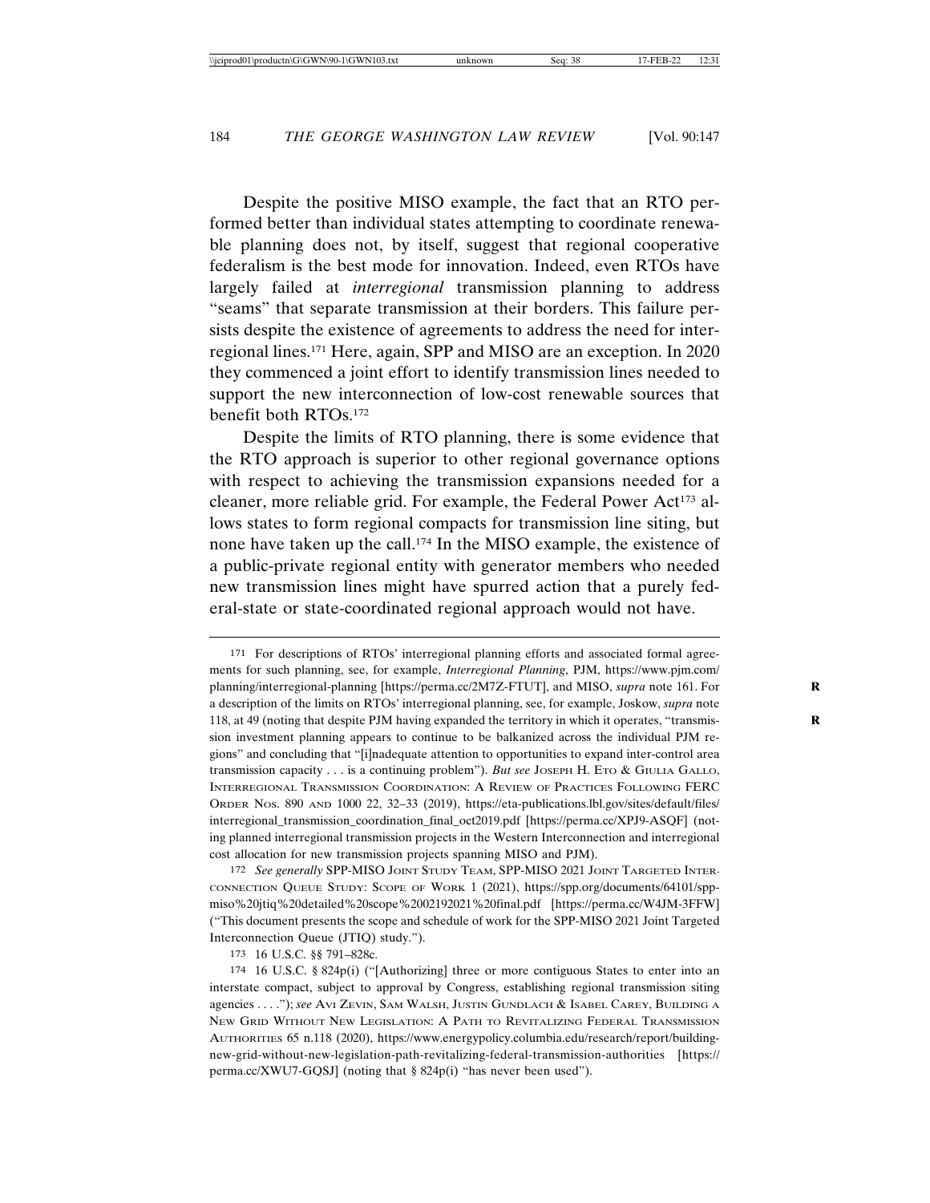Despite the positive MISO example, the fact that an RTO performed better than individual states attempting to coordinate renewable planning does not, by itself, suggest that regional cooperative federalism is the best mode for innovation. Indeed, even RTOs have largely failed at *interregional* transmission planning to address "seams" that separate transmission at their borders. This failure persists despite the existence of agreements to address the need for interregional lines.[171] Here, again, SPP and MISO are an exception. In 2020 they commenced a joint effort to identify transmission lines needed to support the new interconnection of low-cost renewable sources that benefit both RTOs.[172]

Despite the limits of RTO planning, there is some evidence that the RTO approach is superior to other regional governance options with respect to achieving the transmission expansions needed for a cleaner, more reliable grid. For example, the Federal Power Act[173] allows states to form regional compacts for transmission line siting, but none have taken up the call.[174] In the MISO example, the existence of a public-private regional entity with generator members who needed new transmission lines might have spurred action that a purely federal-state or state-coordinated regional approach would not have.

---

171 For descriptions of RTOs' interregional planning efforts and associated formal agreements for such planning, see, for example, *Interregional Planning*, PJM, https://www.pjm.com/planning/interregional-planning [https://perma.cc/2M7Z-FTUT], and MISO, *supra* note 161. For a description of the limits on RTOs' interregional planning, see, for example, Joskow, *supra* note 118, at 49 (noting that despite PJM having expanded the territory in which it operates, "transmission investment planning appears to continue to be balkanized across the individual PJM regions" and concluding that "[i]nadequate attention to opportunities to expand inter-control area transmission capacity . . . is a continuing problem"). *But see* Joseph H. Eto & Giulia Gallo, Interregional Transmission Coordination: A Review of Practices Following FERC Order Nos. 890 and 1000 22, 32–33 (2019), https://eta-publications.lbl.gov/sites/default/files/interregional_transmission_coordination_final_oct2019.pdf [https://perma.cc/XPJ9-ASQF] (noting planned interregional transmission projects in the Western Interconnection and interregional cost allocation for new transmission projects spanning MISO and PJM).

172 *See generally* SPP-MISO Joint Study Team, SPP-MISO 2021 Joint Targeted Interconnection Queue Study: Scope of Work 1 (2021), https://spp.org/documents/64101/spp-miso%20jtiq%20detailed%20scope%2002192021%20final.pdf [https://perma.cc/W4JM-3FFW] ("This document presents the scope and schedule of work for the SPP-MISO 2021 Joint Targeted Interconnection Queue (JTIQ) study.").

173 16 U.S.C. §§ 791–828c.

174 16 U.S.C. § 824p(i) ("[Authorizing] three or more contiguous States to enter into an interstate compact, subject to approval by Congress, establishing regional transmission siting agencies . . . ."); *see* Avi Zevin, Sam Walsh, Justin Gundlach & Isabel Carey, Building a New Grid Without New Legislation: A Path to Revitalizing Federal Transmission Authorities 65 n.118 (2020), https://www.energypolicy.columbia.edu/research/report/building-new-grid-without-new-legislation-path-revitalizing-federal-transmission-authorities [https://perma.cc/XWU7-GQSJ] (noting that § 824p(i) "has never been used").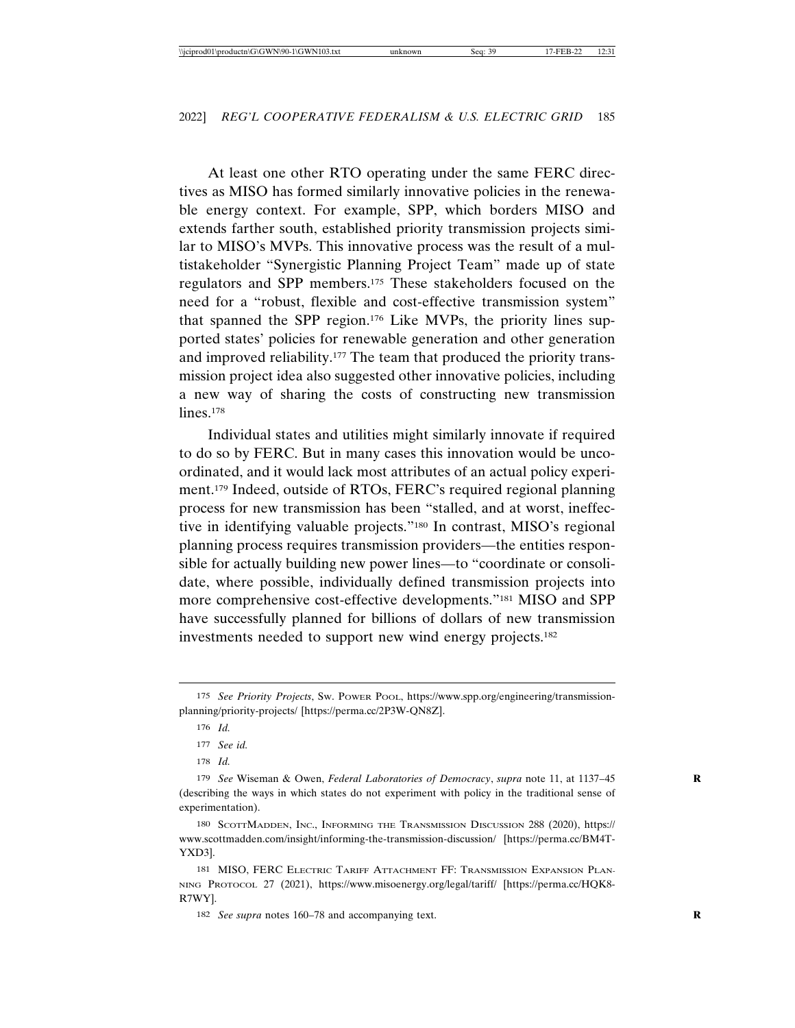At least one other RTO operating under the same FERC directives as MISO has formed similarly innovative policies in the renewable energy context. For example, SPP, which borders MISO and extends farther south, established priority transmission projects similar to MISO's MVPs. This innovative process was the result of a multistakeholder "Synergistic Planning Project Team" made up of state regulators and SPP members.[175] These stakeholders focused on the need for a "robust, flexible and cost-effective transmission system" that spanned the SPP region.[176] Like MVPs, the priority lines supported states' policies for renewable generation and other generation and improved reliability.[177] The team that produced the priority transmission project idea also suggested other innovative policies, including a new way of sharing the costs of constructing new transmission lines.[178]

Individual states and utilities might similarly innovate if required to do so by FERC. But in many cases this innovation would be uncoordinated, and it would lack most attributes of an actual policy experiment.[179] Indeed, outside of RTOs, FERC's required regional planning process for new transmission has been "stalled, and at worst, ineffective in identifying valuable projects."[180] In contrast, MISO's regional planning process requires transmission providers—the entities responsible for actually building new power lines—to "coordinate or consolidate, where possible, individually defined transmission projects into more comprehensive cost-effective developments."[181] MISO and SPP have successfully planned for billions of dollars of new transmission investments needed to support new wind energy projects.[182]

---

175 *See Priority Projects*, Sw. Power Pool, https://www.spp.org/engineering/transmission-planning/priority-projects/ [https://perma.cc/2P3W-QN8Z].

176 *Id.*

177 *See id.*

178 *Id.*

179 *See* Wiseman & Owen, *Federal Laboratories of Democracy*, *supra* note 11, at 1137–45 (describing the ways in which states do not experiment with policy in the traditional sense of experimentation).

180 ScottMadden, Inc., Informing the Transmission Discussion 288 (2020), https://www.scottmadden.com/insight/informing-the-transmission-discussion/ [https://perma.cc/BM4T-YXD3].

181 MISO, FERC Electric Tariff Attachment FF: Transmission Expansion Planning Protocol 27 (2021), https://www.misoenergy.org/legal/tariff/ [https://perma.cc/HQK8-R7WY].

182 *See supra* notes 160–78 and accompanying text.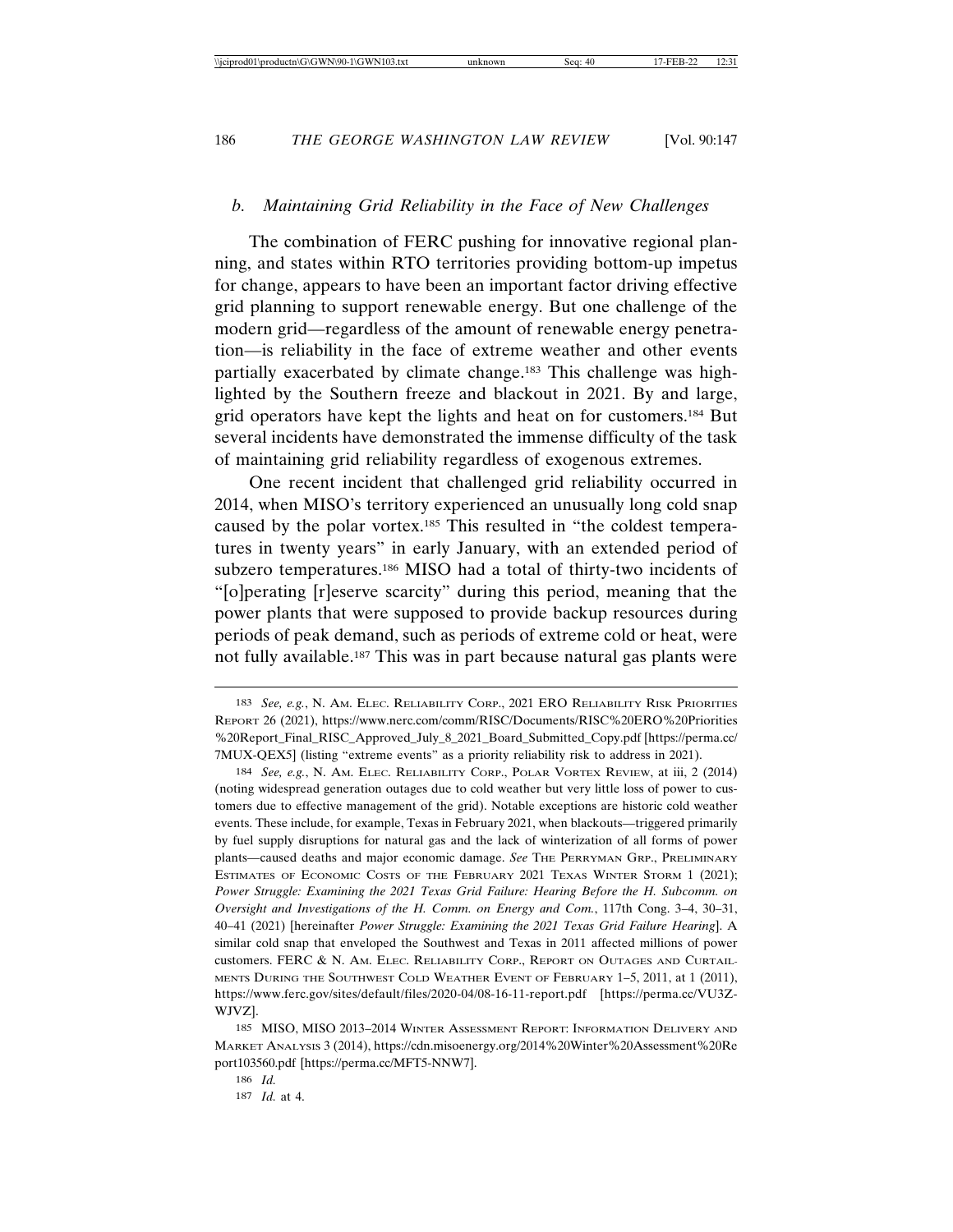### *b. Maintaining Grid Reliability in the Face of New Challenges*

The combination of FERC pushing for innovative regional planning, and states within RTO territories providing bottom-up impetus for change, appears to have been an important factor driving effective grid planning to support renewable energy. But one challenge of the modern grid—regardless of the amount of renewable energy penetration—is reliability in the face of extreme weather and other events partially exacerbated by climate change.[183] This challenge was highlighted by the Southern freeze and blackout in 2021. By and large, grid operators have kept the lights and heat on for customers.[184] But several incidents have demonstrated the immense difficulty of the task of maintaining grid reliability regardless of exogenous extremes.

One recent incident that challenged grid reliability occurred in 2014, when MISO's territory experienced an unusually long cold snap caused by the polar vortex.[185] This resulted in "the coldest temperatures in twenty years" in early January, with an extended period of subzero temperatures.[186] MISO had a total of thirty-two incidents of "[o]perating [r]eserve scarcity" during this period, meaning that the power plants that were supposed to provide backup resources during periods of peak demand, such as periods of extreme cold or heat, were not fully available.[187] This was in part because natural gas plants were

---

183 *See, e.g.*, N. AM. ELEC. RELIABILITY CORP., 2021 ERO RELIABILITY RISK PRIORITIES REPORT 26 (2021), https://www.nerc.com/comm/RISC/Documents/RISC%20ERO%20Priorities%20Report_Final_RISC_Approved_July_8_2021_Board_Submitted_Copy.pdf [https://perma.cc/7MUX-QEX5] (listing "extreme events" as a priority reliability risk to address in 2021).

184 *See, e.g.*, N. AM. ELEC. RELIABILITY CORP., POLAR VORTEX REVIEW, at iii, 2 (2014) (noting widespread generation outages due to cold weather but very little loss of power to customers due to effective management of the grid). Notable exceptions are historic cold weather events. These include, for example, Texas in February 2021, when blackouts—triggered primarily by fuel supply disruptions for natural gas and the lack of winterization of all forms of power plants—caused deaths and major economic damage. *See* THE PERRYMAN GRP., PRELIMINARY ESTIMATES OF ECONOMIC COSTS OF THE FEBRUARY 2021 TEXAS WINTER STORM 1 (2021); *Power Struggle: Examining the 2021 Texas Grid Failure: Hearing Before the H. Subcomm. on Oversight and Investigations of the H. Comm. on Energy and Com.*, 117th Cong. 3–4, 30–31, 40–41 (2021) [hereinafter *Power Struggle: Examining the 2021 Texas Grid Failure Hearing*]. A similar cold snap that enveloped the Southwest and Texas in 2011 affected millions of power customers. FERC & N. AM. ELEC. RELIABILITY CORP., REPORT ON OUTAGES AND CURTAILMENTS DURING THE SOUTHWEST COLD WEATHER EVENT OF FEBRUARY 1–5, 2011, at 1 (2011), https://www.ferc.gov/sites/default/files/2020-04/08-16-11-report.pdf [https://perma.cc/VU3Z-WJVZ].

185 MISO, MISO 2013–2014 WINTER ASSESSMENT REPORT: INFORMATION DELIVERY AND MARKET ANALYSIS 3 (2014), https://cdn.misoenergy.org/2014%20Winter%20Assessment%20Report103560.pdf [https://perma.cc/MFT5-NNW7].

186 *Id.*

187 *Id.* at 4.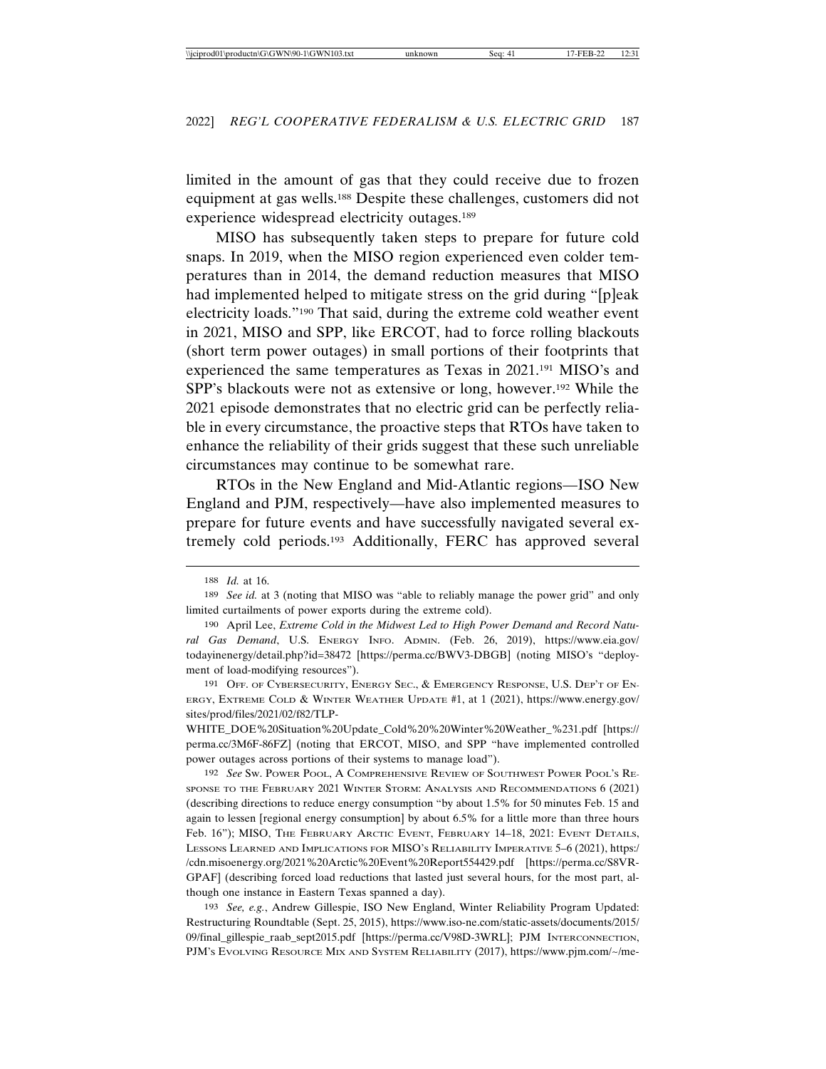limited in the amount of gas that they could receive due to frozen equipment at gas wells.[188] Despite these challenges, customers did not experience widespread electricity outages.[189]

MISO has subsequently taken steps to prepare for future cold snaps. In 2019, when the MISO region experienced even colder temperatures than in 2014, the demand reduction measures that MISO had implemented helped to mitigate stress on the grid during "[p]eak electricity loads."[190] That said, during the extreme cold weather event in 2021, MISO and SPP, like ERCOT, had to force rolling blackouts (short term power outages) in small portions of their footprints that experienced the same temperatures as Texas in 2021.[191] MISO's and SPP's blackouts were not as extensive or long, however.[192] While the 2021 episode demonstrates that no electric grid can be perfectly reliable in every circumstance, the proactive steps that RTOs have taken to enhance the reliability of their grids suggest that these such unreliable circumstances may continue to be somewhat rare.

RTOs in the New England and Mid-Atlantic regions—ISO New England and PJM, respectively—have also implemented measures to prepare for future events and have successfully navigated several extremely cold periods.[193] Additionally, FERC has approved several

---

188 *Id.* at 16.

189 *See id.* at 3 (noting that MISO was "able to reliably manage the power grid" and only limited curtailments of power exports during the extreme cold).

190 April Lee, *Extreme Cold in the Midwest Led to High Power Demand and Record Natural Gas Demand*, U.S. ENERGY INFO. ADMIN. (Feb. 26, 2019), https://www.eia.gov/todayinenergy/detail.php?id=38472 [https://perma.cc/BWV3-DBGB] (noting MISO's "deployment of load-modifying resources").

191 OFF. OF CYBERSECURITY, ENERGY SEC., & EMERGENCY RESPONSE, U.S. DEP'T OF ENERGY, EXTREME COLD & WINTER WEATHER UPDATE #1, at 1 (2021), https://www.energy.gov/sites/prod/files/2021/02/f82/TLP-WHITE_DOE%20Situation%20Update_Cold%20%20Winter%20Weather_%231.pdf [https://perma.cc/3M6F-86FZ] (noting that ERCOT, MISO, and SPP "have implemented controlled power outages across portions of their systems to manage load").

192 *See* SW. POWER POOL, A COMPREHENSIVE REVIEW OF SOUTHWEST POWER POOL'S RESPONSE TO THE FEBRUARY 2021 WINTER STORM: ANALYSIS AND RECOMMENDATIONS 6 (2021) (describing directions to reduce energy consumption "by about 1.5% for 50 minutes Feb. 15 and again to lessen [regional energy consumption] by about 6.5% for a little more than three hours Feb. 16"); MISO, THE FEBRUARY ARCTIC EVENT, FEBRUARY 14–18, 2021: EVENT DETAILS, LESSONS LEARNED AND IMPLICATIONS FOR MISO'S RELIABILITY IMPERATIVE 5–6 (2021), https://cdn.misoenergy.org/2021%20Arctic%20Event%20Report554429.pdf [https://perma.cc/S8VR-GPAF] (describing forced load reductions that lasted just several hours, for the most part, although one instance in Eastern Texas spanned a day).

193 *See, e.g.*, Andrew Gillespie, ISO New England, Winter Reliability Program Updated: Restructuring Roundtable (Sept. 25, 2015), https://www.iso-ne.com/static-assets/documents/2015/09/final_gillespie_raab_sept2015.pdf [https://perma.cc/V98D-3WRL]; PJM INTERCONNECTION, PJM'S EVOLVING RESOURCE MIX AND SYSTEM RELIABILITY (2017), https://www.pjm.com/~/me-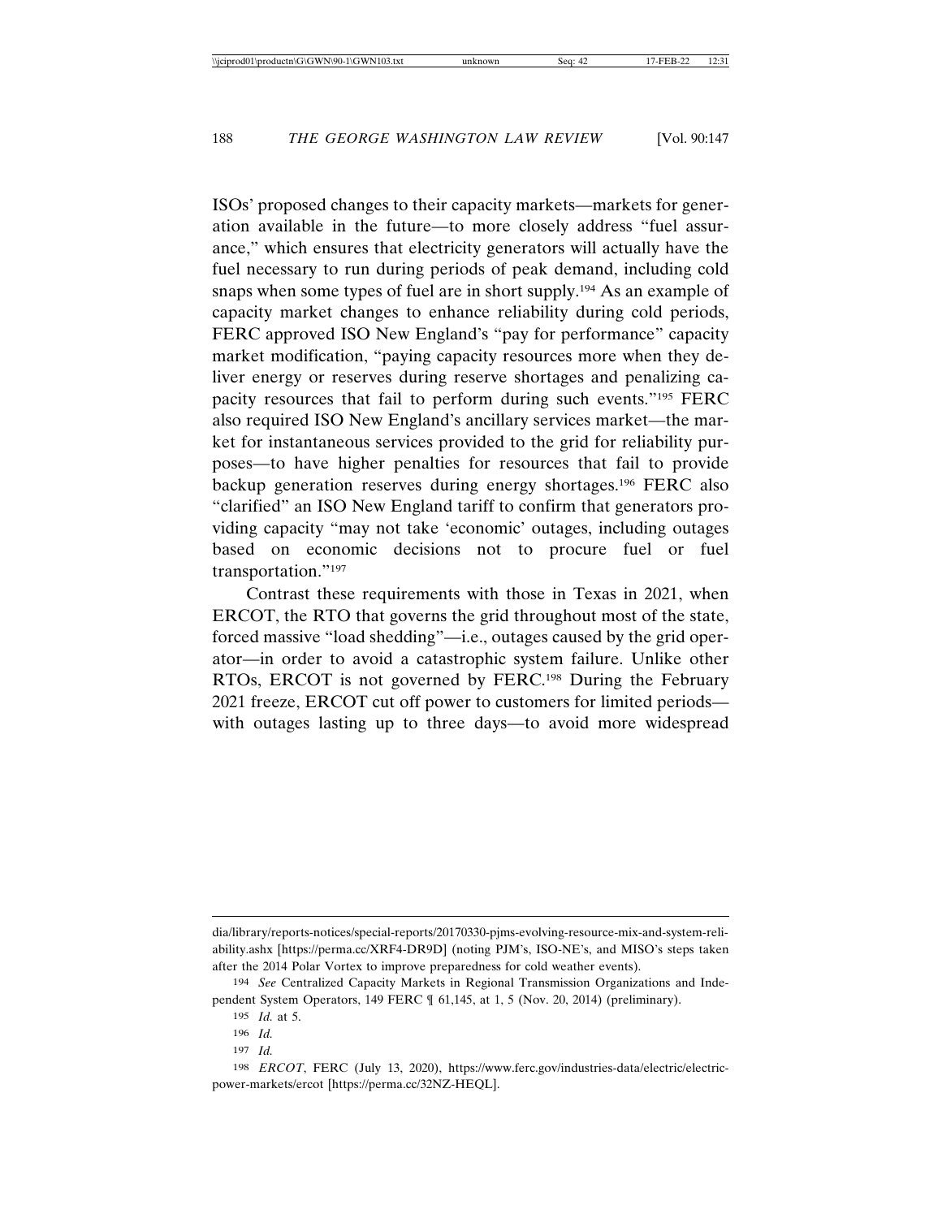ISOs' proposed changes to their capacity markets—markets for generation available in the future—to more closely address "fuel assurance," which ensures that electricity generators will actually have the fuel necessary to run during periods of peak demand, including cold snaps when some types of fuel are in short supply.[194] As an example of capacity market changes to enhance reliability during cold periods, FERC approved ISO New England's "pay for performance" capacity market modification, "paying capacity resources more when they deliver energy or reserves during reserve shortages and penalizing capacity resources that fail to perform during such events."[195] FERC also required ISO New England's ancillary services market—the market for instantaneous services provided to the grid for reliability purposes—to have higher penalties for resources that fail to provide backup generation reserves during energy shortages.[196] FERC also "clarified" an ISO New England tariff to confirm that generators providing capacity "may not take 'economic' outages, including outages based on economic decisions not to procure fuel or fuel transportation."[197]

Contrast these requirements with those in Texas in 2021, when ERCOT, the RTO that governs the grid throughout most of the state, forced massive "load shedding"—i.e., outages caused by the grid operator—in order to avoid a catastrophic system failure. Unlike other RTOs, ERCOT is not governed by FERC.[198] During the February 2021 freeze, ERCOT cut off power to customers for limited periods—with outages lasting up to three days—to avoid more widespread

---

dia/library/reports-notices/special-reports/20170330-pjms-evolving-resource-mix-and-system-reliability.ashx [https://perma.cc/XRF4-DR9D] (noting PJM's, ISO-NE's, and MISO's steps taken after the 2014 Polar Vortex to improve preparedness for cold weather events).

194 *See* Centralized Capacity Markets in Regional Transmission Organizations and Independent System Operators, 149 FERC ¶ 61,145, at 1, 5 (Nov. 20, 2014) (preliminary).

195 *Id.* at 5.

196 *Id.*

197 *Id.*

198 *ERCOT*, FERC (July 13, 2020), https://www.ferc.gov/industries-data/electric/electric-power-markets/ercot [https://perma.cc/32NZ-HEQL].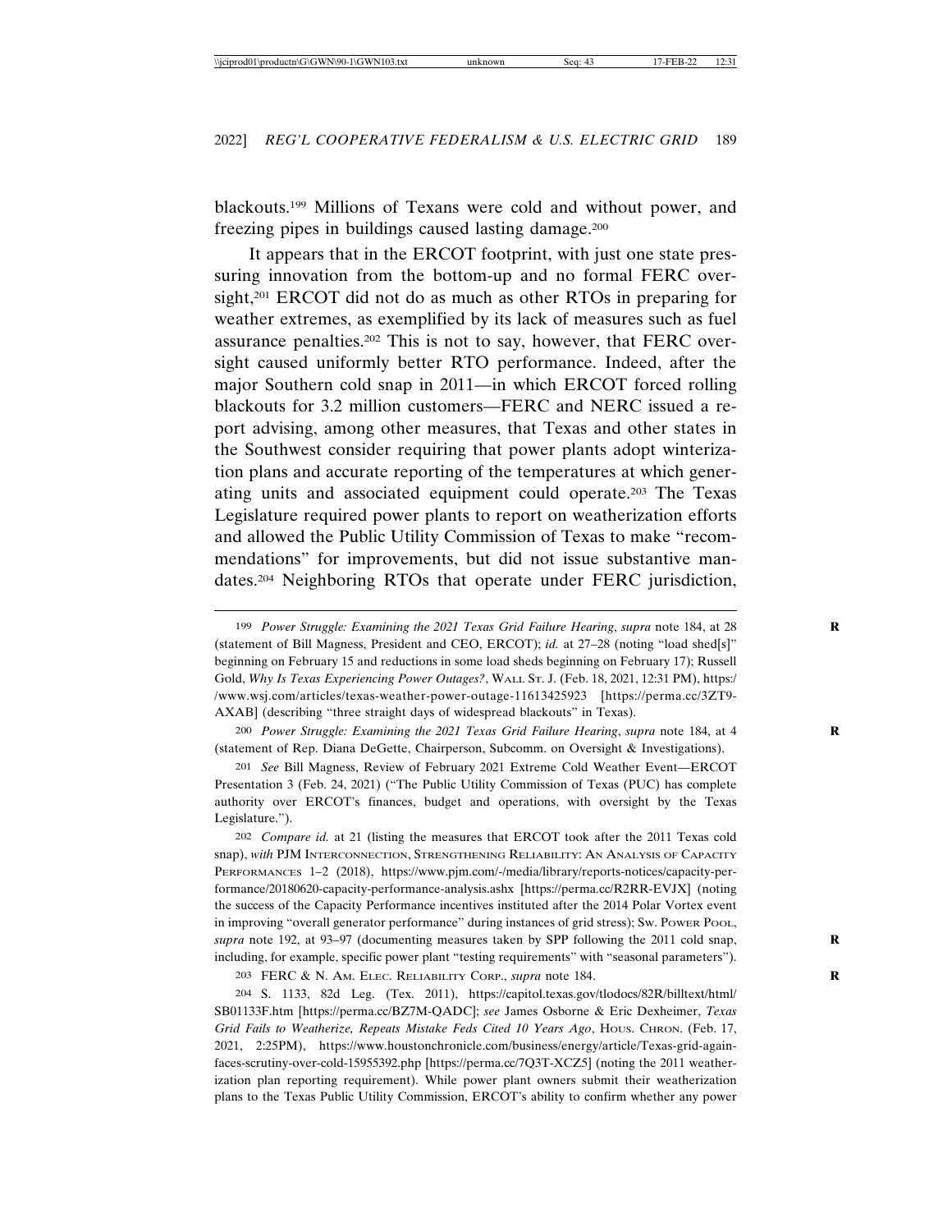blackouts.[199] Millions of Texans were cold and without power, and freezing pipes in buildings caused lasting damage.[200]

It appears that in the ERCOT footprint, with just one state pressuring innovation from the bottom-up and no formal FERC oversight,[201] ERCOT did not do as much as other RTOs in preparing for weather extremes, as exemplified by its lack of measures such as fuel assurance penalties.[202] This is not to say, however, that FERC oversight caused uniformly better RTO performance. Indeed, after the major Southern cold snap in 2011—in which ERCOT forced rolling blackouts for 3.2 million customers—FERC and NERC issued a report advising, among other measures, that Texas and other states in the Southwest consider requiring that power plants adopt winterization plans and accurate reporting of the temperatures at which generating units and associated equipment could operate.[203] The Texas Legislature required power plants to report on weatherization efforts and allowed the Public Utility Commission of Texas to make "recommendations" for improvements, but did not issue substantive mandates.[204] Neighboring RTOs that operate under FERC jurisdiction,

---

199 *Power Struggle: Examining the 2021 Texas Grid Failure Hearing*, *supra* note 184, at 28 (statement of Bill Magness, President and CEO, ERCOT); *id.* at 27–28 (noting "load shed[s]" beginning on February 15 and reductions in some load sheds beginning on February 17); Russell Gold, *Why Is Texas Experiencing Power Outages?*, WALL ST. J. (Feb. 18, 2021, 12:31 PM), https://www.wsj.com/articles/texas-weather-power-outage-11613425923 [https://perma.cc/3ZT9-AXAB] (describing "three straight days of widespread blackouts" in Texas).

200 *Power Struggle: Examining the 2021 Texas Grid Failure Hearing*, *supra* note 184, at 4 (statement of Rep. Diana DeGette, Chairperson, Subcomm. on Oversight & Investigations).

201 *See* Bill Magness, Review of February 2021 Extreme Cold Weather Event—ERCOT Presentation 3 (Feb. 24, 2021) ("The Public Utility Commission of Texas (PUC) has complete authority over ERCOT's finances, budget and operations, with oversight by the Texas Legislature.").

202 *Compare id.* at 21 (listing the measures that ERCOT took after the 2011 Texas cold snap), *with* PJM INTERCONNECTION, STRENGTHENING RELIABILITY: AN ANALYSIS OF CAPACITY PERFORMANCES 1–2 (2018), https://www.pjm.com/-/media/library/reports-notices/capacity-performance/20180620-capacity-performance-analysis.ashx [https://perma.cc/R2RR-EVJX] (noting the success of the Capacity Performance incentives instituted after the 2014 Polar Vortex event in improving "overall generator performance" during instances of grid stress); SW. POWER POOL, *supra* note 192, at 93–97 (documenting measures taken by SPP following the 2011 cold snap, including, for example, specific power plant "testing requirements" with "seasonal parameters").

203 FERC & N. AM. ELEC. RELIABILITY CORP., *supra* note 184.

204 S. 1133, 82d Leg. (Tex. 2011), https://capitol.texas.gov/tlodocs/82R/billtext/html/SB01133F.htm [https://perma.cc/BZ7M-QADC]; *see* James Osborne & Eric Dexheimer, *Texas Grid Fails to Weatherize, Repeats Mistake Feds Cited 10 Years Ago*, HOUS. CHRON. (Feb. 17, 2021, 2:25PM), https://www.houstonchronicle.com/business/energy/article/Texas-grid-again-faces-scrutiny-over-cold-15955392.php [https://perma.cc/7Q3T-XCZ5] (noting the 2011 weatherization plan reporting requirement). While power plant owners submit their weatherization plans to the Texas Public Utility Commission, ERCOT's ability to confirm whether any power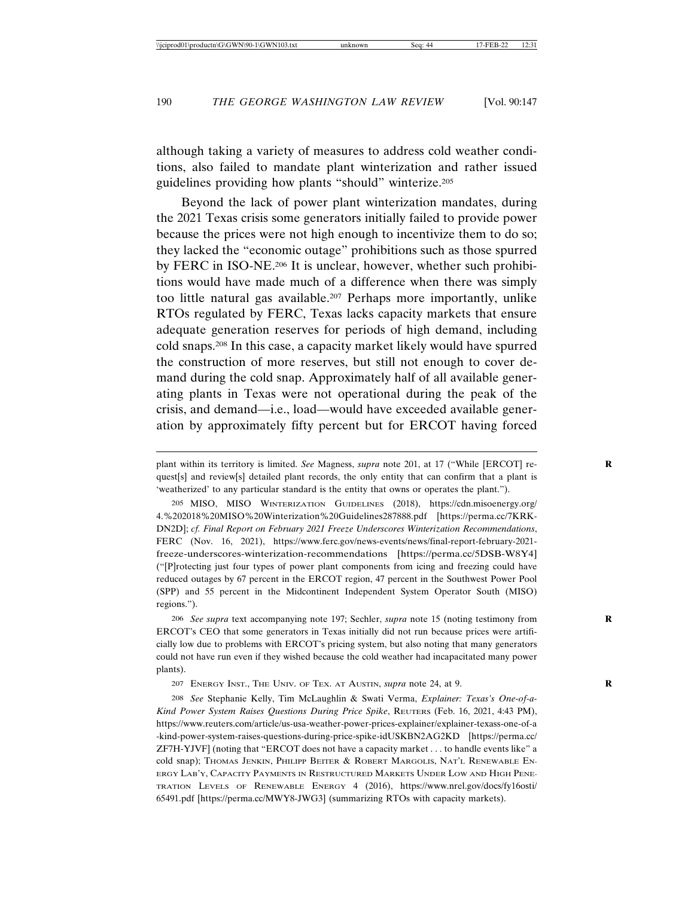although taking a variety of measures to address cold weather conditions, also failed to mandate plant winterization and rather issued guidelines providing how plants "should" winterize.[205]

Beyond the lack of power plant winterization mandates, during the 2021 Texas crisis some generators initially failed to provide power because the prices were not high enough to incentivize them to do so; they lacked the "economic outage" prohibitions such as those spurred by FERC in ISO-NE.[206] It is unclear, however, whether such prohibitions would have made much of a difference when there was simply too little natural gas available.[207] Perhaps more importantly, unlike RTOs regulated by FERC, Texas lacks capacity markets that ensure adequate generation reserves for periods of high demand, including cold snaps.[208] In this case, a capacity market likely would have spurred the construction of more reserves, but still not enough to cover demand during the cold snap. Approximately half of all available generating plants in Texas were not operational during the peak of the crisis, and demand—i.e., load—would have exceeded available generation by approximately fifty percent but for ERCOT having forced

---

plant within its territory is limited. *See* Magness, *supra* note 201, at 17 ("While [ERCOT] request[s] and review[s] detailed plant records, the only entity that can confirm that a plant is 'weatherized' to any particular standard is the entity that owns or operates the plant.").

205 MISO, MISO WINTERIZATION GUIDELINES (2018), https://cdn.misoenergy.org/4.%202018%20MISO%20Winterization%20Guidelines287888.pdf [https://perma.cc/7KRK-DN2D]; *cf. Final Report on February 2021 Freeze Underscores Winterization Recommendations*, FERC (Nov. 16, 2021), https://www.ferc.gov/news-events/news/final-report-february-2021-freeze-underscores-winterization-recommendations [https://perma.cc/5DSB-W8Y4] ("[P]rotecting just four types of power plant components from icing and freezing could have reduced outages by 67 percent in the ERCOT region, 47 percent in the Southwest Power Pool (SPP) and 55 percent in the Midcontinent Independent System Operator South (MISO) regions.").

206 *See supra* text accompanying note 197; Sechler, *supra* note 15 (noting testimony from ERCOT's CEO that some generators in Texas initially did not run because prices were artificially low due to problems with ERCOT's pricing system, but also noting that many generators could not have run even if they wished because the cold weather had incapacitated many power plants).

207 ENERGY INST., THE UNIV. OF TEX. AT AUSTIN, *supra* note 24, at 9.

208 *See* Stephanie Kelly, Tim McLaughlin & Swati Verma, *Explainer: Texas's One-of-a-Kind Power System Raises Questions During Price Spike*, REUTERS (Feb. 16, 2021, 4:43 PM), https://www.reuters.com/article/us-usa-weather-power-prices-explainer/explainer-texass-one-of-a-kind-power-system-raises-questions-during-price-spike-idUSKBN2AG2KD [https://perma.cc/ZF7H-YJVF] (noting that "ERCOT does not have a capacity market . . . to handle events like" a cold snap); THOMAS JENKIN, PHILIPP BEITER & ROBERT MARGOLIS, NAT'L RENEWABLE ENERGY LAB'Y, CAPACITY PAYMENTS IN RESTRUCTURED MARKETS UNDER LOW AND HIGH PENETRATION LEVELS OF RENEWABLE ENERGY 4 (2016), https://www.nrel.gov/docs/fy16osti/65491.pdf [https://perma.cc/MWY8-JWG3] (summarizing RTOs with capacity markets).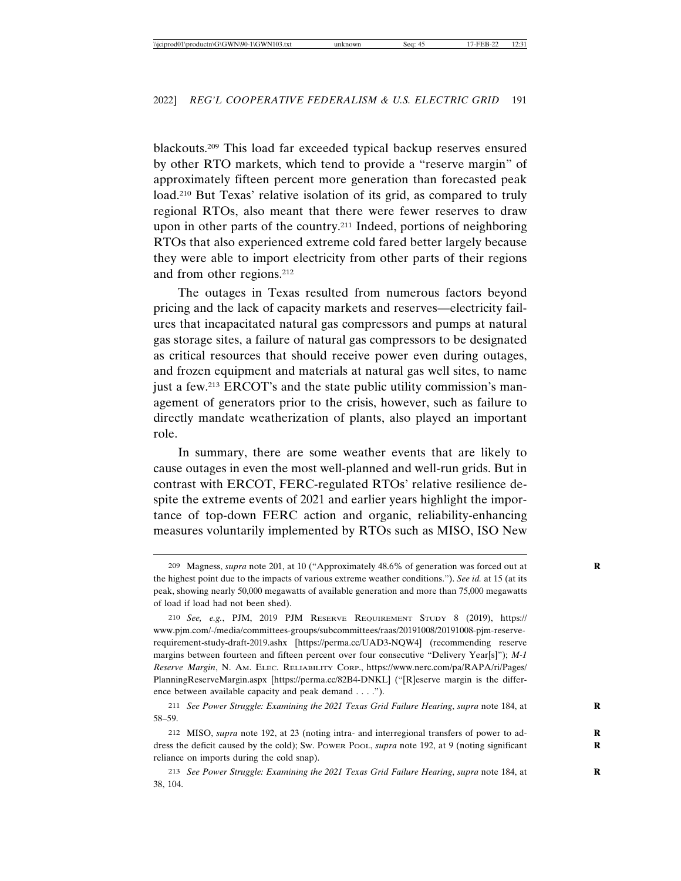blackouts.[209] This load far exceeded typical backup reserves ensured by other RTO markets, which tend to provide a "reserve margin" of approximately fifteen percent more generation than forecasted peak load.[210] But Texas' relative isolation of its grid, as compared to truly regional RTOs, also meant that there were fewer reserves to draw upon in other parts of the country.[211] Indeed, portions of neighboring RTOs that also experienced extreme cold fared better largely because they were able to import electricity from other parts of their regions and from other regions.[212]

The outages in Texas resulted from numerous factors beyond pricing and the lack of capacity markets and reserves—electricity failures that incapacitated natural gas compressors and pumps at natural gas storage sites, a failure of natural gas compressors to be designated as critical resources that should receive power even during outages, and frozen equipment and materials at natural gas well sites, to name just a few.[213] ERCOT's and the state public utility commission's management of generators prior to the crisis, however, such as failure to directly mandate weatherization of plants, also played an important role.

In summary, there are some weather events that are likely to cause outages in even the most well-planned and well-run grids. But in contrast with ERCOT, FERC-regulated RTOs' relative resilience despite the extreme events of 2021 and earlier years highlight the importance of top-down FERC action and organic, reliability-enhancing measures voluntarily implemented by RTOs such as MISO, ISO New

---

209 Magness, *supra* note 201, at 10 ("Approximately 48.6% of generation was forced out at the highest point due to the impacts of various extreme weather conditions."). *See id.* at 15 (at its peak, showing nearly 50,000 megawatts of available generation and more than 75,000 megawatts of load if load had not been shed).

210 *See, e.g.*, PJM, 2019 PJM Reserve Requirement Study 8 (2019), https://www.pjm.com/-/media/committees-groups/subcommittees/raas/20191008/20191008-pjm-reserve-requirement-study-draft-2019.ashx [https://perma.cc/UAD3-NQW4] (recommending reserve margins between fourteen and fifteen percent over four consecutive "Delivery Year[s]"); *M-1 Reserve Margin*, N. Am. Elec. Reliability Corp., https://www.nerc.com/pa/RAPA/ri/Pages/PlanningReserveMargin.aspx [https://perma.cc/82B4-DNKL] ("[R]eserve margin is the difference between available capacity and peak demand . . . .").

211 *See Power Struggle: Examining the 2021 Texas Grid Failure Hearing*, *supra* note 184, at 58–59.

212 MISO, *supra* note 192, at 23 (noting intra- and interregional transfers of power to address the deficit caused by the cold); Sw. Power Pool, *supra* note 192, at 9 (noting significant reliance on imports during the cold snap).

213 *See Power Struggle: Examining the 2021 Texas Grid Failure Hearing*, *supra* note 184, at 38, 104.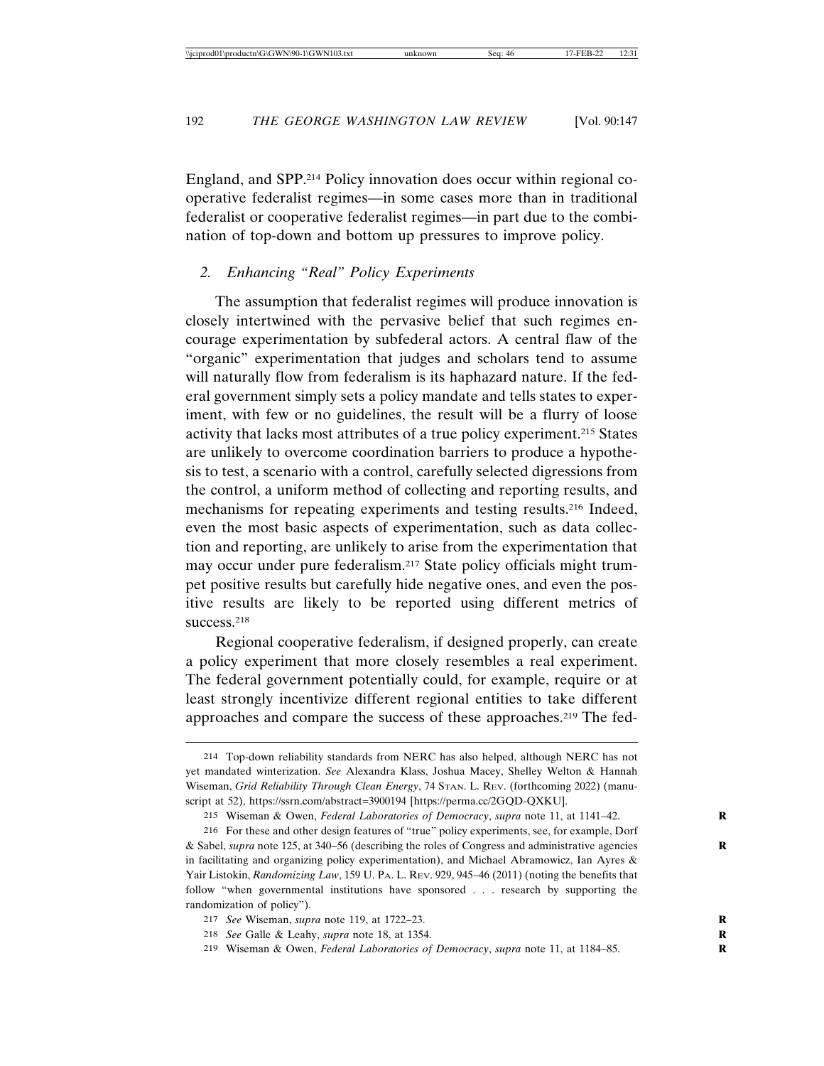England, and SPP.[214] Policy innovation does occur within regional cooperative federalist regimes—in some cases more than in traditional federalist or cooperative federalist regimes—in part due to the combination of top-down and bottom up pressures to improve policy.

### 2. Enhancing "Real" Policy Experiments

The assumption that federalist regimes will produce innovation is closely intertwined with the pervasive belief that such regimes encourage experimentation by subfederal actors. A central flaw of the "organic" experimentation that judges and scholars tend to assume will naturally flow from federalism is its haphazard nature. If the federal government simply sets a policy mandate and tells states to experiment, with few or no guidelines, the result will be a flurry of loose activity that lacks most attributes of a true policy experiment.[215] States are unlikely to overcome coordination barriers to produce a hypothesis to test, a scenario with a control, carefully selected digressions from the control, a uniform method of collecting and reporting results, and mechanisms for repeating experiments and testing results.[216] Indeed, even the most basic aspects of experimentation, such as data collection and reporting, are unlikely to arise from the experimentation that may occur under pure federalism.[217] State policy officials might trumpet positive results but carefully hide negative ones, and even the positive results are likely to be reported using different metrics of success.[218]

Regional cooperative federalism, if designed properly, can create a policy experiment that more closely resembles a real experiment. The federal government potentially could, for example, require or at least strongly incentivize different regional entities to take different approaches and compare the success of these approaches.[219] The fed-

---

214 Top-down reliability standards from NERC has also helped, although NERC has not yet mandated winterization. *See* Alexandra Klass, Joshua Macey, Shelley Welton & Hannah Wiseman, *Grid Reliability Through Clean Energy*, 74 STAN. L. REV. (forthcoming 2022) (manuscript at 52), https://ssrn.com/abstract=3900194 [https://perma.cc/2GQD-QXKU].

215 Wiseman & Owen, *Federal Laboratories of Democracy*, *supra* note 11, at 1141–42.

216 For these and other design features of "true" policy experiments, see, for example, Dorf & Sabel, *supra* note 125, at 340–56 (describing the roles of Congress and administrative agencies in facilitating and organizing policy experimentation), and Michael Abramowicz, Ian Ayres & Yair Listokin, *Randomizing Law*, 159 U. PA. L. REV. 929, 945–46 (2011) (noting the benefits that follow "when governmental institutions have sponsored . . . research by supporting the randomization of policy").

217 *See* Wiseman, *supra* note 119, at 1722–23.

218 *See* Galle & Leahy, *supra* note 18, at 1354.

219 Wiseman & Owen, *Federal Laboratories of Democracy*, *supra* note 11, at 1184–85.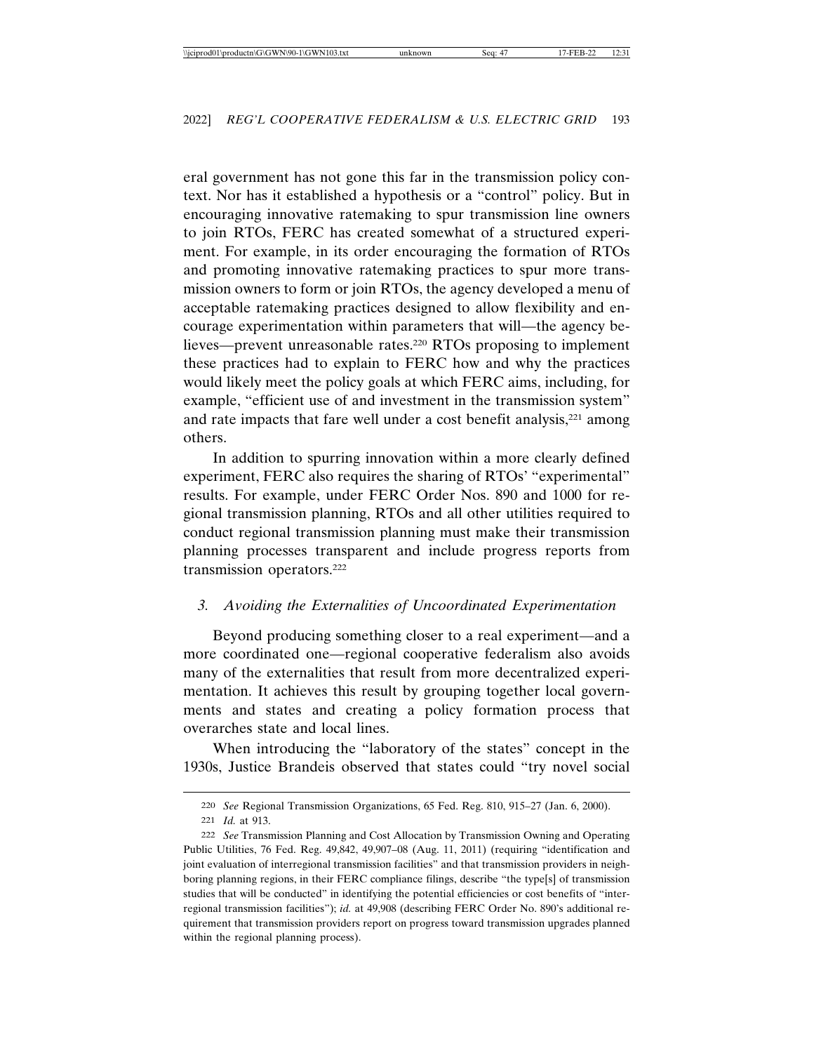eral government has not gone this far in the transmission policy context. Nor has it established a hypothesis or a "control" policy. But in encouraging innovative ratemaking to spur transmission line owners to join RTOs, FERC has created somewhat of a structured experiment. For example, in its order encouraging the formation of RTOs and promoting innovative ratemaking practices to spur more transmission owners to form or join RTOs, the agency developed a menu of acceptable ratemaking practices designed to allow flexibility and encourage experimentation within parameters that will—the agency believes—prevent unreasonable rates.[220] RTOs proposing to implement these practices had to explain to FERC how and why the practices would likely meet the policy goals at which FERC aims, including, for example, "efficient use of and investment in the transmission system" and rate impacts that fare well under a cost benefit analysis,[221] among others.

In addition to spurring innovation within a more clearly defined experiment, FERC also requires the sharing of RTOs' "experimental" results. For example, under FERC Order Nos. 890 and 1000 for regional transmission planning, RTOs and all other utilities required to conduct regional transmission planning must make their transmission planning processes transparent and include progress reports from transmission operators.[222]

### 3. *Avoiding the Externalities of Uncoordinated Experimentation*

Beyond producing something closer to a real experiment—and a more coordinated one—regional cooperative federalism also avoids many of the externalities that result from more decentralized experimentation. It achieves this result by grouping together local governments and states and creating a policy formation process that overarches state and local lines.

When introducing the "laboratory of the states" concept in the 1930s, Justice Brandeis observed that states could "try novel social

---

220 *See* Regional Transmission Organizations, 65 Fed. Reg. 810, 915–27 (Jan. 6, 2000).

221 *Id.* at 913.

222 *See* Transmission Planning and Cost Allocation by Transmission Owning and Operating Public Utilities, 76 Fed. Reg. 49,842, 49,907–08 (Aug. 11, 2011) (requiring "identification and joint evaluation of interregional transmission facilities" and that transmission providers in neighboring planning regions, in their FERC compliance filings, describe "the type[s] of transmission studies that will be conducted" in identifying the potential efficiencies or cost benefits of "interregional transmission facilities"); *id.* at 49,908 (describing FERC Order No. 890's additional requirement that transmission providers report on progress toward transmission upgrades planned within the regional planning process).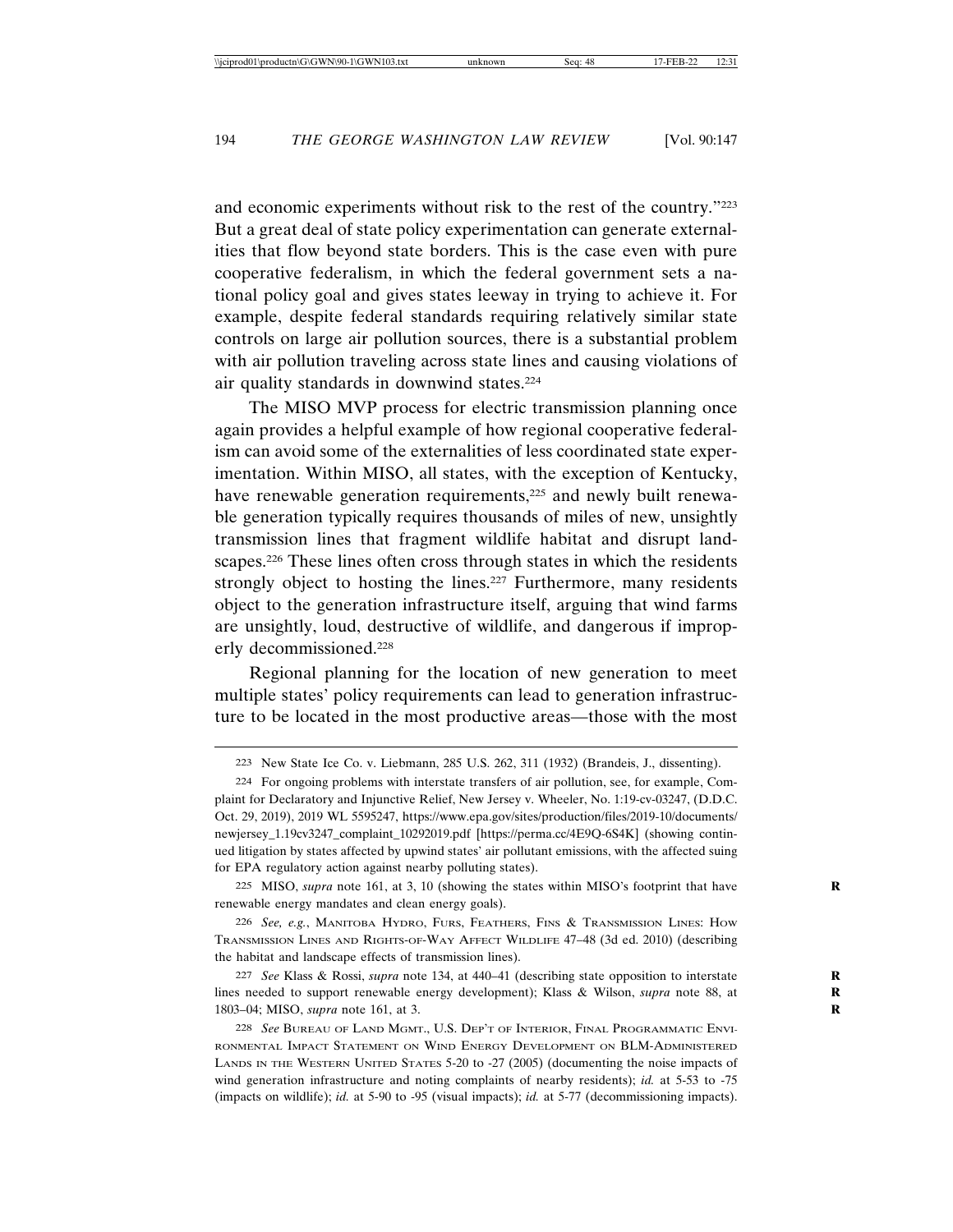and economic experiments without risk to the rest of the country."[223] But a great deal of state policy experimentation can generate externalities that flow beyond state borders. This is the case even with pure cooperative federalism, in which the federal government sets a national policy goal and gives states leeway in trying to achieve it. For example, despite federal standards requiring relatively similar state controls on large air pollution sources, there is a substantial problem with air pollution traveling across state lines and causing violations of air quality standards in downwind states.[224]

The MISO MVP process for electric transmission planning once again provides a helpful example of how regional cooperative federalism can avoid some of the externalities of less coordinated state experimentation. Within MISO, all states, with the exception of Kentucky, have renewable generation requirements,[225] and newly built renewable generation typically requires thousands of miles of new, unsightly transmission lines that fragment wildlife habitat and disrupt landscapes.[226] These lines often cross through states in which the residents strongly object to hosting the lines.[227] Furthermore, many residents object to the generation infrastructure itself, arguing that wind farms are unsightly, loud, destructive of wildlife, and dangerous if improperly decommissioned.[228]

Regional planning for the location of new generation to meet multiple states' policy requirements can lead to generation infrastructure to be located in the most productive areas—those with the most

---

223 New State Ice Co. v. Liebmann, 285 U.S. 262, 311 (1932) (Brandeis, J., dissenting).

224 For ongoing problems with interstate transfers of air pollution, see, for example, Complaint for Declaratory and Injunctive Relief, New Jersey v. Wheeler, No. 1:19-cv-03247, (D.D.C. Oct. 29, 2019), 2019 WL 5595247, https://www.epa.gov/sites/production/files/2019-10/documents/newjersey_1.19cv3247_complaint_10292019.pdf [https://perma.cc/4E9Q-6S4K] (showing continued litigation by states affected by upwind states' air pollutant emissions, with the affected suing for EPA regulatory action against nearby polluting states).

225 MISO, *supra* note 161, at 3, 10 (showing the states within MISO's footprint that have renewable energy mandates and clean energy goals).

226 *See, e.g.*, MANITOBA HYDRO, FURS, FEATHERS, FINS & TRANSMISSION LINES: HOW TRANSMISSION LINES AND RIGHTS-OF-WAY AFFECT WILDLIFE 47–48 (3d ed. 2010) (describing the habitat and landscape effects of transmission lines).

227 *See* Klass & Rossi, *supra* note 134, at 440–41 (describing state opposition to interstate lines needed to support renewable energy development); Klass & Wilson, *supra* note 88, at 1803–04; MISO, *supra* note 161, at 3.

228 *See* BUREAU OF LAND MGMT., U.S. DEP'T OF INTERIOR, FINAL PROGRAMMATIC ENVIRONMENTAL IMPACT STATEMENT ON WIND ENERGY DEVELOPMENT ON BLM-ADMINISTERED LANDS IN THE WESTERN UNITED STATES 5-20 to -27 (2005) (documenting the noise impacts of wind generation infrastructure and noting complaints of nearby residents); *id.* at 5-53 to -75 (impacts on wildlife); *id.* at 5-90 to -95 (visual impacts); *id.* at 5-77 (decommissioning impacts).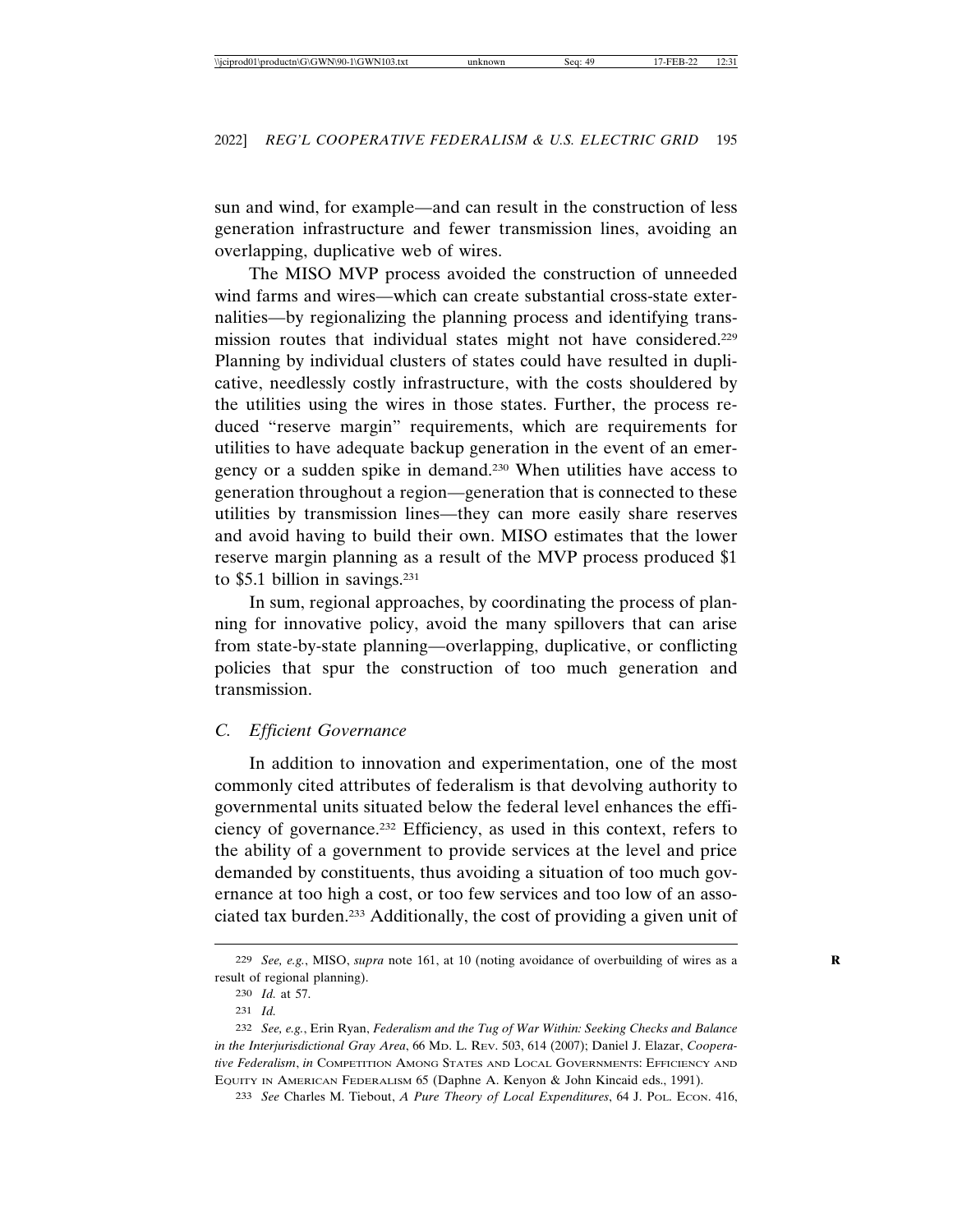sun and wind, for example—and can result in the construction of less generation infrastructure and fewer transmission lines, avoiding an overlapping, duplicative web of wires.

The MISO MVP process avoided the construction of unneeded wind farms and wires—which can create substantial cross-state externalities—by regionalizing the planning process and identifying transmission routes that individual states might not have considered.[229] Planning by individual clusters of states could have resulted in duplicative, needlessly costly infrastructure, with the costs shouldered by the utilities using the wires in those states. Further, the process reduced "reserve margin" requirements, which are requirements for utilities to have adequate backup generation in the event of an emergency or a sudden spike in demand.[230] When utilities have access to generation throughout a region—generation that is connected to these utilities by transmission lines—they can more easily share reserves and avoid having to build their own. MISO estimates that the lower reserve margin planning as a result of the MVP process produced $1 to $5.1 billion in savings.[231]

In sum, regional approaches, by coordinating the process of planning for innovative policy, avoid the many spillovers that can arise from state-by-state planning—overlapping, duplicative, or conflicting policies that spur the construction of too much generation and transmission.

### *C. Efficient Governance*

In addition to innovation and experimentation, one of the most commonly cited attributes of federalism is that devolving authority to governmental units situated below the federal level enhances the efficiency of governance.[232] Efficiency, as used in this context, refers to the ability of a government to provide services at the level and price demanded by constituents, thus avoiding a situation of too much governance at too high a cost, or too few services and too low of an associated tax burden.[233] Additionally, the cost of providing a given unit of

---

229 *See, e.g.*, MISO, *supra* note 161, at 10 (noting avoidance of overbuilding of wires as a result of regional planning).

230 *Id.* at 57.

231 *Id.*

232 *See, e.g.*, Erin Ryan, *Federalism and the Tug of War Within: Seeking Checks and Balance in the Interjurisdictional Gray Area*, 66 MD. L. REV. 503, 614 (2007); Daniel J. Elazar, *Cooperative Federalism*, *in* COMPETITION AMONG STATES AND LOCAL GOVERNMENTS: EFFICIENCY AND EQUITY IN AMERICAN FEDERALISM 65 (Daphne A. Kenyon & John Kincaid eds., 1991).

233 *See* Charles M. Tiebout, *A Pure Theory of Local Expenditures*, 64 J. POL. ECON. 416,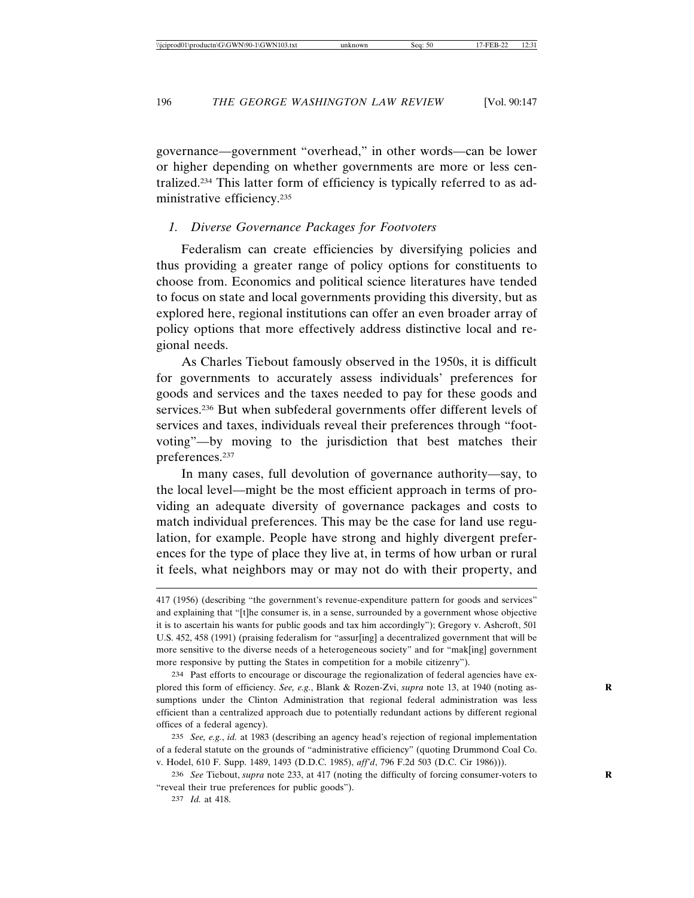governance—government "overhead," in other words—can be lower or higher depending on whether governments are more or less centralized.[234] This latter form of efficiency is typically referred to as administrative efficiency.[235]

### *1. Diverse Governance Packages for Footvoters*

Federalism can create efficiencies by diversifying policies and thus providing a greater range of policy options for constituents to choose from. Economics and political science literatures have tended to focus on state and local governments providing this diversity, but as explored here, regional institutions can offer an even broader array of policy options that more effectively address distinctive local and regional needs.

As Charles Tiebout famously observed in the 1950s, it is difficult for governments to accurately assess individuals' preferences for goods and services and the taxes needed to pay for these goods and services.[236] But when subfederal governments offer different levels of services and taxes, individuals reveal their preferences through "footvoting"—by moving to the jurisdiction that best matches their preferences.[237]

In many cases, full devolution of governance authority—say, to the local level—might be the most efficient approach in terms of providing an adequate diversity of governance packages and costs to match individual preferences. This may be the case for land use regulation, for example. People have strong and highly divergent preferences for the type of place they live at, in terms of how urban or rural it feels, what neighbors may or may not do with their property, and

---

417 (1956) (describing "the government's revenue-expenditure pattern for goods and services" and explaining that "[t]he consumer is, in a sense, surrounded by a government whose objective it is to ascertain his wants for public goods and tax him accordingly"); Gregory v. Ashcroft, 501 U.S. 452, 458 (1991) (praising federalism for "assur[ing] a decentralized government that will be more sensitive to the diverse needs of a heterogeneous society" and for "mak[ing] government more responsive by putting the States in competition for a mobile citizenry").

234 Past efforts to encourage or discourage the regionalization of federal agencies have explored this form of efficiency. *See, e.g.*, Blank & Rozen-Zvi, *supra* note 13, at 1940 (noting assumptions under the Clinton Administration that regional federal administration was less efficient than a centralized approach due to potentially redundant actions by different regional offices of a federal agency).

235 *See, e.g.*, *id.* at 1983 (describing an agency head's rejection of regional implementation of a federal statute on the grounds of "administrative efficiency" (quoting Drummond Coal Co. v. Hodel, 610 F. Supp. 1489, 1493 (D.D.C. 1985), *aff'd*, 796 F.2d 503 (D.C. Cir 1986))).

236 *See* Tiebout, *supra* note 233, at 417 (noting the difficulty of forcing consumer-voters to "reveal their true preferences for public goods").

237 *Id.* at 418.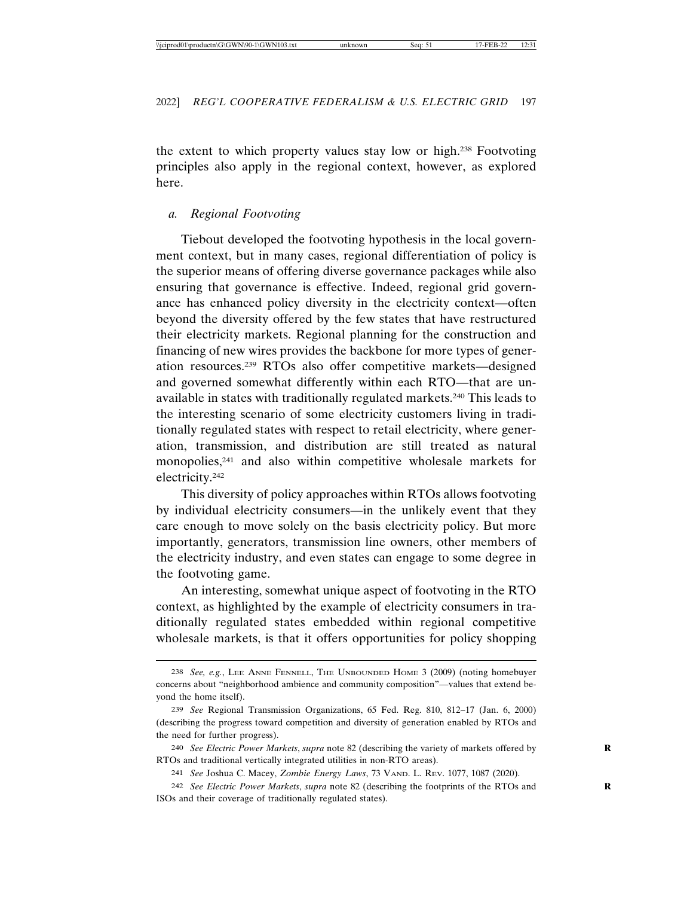the extent to which property values stay low or high.[238] Footvoting principles also apply in the regional context, however, as explored here.

*a. Regional Footvoting*

Tiebout developed the footvoting hypothesis in the local government context, but in many cases, regional differentiation of policy is the superior means of offering diverse governance packages while also ensuring that governance is effective. Indeed, regional grid governance has enhanced policy diversity in the electricity context—often beyond the diversity offered by the few states that have restructured their electricity markets. Regional planning for the construction and financing of new wires provides the backbone for more types of generation resources.[239] RTOs also offer competitive markets—designed and governed somewhat differently within each RTO—that are unavailable in states with traditionally regulated markets.[240] This leads to the interesting scenario of some electricity customers living in traditionally regulated states with respect to retail electricity, where generation, transmission, and distribution are still treated as natural monopolies,[241] and also within competitive wholesale markets for electricity.[242]

This diversity of policy approaches within RTOs allows footvoting by individual electricity consumers—in the unlikely event that they care enough to move solely on the basis electricity policy. But more importantly, generators, transmission line owners, other members of the electricity industry, and even states can engage to some degree in the footvoting game.

An interesting, somewhat unique aspect of footvoting in the RTO context, as highlighted by the example of electricity consumers in traditionally regulated states embedded within regional competitive wholesale markets, is that it offers opportunities for policy shopping

238 *See, e.g.*, Lee Anne Fennell, The Unbounded Home 3 (2009) (noting homebuyer concerns about "neighborhood ambience and community composition"—values that extend beyond the home itself).

239 *See* Regional Transmission Organizations, 65 Fed. Reg. 810, 812–17 (Jan. 6, 2000) (describing the progress toward competition and diversity of generation enabled by RTOs and the need for further progress).

240 *See Electric Power Markets*, *supra* note 82 (describing the variety of markets offered by RTOs and traditional vertically integrated utilities in non-RTO areas).

241 *See* Joshua C. Macey, *Zombie Energy Laws*, 73 Vand. L. Rev. 1077, 1087 (2020).

242 *See Electric Power Markets*, *supra* note 82 (describing the footprints of the RTOs and ISOs and their coverage of traditionally regulated states).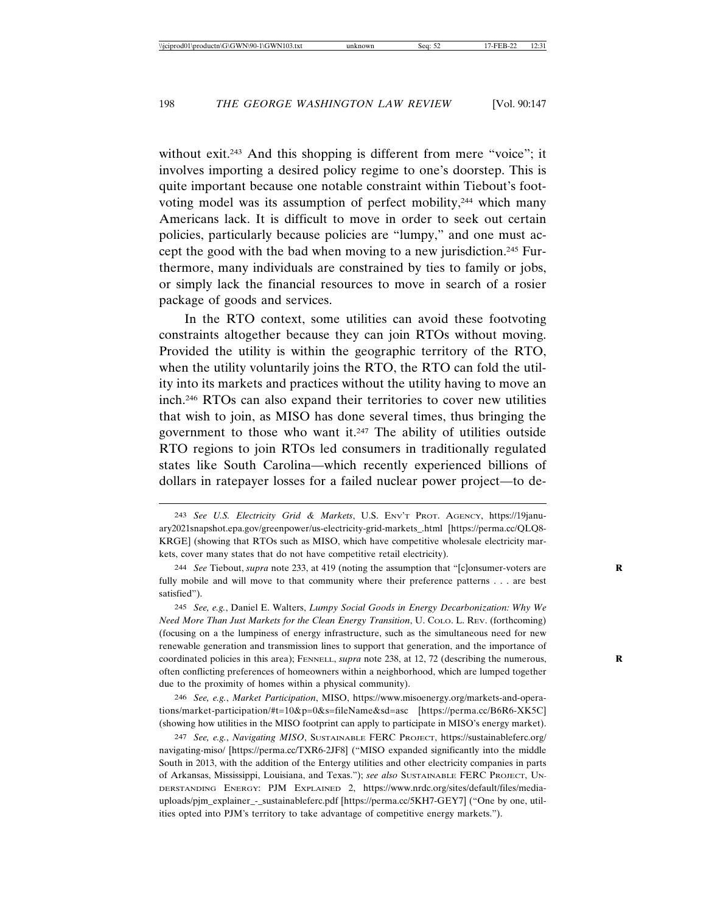without exit.[243] And this shopping is different from mere "voice"; it involves importing a desired policy regime to one's doorstep. This is quite important because one notable constraint within Tiebout's footvoting model was its assumption of perfect mobility,[244] which many Americans lack. It is difficult to move in order to seek out certain policies, particularly because policies are "lumpy," and one must accept the good with the bad when moving to a new jurisdiction.[245] Furthermore, many individuals are constrained by ties to family or jobs, or simply lack the financial resources to move in search of a rosier package of goods and services.

In the RTO context, some utilities can avoid these footvoting constraints altogether because they can join RTOs without moving. Provided the utility is within the geographic territory of the RTO, when the utility voluntarily joins the RTO, the RTO can fold the utility into its markets and practices without the utility having to move an inch.[246] RTOs can also expand their territories to cover new utilities that wish to join, as MISO has done several times, thus bringing the government to those who want it.[247] The ability of utilities outside RTO regions to join RTOs led consumers in traditionally regulated states like South Carolina—which recently experienced billions of dollars in ratepayer losses for a failed nuclear power project—to de-

---

243 *See U.S. Electricity Grid & Markets*, U.S. ENV'T PROT. AGENCY, https://19january2021snapshot.epa.gov/greenpower/us-electricity-grid-markets_.html [https://perma.cc/QLQ8-KRGE] (showing that RTOs such as MISO, which have competitive wholesale electricity markets, cover many states that do not have competitive retail electricity).

244 *See* Tiebout, *supra* note 233, at 419 (noting the assumption that "[c]onsumer-voters are fully mobile and will move to that community where their preference patterns . . . are best satisfied").

245 *See, e.g.*, Daniel E. Walters, *Lumpy Social Goods in Energy Decarbonization: Why We Need More Than Just Markets for the Clean Energy Transition*, U. COLO. L. REV. (forthcoming) (focusing on a the lumpiness of energy infrastructure, such as the simultaneous need for new renewable generation and transmission lines to support that generation, and the importance of coordinated policies in this area); FENNELL, *supra* note 238, at 12, 72 (describing the numerous, often conflicting preferences of homeowners within a neighborhood, which are lumped together due to the proximity of homes within a physical community).

246 *See, e.g.*, *Market Participation*, MISO, https://www.misoenergy.org/markets-and-operations/market-participation/#t=10&p=0&s=fileName&sd=asc [https://perma.cc/B6R6-XK5C] (showing how utilities in the MISO footprint can apply to participate in MISO's energy market).

247 *See, e.g.*, *Navigating MISO*, SUSTAINABLE FERC PROJECT, https://sustainableferc.org/navigating-miso/ [https://perma.cc/TXR6-2JF8] ("MISO expanded significantly into the middle South in 2013, with the addition of the Entergy utilities and other electricity companies in parts of Arkansas, Mississippi, Louisiana, and Texas."); *see also* SUSTAINABLE FERC PROJECT, UNDERSTANDING ENERGY: PJM EXPLAINED 2, https://www.nrdc.org/sites/default/files/media-uploads/pjm_explainer_-_sustainableferc.pdf [https://perma.cc/5KH7-GEY7] ("One by one, utilities opted into PJM's territory to take advantage of competitive energy markets.").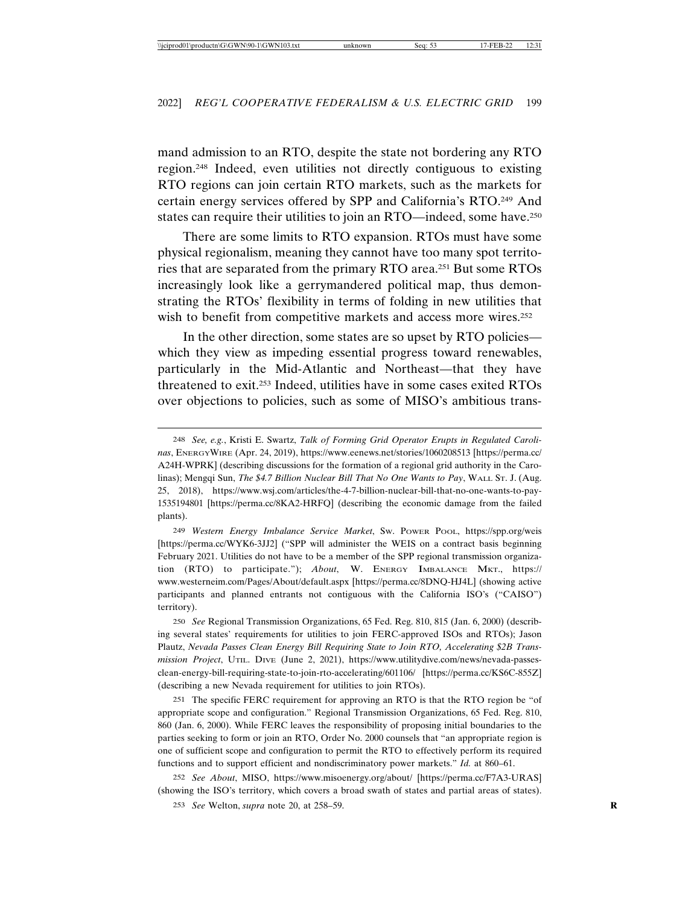mand admission to an RTO, despite the state not bordering any RTO region.[248] Indeed, even utilities not directly contiguous to existing RTO regions can join certain RTO markets, such as the markets for certain energy services offered by SPP and California's RTO.[249] And states can require their utilities to join an RTO—indeed, some have.[250]

There are some limits to RTO expansion. RTOs must have some physical regionalism, meaning they cannot have too many spot territories that are separated from the primary RTO area.[251] But some RTOs increasingly look like a gerrymandered political map, thus demonstrating the RTOs' flexibility in terms of folding in new utilities that wish to benefit from competitive markets and access more wires.[252]

In the other direction, some states are so upset by RTO policies—which they view as impeding essential progress toward renewables, particularly in the Mid-Atlantic and Northeast—that they have threatened to exit.[253] Indeed, utilities have in some cases exited RTOs over objections to policies, such as some of MISO's ambitious trans-

---

248 *See, e.g.*, Kristi E. Swartz, *Talk of Forming Grid Operator Erupts in Regulated Carolinas*, EnergyWire (Apr. 24, 2019), https://www.eenews.net/stories/1060208513 [https://perma.cc/A24H-WPRK] (describing discussions for the formation of a regional grid authority in the Carolinas); Mengqi Sun, *The $4.7 Billion Nuclear Bill That No One Wants to Pay*, Wall St. J. (Aug. 25, 2018), https://www.wsj.com/articles/the-4-7-billion-nuclear-bill-that-no-one-wants-to-pay-1535194801 [https://perma.cc/8KA2-HRFQ] (describing the economic damage from the failed plants).

249 *Western Energy Imbalance Service Market*, Sw. Power Pool, https://spp.org/weis [https://perma.cc/WYK6-3JJ2] ("SPP will administer the WEIS on a contract basis beginning February 2021. Utilities do not have to be a member of the SPP regional transmission organization (RTO) to participate."); *About*, W. Energy Imbalance Mkt., https://www.westerneim.com/Pages/About/default.aspx [https://perma.cc/8DNQ-HJ4L] (showing active participants and planned entrants not contiguous with the California ISO's ("CAISO") territory).

250 *See* Regional Transmission Organizations, 65 Fed. Reg. 810, 815 (Jan. 6, 2000) (describing several states' requirements for utilities to join FERC-approved ISOs and RTOs); Jason Plautz, *Nevada Passes Clean Energy Bill Requiring State to Join RTO, Accelerating $2B Transmission Project*, Util. Dive (June 2, 2021), https://www.utilitydive.com/news/nevada-passes-clean-energy-bill-requiring-state-to-join-rto-accelerating/601106/ [https://perma.cc/KS6C-855Z] (describing a new Nevada requirement for utilities to join RTOs).

251 The specific FERC requirement for approving an RTO is that the RTO region be "of appropriate scope and configuration." Regional Transmission Organizations, 65 Fed. Reg. 810, 860 (Jan. 6, 2000). While FERC leaves the responsibility of proposing initial boundaries to the parties seeking to form or join an RTO, Order No. 2000 counsels that "an appropriate region is one of sufficient scope and configuration to permit the RTO to effectively perform its required functions and to support efficient and nondiscriminatory power markets." *Id.* at 860–61.

252 *See About*, MISO, https://www.misoenergy.org/about/ [https://perma.cc/F7A3-URAS] (showing the ISO's territory, which covers a broad swath of states and partial areas of states).

253 *See* Welton, *supra* note 20, at 258–59.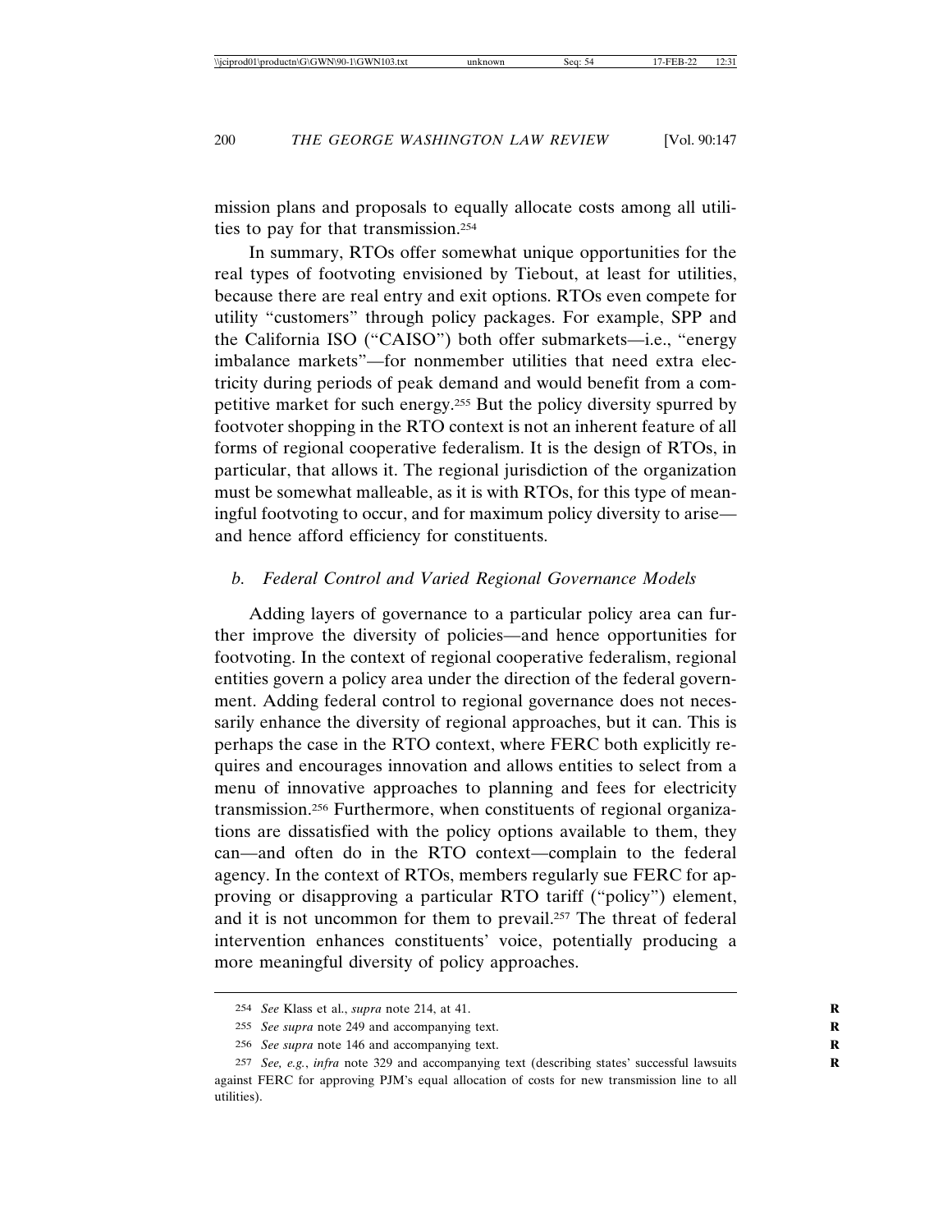mission plans and proposals to equally allocate costs among all utilities to pay for that transmission.[254]

In summary, RTOs offer somewhat unique opportunities for the real types of footvoting envisioned by Tiebout, at least for utilities, because there are real entry and exit options. RTOs even compete for utility "customers" through policy packages. For example, SPP and the California ISO ("CAISO") both offer submarkets—i.e., "energy imbalance markets"—for nonmember utilities that need extra electricity during periods of peak demand and would benefit from a competitive market for such energy.[255] But the policy diversity spurred by footvoter shopping in the RTO context is not an inherent feature of all forms of regional cooperative federalism. It is the design of RTOs, in particular, that allows it. The regional jurisdiction of the organization must be somewhat malleable, as it is with RTOs, for this type of meaningful footvoting to occur, and for maximum policy diversity to arise—and hence afford efficiency for constituents.

### *b. Federal Control and Varied Regional Governance Models*

Adding layers of governance to a particular policy area can further improve the diversity of policies—and hence opportunities for footvoting. In the context of regional cooperative federalism, regional entities govern a policy area under the direction of the federal government. Adding federal control to regional governance does not necessarily enhance the diversity of regional approaches, but it can. This is perhaps the case in the RTO context, where FERC both explicitly requires and encourages innovation and allows entities to select from a menu of innovative approaches to planning and fees for electricity transmission.[256] Furthermore, when constituents of regional organizations are dissatisfied with the policy options available to them, they can—and often do in the RTO context—complain to the federal agency. In the context of RTOs, members regularly sue FERC for approving or disapproving a particular RTO tariff ("policy") element, and it is not uncommon for them to prevail.[257] The threat of federal intervention enhances constituents' voice, potentially producing a more meaningful diversity of policy approaches.

---

[254] *See* Klass et al., *supra* note 214, at 41.

[255] *See supra* note 249 and accompanying text.

[256] *See supra* note 146 and accompanying text.

[257] *See, e.g.*, *infra* note 329 and accompanying text (describing states' successful lawsuits against FERC for approving PJM's equal allocation of costs for new transmission line to all utilities).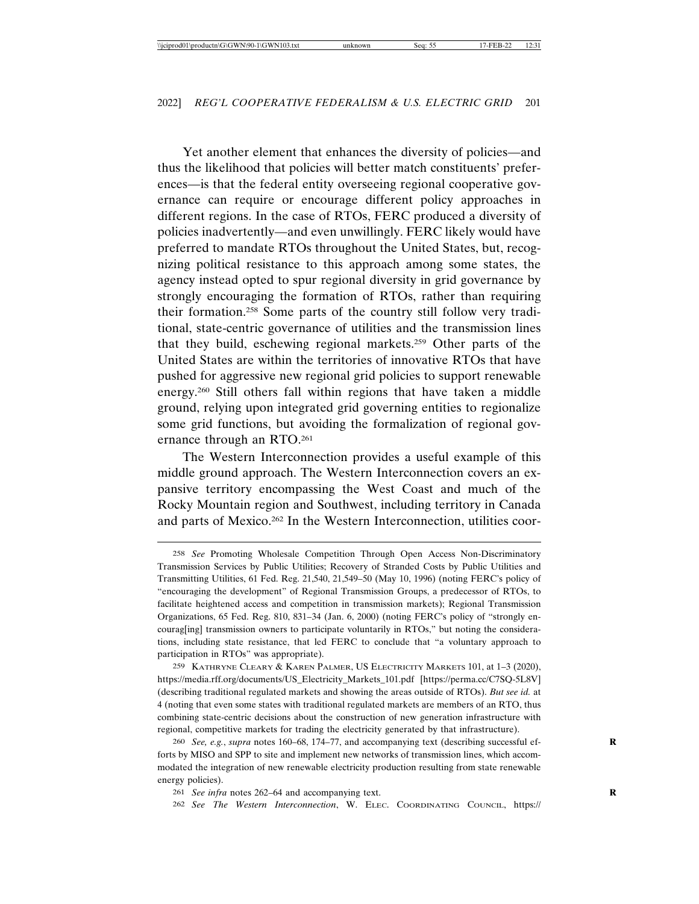Yet another element that enhances the diversity of policies—and thus the likelihood that policies will better match constituents' preferences—is that the federal entity overseeing regional cooperative governance can require or encourage different policy approaches in different regions. In the case of RTOs, FERC produced a diversity of policies inadvertently—and even unwillingly. FERC likely would have preferred to mandate RTOs throughout the United States, but, recognizing political resistance to this approach among some states, the agency instead opted to spur regional diversity in grid governance by strongly encouraging the formation of RTOs, rather than requiring their formation.[258] Some parts of the country still follow very traditional, state-centric governance of utilities and the transmission lines that they build, eschewing regional markets.[259] Other parts of the United States are within the territories of innovative RTOs that have pushed for aggressive new regional grid policies to support renewable energy.[260] Still others fall within regions that have taken a middle ground, relying upon integrated grid governing entities to regionalize some grid functions, but avoiding the formalization of regional governance through an RTO.[261]

The Western Interconnection provides a useful example of this middle ground approach. The Western Interconnection covers an expansive territory encompassing the West Coast and much of the Rocky Mountain region and Southwest, including territory in Canada and parts of Mexico.[262] In the Western Interconnection, utilities coor-

---

258 *See* Promoting Wholesale Competition Through Open Access Non-Discriminatory Transmission Services by Public Utilities; Recovery of Stranded Costs by Public Utilities and Transmitting Utilities, 61 Fed. Reg. 21,540, 21,549–50 (May 10, 1996) (noting FERC's policy of "encouraging the development" of Regional Transmission Groups, a predecessor of RTOs, to facilitate heightened access and competition in transmission markets); Regional Transmission Organizations, 65 Fed. Reg. 810, 831–34 (Jan. 6, 2000) (noting FERC's policy of "strongly encourag[ing] transmission owners to participate voluntarily in RTOs," but noting the considerations, including state resistance, that led FERC to conclude that "a voluntary approach to participation in RTOs" was appropriate).

259 KATHRYNE CLEARY & KAREN PALMER, US ELECTRICITY MARKETS 101, at 1–3 (2020), https://media.rff.org/documents/US_Electricity_Markets_101.pdf [https://perma.cc/C7SQ-5L8V] (describing traditional regulated markets and showing the areas outside of RTOs). *But see id.* at 4 (noting that even some states with traditional regulated markets are members of an RTO, thus combining state-centric decisions about the construction of new generation infrastructure with regional, competitive markets for trading the electricity generated by that infrastructure).

260 *See, e.g.*, *supra* notes 160–68, 174–77, and accompanying text (describing successful efforts by MISO and SPP to site and implement new networks of transmission lines, which accommodated the integration of new renewable electricity production resulting from state renewable energy policies).

261 *See infra* notes 262–64 and accompanying text.

262 *See The Western Interconnection*, W. ELEC. COORDINATING COUNCIL, https://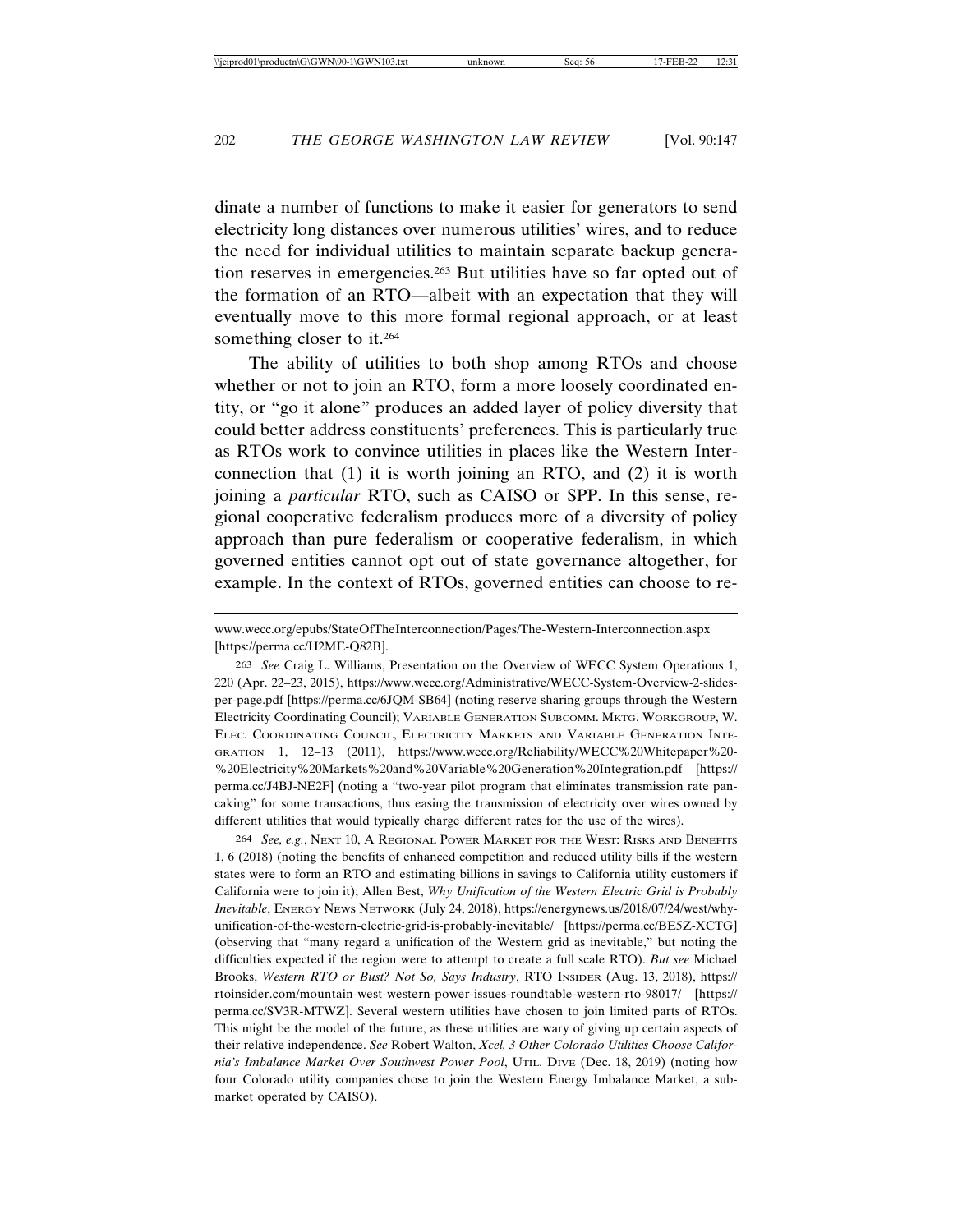dinate a number of functions to make it easier for generators to send electricity long distances over numerous utilities' wires, and to reduce the need for individual utilities to maintain separate backup generation reserves in emergencies.[263] But utilities have so far opted out of the formation of an RTO—albeit with an expectation that they will eventually move to this more formal regional approach, or at least something closer to it.[264]

The ability of utilities to both shop among RTOs and choose whether or not to join an RTO, form a more loosely coordinated entity, or "go it alone" produces an added layer of policy diversity that could better address constituents' preferences. This is particularly true as RTOs work to convince utilities in places like the Western Interconnection that (1) it is worth joining an RTO, and (2) it is worth joining a *particular* RTO, such as CAISO or SPP. In this sense, regional cooperative federalism produces more of a diversity of policy approach than pure federalism or cooperative federalism, in which governed entities cannot opt out of state governance altogether, for example. In the context of RTOs, governed entities can choose to re-

---

www.wecc.org/epubs/StateOfTheInterconnection/Pages/The-Western-Interconnection.aspx [https://perma.cc/H2ME-Q82B].

263 *See* Craig L. Williams, Presentation on the Overview of WECC System Operations 1, 220 (Apr. 22–23, 2015), https://www.wecc.org/Administrative/WECC-System-Overview-2-slides-per-page.pdf [https://perma.cc/6JQM-SB64] (noting reserve sharing groups through the Western Electricity Coordinating Council); Variable Generation Subcomm. Mktg. Workgroup, W. Elec. Coordinating Council, Electricity Markets and Variable Generation Integration 1, 12–13 (2011), https://www.wecc.org/Reliability/WECC%20Whitepaper%20-%20Electricity%20Markets%20and%20Variable%20Generation%20Integration.pdf [https://perma.cc/J4BJ-NE2F] (noting a "two-year pilot program that eliminates transmission rate pancaking" for some transactions, thus easing the transmission of electricity over wires owned by different utilities that would typically charge different rates for the use of the wires).

264 *See, e.g.*, Next 10, A Regional Power Market for the West: Risks and Benefits 1, 6 (2018) (noting the benefits of enhanced competition and reduced utility bills if the western states were to form an RTO and estimating billions in savings to California utility customers if California were to join it); Allen Best, *Why Unification of the Western Electric Grid is Probably Inevitable*, Energy News Network (July 24, 2018), https://energynews.us/2018/07/24/west/why-unification-of-the-western-electric-grid-is-probably-inevitable/ [https://perma.cc/BE5Z-XCTG] (observing that "many regard a unification of the Western grid as inevitable," but noting the difficulties expected if the region were to attempt to create a full scale RTO). *But see* Michael Brooks, *Western RTO or Bust? Not So, Says Industry*, RTO Insider (Aug. 13, 2018), https://rtoinsider.com/mountain-west-western-power-issues-roundtable-western-rto-98017/ [https://perma.cc/SV3R-MTWZ]. Several western utilities have chosen to join limited parts of RTOs. This might be the model of the future, as these utilities are wary of giving up certain aspects of their relative independence. *See* Robert Walton, *Xcel, 3 Other Colorado Utilities Choose California's Imbalance Market Over Southwest Power Pool*, Util. Dive (Dec. 18, 2019) (noting how four Colorado utility companies chose to join the Western Energy Imbalance Market, a submarket operated by CAISO).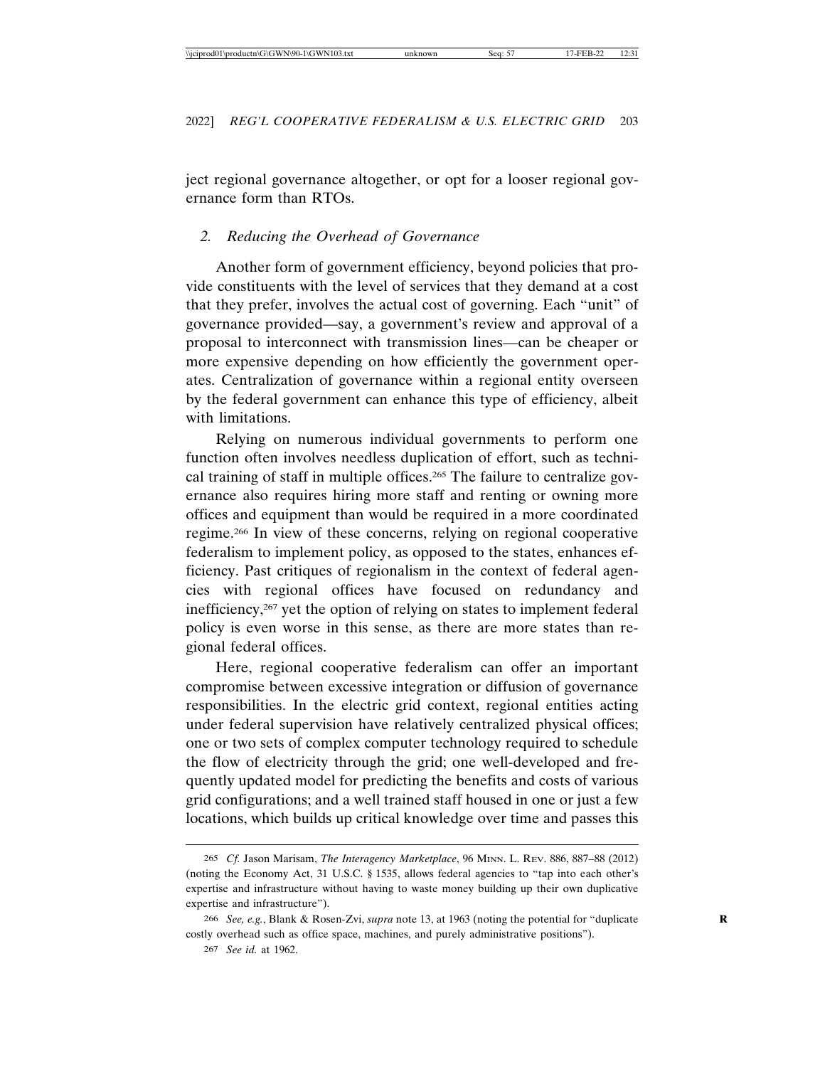ject regional governance altogether, or opt for a looser regional governance form than RTOs.

### *2. Reducing the Overhead of Governance*

Another form of government efficiency, beyond policies that provide constituents with the level of services that they demand at a cost that they prefer, involves the actual cost of governing. Each "unit" of governance provided—say, a government's review and approval of a proposal to interconnect with transmission lines—can be cheaper or more expensive depending on how efficiently the government operates. Centralization of governance within a regional entity overseen by the federal government can enhance this type of efficiency, albeit with limitations.

Relying on numerous individual governments to perform one function often involves needless duplication of effort, such as technical training of staff in multiple offices.[265] The failure to centralize governance also requires hiring more staff and renting or owning more offices and equipment than would be required in a more coordinated regime.[266] In view of these concerns, relying on regional cooperative federalism to implement policy, as opposed to the states, enhances efficiency. Past critiques of regionalism in the context of federal agencies with regional offices have focused on redundancy and inefficiency,[267] yet the option of relying on states to implement federal policy is even worse in this sense, as there are more states than regional federal offices.

Here, regional cooperative federalism can offer an important compromise between excessive integration or diffusion of governance responsibilities. In the electric grid context, regional entities acting under federal supervision have relatively centralized physical offices; one or two sets of complex computer technology required to schedule the flow of electricity through the grid; one well-developed and frequently updated model for predicting the benefits and costs of various grid configurations; and a well trained staff housed in one or just a few locations, which builds up critical knowledge over time and passes this

---

265 *Cf.* Jason Marisam, *The Interagency Marketplace*, 96 MINN. L. REV. 886, 887–88 (2012) (noting the Economy Act, 31 U.S.C. § 1535, allows federal agencies to "tap into each other's expertise and infrastructure without having to waste money building up their own duplicative expertise and infrastructure").

266 *See, e.g.*, Blank & Rosen-Zvi, *supra* note 13, at 1963 (noting the potential for "duplicate costly overhead such as office space, machines, and purely administrative positions").

267 *See id.* at 1962.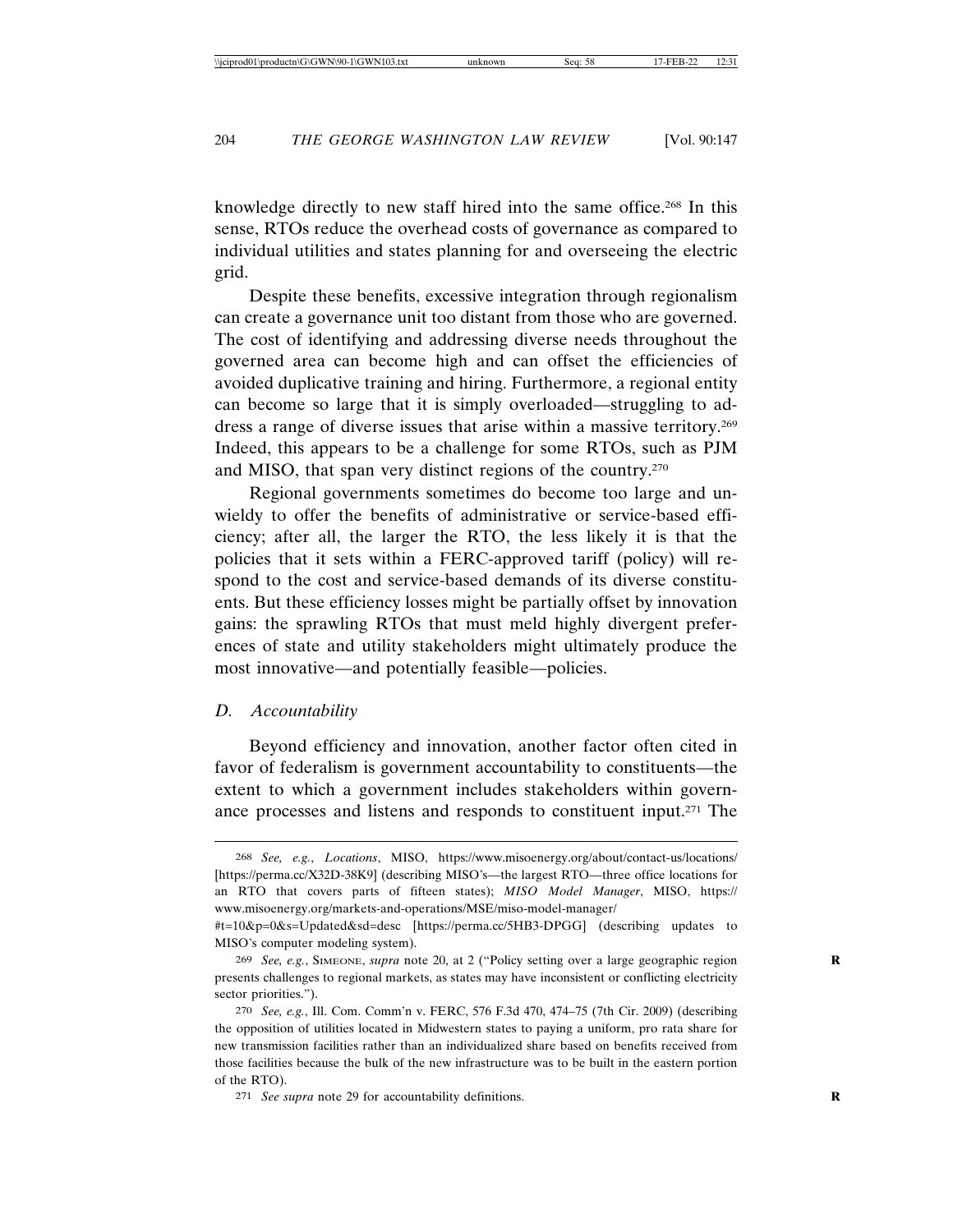knowledge directly to new staff hired into the same office.[268] In this sense, RTOs reduce the overhead costs of governance as compared to individual utilities and states planning for and overseeing the electric grid.

Despite these benefits, excessive integration through regionalism can create a governance unit too distant from those who are governed. The cost of identifying and addressing diverse needs throughout the governed area can become high and can offset the efficiencies of avoided duplicative training and hiring. Furthermore, a regional entity can become so large that it is simply overloaded—struggling to address a range of diverse issues that arise within a massive territory.[269] Indeed, this appears to be a challenge for some RTOs, such as PJM and MISO, that span very distinct regions of the country.[270]

Regional governments sometimes do become too large and unwieldy to offer the benefits of administrative or service-based efficiency; after all, the larger the RTO, the less likely it is that the policies that it sets within a FERC-approved tariff (policy) will respond to the cost and service-based demands of its diverse constituents. But these efficiency losses might be partially offset by innovation gains: the sprawling RTOs that must meld highly divergent preferences of state and utility stakeholders might ultimately produce the most innovative—and potentially feasible—policies.

### *D. Accountability*

Beyond efficiency and innovation, another factor often cited in favor of federalism is government accountability to constituents—the extent to which a government includes stakeholders within governance processes and listens and responds to constituent input.[271] The

---

268 *See, e.g.*, *Locations*, MISO, https://www.misoenergy.org/about/contact-us/locations/ [https://perma.cc/X32D-38K9] (describing MISO's—the largest RTO—three office locations for an RTO that covers parts of fifteen states); *MISO Model Manager*, MISO, https://www.misoenergy.org/markets-and-operations/MSE/miso-model-manager/#t=10&p=0&s=Updated&sd=desc [https://perma.cc/5HB3-DPGG] (describing updates to MISO's computer modeling system).

269 *See, e.g.*, SIMEONE, *supra* note 20, at 2 ("Policy setting over a large geographic region presents challenges to regional markets, as states may have inconsistent or conflicting electricity sector priorities.").

270 *See, e.g.*, Ill. Com. Comm'n v. FERC, 576 F.3d 470, 474–75 (7th Cir. 2009) (describing the opposition of utilities located in Midwestern states to paying a uniform, pro rata share for new transmission facilities rather than an individualized share based on benefits received from those facilities because the bulk of the new infrastructure was to be built in the eastern portion of the RTO).

271 *See supra* note 29 for accountability definitions.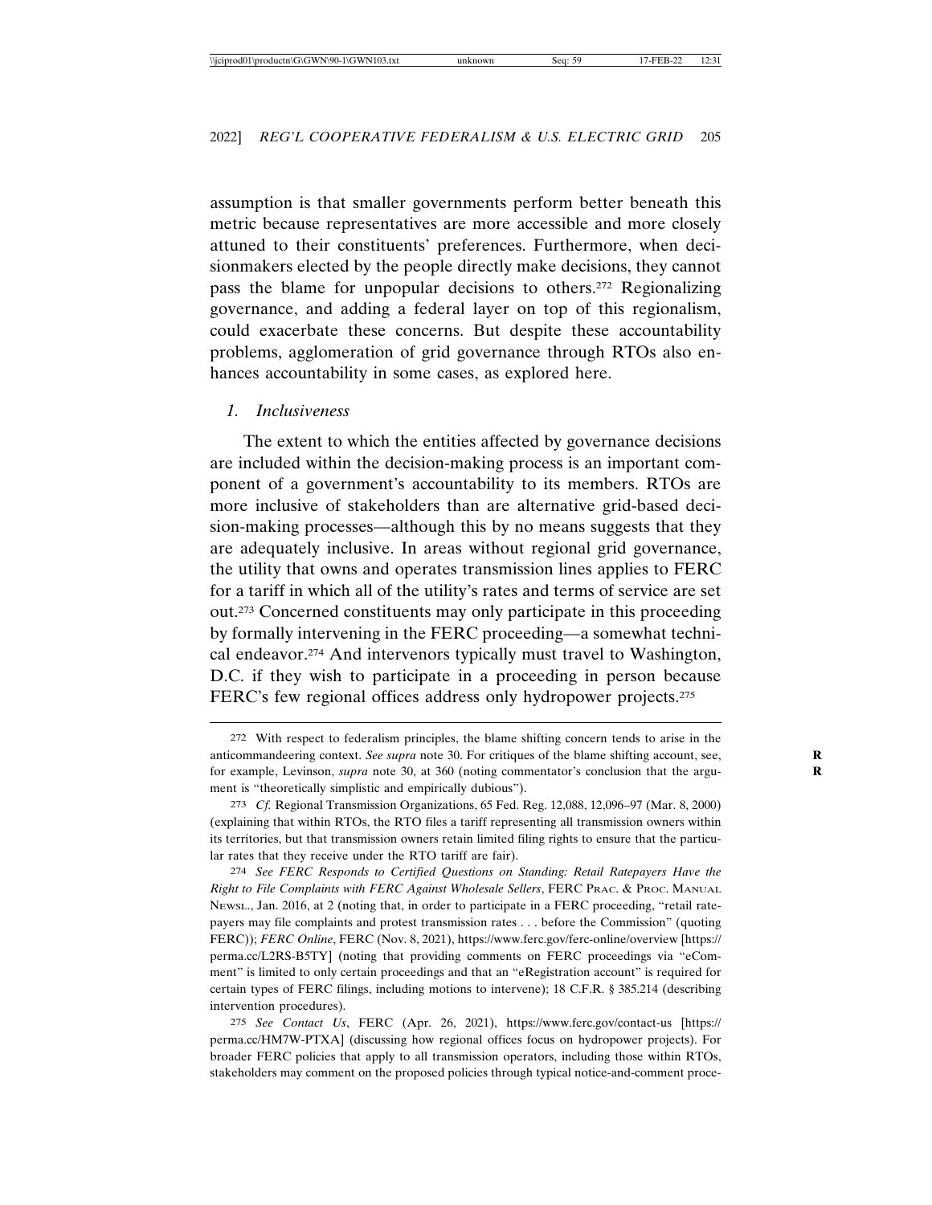assumption is that smaller governments perform better beneath this metric because representatives are more accessible and more closely attuned to their constituents' preferences. Furthermore, when decisionmakers elected by the people directly make decisions, they cannot pass the blame for unpopular decisions to others.[272] Regionalizing governance, and adding a federal layer on top of this regionalism, could exacerbate these concerns. But despite these accountability problems, agglomeration of grid governance through RTOs also enhances accountability in some cases, as explored here.

### *1. Inclusiveness*

The extent to which the entities affected by governance decisions are included within the decision-making process is an important component of a government's accountability to its members. RTOs are more inclusive of stakeholders than are alternative grid-based decision-making processes—although this by no means suggests that they are adequately inclusive. In areas without regional grid governance, the utility that owns and operates transmission lines applies to FERC for a tariff in which all of the utility's rates and terms of service are set out.[273] Concerned constituents may only participate in this proceeding by formally intervening in the FERC proceeding—a somewhat technical endeavor.[274] And intervenors typically must travel to Washington, D.C. if they wish to participate in a proceeding in person because FERC's few regional offices address only hydropower projects.[275]

---

[272] With respect to federalism principles, the blame shifting concern tends to arise in the anticommandeering context. *See supra* note 30. For critiques of the blame shifting account, see, for example, Levinson, *supra* note 30, at 360 (noting commentator's conclusion that the argument is "theoretically simplistic and empirically dubious").

[273] *Cf.* Regional Transmission Organizations, 65 Fed. Reg. 12,088, 12,096–97 (Mar. 8, 2000) (explaining that within RTOs, the RTO files a tariff representing all transmission owners within its territories, but that transmission owners retain limited filing rights to ensure that the particular rates that they receive under the RTO tariff are fair).

[274] *See FERC Responds to Certified Questions on Standing: Retail Ratepayers Have the Right to File Complaints with FERC Against Wholesale Sellers*, FERC PRAC. & PROC. MANUAL NEWSL., Jan. 2016, at 2 (noting that, in order to participate in a FERC proceeding, "retail ratepayers may file complaints and protest transmission rates . . . before the Commission" (quoting FERC)); *FERC Online*, FERC (Nov. 8, 2021), https://www.ferc.gov/ferc-online/overview [https://perma.cc/L2RS-B5TY] (noting that providing comments on FERC proceedings via "eComment" is limited to only certain proceedings and that an "eRegistration account" is required for certain types of FERC filings, including motions to intervene); 18 C.F.R. § 385.214 (describing intervention procedures).

[275] *See Contact Us*, FERC (Apr. 26, 2021), https://www.ferc.gov/contact-us [https://perma.cc/HM7W-PTXA] (discussing how regional offices focus on hydropower projects). For broader FERC policies that apply to all transmission operators, including those within RTOs, stakeholders may comment on the proposed policies through typical notice-and-comment proce-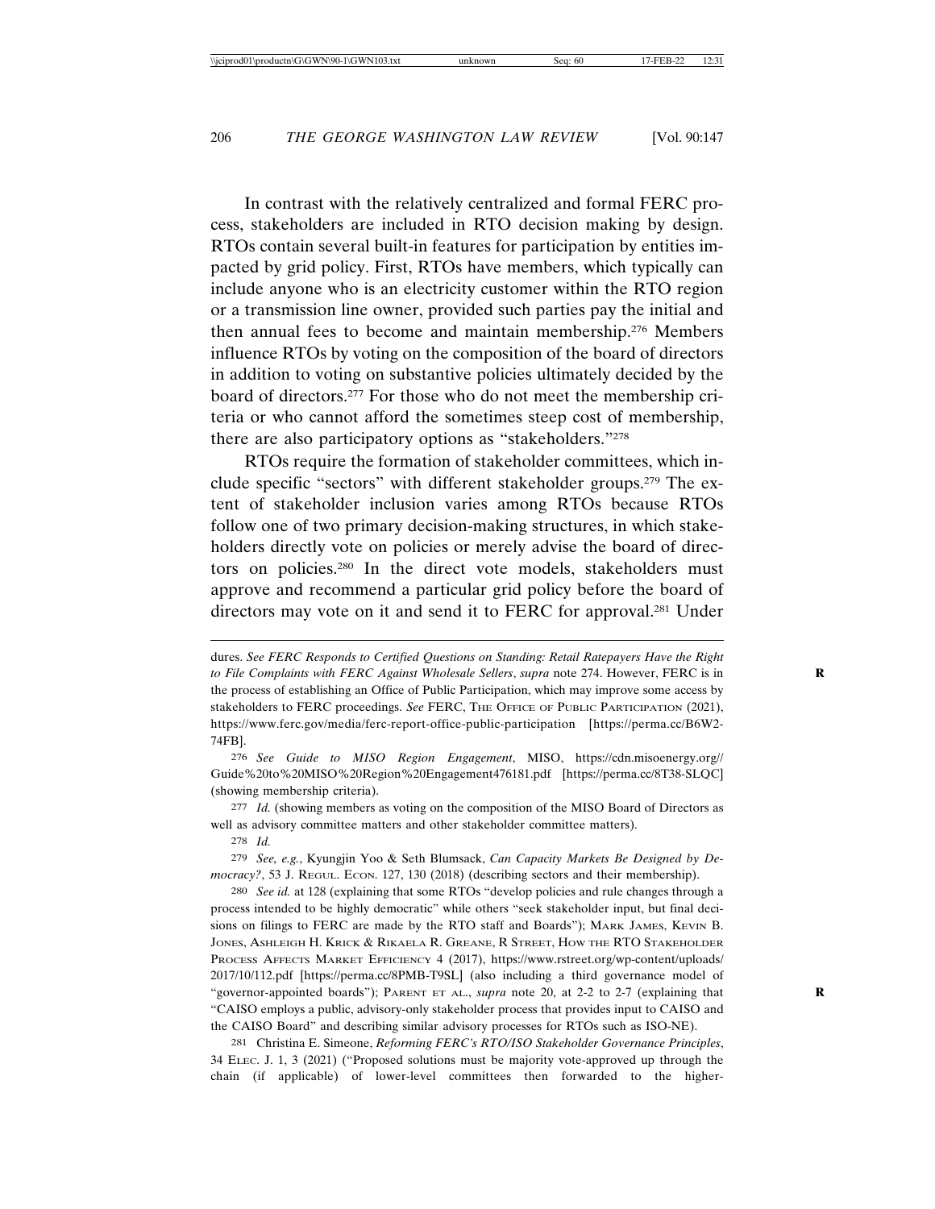In contrast with the relatively centralized and formal FERC process, stakeholders are included in RTO decision making by design. RTOs contain several built-in features for participation by entities impacted by grid policy. First, RTOs have members, which typically can include anyone who is an electricity customer within the RTO region or a transmission line owner, provided such parties pay the initial and then annual fees to become and maintain membership.[276] Members influence RTOs by voting on the composition of the board of directors in addition to voting on substantive policies ultimately decided by the board of directors.[277] For those who do not meet the membership criteria or who cannot afford the sometimes steep cost of membership, there are also participatory options as "stakeholders."[278]

RTOs require the formation of stakeholder committees, which include specific "sectors" with different stakeholder groups.[279] The extent of stakeholder inclusion varies among RTOs because RTOs follow one of two primary decision-making structures, in which stakeholders directly vote on policies or merely advise the board of directors on policies.[280] In the direct vote models, stakeholders must approve and recommend a particular grid policy before the board of directors may vote on it and send it to FERC for approval.[281] Under

---

dures. *See FERC Responds to Certified Questions on Standing: Retail Ratepayers Have the Right to File Complaints with FERC Against Wholesale Sellers*, *supra* note 274. However, FERC is in the process of establishing an Office of Public Participation, which may improve some access by stakeholders to FERC proceedings. *See* FERC, THE OFFICE OF PUBLIC PARTICIPATION (2021), https://www.ferc.gov/media/ferc-report-office-public-participation [https://perma.cc/B6W2-74FB].

276 *See Guide to MISO Region Engagement*, MISO, https://cdn.misoenergy.org//Guide%20to%20MISO%20Region%20Engagement476181.pdf [https://perma.cc/8T38-SLQC] (showing membership criteria).

277 *Id.* (showing members as voting on the composition of the MISO Board of Directors as well as advisory committee matters and other stakeholder committee matters).

278 *Id.*

279 *See, e.g.*, Kyungjin Yoo & Seth Blumsack, *Can Capacity Markets Be Designed by Democracy?*, 53 J. REGUL. ECON. 127, 130 (2018) (describing sectors and their membership).

280 *See id.* at 128 (explaining that some RTOs "develop policies and rule changes through a process intended to be highly democratic" while others "seek stakeholder input, but final decisions on filings to FERC are made by the RTO staff and Boards"); MARK JAMES, KEVIN B. JONES, ASHLEIGH H. KRICK & RIKAELA R. GREANE, R STREET, HOW THE RTO STAKEHOLDER PROCESS AFFECTS MARKET EFFICIENCY 4 (2017), https://www.rstreet.org/wp-content/uploads/2017/10/112.pdf [https://perma.cc/8PMB-T9SL] (also including a third governance model of "governor-appointed boards"); PARENT ET AL., *supra* note 20, at 2-2 to 2-7 (explaining that "CAISO employs a public, advisory-only stakeholder process that provides input to CAISO and the CAISO Board" and describing similar advisory processes for RTOs such as ISO-NE).

281 Christina E. Simeone, *Reforming FERC's RTO/ISO Stakeholder Governance Principles*, 34 ELEC. J. 1, 3 (2021) ("Proposed solutions must be majority vote-approved up through the chain (if applicable) of lower-level committees then forwarded to the higher-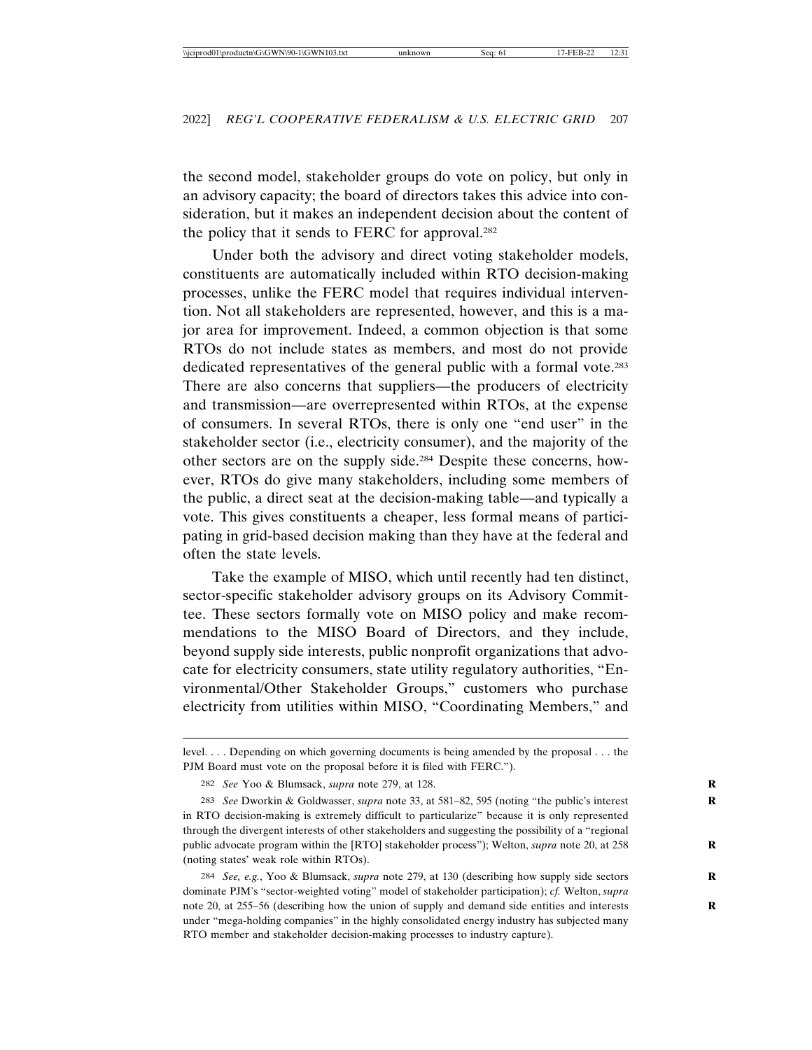the second model, stakeholder groups do vote on policy, but only in an advisory capacity; the board of directors takes this advice into consideration, but it makes an independent decision about the content of the policy that it sends to FERC for approval.[282]

Under both the advisory and direct voting stakeholder models, constituents are automatically included within RTO decision-making processes, unlike the FERC model that requires individual intervention. Not all stakeholders are represented, however, and this is a major area for improvement. Indeed, a common objection is that some RTOs do not include states as members, and most do not provide dedicated representatives of the general public with a formal vote.[283] There are also concerns that suppliers—the producers of electricity and transmission—are overrepresented within RTOs, at the expense of consumers. In several RTOs, there is only one "end user" in the stakeholder sector (i.e., electricity consumer), and the majority of the other sectors are on the supply side.[284] Despite these concerns, however, RTOs do give many stakeholders, including some members of the public, a direct seat at the decision-making table—and typically a vote. This gives constituents a cheaper, less formal means of participating in grid-based decision making than they have at the federal and often the state levels.

Take the example of MISO, which until recently had ten distinct, sector-specific stakeholder advisory groups on its Advisory Committee. These sectors formally vote on MISO policy and make recommendations to the MISO Board of Directors, and they include, beyond supply side interests, public nonprofit organizations that advocate for electricity consumers, state utility regulatory authorities, "Environmental/Other Stakeholder Groups," customers who purchase electricity from utilities within MISO, "Coordinating Members," and

---

level. . . . Depending on which governing documents is being amended by the proposal . . . the PJM Board must vote on the proposal before it is filed with FERC.").

282 *See* Yoo & Blumsack, *supra* note 279, at 128.

283 *See* Dworkin & Goldwasser, *supra* note 33, at 581–82, 595 (noting "the public's interest in RTO decision-making is extremely difficult to particularize" because it is only represented through the divergent interests of other stakeholders and suggesting the possibility of a "regional public advocate program within the [RTO] stakeholder process"); Welton, *supra* note 20, at 258 (noting states' weak role within RTOs).

284 *See, e.g.*, Yoo & Blumsack, *supra* note 279, at 130 (describing how supply side sectors dominate PJM's "sector-weighted voting" model of stakeholder participation); *cf.* Welton, *supra* note 20, at 255–56 (describing how the union of supply and demand side entities and interests under "mega-holding companies" in the highly consolidated energy industry has subjected many RTO member and stakeholder decision-making processes to industry capture).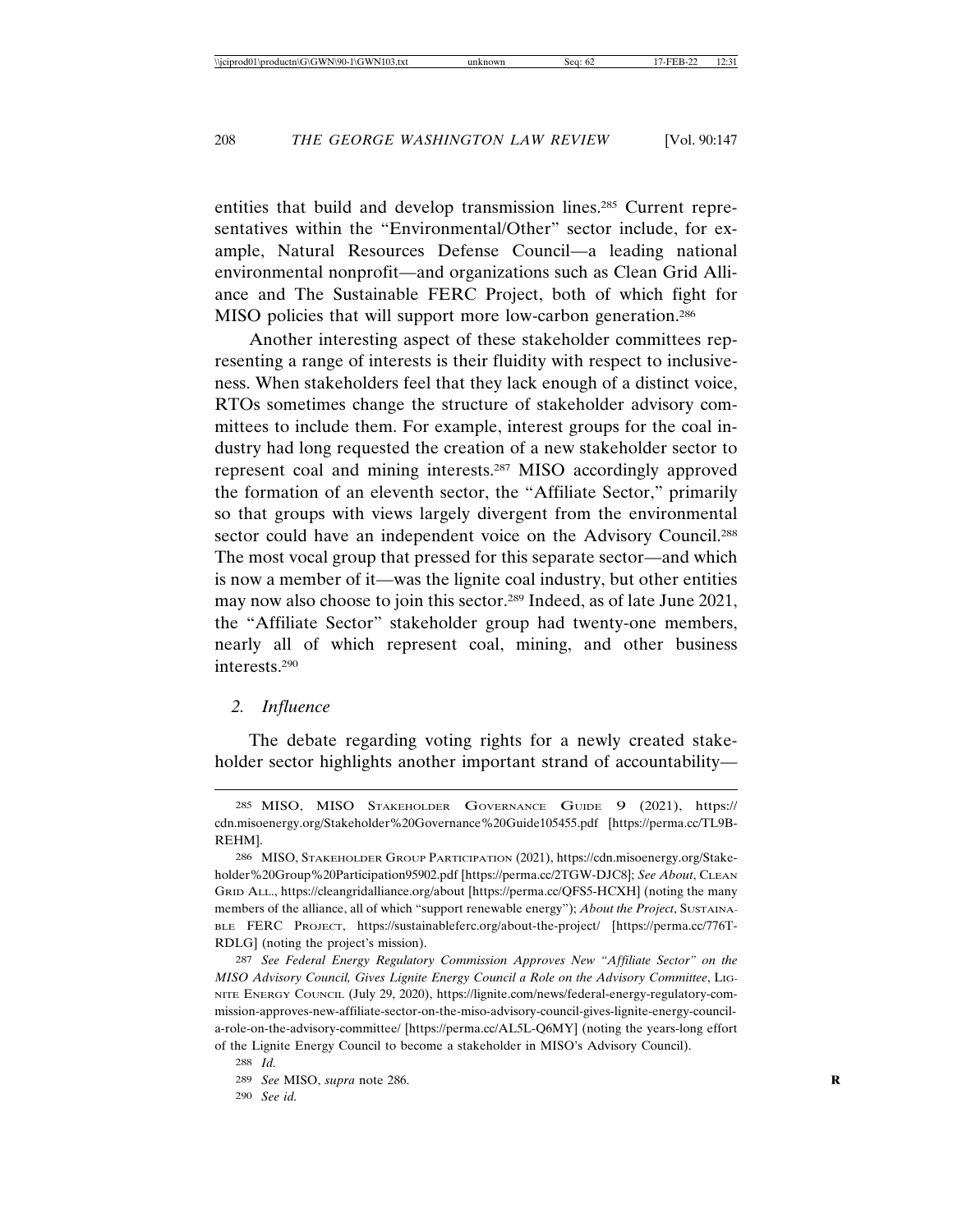entities that build and develop transmission lines.[285] Current representatives within the "Environmental/Other" sector include, for example, Natural Resources Defense Council—a leading national environmental nonprofit—and organizations such as Clean Grid Alliance and The Sustainable FERC Project, both of which fight for MISO policies that will support more low-carbon generation.[286]

Another interesting aspect of these stakeholder committees representing a range of interests is their fluidity with respect to inclusiveness. When stakeholders feel that they lack enough of a distinct voice, RTOs sometimes change the structure of stakeholder advisory committees to include them. For example, interest groups for the coal industry had long requested the creation of a new stakeholder sector to represent coal and mining interests.[287] MISO accordingly approved the formation of an eleventh sector, the "Affiliate Sector," primarily so that groups with views largely divergent from the environmental sector could have an independent voice on the Advisory Council.[288] The most vocal group that pressed for this separate sector—and which is now a member of it—was the lignite coal industry, but other entities may now also choose to join this sector.[289] Indeed, as of late June 2021, the "Affiliate Sector" stakeholder group had twenty-one members, nearly all of which represent coal, mining, and other business interests.[290]

### *2. Influence*

The debate regarding voting rights for a newly created stakeholder sector highlights another important strand of accountability—

---

[285] MISO, MISO Stakeholder Governance Guide 9 (2021), https://cdn.misoenergy.org/Stakeholder%20Governance%20Guide105455.pdf [https://perma.cc/TL9B-REHM].

[286] MISO, Stakeholder Group Participation (2021), https://cdn.misoenergy.org/Stakeholder%20Group%20Participation95902.pdf [https://perma.cc/2TGW-DJC8]; *See About*, Clean Grid All., https://cleangridalliance.org/about [https://perma.cc/QFS5-HCXH] (noting the many members of the alliance, all of which "support renewable energy"); *About the Project*, Sustainable FERC Project, https://sustainableferc.org/about-the-project/ [https://perma.cc/776T-RDLG] (noting the project's mission).

[287] *See Federal Energy Regulatory Commission Approves New "Affiliate Sector" on the MISO Advisory Council, Gives Lignite Energy Council a Role on the Advisory Committee*, Lignite Energy Council (July 29, 2020), https://lignite.com/news/federal-energy-regulatory-commission-approves-new-affiliate-sector-on-the-miso-advisory-council-gives-lignite-energy-council-a-role-on-the-advisory-committee/ [https://perma.cc/AL5L-Q6MY] (noting the years-long effort of the Lignite Energy Council to become a stakeholder in MISO's Advisory Council).

[288] *Id.*

[289] *See* MISO, *supra* note 286.

[290] *See id.*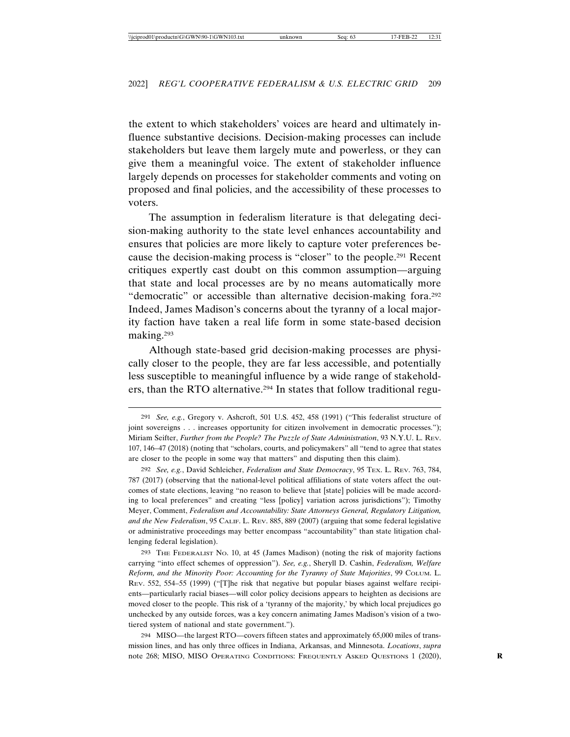the extent to which stakeholders' voices are heard and ultimately influence substantive decisions. Decision-making processes can include stakeholders but leave them largely mute and powerless, or they can give them a meaningful voice. The extent of stakeholder influence largely depends on processes for stakeholder comments and voting on proposed and final policies, and the accessibility of these processes to voters.

The assumption in federalism literature is that delegating decision-making authority to the state level enhances accountability and ensures that policies are more likely to capture voter preferences because the decision-making process is "closer" to the people.[291] Recent critiques expertly cast doubt on this common assumption—arguing that state and local processes are by no means automatically more "democratic" or accessible than alternative decision-making fora.[292] Indeed, James Madison's concerns about the tyranny of a local majority faction have taken a real life form in some state-based decision making.[293]

Although state-based grid decision-making processes are physically closer to the people, they are far less accessible, and potentially less susceptible to meaningful influence by a wide range of stakeholders, than the RTO alternative.[294] In states that follow traditional regu-

---

291 *See, e.g.*, Gregory v. Ashcroft, 501 U.S. 452, 458 (1991) ("This federalist structure of joint sovereigns . . . increases opportunity for citizen involvement in democratic processes."); Miriam Seifter, *Further from the People? The Puzzle of State Administration*, 93 N.Y.U. L. Rev. 107, 146–47 (2018) (noting that "scholars, courts, and policymakers" all "tend to agree that states are closer to the people in some way that matters" and disputing then this claim).

292 *See, e.g.*, David Schleicher, *Federalism and State Democracy*, 95 Tex. L. Rev. 763, 784, 787 (2017) (observing that the national-level political affiliations of state voters affect the outcomes of state elections, leaving "no reason to believe that [state] policies will be made according to local preferences" and creating "less [policy] variation across jurisdictions"); Timothy Meyer, Comment, *Federalism and Accountability: State Attorneys General, Regulatory Litigation, and the New Federalism*, 95 Calif. L. Rev. 885, 889 (2007) (arguing that some federal legislative or administrative proceedings may better encompass "accountability" than state litigation challenging federal legislation).

293 The Federalist No. 10, at 45 (James Madison) (noting the risk of majority factions carrying "into effect schemes of oppression"). *See, e.g.*, Sheryll D. Cashin, *Federalism, Welfare Reform, and the Minority Poor: Accounting for the Tyranny of State Majorities*, 99 Colum. L. Rev. 552, 554–55 (1999) ("[T]he risk that negative but popular biases against welfare recipients—particularly racial biases—will color policy decisions appears to heighten as decisions are moved closer to the people. This risk of a 'tyranny of the majority,' by which local prejudices go unchecked by any outside forces, was a key concern animating James Madison's vision of a two-tiered system of national and state government.").

294 MISO—the largest RTO—covers fifteen states and approximately 65,000 miles of transmission lines, and has only three offices in Indiana, Arkansas, and Minnesota. *Locations*, *supra* note 268; MISO, MISO Operating Conditions: Frequently Asked Questions 1 (2020),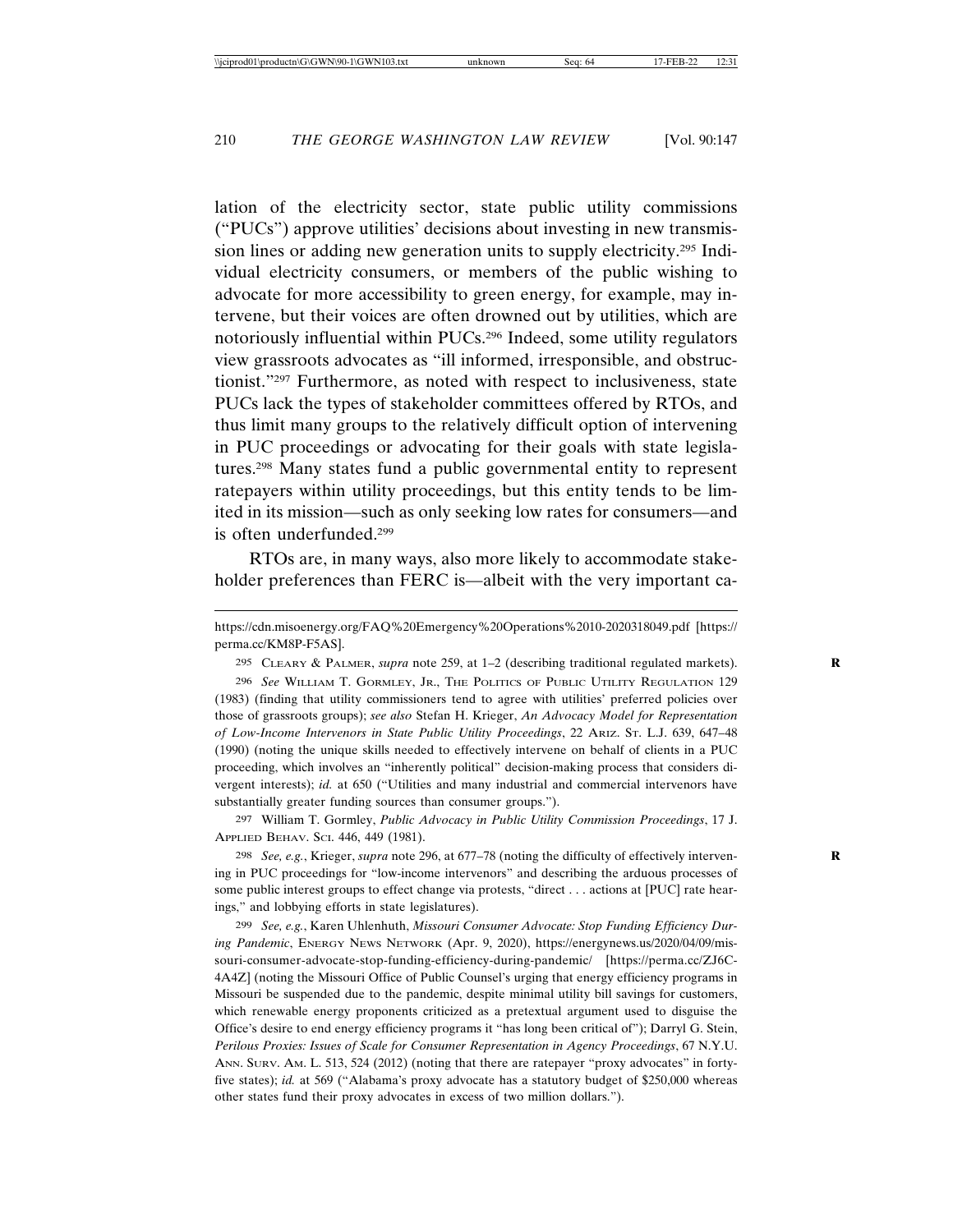lation of the electricity sector, state public utility commissions ("PUCs") approve utilities' decisions about investing in new transmission lines or adding new generation units to supply electricity.[295] Individual electricity consumers, or members of the public wishing to advocate for more accessibility to green energy, for example, may intervene, but their voices are often drowned out by utilities, which are notoriously influential within PUCs.[296] Indeed, some utility regulators view grassroots advocates as "ill informed, irresponsible, and obstructionist."[297] Furthermore, as noted with respect to inclusiveness, state PUCs lack the types of stakeholder committees offered by RTOs, and thus limit many groups to the relatively difficult option of intervening in PUC proceedings or advocating for their goals with state legislatures.[298] Many states fund a public governmental entity to represent ratepayers within utility proceedings, but this entity tends to be limited in its mission—such as only seeking low rates for consumers—and is often underfunded.[299]

RTOs are, in many ways, also more likely to accommodate stakeholder preferences than FERC is—albeit with the very important ca-

---

https://cdn.misoenergy.org/FAQ%20Emergency%20Operations%2010-2020318049.pdf [https://perma.cc/KM8P-F5AS].

295 Cleary & Palmer, *supra* note 259, at 1–2 (describing traditional regulated markets).

296 *See* William T. Gormley, Jr., The Politics of Public Utility Regulation 129 (1983) (finding that utility commissioners tend to agree with utilities' preferred policies over those of grassroots groups); *see also* Stefan H. Krieger, *An Advocacy Model for Representation of Low-Income Intervenors in State Public Utility Proceedings*, 22 Ariz. St. L.J. 639, 647–48 (1990) (noting the unique skills needed to effectively intervene on behalf of clients in a PUC proceeding, which involves an "inherently political" decision-making process that considers divergent interests); *id.* at 650 ("Utilities and many industrial and commercial intervenors have substantially greater funding sources than consumer groups.").

297 William T. Gormley, *Public Advocacy in Public Utility Commission Proceedings*, 17 J. Applied Behav. Sci. 446, 449 (1981).

298 *See, e.g.*, Krieger, *supra* note 296, at 677–78 (noting the difficulty of effectively intervening in PUC proceedings for "low-income intervenors" and describing the arduous processes of some public interest groups to effect change via protests, "direct . . . actions at [PUC] rate hearings," and lobbying efforts in state legislatures).

299 *See, e.g.*, Karen Uhlenhuth, *Missouri Consumer Advocate: Stop Funding Efficiency During Pandemic*, Energy News Network (Apr. 9, 2020), https://energynews.us/2020/04/09/missouri-consumer-advocate-stop-funding-efficiency-during-pandemic/ [https://perma.cc/ZJ6C-4A4Z] (noting the Missouri Office of Public Counsel's urging that energy efficiency programs in Missouri be suspended due to the pandemic, despite minimal utility bill savings for customers, which renewable energy proponents criticized as a pretextual argument used to disguise the Office's desire to end energy efficiency programs it "has long been critical of"); Darryl G. Stein, *Perilous Proxies: Issues of Scale for Consumer Representation in Agency Proceedings*, 67 N.Y.U. Ann. Surv. Am. L. 513, 524 (2012) (noting that there are ratepayer "proxy advocates" in forty-five states); *id.* at 569 ("Alabama's proxy advocate has a statutory budget of $250,000 whereas other states fund their proxy advocates in excess of two million dollars.").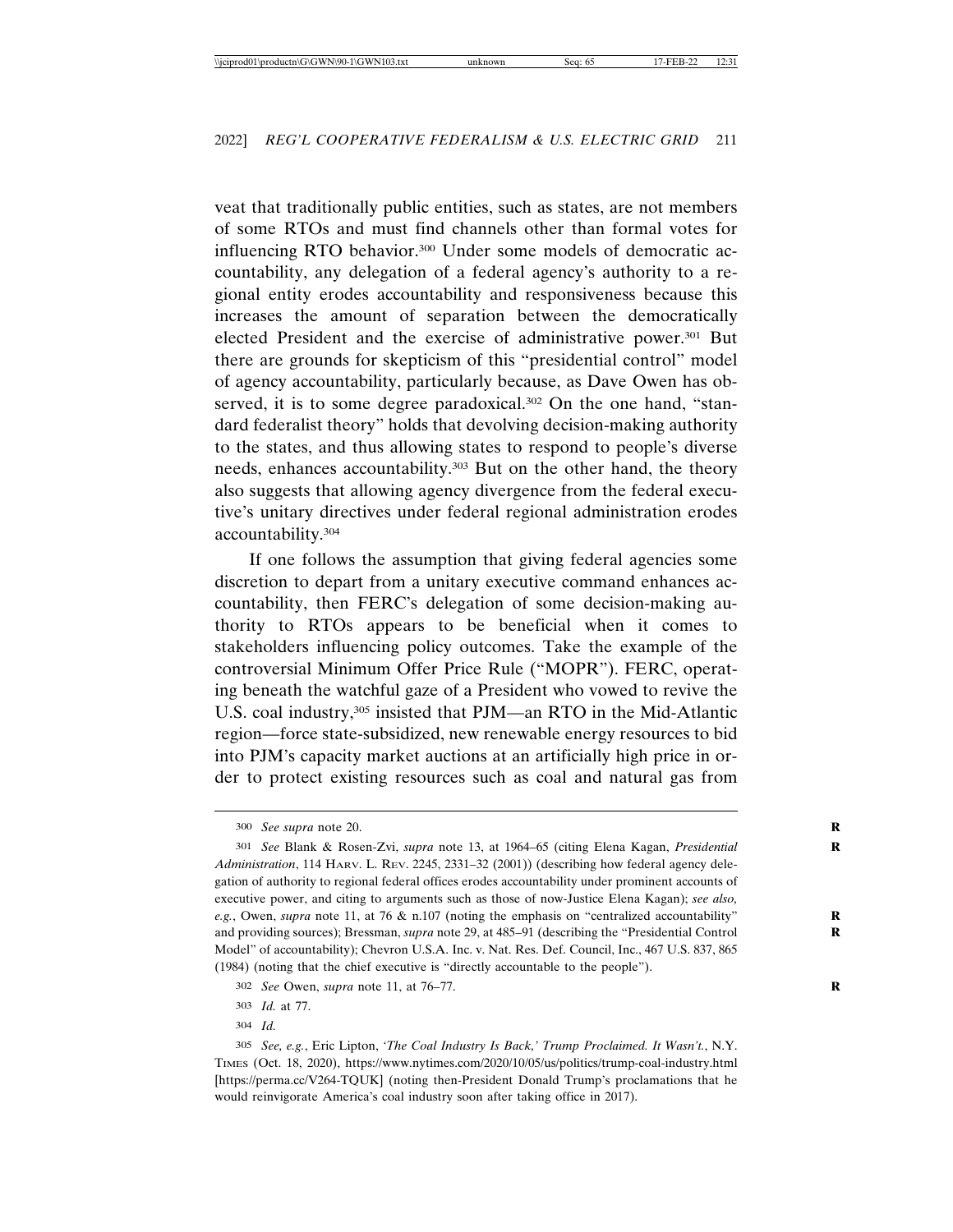veat that traditionally public entities, such as states, are not members of some RTOs and must find channels other than formal votes for influencing RTO behavior.[300] Under some models of democratic accountability, any delegation of a federal agency's authority to a regional entity erodes accountability and responsiveness because this increases the amount of separation between the democratically elected President and the exercise of administrative power.[301] But there are grounds for skepticism of this "presidential control" model of agency accountability, particularly because, as Dave Owen has observed, it is to some degree paradoxical.[302] On the one hand, "standard federalist theory" holds that devolving decision-making authority to the states, and thus allowing states to respond to people's diverse needs, enhances accountability.[303] But on the other hand, the theory also suggests that allowing agency divergence from the federal executive's unitary directives under federal regional administration erodes accountability.[304]

If one follows the assumption that giving federal agencies some discretion to depart from a unitary executive command enhances accountability, then FERC's delegation of some decision-making authority to RTOs appears to be beneficial when it comes to stakeholders influencing policy outcomes. Take the example of the controversial Minimum Offer Price Rule ("MOPR"). FERC, operating beneath the watchful gaze of a President who vowed to revive the U.S. coal industry,[305] insisted that PJM—an RTO in the Mid-Atlantic region—force state-subsidized, new renewable energy resources to bid into PJM's capacity market auctions at an artificially high price in order to protect existing resources such as coal and natural gas from

---

[300] *See supra* note 20.

[301] *See* Blank & Rosen-Zvi, *supra* note 13, at 1964–65 (citing Elena Kagan, *Presidential Administration*, 114 HARV. L. REV. 2245, 2331–32 (2001)) (describing how federal agency delegation of authority to regional federal offices erodes accountability under prominent accounts of executive power, and citing to arguments such as those of now-Justice Elena Kagan); *see also, e.g.*, Owen, *supra* note 11, at 76 & n.107 (noting the emphasis on "centralized accountability" and providing sources); Bressman, *supra* note 29, at 485–91 (describing the "Presidential Control Model" of accountability); Chevron U.S.A. Inc. v. Nat. Res. Def. Council, Inc., 467 U.S. 837, 865 (1984) (noting that the chief executive is "directly accountable to the people").

[302] *See* Owen, *supra* note 11, at 76–77.

[303] *Id.* at 77.

[304] *Id.*

[305] *See, e.g.*, Eric Lipton, *'The Coal Industry Is Back,' Trump Proclaimed. It Wasn't.*, N.Y. TIMES (Oct. 18, 2020), https://www.nytimes.com/2020/10/05/us/politics/trump-coal-industry.html [https://perma.cc/V264-TQUK] (noting then-President Donald Trump's proclamations that he would reinvigorate America's coal industry soon after taking office in 2017).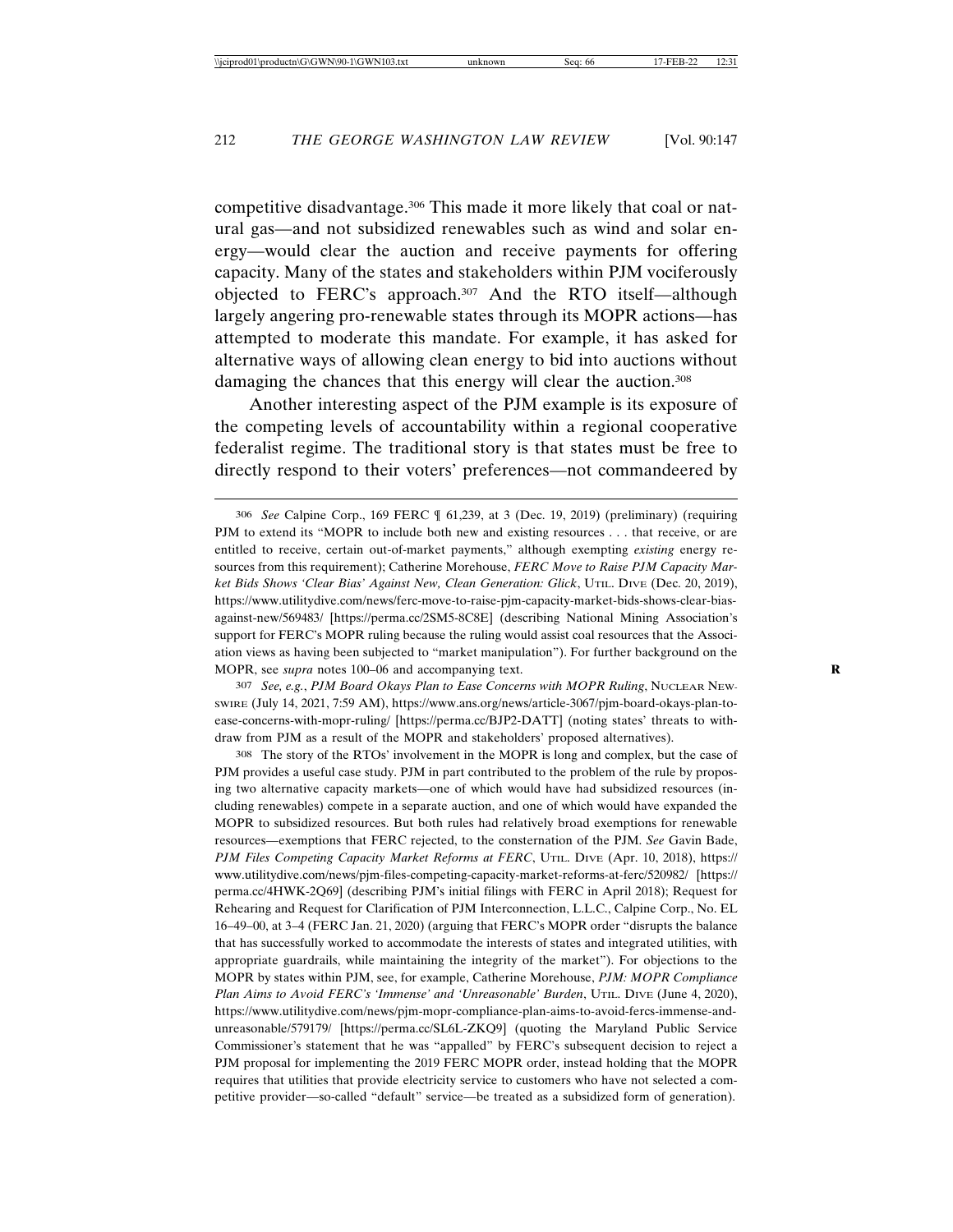competitive disadvantage.[306] This made it more likely that coal or natural gas—and not subsidized renewables such as wind and solar energy—would clear the auction and receive payments for offering capacity. Many of the states and stakeholders within PJM vociferously objected to FERC's approach.[307] And the RTO itself—although largely angering pro-renewable states through its MOPR actions—has attempted to moderate this mandate. For example, it has asked for alternative ways of allowing clean energy to bid into auctions without damaging the chances that this energy will clear the auction.[308]

Another interesting aspect of the PJM example is its exposure of the competing levels of accountability within a regional cooperative federalist regime. The traditional story is that states must be free to directly respond to their voters' preferences—not commandeered by

---

306 *See* Calpine Corp., 169 FERC ¶ 61,239, at 3 (Dec. 19, 2019) (preliminary) (requiring PJM to extend its "MOPR to include both new and existing resources . . . that receive, or are entitled to receive, certain out-of-market payments," although exempting *existing* energy resources from this requirement); Catherine Morehouse, *FERC Move to Raise PJM Capacity Market Bids Shows 'Clear Bias' Against New, Clean Generation: Glick*, UTIL. DIVE (Dec. 20, 2019), https://www.utilitydive.com/news/ferc-move-to-raise-pjm-capacity-market-bids-shows-clear-bias-against-new/569483/ [https://perma.cc/2SM5-8C8E] (describing National Mining Association's support for FERC's MOPR ruling because the ruling would assist coal resources that the Association views as having been subjected to "market manipulation"). For further background on the MOPR, see *supra* notes 100–06 and accompanying text.

307 *See, e.g.*, *PJM Board Okays Plan to Ease Concerns with MOPR Ruling*, NUCLEAR NEWSWIRE (July 14, 2021, 7:59 AM), https://www.ans.org/news/article-3067/pjm-board-okays-plan-to-ease-concerns-with-mopr-ruling/ [https://perma.cc/BJP2-DATT] (noting states' threats to withdraw from PJM as a result of the MOPR and stakeholders' proposed alternatives).

308 The story of the RTOs' involvement in the MOPR is long and complex, but the case of PJM provides a useful case study. PJM in part contributed to the problem of the rule by proposing two alternative capacity markets—one of which would have had subsidized resources (including renewables) compete in a separate auction, and one of which would have expanded the MOPR to subsidized resources. But both rules had relatively broad exemptions for renewable resources—exemptions that FERC rejected, to the consternation of the PJM. *See* Gavin Bade, *PJM Files Competing Capacity Market Reforms at FERC*, UTIL. DIVE (Apr. 10, 2018), https://www.utilitydive.com/news/pjm-files-competing-capacity-market-reforms-at-ferc/520982/ [https://perma.cc/4HWK-2Q69] (describing PJM's initial filings with FERC in April 2018); Request for Rehearing and Request for Clarification of PJM Interconnection, L.L.C., Calpine Corp., No. EL 16–49–00, at 3–4 (FERC Jan. 21, 2020) (arguing that FERC's MOPR order "disrupts the balance that has successfully worked to accommodate the interests of states and integrated utilities, with appropriate guardrails, while maintaining the integrity of the market"). For objections to the MOPR by states within PJM, see, for example, Catherine Morehouse, *PJM: MOPR Compliance Plan Aims to Avoid FERC's 'Immense' and 'Unreasonable' Burden*, UTIL. DIVE (June 4, 2020), https://www.utilitydive.com/news/pjm-mopr-compliance-plan-aims-to-avoid-fercs-immense-and-unreasonable/579179/ [https://perma.cc/SL6L-ZKQ9] (quoting the Maryland Public Service Commissioner's statement that he was "appalled" by FERC's subsequent decision to reject a PJM proposal for implementing the 2019 FERC MOPR order, instead holding that the MOPR requires that utilities that provide electricity service to customers who have not selected a competitive provider—so-called "default" service—be treated as a subsidized form of generation).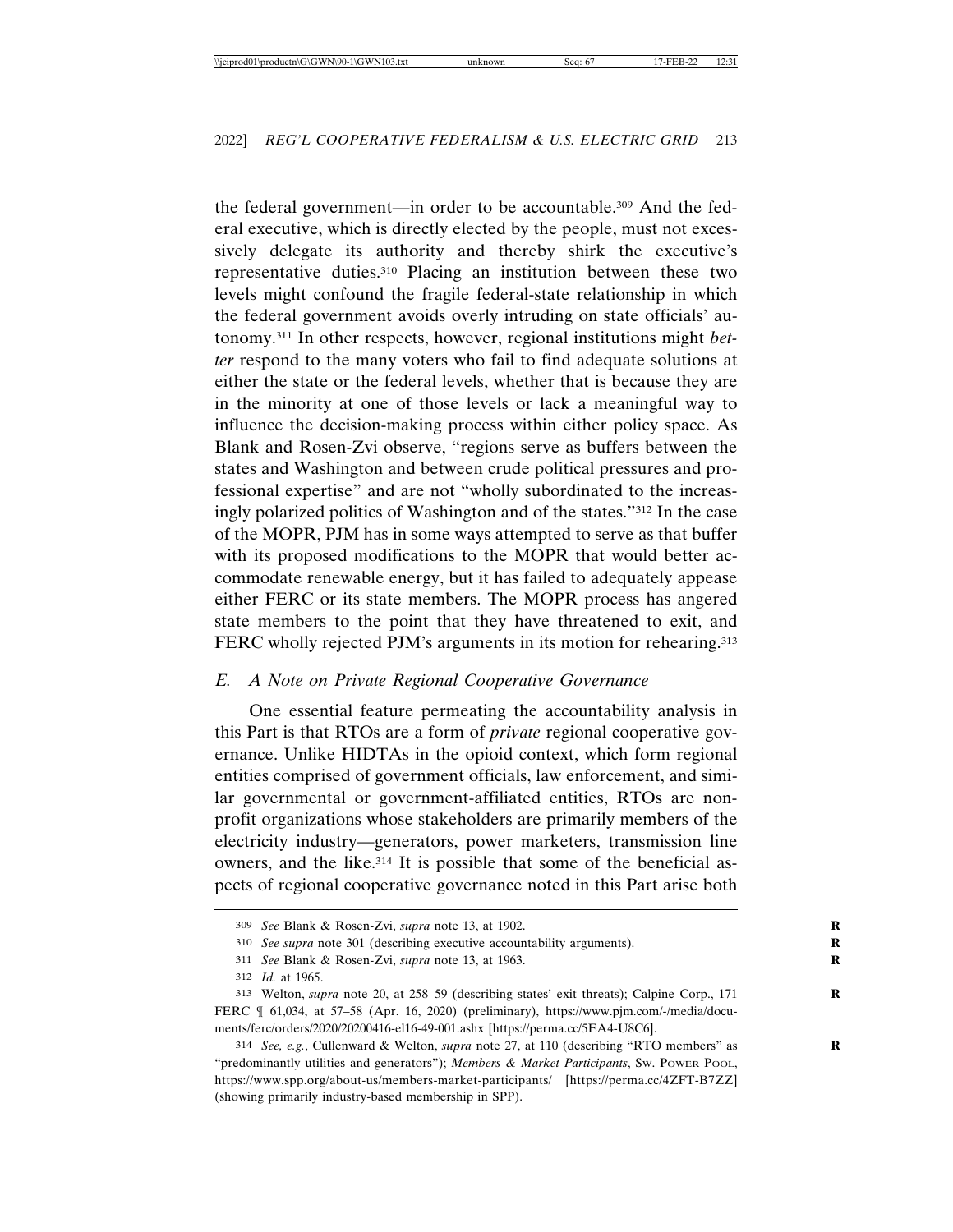the federal government—in order to be accountable.[309] And the federal executive, which is directly elected by the people, must not excessively delegate its authority and thereby shirk the executive's representative duties.[310] Placing an institution between these two levels might confound the fragile federal-state relationship in which the federal government avoids overly intruding on state officials' autonomy.[311] In other respects, however, regional institutions might *better* respond to the many voters who fail to find adequate solutions at either the state or the federal levels, whether that is because they are in the minority at one of those levels or lack a meaningful way to influence the decision-making process within either policy space. As Blank and Rosen-Zvi observe, "regions serve as buffers between the states and Washington and between crude political pressures and professional expertise" and are not "wholly subordinated to the increasingly polarized politics of Washington and of the states."[312] In the case of the MOPR, PJM has in some ways attempted to serve as that buffer with its proposed modifications to the MOPR that would better accommodate renewable energy, but it has failed to adequately appease either FERC or its state members. The MOPR process has angered state members to the point that they have threatened to exit, and FERC wholly rejected PJM's arguments in its motion for rehearing.[313]

### *E. A Note on Private Regional Cooperative Governance*

One essential feature permeating the accountability analysis in this Part is that RTOs are a form of *private* regional cooperative governance. Unlike HIDTAs in the opioid context, which form regional entities comprised of government officials, law enforcement, and similar governmental or government-affiliated entities, RTOs are non-profit organizations whose stakeholders are primarily members of the electricity industry—generators, power marketers, transmission line owners, and the like.[314] It is possible that some of the beneficial aspects of regional cooperative governance noted in this Part arise both

---

[309] *See* Blank & Rosen-Zvi, *supra* note 13, at 1902.

[310] *See supra* note 301 (describing executive accountability arguments).

[311] *See* Blank & Rosen-Zvi, *supra* note 13, at 1963.

[312] *Id.* at 1965.

[313] Welton, *supra* note 20, at 258–59 (describing states' exit threats); Calpine Corp., 171 FERC ¶ 61,034, at 57–58 (Apr. 16, 2020) (preliminary), https://www.pjm.com/-/media/documents/ferc/orders/2020/20200416-el16-49-001.ashx [https://perma.cc/5EA4-U8C6].

[314] *See, e.g.*, Cullenward & Welton, *supra* note 27, at 110 (describing "RTO members" as "predominantly utilities and generators"); *Members & Market Participants*, Sw. Power Pool, https://www.spp.org/about-us/members-market-participants/ [https://perma.cc/4ZFT-B7ZZ] (showing primarily industry-based membership in SPP).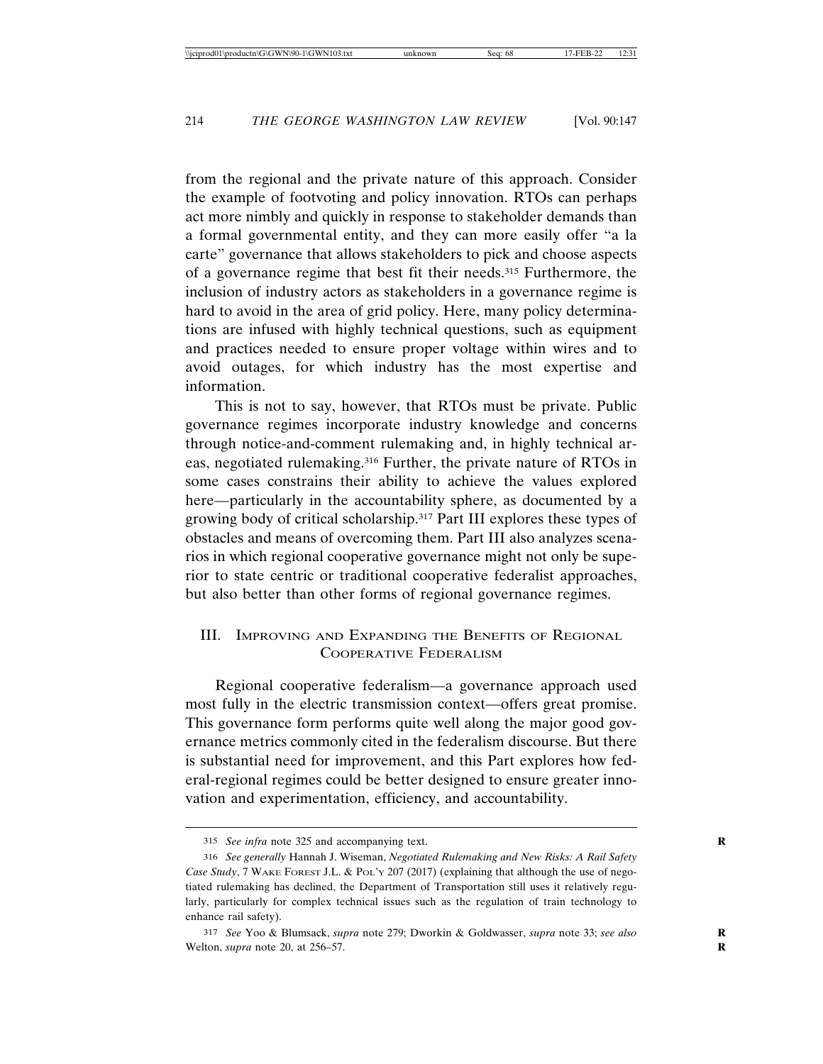from the regional and the private nature of this approach. Consider the example of footvoting and policy innovation. RTOs can perhaps act more nimbly and quickly in response to stakeholder demands than a formal governmental entity, and they can more easily offer "a la carte" governance that allows stakeholders to pick and choose aspects of a governance regime that best fit their needs.[315] Furthermore, the inclusion of industry actors as stakeholders in a governance regime is hard to avoid in the area of grid policy. Here, many policy determinations are infused with highly technical questions, such as equipment and practices needed to ensure proper voltage within wires and to avoid outages, for which industry has the most expertise and information.

This is not to say, however, that RTOs must be private. Public governance regimes incorporate industry knowledge and concerns through notice-and-comment rulemaking and, in highly technical areas, negotiated rulemaking.[316] Further, the private nature of RTOs in some cases constrains their ability to achieve the values explored here—particularly in the accountability sphere, as documented by a growing body of critical scholarship.[317] Part III explores these types of obstacles and means of overcoming them. Part III also analyzes scenarios in which regional cooperative governance might not only be superior to state centric or traditional cooperative federalist approaches, but also better than other forms of regional governance regimes.

## III. Improving and Expanding the Benefits of Regional Cooperative Federalism

Regional cooperative federalism—a governance approach used most fully in the electric transmission context—offers great promise. This governance form performs quite well along the major good governance metrics commonly cited in the federalism discourse. But there is substantial need for improvement, and this Part explores how federal-regional regimes could be better designed to ensure greater innovation and experimentation, efficiency, and accountability.

---

315 *See infra* note 325 and accompanying text.

316 *See generally* Hannah J. Wiseman, *Negotiated Rulemaking and New Risks: A Rail Safety Case Study*, 7 Wake Forest J.L. & Pol'y 207 (2017) (explaining that although the use of negotiated rulemaking has declined, the Department of Transportation still uses it relatively regularly, particularly for complex technical issues such as the regulation of train technology to enhance rail safety).

317 *See* Yoo & Blumsack, *supra* note 279; Dworkin & Goldwasser, *supra* note 33; *see also* Welton, *supra* note 20, at 256–57.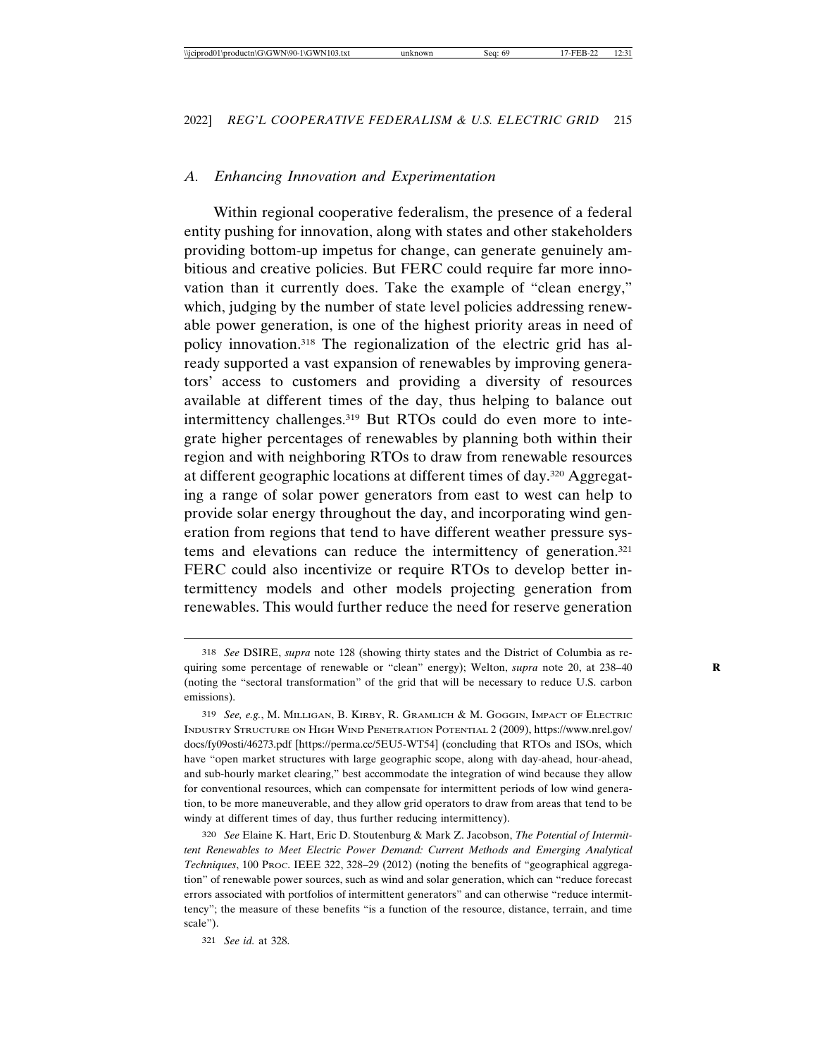### A. *Enhancing Innovation and Experimentation*

Within regional cooperative federalism, the presence of a federal entity pushing for innovation, along with states and other stakeholders providing bottom-up impetus for change, can generate genuinely ambitious and creative policies. But FERC could require far more innovation than it currently does. Take the example of "clean energy," which, judging by the number of state level policies addressing renewable power generation, is one of the highest priority areas in need of policy innovation.[318] The regionalization of the electric grid has already supported a vast expansion of renewables by improving generators' access to customers and providing a diversity of resources available at different times of the day, thus helping to balance out intermittency challenges.[319] But RTOs could do even more to integrate higher percentages of renewables by planning both within their region and with neighboring RTOs to draw from renewable resources at different geographic locations at different times of day.[320] Aggregating a range of solar power generators from east to west can help to provide solar energy throughout the day, and incorporating wind generation from regions that tend to have different weather pressure systems and elevations can reduce the intermittency of generation.[321] FERC could also incentivize or require RTOs to develop better intermittency models and other models projecting generation from renewables. This would further reduce the need for reserve generation

---

318 *See* DSIRE, *supra* note 128 (showing thirty states and the District of Columbia as requiring some percentage of renewable or "clean" energy); Welton, *supra* note 20, at 238–40 (noting the "sectoral transformation" of the grid that will be necessary to reduce U.S. carbon emissions).

319 *See, e.g.*, M. Milligan, B. Kirby, R. Gramlich & M. Goggin, Impact of Electric Industry Structure on High Wind Penetration Potential 2 (2009), https://www.nrel.gov/docs/fy09osti/46273.pdf [https://perma.cc/5EU5-WT54] (concluding that RTOs and ISOs, which have "open market structures with large geographic scope, along with day-ahead, hour-ahead, and sub-hourly market clearing," best accommodate the integration of wind because they allow for conventional resources, which can compensate for intermittent periods of low wind generation, to be more maneuverable, and they allow grid operators to draw from areas that tend to be windy at different times of day, thus further reducing intermittency).

320 *See* Elaine K. Hart, Eric D. Stoutenburg & Mark Z. Jacobson, *The Potential of Intermittent Renewables to Meet Electric Power Demand: Current Methods and Emerging Analytical Techniques*, 100 Proc. IEEE 322, 328–29 (2012) (noting the benefits of "geographical aggregation" of renewable power sources, such as wind and solar generation, which can "reduce forecast errors associated with portfolios of intermittent generators" and can otherwise "reduce intermittency"; the measure of these benefits "is a function of the resource, distance, terrain, and time scale").

321 *See id.* at 328.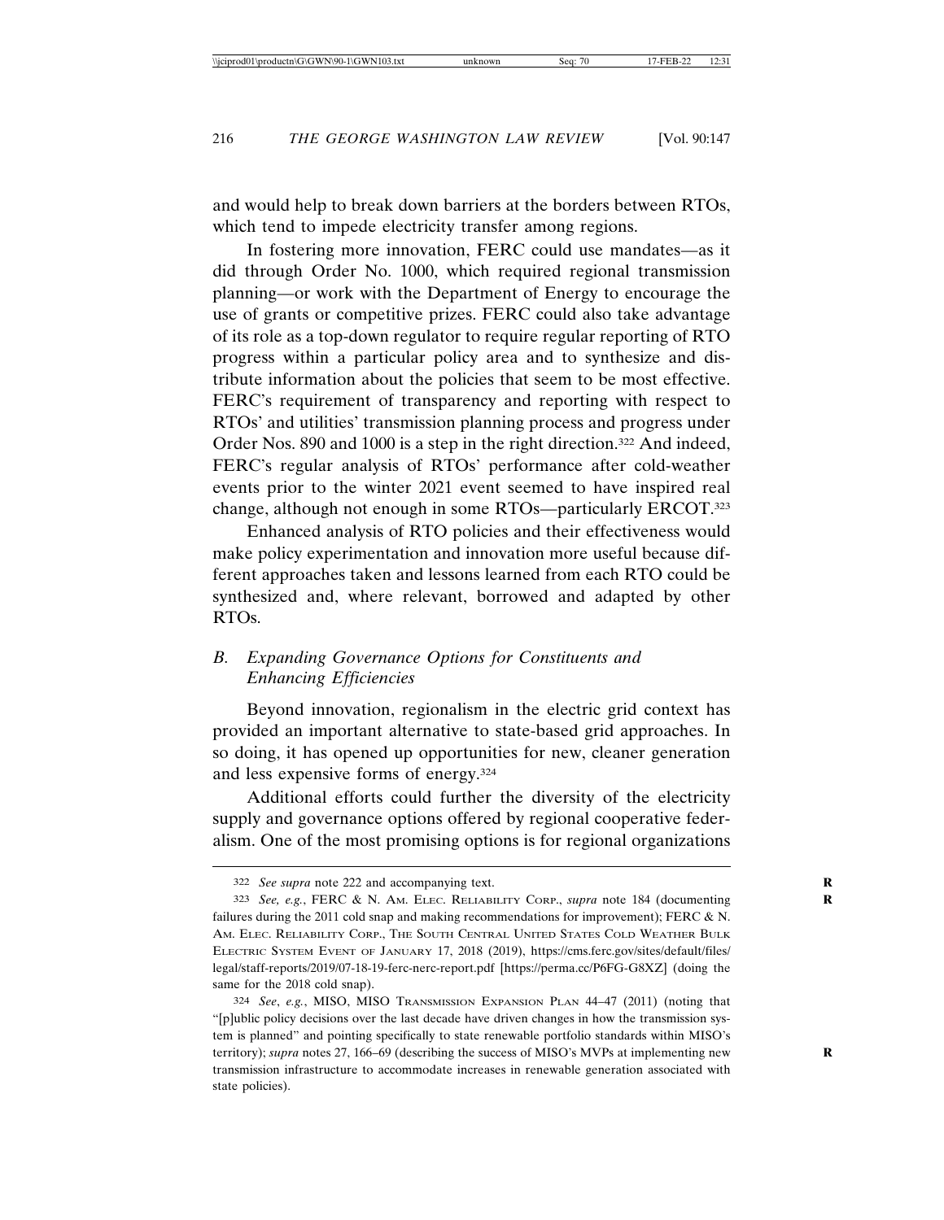and would help to break down barriers at the borders between RTOs, which tend to impede electricity transfer among regions.

In fostering more innovation, FERC could use mandates—as it did through Order No. 1000, which required regional transmission planning—or work with the Department of Energy to encourage the use of grants or competitive prizes. FERC could also take advantage of its role as a top-down regulator to require regular reporting of RTO progress within a particular policy area and to synthesize and distribute information about the policies that seem to be most effective. FERC's requirement of transparency and reporting with respect to RTOs' and utilities' transmission planning process and progress under Order Nos. 890 and 1000 is a step in the right direction.[322] And indeed, FERC's regular analysis of RTOs' performance after cold-weather events prior to the winter 2021 event seemed to have inspired real change, although not enough in some RTOs—particularly ERCOT.[323]

Enhanced analysis of RTO policies and their effectiveness would make policy experimentation and innovation more useful because different approaches taken and lessons learned from each RTO could be synthesized and, where relevant, borrowed and adapted by other RTOs.

### *B. Expanding Governance Options for Constituents and Enhancing Efficiencies*

Beyond innovation, regionalism in the electric grid context has provided an important alternative to state-based grid approaches. In so doing, it has opened up opportunities for new, cleaner generation and less expensive forms of energy.[324]

Additional efforts could further the diversity of the electricity supply and governance options offered by regional cooperative federalism. One of the most promising options is for regional organizations

---

322 *See supra* note 222 and accompanying text.

323 *See, e.g.*, FERC & N. AM. ELEC. RELIABILITY CORP., *supra* note 184 (documenting failures during the 2011 cold snap and making recommendations for improvement); FERC & N. AM. ELEC. RELIABILITY CORP., THE SOUTH CENTRAL UNITED STATES COLD WEATHER BULK ELECTRIC SYSTEM EVENT OF JANUARY 17, 2018 (2019), https://cms.ferc.gov/sites/default/files/legal/staff-reports/2019/07-18-19-ferc-nerc-report.pdf [https://perma.cc/P6FG-G8XZ] (doing the same for the 2018 cold snap).

324 *See, e.g.*, MISO, MISO TRANSMISSION EXPANSION PLAN 44–47 (2011) (noting that "[p]ublic policy decisions over the last decade have driven changes in how the transmission system is planned" and pointing specifically to state renewable portfolio standards within MISO's territory); *supra* notes 27, 166–69 (describing the success of MISO's MVPs at implementing new transmission infrastructure to accommodate increases in renewable generation associated with state policies).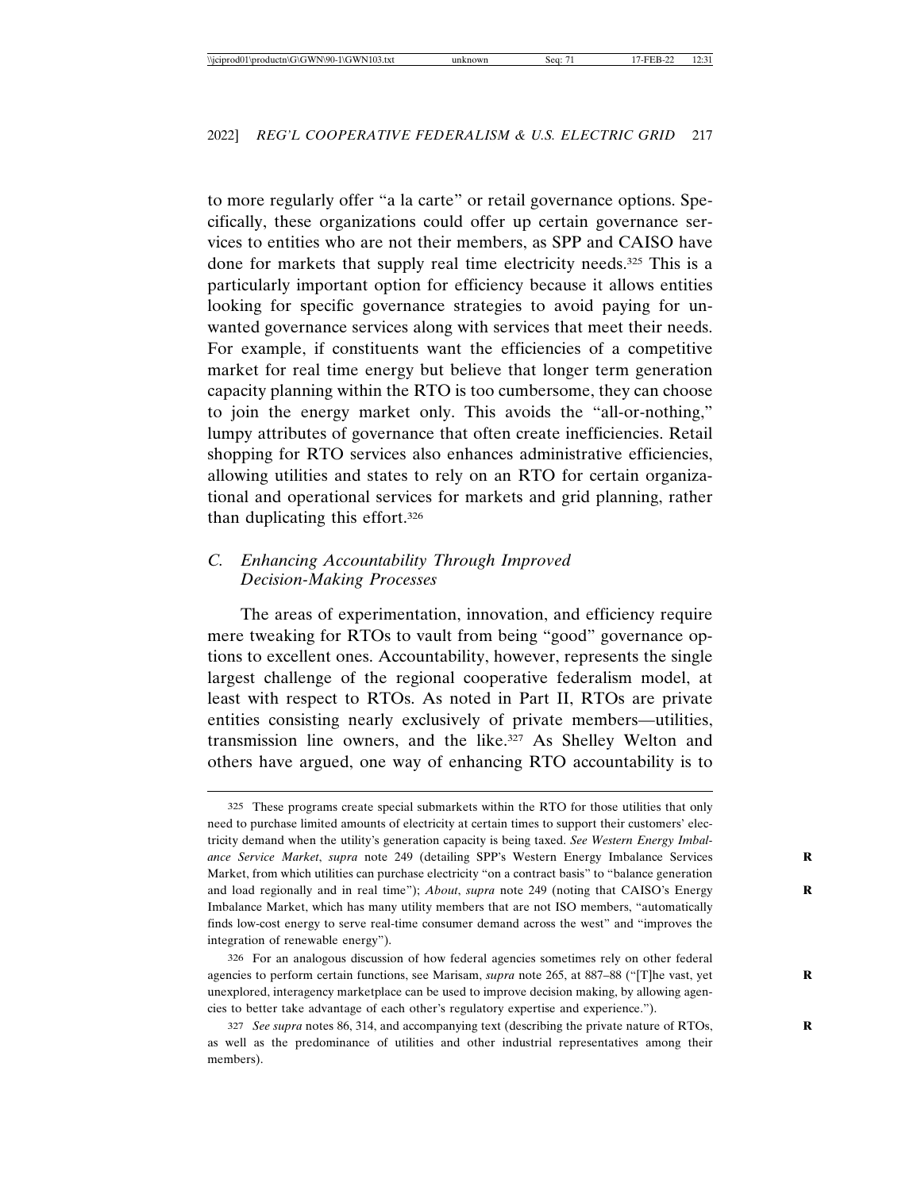to more regularly offer "a la carte" or retail governance options. Specifically, these organizations could offer up certain governance services to entities who are not their members, as SPP and CAISO have done for markets that supply real time electricity needs.[325] This is a particularly important option for efficiency because it allows entities looking for specific governance strategies to avoid paying for unwanted governance services along with services that meet their needs. For example, if constituents want the efficiencies of a competitive market for real time energy but believe that longer term generation capacity planning within the RTO is too cumbersome, they can choose to join the energy market only. This avoids the "all-or-nothing," lumpy attributes of governance that often create inefficiencies. Retail shopping for RTO services also enhances administrative efficiencies, allowing utilities and states to rely on an RTO for certain organizational and operational services for markets and grid planning, rather than duplicating this effort.[326]

### *C. Enhancing Accountability Through Improved Decision-Making Processes*

The areas of experimentation, innovation, and efficiency require mere tweaking for RTOs to vault from being "good" governance options to excellent ones. Accountability, however, represents the single largest challenge of the regional cooperative federalism model, at least with respect to RTOs. As noted in Part II, RTOs are private entities consisting nearly exclusively of private members—utilities, transmission line owners, and the like.[327] As Shelley Welton and others have argued, one way of enhancing RTO accountability is to

---

325 These programs create special submarkets within the RTO for those utilities that only need to purchase limited amounts of electricity at certain times to support their customers' electricity demand when the utility's generation capacity is being taxed. *See Western Energy Imbalance Service Market*, *supra* note 249 (detailing SPP's Western Energy Imbalance Services Market, from which utilities can purchase electricity "on a contract basis" to "balance generation and load regionally and in real time"); *About*, *supra* note 249 (noting that CAISO's Energy Imbalance Market, which has many utility members that are not ISO members, "automatically finds low-cost energy to serve real-time consumer demand across the west" and "improves the integration of renewable energy").

326 For an analogous discussion of how federal agencies sometimes rely on other federal agencies to perform certain functions, see Marisam, *supra* note 265, at 887–88 ("[T]he vast, yet unexplored, interagency marketplace can be used to improve decision making, by allowing agencies to better take advantage of each other's regulatory expertise and experience.").

327 *See supra* notes 86, 314, and accompanying text (describing the private nature of RTOs, as well as the predominance of utilities and other industrial representatives among their members).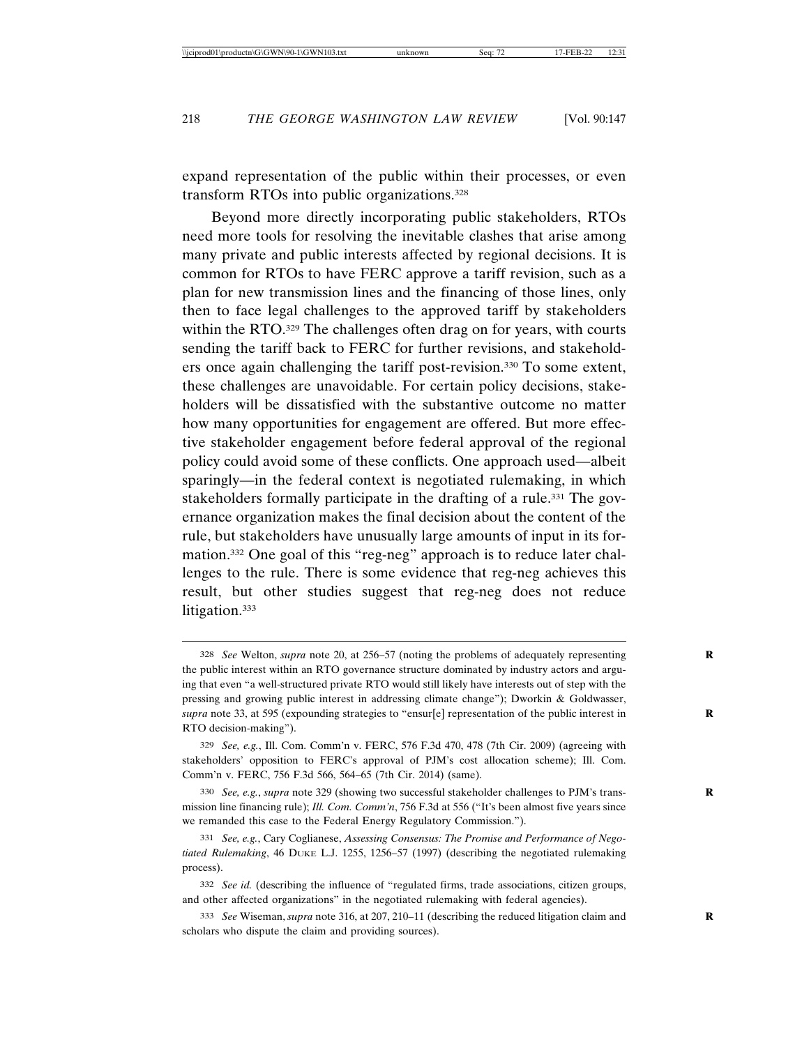expand representation of the public within their processes, or even transform RTOs into public organizations.[328]

Beyond more directly incorporating public stakeholders, RTOs need more tools for resolving the inevitable clashes that arise among many private and public interests affected by regional decisions. It is common for RTOs to have FERC approve a tariff revision, such as a plan for new transmission lines and the financing of those lines, only then to face legal challenges to the approved tariff by stakeholders within the RTO.[329] The challenges often drag on for years, with courts sending the tariff back to FERC for further revisions, and stakeholders once again challenging the tariff post-revision.[330] To some extent, these challenges are unavoidable. For certain policy decisions, stakeholders will be dissatisfied with the substantive outcome no matter how many opportunities for engagement are offered. But more effective stakeholder engagement before federal approval of the regional policy could avoid some of these conflicts. One approach used—albeit sparingly—in the federal context is negotiated rulemaking, in which stakeholders formally participate in the drafting of a rule.[331] The governance organization makes the final decision about the content of the rule, but stakeholders have unusually large amounts of input in its formation.[332] One goal of this "reg-neg" approach is to reduce later challenges to the rule. There is some evidence that reg-neg achieves this result, but other studies suggest that reg-neg does not reduce litigation.[333]

---

328 *See* Welton, *supra* note 20, at 256–57 (noting the problems of adequately representing the public interest within an RTO governance structure dominated by industry actors and arguing that even "a well-structured private RTO would still likely have interests out of step with the pressing and growing public interest in addressing climate change"); Dworkin & Goldwasser, *supra* note 33, at 595 (expounding strategies to "ensur[e] representation of the public interest in RTO decision-making").

329 *See, e.g.*, Ill. Com. Comm'n v. FERC, 576 F.3d 470, 478 (7th Cir. 2009) (agreeing with stakeholders' opposition to FERC's approval of PJM's cost allocation scheme); Ill. Com. Comm'n v. FERC, 756 F.3d 566, 564–65 (7th Cir. 2014) (same).

330 *See, e.g.*, *supra* note 329 (showing two successful stakeholder challenges to PJM's transmission line financing rule); *Ill. Com. Comm'n*, 756 F.3d at 556 ("It's been almost five years since we remanded this case to the Federal Energy Regulatory Commission.").

331 *See, e.g.*, Cary Coglianese, *Assessing Consensus: The Promise and Performance of Negotiated Rulemaking*, 46 DUKE L.J. 1255, 1256–57 (1997) (describing the negotiated rulemaking process).

332 *See id.* (describing the influence of "regulated firms, trade associations, citizen groups, and other affected organizations" in the negotiated rulemaking with federal agencies).

333 *See* Wiseman, *supra* note 316, at 207, 210–11 (describing the reduced litigation claim and scholars who dispute the claim and providing sources).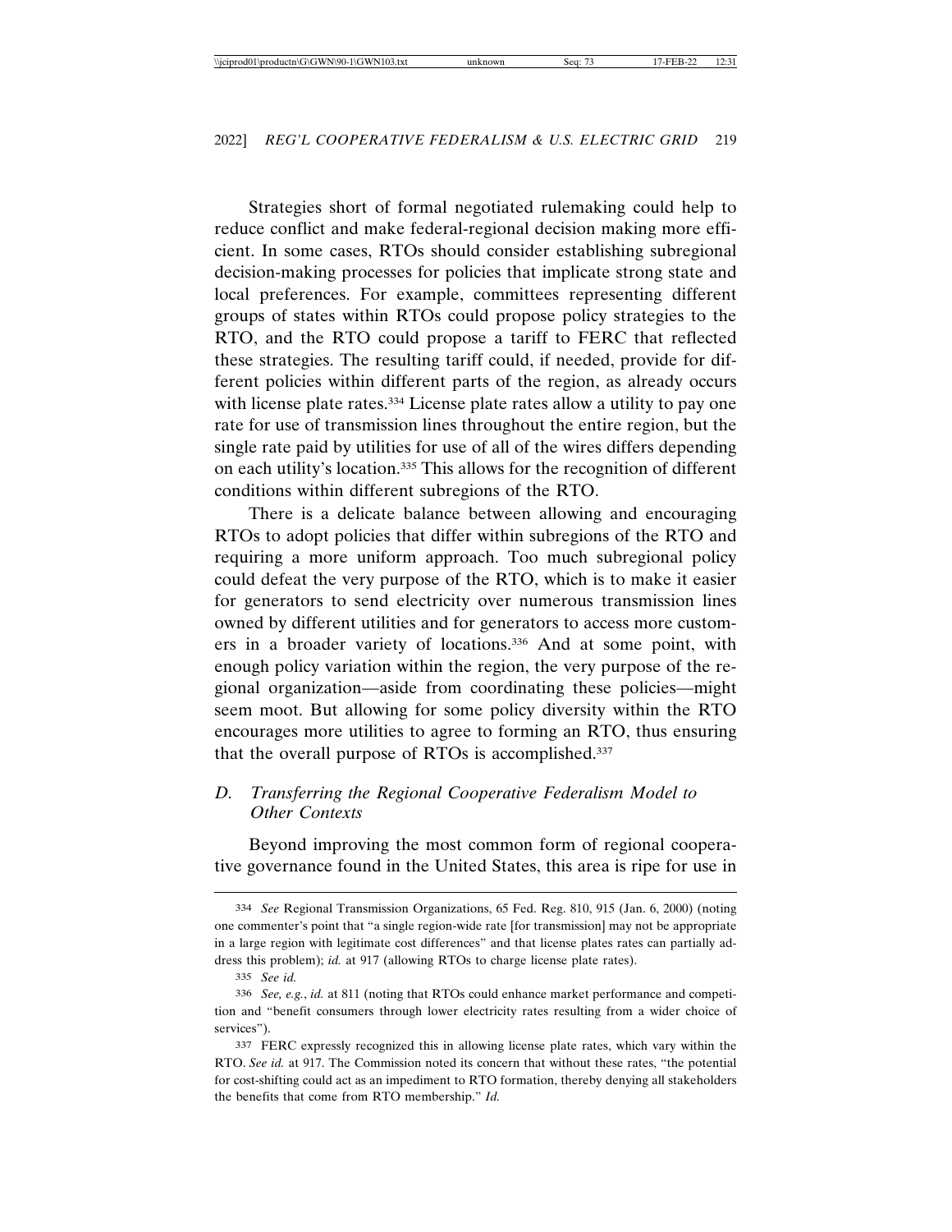Strategies short of formal negotiated rulemaking could help to reduce conflict and make federal-regional decision making more efficient. In some cases, RTOs should consider establishing subregional decision-making processes for policies that implicate strong state and local preferences. For example, committees representing different groups of states within RTOs could propose policy strategies to the RTO, and the RTO could propose a tariff to FERC that reflected these strategies. The resulting tariff could, if needed, provide for different policies within different parts of the region, as already occurs with license plate rates.[334] License plate rates allow a utility to pay one rate for use of transmission lines throughout the entire region, but the single rate paid by utilities for use of all of the wires differs depending on each utility's location.[335] This allows for the recognition of different conditions within different subregions of the RTO.

There is a delicate balance between allowing and encouraging RTOs to adopt policies that differ within subregions of the RTO and requiring a more uniform approach. Too much subregional policy could defeat the very purpose of the RTO, which is to make it easier for generators to send electricity over numerous transmission lines owned by different utilities and for generators to access more customers in a broader variety of locations.[336] And at some point, with enough policy variation within the region, the very purpose of the regional organization—aside from coordinating these policies—might seem moot. But allowing for some policy diversity within the RTO encourages more utilities to agree to forming an RTO, thus ensuring that the overall purpose of RTOs is accomplished.[337]

### *D. Transferring the Regional Cooperative Federalism Model to Other Contexts*

Beyond improving the most common form of regional cooperative governance found in the United States, this area is ripe for use in

---

334 *See* Regional Transmission Organizations, 65 Fed. Reg. 810, 915 (Jan. 6, 2000) (noting one commenter's point that "a single region-wide rate [for transmission] may not be appropriate in a large region with legitimate cost differences" and that license plates rates can partially address this problem); *id.* at 917 (allowing RTOs to charge license plate rates).

335 *See id.*

336 *See, e.g.*, *id.* at 811 (noting that RTOs could enhance market performance and competition and "benefit consumers through lower electricity rates resulting from a wider choice of services").

337 FERC expressly recognized this in allowing license plate rates, which vary within the RTO. *See id.* at 917. The Commission noted its concern that without these rates, "the potential for cost-shifting could act as an impediment to RTO formation, thereby denying all stakeholders the benefits that come from RTO membership." *Id.*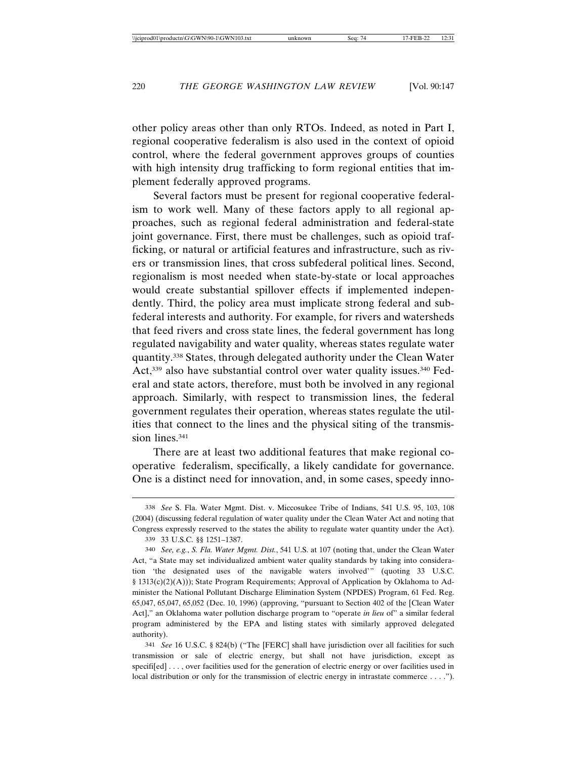other policy areas other than only RTOs. Indeed, as noted in Part I, regional cooperative federalism is also used in the context of opioid control, where the federal government approves groups of counties with high intensity drug trafficking to form regional entities that implement federally approved programs.

Several factors must be present for regional cooperative federalism to work well. Many of these factors apply to all regional approaches, such as regional federal administration and federal-state joint governance. First, there must be challenges, such as opioid trafficking, or natural or artificial features and infrastructure, such as rivers or transmission lines, that cross subfederal political lines. Second, regionalism is most needed when state-by-state or local approaches would create substantial spillover effects if implemented independently. Third, the policy area must implicate strong federal and subfederal interests and authority. For example, for rivers and watersheds that feed rivers and cross state lines, the federal government has long regulated navigability and water quality, whereas states regulate water quantity.[338] States, through delegated authority under the Clean Water Act,[339] also have substantial control over water quality issues.[340] Federal and state actors, therefore, must both be involved in any regional approach. Similarly, with respect to transmission lines, the federal government regulates their operation, whereas states regulate the utilities that connect to the lines and the physical siting of the transmission lines.[341]

There are at least two additional features that make regional cooperative federalism, specifically, a likely candidate for governance. One is a distinct need for innovation, and, in some cases, speedy inno-

---

338 *See* S. Fla. Water Mgmt. Dist. v. Miccosukee Tribe of Indians, 541 U.S. 95, 103, 108 (2004) (discussing federal regulation of water quality under the Clean Water Act and noting that Congress expressly reserved to the states the ability to regulate water quantity under the Act).

339 33 U.S.C. §§ 1251–1387.

340 *See, e.g.*, *S. Fla. Water Mgmt. Dist.*, 541 U.S. at 107 (noting that, under the Clean Water Act, "a State may set individualized ambient water quality standards by taking into consideration 'the designated uses of the navigable waters involved'" (quoting 33 U.S.C. § 1313(c)(2)(A))); State Program Requirements; Approval of Application by Oklahoma to Administer the National Pollutant Discharge Elimination System (NPDES) Program, 61 Fed. Reg. 65,047, 65,047, 65,052 (Dec. 10, 1996) (approving, "pursuant to Section 402 of the [Clean Water Act]," an Oklahoma water pollution discharge program to "operate *in lieu* of" a similar federal program administered by the EPA and listing states with similarly approved delegated authority).

341 *See* 16 U.S.C. § 824(b) ("The [FERC] shall have jurisdiction over all facilities for such transmission or sale of electric energy, but shall not have jurisdiction, except as specifi[ed] . . . , over facilities used for the generation of electric energy or over facilities used in local distribution or only for the transmission of electric energy in intrastate commerce . . . .").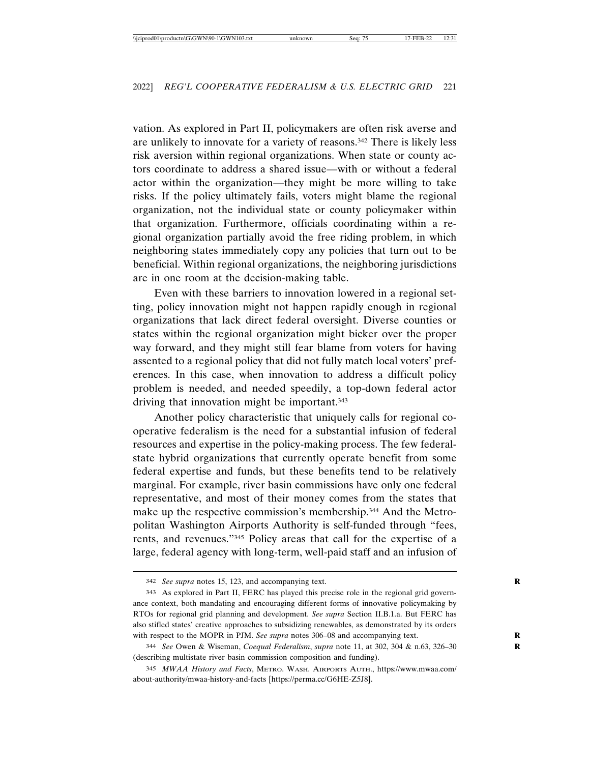vation. As explored in Part II, policymakers are often risk averse and are unlikely to innovate for a variety of reasons.[342] There is likely less risk aversion within regional organizations. When state or county actors coordinate to address a shared issue—with or without a federal actor within the organization—they might be more willing to take risks. If the policy ultimately fails, voters might blame the regional organization, not the individual state or county policymaker within that organization. Furthermore, officials coordinating within a regional organization partially avoid the free riding problem, in which neighboring states immediately copy any policies that turn out to be beneficial. Within regional organizations, the neighboring jurisdictions are in one room at the decision-making table.

Even with these barriers to innovation lowered in a regional setting, policy innovation might not happen rapidly enough in regional organizations that lack direct federal oversight. Diverse counties or states within the regional organization might bicker over the proper way forward, and they might still fear blame from voters for having assented to a regional policy that did not fully match local voters' preferences. In this case, when innovation to address a difficult policy problem is needed, and needed speedily, a top-down federal actor driving that innovation might be important.[343]

Another policy characteristic that uniquely calls for regional cooperative federalism is the need for a substantial infusion of federal resources and expertise in the policy-making process. The few federal-state hybrid organizations that currently operate benefit from some federal expertise and funds, but these benefits tend to be relatively marginal. For example, river basin commissions have only one federal representative, and most of their money comes from the states that make up the respective commission's membership.[344] And the Metropolitan Washington Airports Authority is self-funded through "fees, rents, and revenues."[345] Policy areas that call for the expertise of a large, federal agency with long-term, well-paid staff and an infusion of

---

342 *See supra* notes 15, 123, and accompanying text.

343 As explored in Part II, FERC has played this precise role in the regional grid governance context, both mandating and encouraging different forms of innovative policymaking by RTOs for regional grid planning and development. *See supra* Section II.B.1.a. But FERC has also stifled states' creative approaches to subsidizing renewables, as demonstrated by its orders with respect to the MOPR in PJM. *See supra* notes 306–08 and accompanying text.

344 *See* Owen & Wiseman, *Coequal Federalism*, *supra* note 11, at 302, 304 & n.63, 326–30 (describing multistate river basin commission composition and funding).

345 *MWAA History and Facts*, METRO. WASH. AIRPORTS AUTH., https://www.mwaa.com/about-authority/mwaa-history-and-facts [https://perma.cc/G6HE-Z5J8].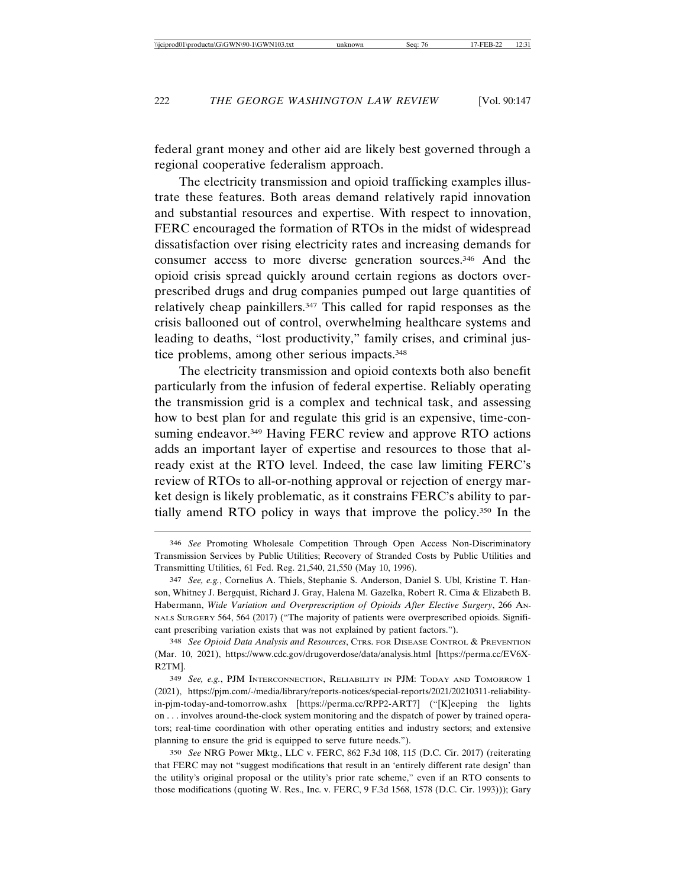federal grant money and other aid are likely best governed through a regional cooperative federalism approach.

The electricity transmission and opioid trafficking examples illustrate these features. Both areas demand relatively rapid innovation and substantial resources and expertise. With respect to innovation, FERC encouraged the formation of RTOs in the midst of widespread dissatisfaction over rising electricity rates and increasing demands for consumer access to more diverse generation sources.[346] And the opioid crisis spread quickly around certain regions as doctors over-prescribed drugs and drug companies pumped out large quantities of relatively cheap painkillers.[347] This called for rapid responses as the crisis ballooned out of control, overwhelming healthcare systems and leading to deaths, "lost productivity," family crises, and criminal justice problems, among other serious impacts.[348]

The electricity transmission and opioid contexts both also benefit particularly from the infusion of federal expertise. Reliably operating the transmission grid is a complex and technical task, and assessing how to best plan for and regulate this grid is an expensive, time-consuming endeavor.[349] Having FERC review and approve RTO actions adds an important layer of expertise and resources to those that already exist at the RTO level. Indeed, the case law limiting FERC's review of RTOs to all-or-nothing approval or rejection of energy market design is likely problematic, as it constrains FERC's ability to partially amend RTO policy in ways that improve the policy.[350] In the

---

346 *See* Promoting Wholesale Competition Through Open Access Non-Discriminatory Transmission Services by Public Utilities; Recovery of Stranded Costs by Public Utilities and Transmitting Utilities, 61 Fed. Reg. 21,540, 21,550 (May 10, 1996).

347 *See, e.g.*, Cornelius A. Thiels, Stephanie S. Anderson, Daniel S. Ubl, Kristine T. Hanson, Whitney J. Bergquist, Richard J. Gray, Halena M. Gazelka, Robert R. Cima & Elizabeth B. Habermann, *Wide Variation and Overprescription of Opioids After Elective Surgery*, 266 ANNALS SURGERY 564, 564 (2017) ("The majority of patients were overprescribed opioids. Significant prescribing variation exists that was not explained by patient factors.").

348 *See Opioid Data Analysis and Resources*, CTRS. FOR DISEASE CONTROL & PREVENTION (Mar. 10, 2021), https://www.cdc.gov/drugoverdose/data/analysis.html [https://perma.cc/EV6X-R2TM].

349 *See, e.g.*, PJM INTERCONNECTION, RELIABILITY IN PJM: TODAY AND TOMORROW 1 (2021), https://pjm.com/-/media/library/reports-notices/special-reports/2021/20210311-reliability-in-pjm-today-and-tomorrow.ashx [https://perma.cc/RPP2-ART7] ("[K]eeping the lights on . . . involves around-the-clock system monitoring and the dispatch of power by trained operators; real-time coordination with other operating entities and industry sectors; and extensive planning to ensure the grid is equipped to serve future needs.").

350 *See* NRG Power Mktg., LLC v. FERC, 862 F.3d 108, 115 (D.C. Cir. 2017) (reiterating that FERC may not "suggest modifications that result in an 'entirely different rate design' than the utility's original proposal or the utility's prior rate scheme," even if an RTO consents to those modifications (quoting W. Res., Inc. v. FERC, 9 F.3d 1568, 1578 (D.C. Cir. 1993))); Gary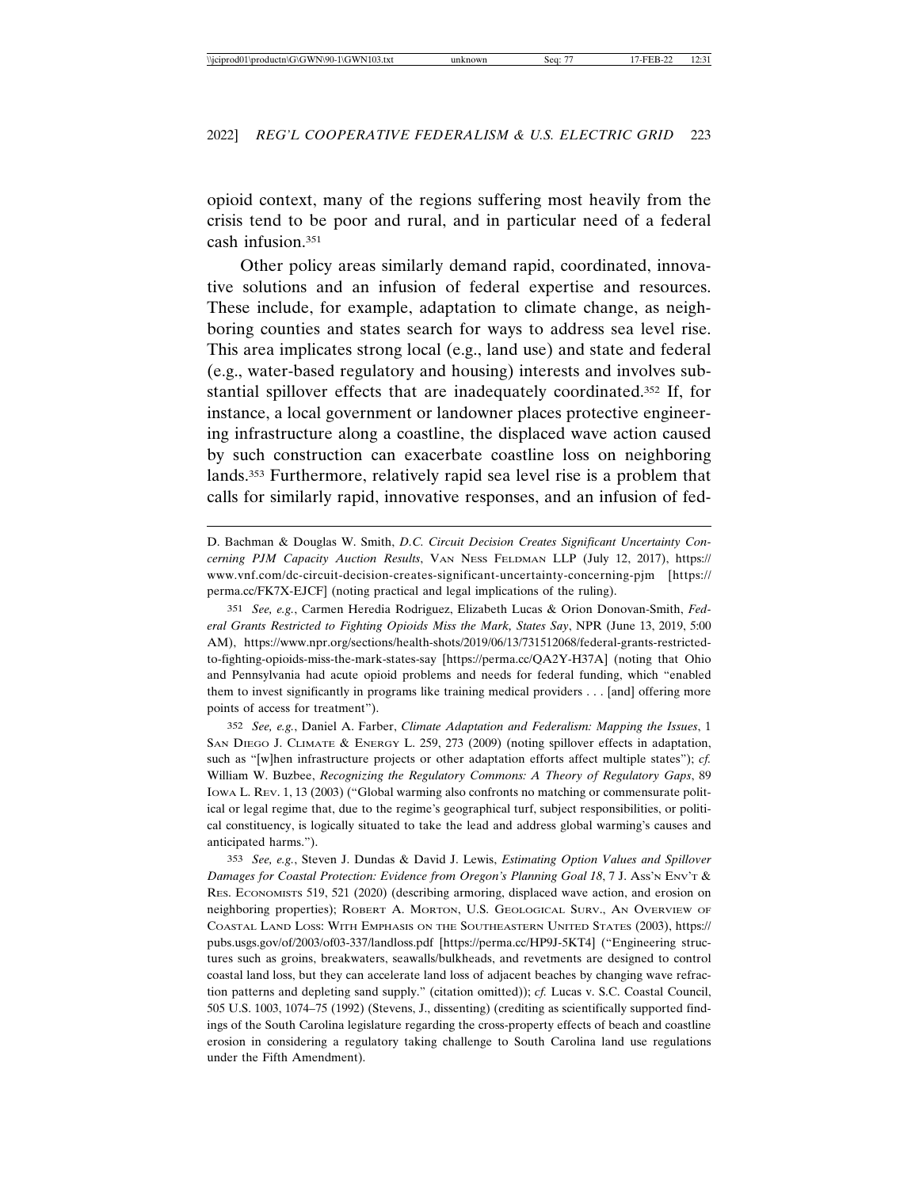opioid context, many of the regions suffering most heavily from the crisis tend to be poor and rural, and in particular need of a federal cash infusion.[351]

Other policy areas similarly demand rapid, coordinated, innovative solutions and an infusion of federal expertise and resources. These include, for example, adaptation to climate change, as neighboring counties and states search for ways to address sea level rise. This area implicates strong local (e.g., land use) and state and federal (e.g., water-based regulatory and housing) interests and involves substantial spillover effects that are inadequately coordinated.[352] If, for instance, a local government or landowner places protective engineering infrastructure along a coastline, the displaced wave action caused by such construction can exacerbate coastline loss on neighboring lands.[353] Furthermore, relatively rapid sea level rise is a problem that calls for similarly rapid, innovative responses, and an infusion of fed-

---

D. Bachman & Douglas W. Smith, *D.C. Circuit Decision Creates Significant Uncertainty Concerning PJM Capacity Auction Results*, VAN NESS FELDMAN LLP (July 12, 2017), https://www.vnf.com/dc-circuit-decision-creates-significant-uncertainty-concerning-pjm [https://perma.cc/FK7X-EJCF] (noting practical and legal implications of the ruling).

351 *See, e.g.*, Carmen Heredia Rodriguez, Elizabeth Lucas & Orion Donovan-Smith, *Federal Grants Restricted to Fighting Opioids Miss the Mark, States Say*, NPR (June 13, 2019, 5:00 AM), https://www.npr.org/sections/health-shots/2019/06/13/731512068/federal-grants-restricted-to-fighting-opioids-miss-the-mark-states-say [https://perma.cc/QA2Y-H37A] (noting that Ohio and Pennsylvania had acute opioid problems and needs for federal funding, which "enabled them to invest significantly in programs like training medical providers . . . [and] offering more points of access for treatment").

352 *See, e.g.*, Daniel A. Farber, *Climate Adaptation and Federalism: Mapping the Issues*, 1 SAN DIEGO J. CLIMATE & ENERGY L. 259, 273 (2009) (noting spillover effects in adaptation, such as "[w]hen infrastructure projects or other adaptation efforts affect multiple states"); *cf.* William W. Buzbee, *Recognizing the Regulatory Commons: A Theory of Regulatory Gaps*, 89 IOWA L. REV. 1, 13 (2003) ("Global warming also confronts no matching or commensurate political or legal regime that, due to the regime's geographical turf, subject responsibilities, or political constituency, is logically situated to take the lead and address global warming's causes and anticipated harms.").

353 *See, e.g.*, Steven J. Dundas & David J. Lewis, *Estimating Option Values and Spillover Damages for Coastal Protection: Evidence from Oregon's Planning Goal 18*, 7 J. ASS'N ENV'T & RES. ECONOMISTS 519, 521 (2020) (describing armoring, displaced wave action, and erosion on neighboring properties); ROBERT A. MORTON, U.S. GEOLOGICAL SURV., AN OVERVIEW OF COASTAL LAND LOSS: WITH EMPHASIS ON THE SOUTHEASTERN UNITED STATES (2003), https://pubs.usgs.gov/of/2003/of03-337/landloss.pdf [https://perma.cc/HP9J-5KT4] ("Engineering structures such as groins, breakwaters, seawalls/bulkheads, and revetments are designed to control coastal land loss, but they can accelerate land loss of adjacent beaches by changing wave refraction patterns and depleting sand supply." (citation omitted)); *cf.* Lucas v. S.C. Coastal Council, 505 U.S. 1003, 1074–75 (1992) (Stevens, J., dissenting) (crediting as scientifically supported findings of the South Carolina legislature regarding the cross-property effects of beach and coastline erosion in considering a regulatory taking challenge to South Carolina land use regulations under the Fifth Amendment).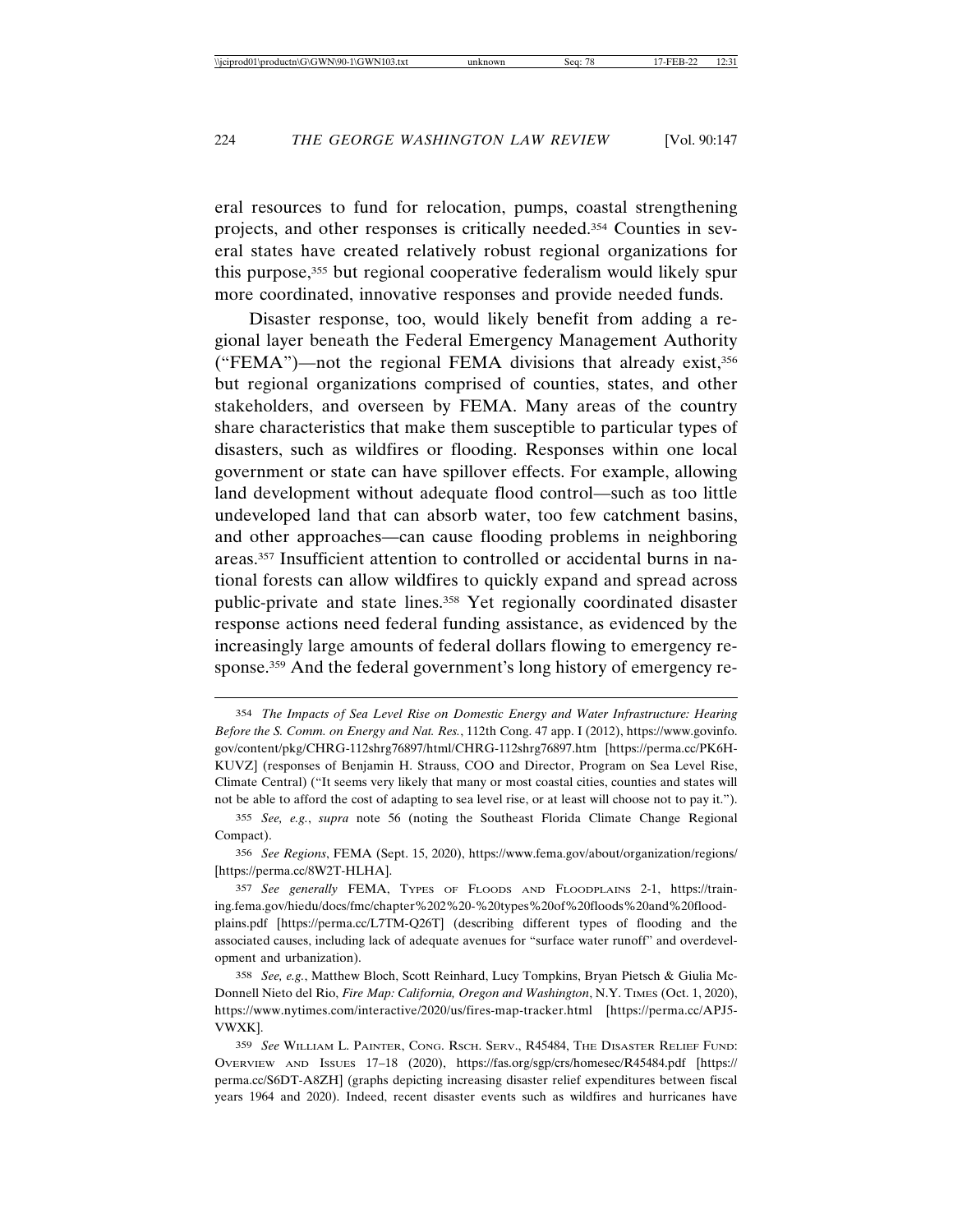eral resources to fund for relocation, pumps, coastal strengthening projects, and other responses is critically needed.[354] Counties in several states have created relatively robust regional organizations for this purpose,[355] but regional cooperative federalism would likely spur more coordinated, innovative responses and provide needed funds.

Disaster response, too, would likely benefit from adding a regional layer beneath the Federal Emergency Management Authority ("FEMA")—not the regional FEMA divisions that already exist,[356] but regional organizations comprised of counties, states, and other stakeholders, and overseen by FEMA. Many areas of the country share characteristics that make them susceptible to particular types of disasters, such as wildfires or flooding. Responses within one local government or state can have spillover effects. For example, allowing land development without adequate flood control—such as too little undeveloped land that can absorb water, too few catchment basins, and other approaches—can cause flooding problems in neighboring areas.[357] Insufficient attention to controlled or accidental burns in national forests can allow wildfires to quickly expand and spread across public-private and state lines.[358] Yet regionally coordinated disaster response actions need federal funding assistance, as evidenced by the increasingly large amounts of federal dollars flowing to emergency response.[359] And the federal government's long history of emergency re-

---

354 *The Impacts of Sea Level Rise on Domestic Energy and Water Infrastructure: Hearing Before the S. Comm. on Energy and Nat. Res.*, 112th Cong. 47 app. I (2012), https://www.govinfo.gov/content/pkg/CHRG-112shrg76897/html/CHRG-112shrg76897.htm [https://perma.cc/PK6H-KUVZ] (responses of Benjamin H. Strauss, COO and Director, Program on Sea Level Rise, Climate Central) ("It seems very likely that many or most coastal cities, counties and states will not be able to afford the cost of adapting to sea level rise, or at least will choose not to pay it.").

355 *See, e.g.*, *supra* note 56 (noting the Southeast Florida Climate Change Regional Compact).

356 *See Regions*, FEMA (Sept. 15, 2020), https://www.fema.gov/about/organization/regions/ [https://perma.cc/8W2T-HLHA].

357 *See generally* FEMA, TYPES OF FLOODS AND FLOODPLAINS 2-1, https://training.fema.gov/hiedu/docs/fmc/chapter%202%20-%20types%20of%20floods%20and%20floodplains.pdf [https://perma.cc/L7TM-Q26T] (describing different types of flooding and the associated causes, including lack of adequate avenues for "surface water runoff" and overdevelopment and urbanization).

358 *See, e.g.*, Matthew Bloch, Scott Reinhard, Lucy Tompkins, Bryan Pietsch & Giulia McDonnell Nieto del Rio, *Fire Map: California, Oregon and Washington*, N.Y. TIMES (Oct. 1, 2020), https://www.nytimes.com/interactive/2020/us/fires-map-tracker.html [https://perma.cc/APJ5-VWXK].

359 *See* WILLIAM L. PAINTER, CONG. RSCH. SERV., R45484, THE DISASTER RELIEF FUND: OVERVIEW AND ISSUES 17–18 (2020), https://fas.org/sgp/crs/homesec/R45484.pdf [https://perma.cc/S6DT-A8ZH] (graphs depicting increasing disaster relief expenditures between fiscal years 1964 and 2020). Indeed, recent disaster events such as wildfires and hurricanes have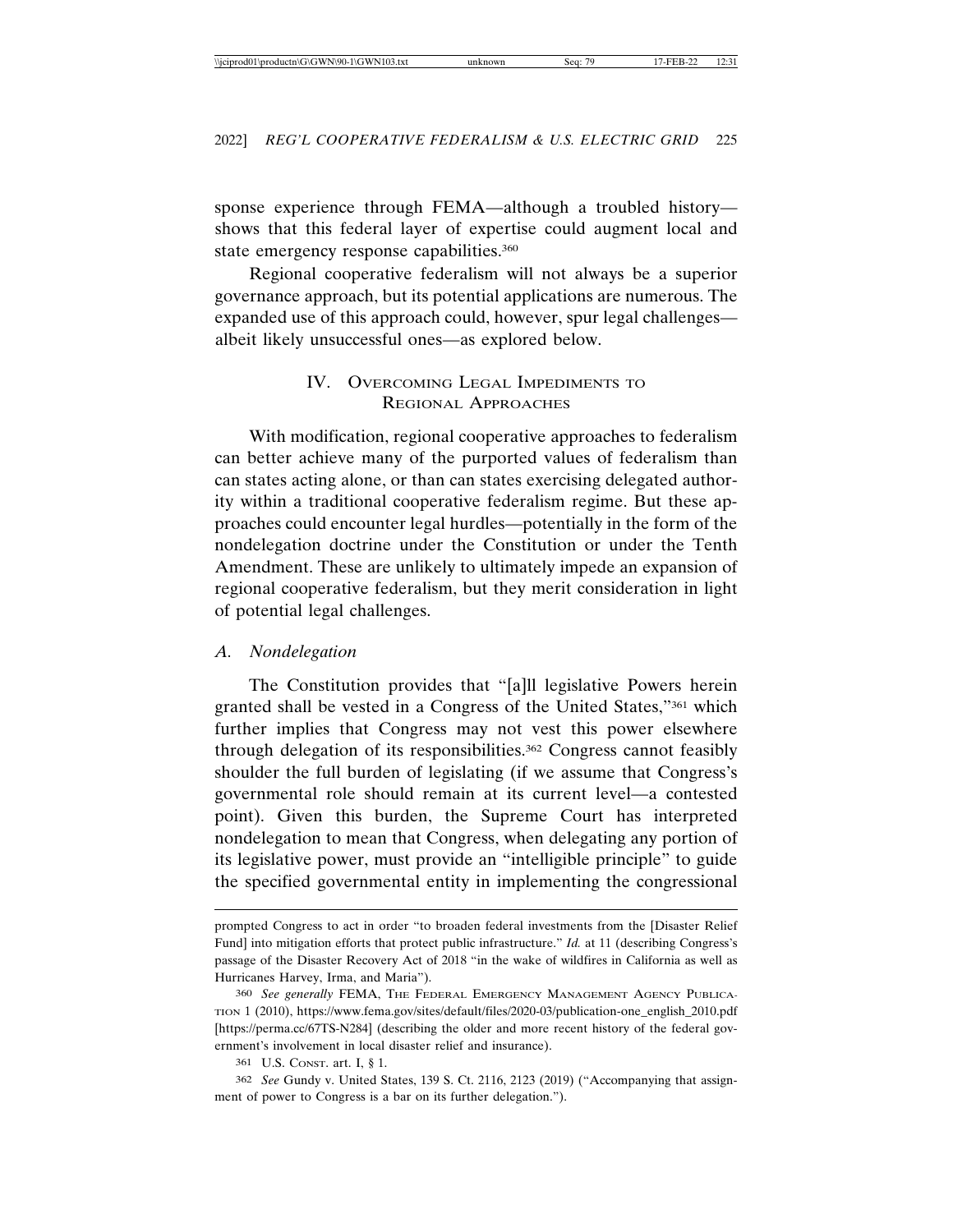sponse experience through FEMA—although a troubled history—shows that this federal layer of expertise could augment local and state emergency response capabilities.[360]

Regional cooperative federalism will not always be a superior governance approach, but its potential applications are numerous. The expanded use of this approach could, however, spur legal challenges—albeit likely unsuccessful ones—as explored below.

## IV. Overcoming Legal Impediments to Regional Approaches

With modification, regional cooperative approaches to federalism can better achieve many of the purported values of federalism than can states acting alone, or than can states exercising delegated authority within a traditional cooperative federalism regime. But these approaches could encounter legal hurdles—potentially in the form of the nondelegation doctrine under the Constitution or under the Tenth Amendment. These are unlikely to ultimately impede an expansion of regional cooperative federalism, but they merit consideration in light of potential legal challenges.

### A. *Nondelegation*

The Constitution provides that "[a]ll legislative Powers herein granted shall be vested in a Congress of the United States,"[361] which further implies that Congress may not vest this power elsewhere through delegation of its responsibilities.[362] Congress cannot feasibly shoulder the full burden of legislating (if we assume that Congress's governmental role should remain at its current level—a contested point). Given this burden, the Supreme Court has interpreted nondelegation to mean that Congress, when delegating any portion of its legislative power, must provide an "intelligible principle" to guide the specified governmental entity in implementing the congressional

---

prompted Congress to act in order "to broaden federal investments from the [Disaster Relief Fund] into mitigation efforts that protect public infrastructure." *Id.* at 11 (describing Congress's passage of the Disaster Recovery Act of 2018 "in the wake of wildfires in California as well as Hurricanes Harvey, Irma, and Maria").

360 *See generally* FEMA, The Federal Emergency Management Agency Publication 1 (2010), https://www.fema.gov/sites/default/files/2020-03/publication-one_english_2010.pdf [https://perma.cc/67TS-N284] (describing the older and more recent history of the federal government's involvement in local disaster relief and insurance).

361 U.S. Const. art. I, § 1.

362 *See* Gundy v. United States, 139 S. Ct. 2116, 2123 (2019) ("Accompanying that assignment of power to Congress is a bar on its further delegation.").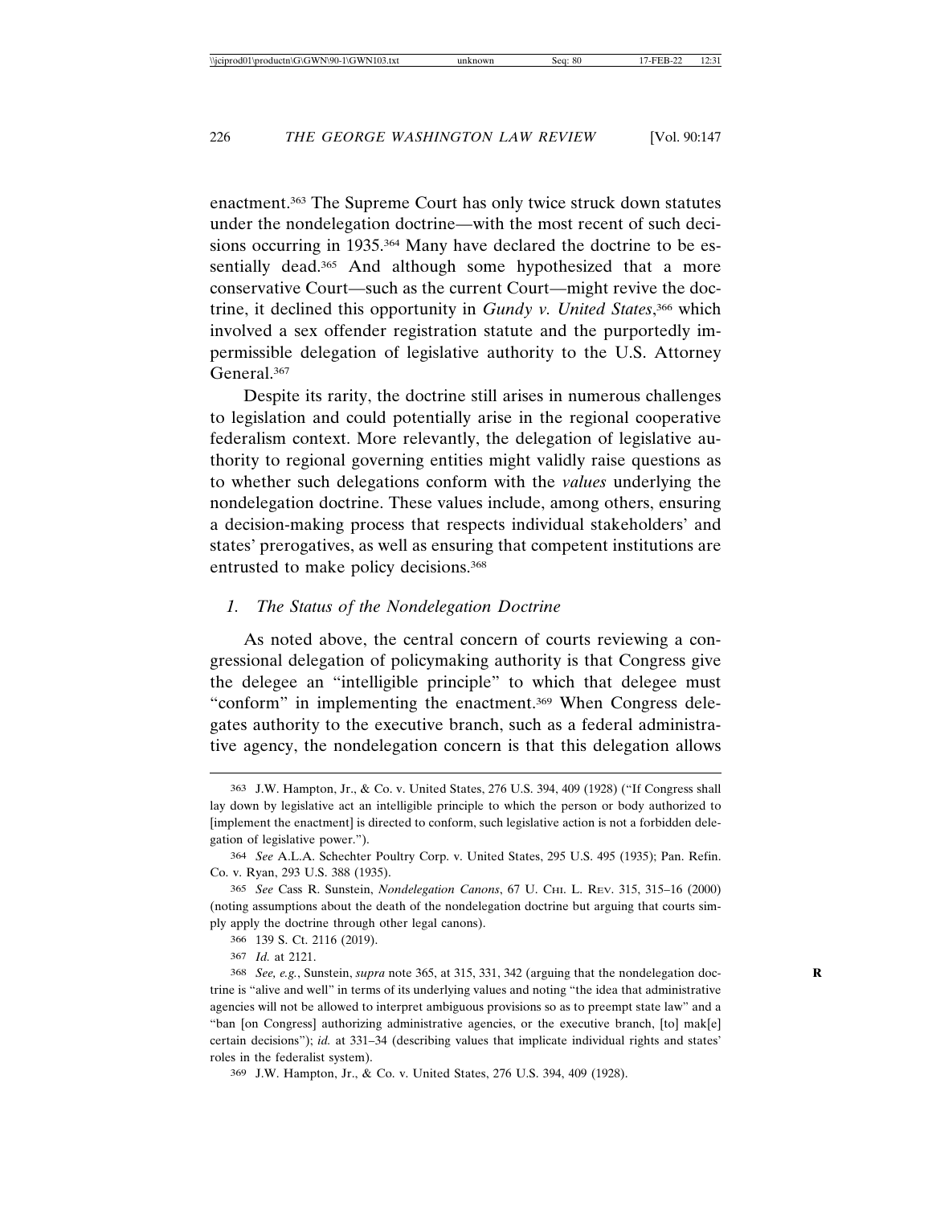enactment.[363] The Supreme Court has only twice struck down statutes under the nondelegation doctrine—with the most recent of such decisions occurring in 1935.[364] Many have declared the doctrine to be essentially dead.[365] And although some hypothesized that a more conservative Court—such as the current Court—might revive the doctrine, it declined this opportunity in *Gundy v. United States*,[366] which involved a sex offender registration statute and the purportedly impermissible delegation of legislative authority to the U.S. Attorney General.[367]

Despite its rarity, the doctrine still arises in numerous challenges to legislation and could potentially arise in the regional cooperative federalism context. More relevantly, the delegation of legislative authority to regional governing entities might validly raise questions as to whether such delegations conform with the *values* underlying the nondelegation doctrine. These values include, among others, ensuring a decision-making process that respects individual stakeholders' and states' prerogatives, as well as ensuring that competent institutions are entrusted to make policy decisions.[368]

### *1. The Status of the Nondelegation Doctrine*

As noted above, the central concern of courts reviewing a congressional delegation of policymaking authority is that Congress give the delegee an "intelligible principle" to which that delegee must "conform" in implementing the enactment.[369] When Congress delegates authority to the executive branch, such as a federal administrative agency, the nondelegation concern is that this delegation allows

---

363 J.W. Hampton, Jr., & Co. v. United States, 276 U.S. 394, 409 (1928) ("If Congress shall lay down by legislative act an intelligible principle to which the person or body authorized to [implement the enactment] is directed to conform, such legislative action is not a forbidden delegation of legislative power.").

364 *See* A.L.A. Schechter Poultry Corp. v. United States, 295 U.S. 495 (1935); Pan. Refin. Co. v. Ryan, 293 U.S. 388 (1935).

365 *See* Cass R. Sunstein, *Nondelegation Canons*, 67 U. CHI. L. REV. 315, 315–16 (2000) (noting assumptions about the death of the nondelegation doctrine but arguing that courts simply apply the doctrine through other legal canons).

366 139 S. Ct. 2116 (2019).

367 *Id.* at 2121.

368 *See, e.g.*, Sunstein, *supra* note 365, at 315, 331, 342 (arguing that the nondelegation doctrine is "alive and well" in terms of its underlying values and noting "the idea that administrative agencies will not be allowed to interpret ambiguous provisions so as to preempt state law" and a "ban [on Congress] authorizing administrative agencies, or the executive branch, [to] mak[e] certain decisions"); *id.* at 331–34 (describing values that implicate individual rights and states' roles in the federalist system).

369 J.W. Hampton, Jr., & Co. v. United States, 276 U.S. 394, 409 (1928).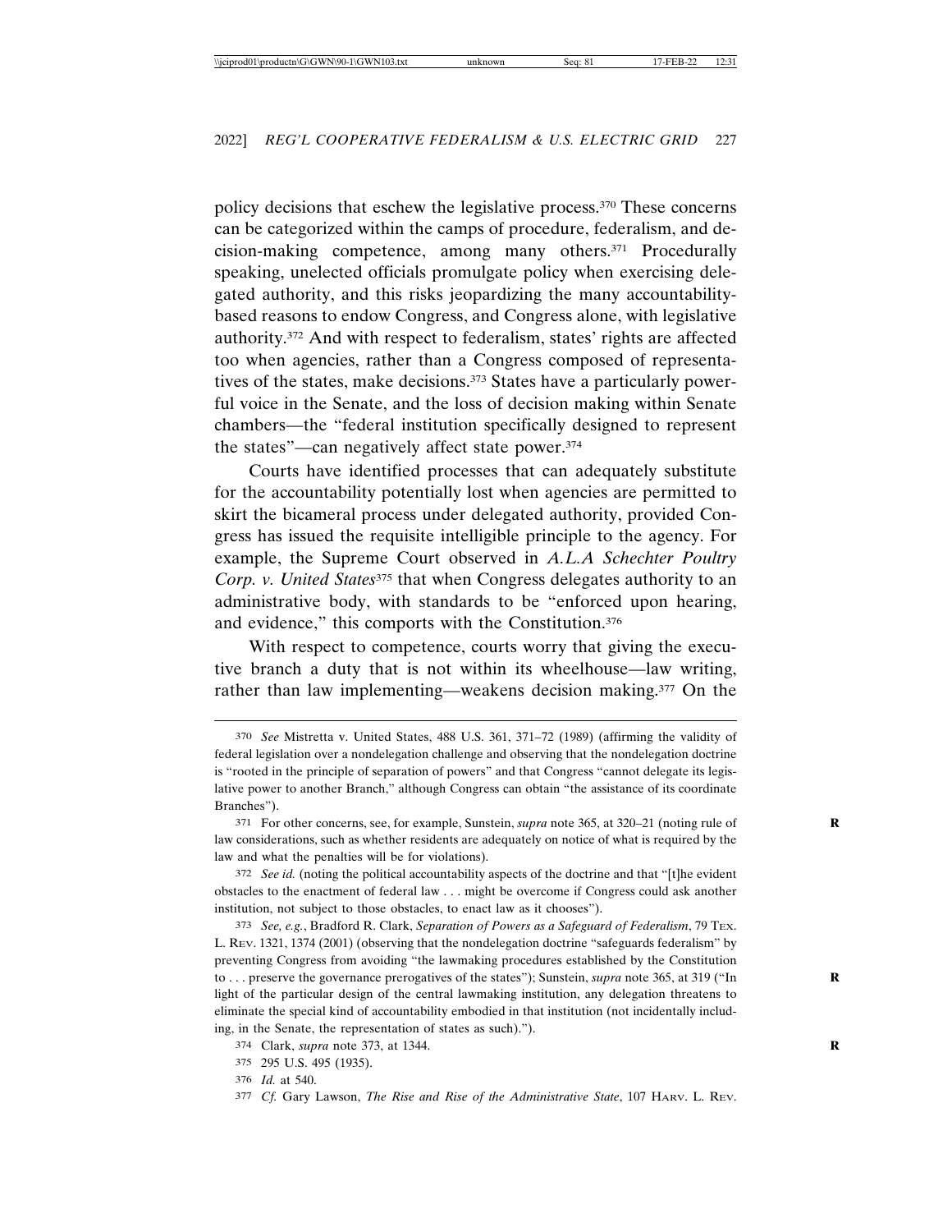policy decisions that eschew the legislative process.[370] These concerns can be categorized within the camps of procedure, federalism, and decision-making competence, among many others.[371] Procedurally speaking, unelected officials promulgate policy when exercising delegated authority, and this risks jeopardizing the many accountability-based reasons to endow Congress, and Congress alone, with legislative authority.[372] And with respect to federalism, states' rights are affected too when agencies, rather than a Congress composed of representatives of the states, make decisions.[373] States have a particularly powerful voice in the Senate, and the loss of decision making within Senate chambers—the "federal institution specifically designed to represent the states"—can negatively affect state power.[374]

Courts have identified processes that can adequately substitute for the accountability potentially lost when agencies are permitted to skirt the bicameral process under delegated authority, provided Congress has issued the requisite intelligible principle to the agency. For example, the Supreme Court observed in *A.L.A Schechter Poultry Corp. v. United States*[375] that when Congress delegates authority to an administrative body, with standards to be "enforced upon hearing, and evidence," this comports with the Constitution.[376]

With respect to competence, courts worry that giving the executive branch a duty that is not within its wheelhouse—law writing, rather than law implementing—weakens decision making.[377] On the

---

370 *See* Mistretta v. United States, 488 U.S. 361, 371–72 (1989) (affirming the validity of federal legislation over a nondelegation challenge and observing that the nondelegation doctrine is "rooted in the principle of separation of powers" and that Congress "cannot delegate its legislative power to another Branch," although Congress can obtain "the assistance of its coordinate Branches").

371 For other concerns, see, for example, Sunstein, *supra* note 365, at 320–21 (noting rule of law considerations, such as whether residents are adequately on notice of what is required by the law and what the penalties will be for violations).

372 *See id.* (noting the political accountability aspects of the doctrine and that "[t]he evident obstacles to the enactment of federal law . . . might be overcome if Congress could ask another institution, not subject to those obstacles, to enact law as it chooses").

373 *See, e.g.*, Bradford R. Clark, *Separation of Powers as a Safeguard of Federalism*, 79 Tex. L. Rev. 1321, 1374 (2001) (observing that the nondelegation doctrine "safeguards federalism" by preventing Congress from avoiding "the lawmaking procedures established by the Constitution to . . . preserve the governance prerogatives of the states"); Sunstein, *supra* note 365, at 319 ("In light of the particular design of the central lawmaking institution, any delegation threatens to eliminate the special kind of accountability embodied in that institution (not incidentally including, in the Senate, the representation of states as such).").

374 Clark, *supra* note 373, at 1344.

375 295 U.S. 495 (1935).

376 *Id.* at 540.

377 *Cf.* Gary Lawson, *The Rise and Rise of the Administrative State*, 107 Harv. L. Rev.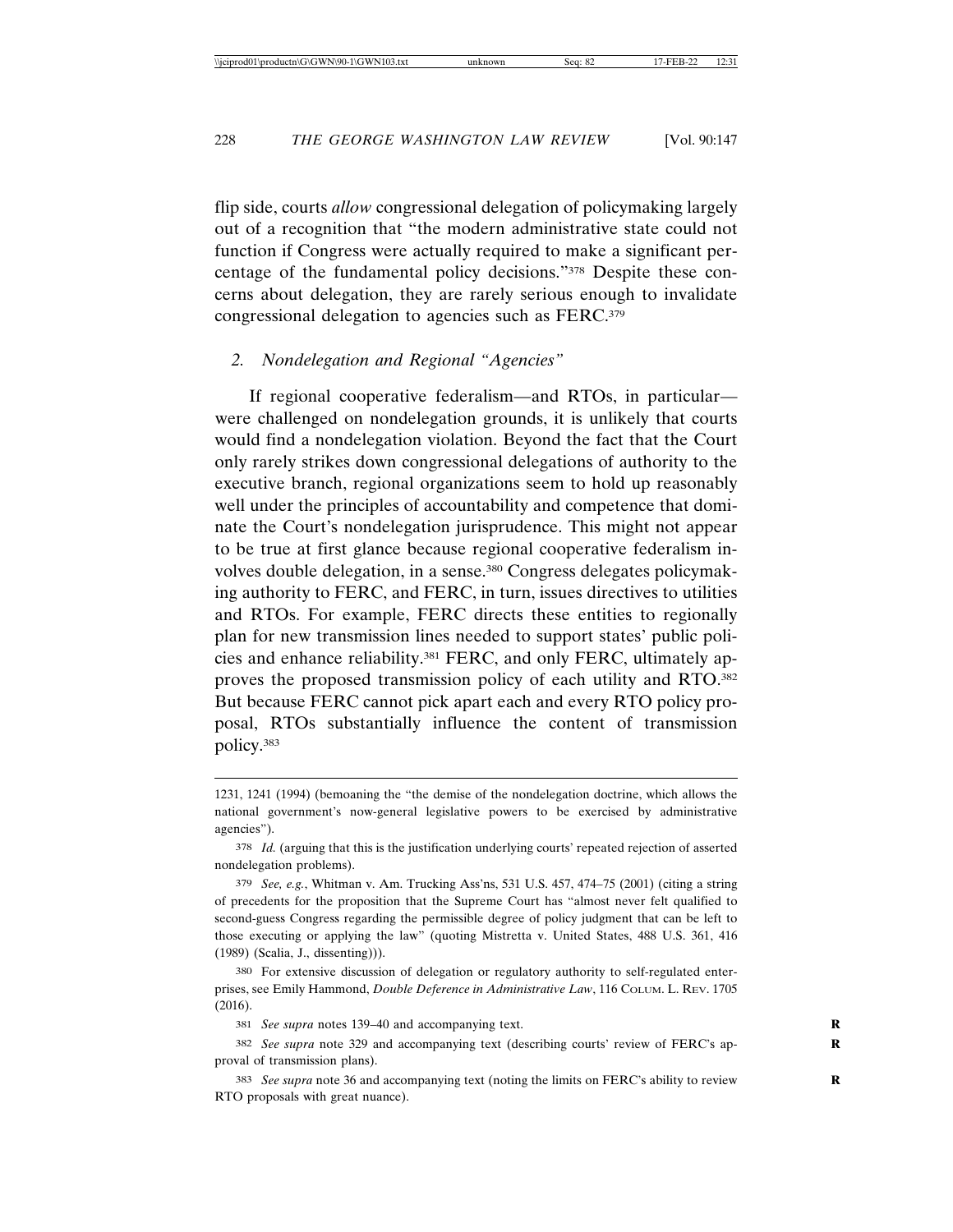flip side, courts *allow* congressional delegation of policymaking largely out of a recognition that "the modern administrative state could not function if Congress were actually required to make a significant percentage of the fundamental policy decisions."[378] Despite these concerns about delegation, they are rarely serious enough to invalidate congressional delegation to agencies such as FERC.[379]

### 2. *Nondelegation and Regional "Agencies"*

If regional cooperative federalism—and RTOs, in particular—were challenged on nondelegation grounds, it is unlikely that courts would find a nondelegation violation. Beyond the fact that the Court only rarely strikes down congressional delegations of authority to the executive branch, regional organizations seem to hold up reasonably well under the principles of accountability and competence that dominate the Court's nondelegation jurisprudence. This might not appear to be true at first glance because regional cooperative federalism involves double delegation, in a sense.[380] Congress delegates policymaking authority to FERC, and FERC, in turn, issues directives to utilities and RTOs. For example, FERC directs these entities to regionally plan for new transmission lines needed to support states' public policies and enhance reliability.[381] FERC, and only FERC, ultimately approves the proposed transmission policy of each utility and RTO.[382] But because FERC cannot pick apart each and every RTO policy proposal, RTOs substantially influence the content of transmission policy.[383]

---

1231, 1241 (1994) (bemoaning the "the demise of the nondelegation doctrine, which allows the national government's now-general legislative powers to be exercised by administrative agencies").

378 *Id.* (arguing that this is the justification underlying courts' repeated rejection of asserted nondelegation problems).

379 *See, e.g.*, Whitman v. Am. Trucking Ass'ns, 531 U.S. 457, 474–75 (2001) (citing a string of precedents for the proposition that the Supreme Court has "almost never felt qualified to second-guess Congress regarding the permissible degree of policy judgment that can be left to those executing or applying the law" (quoting Mistretta v. United States, 488 U.S. 361, 416 (1989) (Scalia, J., dissenting))).

380 For extensive discussion of delegation or regulatory authority to self-regulated enterprises, see Emily Hammond, *Double Deference in Administrative Law*, 116 COLUM. L. REV. 1705 (2016).

381 *See supra* notes 139–40 and accompanying text.

382 *See supra* note 329 and accompanying text (describing courts' review of FERC's approval of transmission plans).

383 *See supra* note 36 and accompanying text (noting the limits on FERC's ability to review RTO proposals with great nuance).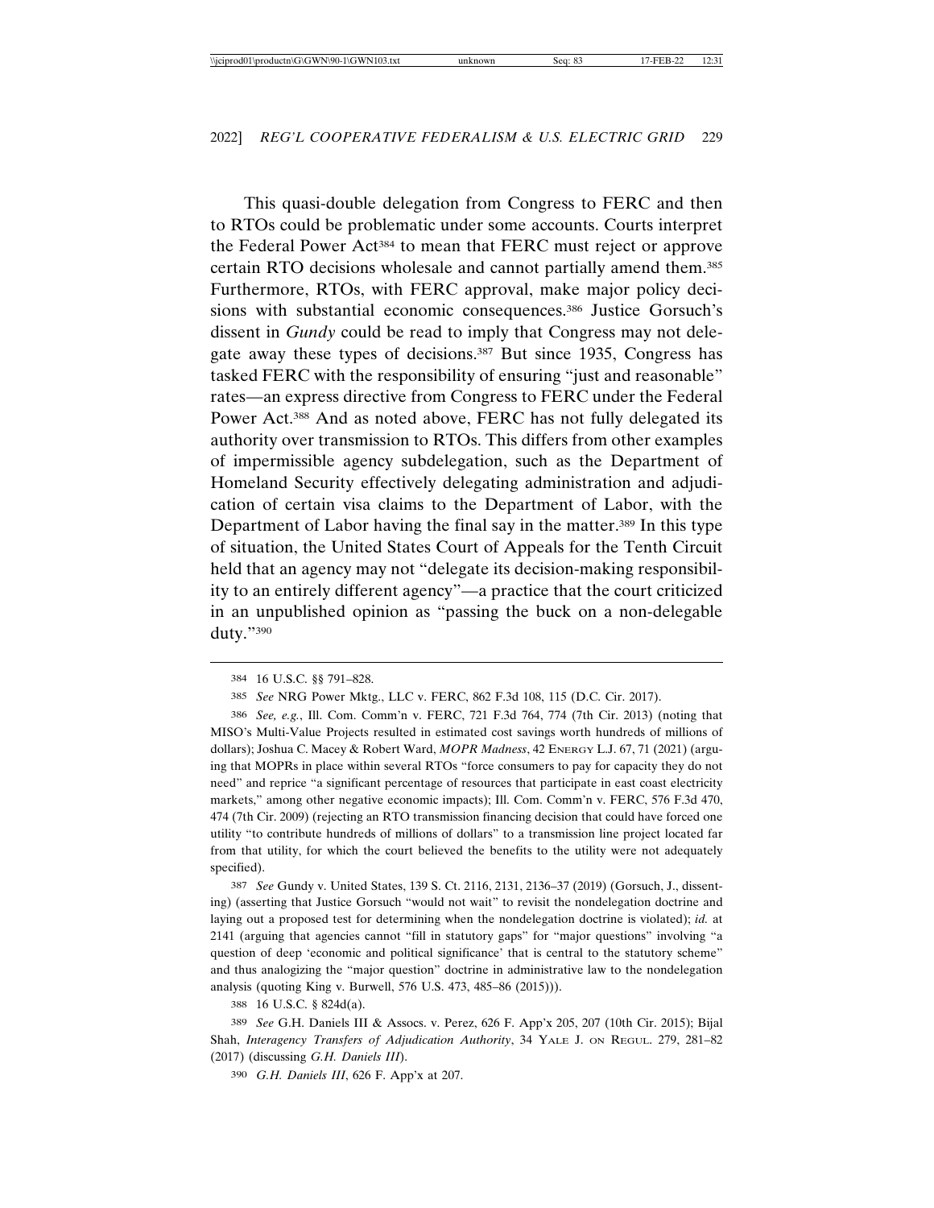This quasi-double delegation from Congress to FERC and then to RTOs could be problematic under some accounts. Courts interpret the Federal Power Act[384] to mean that FERC must reject or approve certain RTO decisions wholesale and cannot partially amend them.[385] Furthermore, RTOs, with FERC approval, make major policy decisions with substantial economic consequences.[386] Justice Gorsuch's dissent in *Gundy* could be read to imply that Congress may not delegate away these types of decisions.[387] But since 1935, Congress has tasked FERC with the responsibility of ensuring "just and reasonable" rates—an express directive from Congress to FERC under the Federal Power Act.[388] And as noted above, FERC has not fully delegated its authority over transmission to RTOs. This differs from other examples of impermissible agency subdelegation, such as the Department of Homeland Security effectively delegating administration and adjudication of certain visa claims to the Department of Labor, with the Department of Labor having the final say in the matter.[389] In this type of situation, the United States Court of Appeals for the Tenth Circuit held that an agency may not "delegate its decision-making responsibility to an entirely different agency"—a practice that the court criticized in an unpublished opinion as "passing the buck on a non-delegable duty."[390]

---

384 16 U.S.C. §§ 791–828.

385 *See* NRG Power Mktg., LLC v. FERC, 862 F.3d 108, 115 (D.C. Cir. 2017).

386 *See, e.g.*, Ill. Com. Comm'n v. FERC, 721 F.3d 764, 774 (7th Cir. 2013) (noting that MISO's Multi-Value Projects resulted in estimated cost savings worth hundreds of millions of dollars); Joshua C. Macey & Robert Ward, *MOPR Madness*, 42 ENERGY L.J. 67, 71 (2021) (arguing that MOPRs in place within several RTOs "force consumers to pay for capacity they do not need" and reprice "a significant percentage of resources that participate in east coast electricity markets," among other negative economic impacts); Ill. Com. Comm'n v. FERC, 576 F.3d 470, 474 (7th Cir. 2009) (rejecting an RTO transmission financing decision that could have forced one utility "to contribute hundreds of millions of dollars" to a transmission line project located far from that utility, for which the court believed the benefits to the utility were not adequately specified).

387 *See* Gundy v. United States, 139 S. Ct. 2116, 2131, 2136–37 (2019) (Gorsuch, J., dissenting) (asserting that Justice Gorsuch "would not wait" to revisit the nondelegation doctrine and laying out a proposed test for determining when the nondelegation doctrine is violated); *id.* at 2141 (arguing that agencies cannot "fill in statutory gaps" for "major questions" involving "a question of deep 'economic and political significance' that is central to the statutory scheme" and thus analogizing the "major question" doctrine in administrative law to the nondelegation analysis (quoting King v. Burwell, 576 U.S. 473, 485–86 (2015))).

388 16 U.S.C. § 824d(a).

389 *See* G.H. Daniels III & Assocs. v. Perez, 626 F. App'x 205, 207 (10th Cir. 2015); Bijal Shah, *Interagency Transfers of Adjudication Authority*, 34 YALE J. ON REGUL. 279, 281–82 (2017) (discussing *G.H. Daniels III*).

390 *G.H. Daniels III*, 626 F. App'x at 207.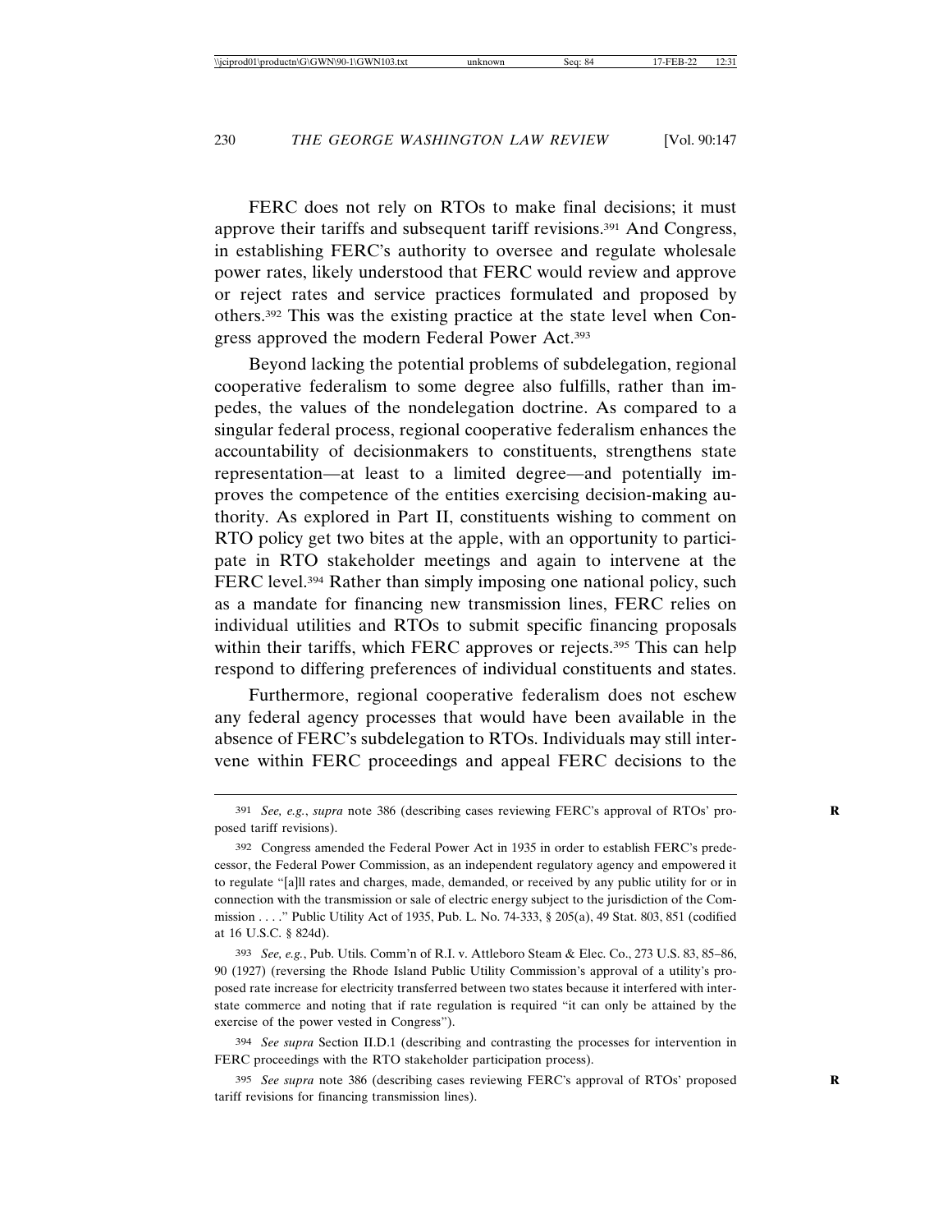FERC does not rely on RTOs to make final decisions; it must approve their tariffs and subsequent tariff revisions.[391] And Congress, in establishing FERC's authority to oversee and regulate wholesale power rates, likely understood that FERC would review and approve or reject rates and service practices formulated and proposed by others.[392] This was the existing practice at the state level when Congress approved the modern Federal Power Act.[393]

Beyond lacking the potential problems of subdelegation, regional cooperative federalism to some degree also fulfills, rather than impedes, the values of the nondelegation doctrine. As compared to a singular federal process, regional cooperative federalism enhances the accountability of decisionmakers to constituents, strengthens state representation—at least to a limited degree—and potentially improves the competence of the entities exercising decision-making authority. As explored in Part II, constituents wishing to comment on RTO policy get two bites at the apple, with an opportunity to participate in RTO stakeholder meetings and again to intervene at the FERC level.[394] Rather than simply imposing one national policy, such as a mandate for financing new transmission lines, FERC relies on individual utilities and RTOs to submit specific financing proposals within their tariffs, which FERC approves or rejects.[395] This can help respond to differing preferences of individual constituents and states.

Furthermore, regional cooperative federalism does not eschew any federal agency processes that would have been available in the absence of FERC's subdelegation to RTOs. Individuals may still intervene within FERC proceedings and appeal FERC decisions to the

---

391 *See, e.g.*, *supra* note 386 (describing cases reviewing FERC's approval of RTOs' proposed tariff revisions).

392 Congress amended the Federal Power Act in 1935 in order to establish FERC's predecessor, the Federal Power Commission, as an independent regulatory agency and empowered it to regulate "[a]ll rates and charges, made, demanded, or received by any public utility for or in connection with the transmission or sale of electric energy subject to the jurisdiction of the Commission . . . ." Public Utility Act of 1935, Pub. L. No. 74-333, § 205(a), 49 Stat. 803, 851 (codified at 16 U.S.C. § 824d).

393 *See, e.g.*, Pub. Utils. Comm'n of R.I. v. Attleboro Steam & Elec. Co., 273 U.S. 83, 85–86, 90 (1927) (reversing the Rhode Island Public Utility Commission's approval of a utility's proposed rate increase for electricity transferred between two states because it interfered with interstate commerce and noting that if rate regulation is required "it can only be attained by the exercise of the power vested in Congress").

394 *See supra* Section II.D.1 (describing and contrasting the processes for intervention in FERC proceedings with the RTO stakeholder participation process).

395 *See supra* note 386 (describing cases reviewing FERC's approval of RTOs' proposed tariff revisions for financing transmission lines).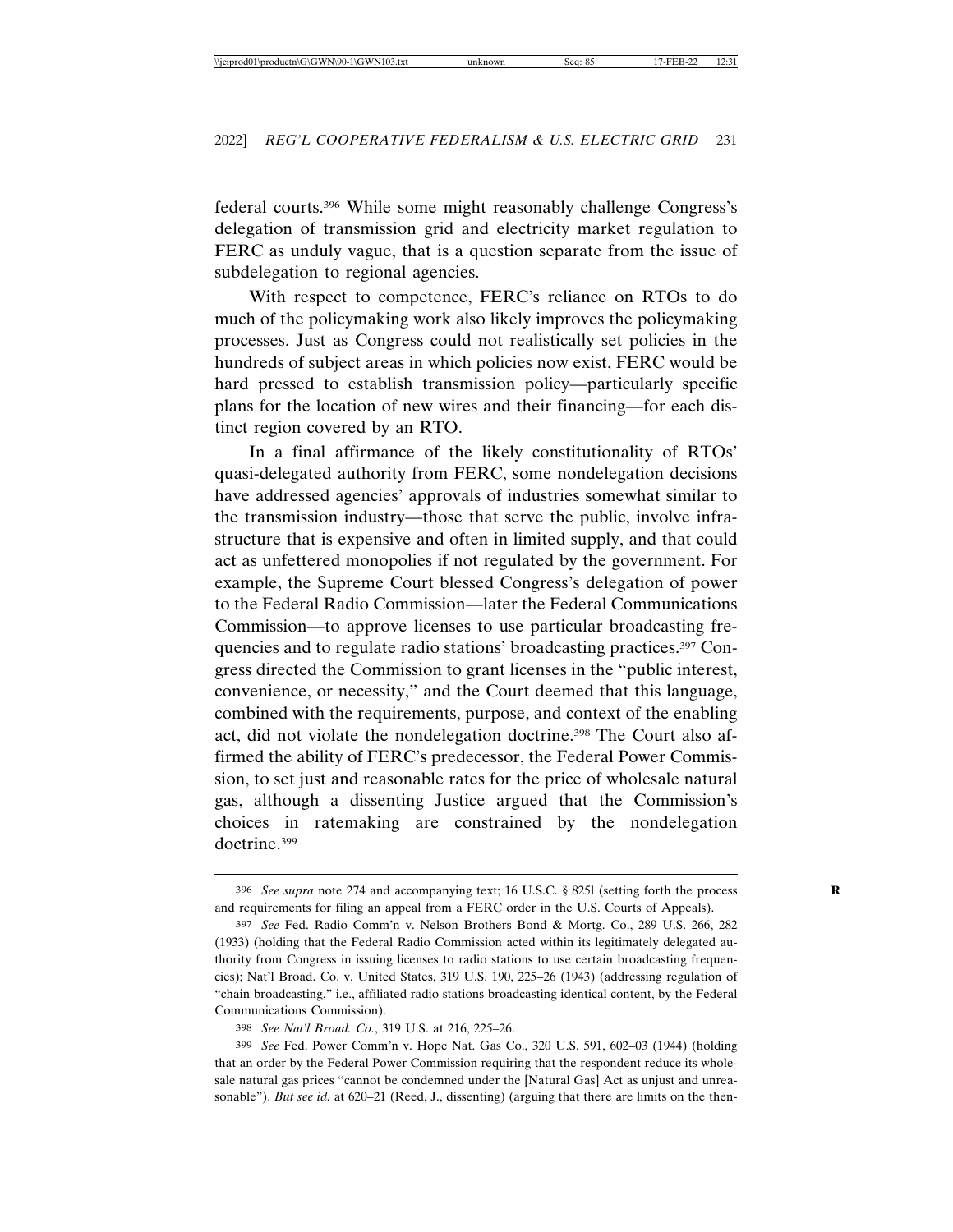federal courts.[396] While some might reasonably challenge Congress's delegation of transmission grid and electricity market regulation to FERC as unduly vague, that is a question separate from the issue of subdelegation to regional agencies.

With respect to competence, FERC's reliance on RTOs to do much of the policymaking work also likely improves the policymaking processes. Just as Congress could not realistically set policies in the hundreds of subject areas in which policies now exist, FERC would be hard pressed to establish transmission policy—particularly specific plans for the location of new wires and their financing—for each distinct region covered by an RTO.

In a final affirmance of the likely constitutionality of RTOs' quasi-delegated authority from FERC, some nondelegation decisions have addressed agencies' approvals of industries somewhat similar to the transmission industry—those that serve the public, involve infrastructure that is expensive and often in limited supply, and that could act as unfettered monopolies if not regulated by the government. For example, the Supreme Court blessed Congress's delegation of power to the Federal Radio Commission—later the Federal Communications Commission—to approve licenses to use particular broadcasting frequencies and to regulate radio stations' broadcasting practices.[397] Congress directed the Commission to grant licenses in the "public interest, convenience, or necessity," and the Court deemed that this language, combined with the requirements, purpose, and context of the enabling act, did not violate the nondelegation doctrine.[398] The Court also affirmed the ability of FERC's predecessor, the Federal Power Commission, to set just and reasonable rates for the price of wholesale natural gas, although a dissenting Justice argued that the Commission's choices in ratemaking are constrained by the nondelegation doctrine.[399]

---

396 *See supra* note 274 and accompanying text; 16 U.S.C. § 825l (setting forth the process and requirements for filing an appeal from a FERC order in the U.S. Courts of Appeals).

397 *See* Fed. Radio Comm'n v. Nelson Brothers Bond & Mortg. Co., 289 U.S. 266, 282 (1933) (holding that the Federal Radio Commission acted within its legitimately delegated authority from Congress in issuing licenses to radio stations to use certain broadcasting frequencies); Nat'l Broad. Co. v. United States, 319 U.S. 190, 225–26 (1943) (addressing regulation of "chain broadcasting," i.e., affiliated radio stations broadcasting identical content, by the Federal Communications Commission).

398 *See Nat'l Broad. Co.*, 319 U.S. at 216, 225–26.

399 *See* Fed. Power Comm'n v. Hope Nat. Gas Co., 320 U.S. 591, 602–03 (1944) (holding that an order by the Federal Power Commission requiring that the respondent reduce its wholesale natural gas prices "cannot be condemned under the [Natural Gas] Act as unjust and unreasonable"). *But see id.* at 620–21 (Reed, J., dissenting) (arguing that there are limits on the then-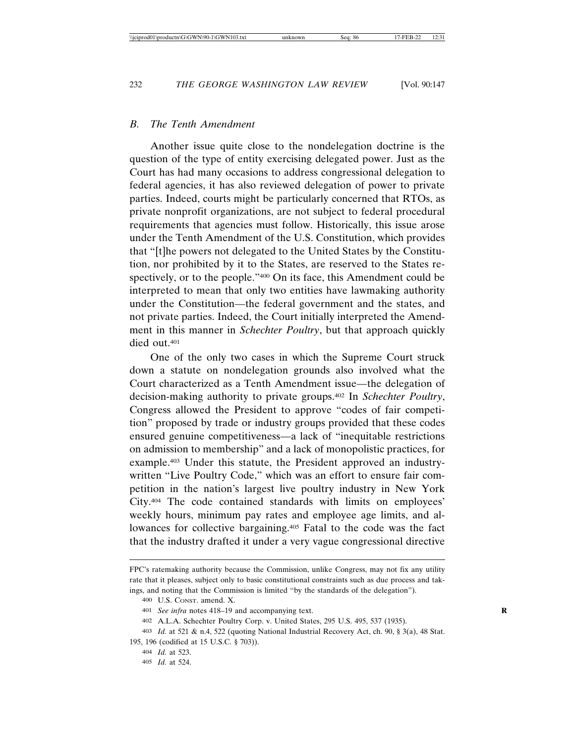### B. The Tenth Amendment

Another issue quite close to the nondelegation doctrine is the question of the type of entity exercising delegated power. Just as the Court has had many occasions to address congressional delegation to federal agencies, it has also reviewed delegation of power to private parties. Indeed, courts might be particularly concerned that RTOs, as private nonprofit organizations, are not subject to federal procedural requirements that agencies must follow. Historically, this issue arose under the Tenth Amendment of the U.S. Constitution, which provides that "[t]he powers not delegated to the United States by the Constitution, nor prohibited by it to the States, are reserved to the States respectively, or to the people."[400] On its face, this Amendment could be interpreted to mean that only two entities have lawmaking authority under the Constitution—the federal government and the states, and not private parties. Indeed, the Court initially interpreted the Amendment in this manner in *Schechter Poultry*, but that approach quickly died out.[401]

One of the only two cases in which the Supreme Court struck down a statute on nondelegation grounds also involved what the Court characterized as a Tenth Amendment issue—the delegation of decision-making authority to private groups.[402] In *Schechter Poultry*, Congress allowed the President to approve "codes of fair competition" proposed by trade or industry groups provided that these codes ensured genuine competitiveness—a lack of "inequitable restrictions on admission to membership" and a lack of monopolistic practices, for example.[403] Under this statute, the President approved an industry-written "Live Poultry Code," which was an effort to ensure fair competition in the nation's largest live poultry industry in New York City.[404] The code contained standards with limits on employees' weekly hours, minimum pay rates and employee age limits, and allowances for collective bargaining.[405] Fatal to the code was the fact that the industry drafted it under a very vague congressional directive

---

FPC's ratemaking authority because the Commission, unlike Congress, may not fix any utility rate that it pleases, subject only to basic constitutional constraints such as due process and takings, and noting that the Commission is limited "by the standards of the delegation").

400 U.S. Const. amend. X.

401 *See infra* notes 418–19 and accompanying text.

402 A.L.A. Schechter Poultry Corp. v. United States, 295 U.S. 495, 537 (1935).

403 *Id.* at 521 & n.4, 522 (quoting National Industrial Recovery Act, ch. 90, § 3(a), 48 Stat. 195, 196 (codified at 15 U.S.C. § 703)).

404 *Id.* at 523.

405 *Id.* at 524.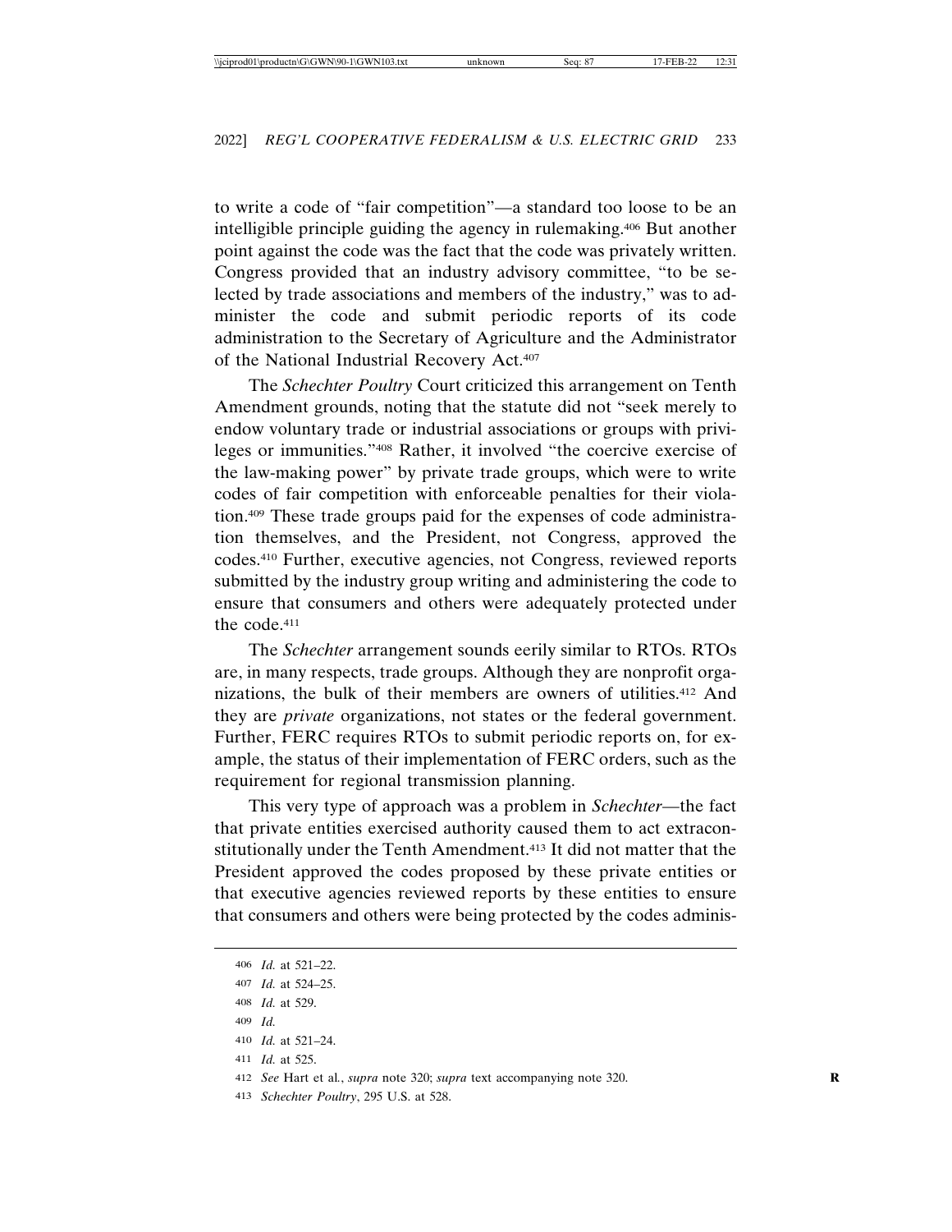to write a code of "fair competition"—a standard too loose to be an intelligible principle guiding the agency in rulemaking.[406] But another point against the code was the fact that the code was privately written. Congress provided that an industry advisory committee, "to be selected by trade associations and members of the industry," was to administer the code and submit periodic reports of its code administration to the Secretary of Agriculture and the Administrator of the National Industrial Recovery Act.[407]

The *Schechter Poultry* Court criticized this arrangement on Tenth Amendment grounds, noting that the statute did not "seek merely to endow voluntary trade or industrial associations or groups with privileges or immunities."[408] Rather, it involved "the coercive exercise of the law-making power" by private trade groups, which were to write codes of fair competition with enforceable penalties for their violation.[409] These trade groups paid for the expenses of code administration themselves, and the President, not Congress, approved the codes.[410] Further, executive agencies, not Congress, reviewed reports submitted by the industry group writing and administering the code to ensure that consumers and others were adequately protected under the code.[411]

The *Schechter* arrangement sounds eerily similar to RTOs. RTOs are, in many respects, trade groups. Although they are nonprofit organizations, the bulk of their members are owners of utilities.[412] And they are *private* organizations, not states or the federal government. Further, FERC requires RTOs to submit periodic reports on, for example, the status of their implementation of FERC orders, such as the requirement for regional transmission planning.

This very type of approach was a problem in *Schechter*—the fact that private entities exercised authority caused them to act extraconstitutionally under the Tenth Amendment.[413] It did not matter that the President approved the codes proposed by these private entities or that executive agencies reviewed reports by these entities to ensure that consumers and others were being protected by the codes adminis-

---

406 *Id.* at 521–22.

407 *Id.* at 524–25.

408 *Id.* at 529.

409 *Id.*

410 *Id.* at 521–24.

411 *Id.* at 525.

412 *See* Hart et al., *supra* note 320; *supra* text accompanying note 320.

413 *Schechter Poultry*, 295 U.S. at 528.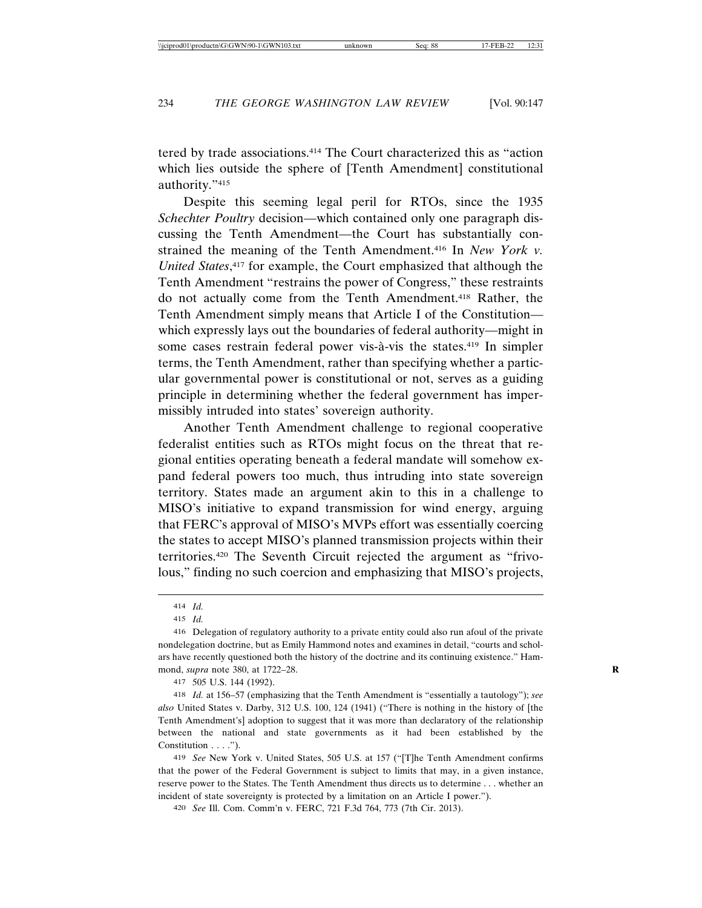tered by trade associations.[414] The Court characterized this as "action which lies outside the sphere of [Tenth Amendment] constitutional authority."[415]

Despite this seeming legal peril for RTOs, since the 1935 *Schechter Poultry* decision—which contained only one paragraph discussing the Tenth Amendment—the Court has substantially constrained the meaning of the Tenth Amendment.[416] In *New York v. United States*,[417] for example, the Court emphasized that although the Tenth Amendment "restrains the power of Congress," these restraints do not actually come from the Tenth Amendment.[418] Rather, the Tenth Amendment simply means that Article I of the Constitution—which expressly lays out the boundaries of federal authority—might in some cases restrain federal power vis-à-vis the states.[419] In simpler terms, the Tenth Amendment, rather than specifying whether a particular governmental power is constitutional or not, serves as a guiding principle in determining whether the federal government has impermissibly intruded into states' sovereign authority.

Another Tenth Amendment challenge to regional cooperative federalist entities such as RTOs might focus on the threat that regional entities operating beneath a federal mandate will somehow expand federal powers too much, thus intruding into state sovereign territory. States made an argument akin to this in a challenge to MISO's initiative to expand transmission for wind energy, arguing that FERC's approval of MISO's MVPs effort was essentially coercing the states to accept MISO's planned transmission projects within their territories.[420] The Seventh Circuit rejected the argument as "frivolous," finding no such coercion and emphasizing that MISO's projects,

---

414 *Id.*

415 *Id.*

416 Delegation of regulatory authority to a private entity could also run afoul of the private nondelegation doctrine, but as Emily Hammond notes and examines in detail, "courts and scholars have recently questioned both the history of the doctrine and its continuing existence." Hammond, *supra* note 380, at 1722–28.

417 505 U.S. 144 (1992).

418 *Id.* at 156–57 (emphasizing that the Tenth Amendment is "essentially a tautology"); *see also* United States v. Darby, 312 U.S. 100, 124 (1941) ("There is nothing in the history of [the Tenth Amendment's] adoption to suggest that it was more than declaratory of the relationship between the national and state governments as it had been established by the Constitution . . . .").

419 *See* New York v. United States, 505 U.S. at 157 ("[T]he Tenth Amendment confirms that the power of the Federal Government is subject to limits that may, in a given instance, reserve power to the States. The Tenth Amendment thus directs us to determine . . . whether an incident of state sovereignty is protected by a limitation on an Article I power.").

420 *See* Ill. Com. Comm'n v. FERC, 721 F.3d 764, 773 (7th Cir. 2013).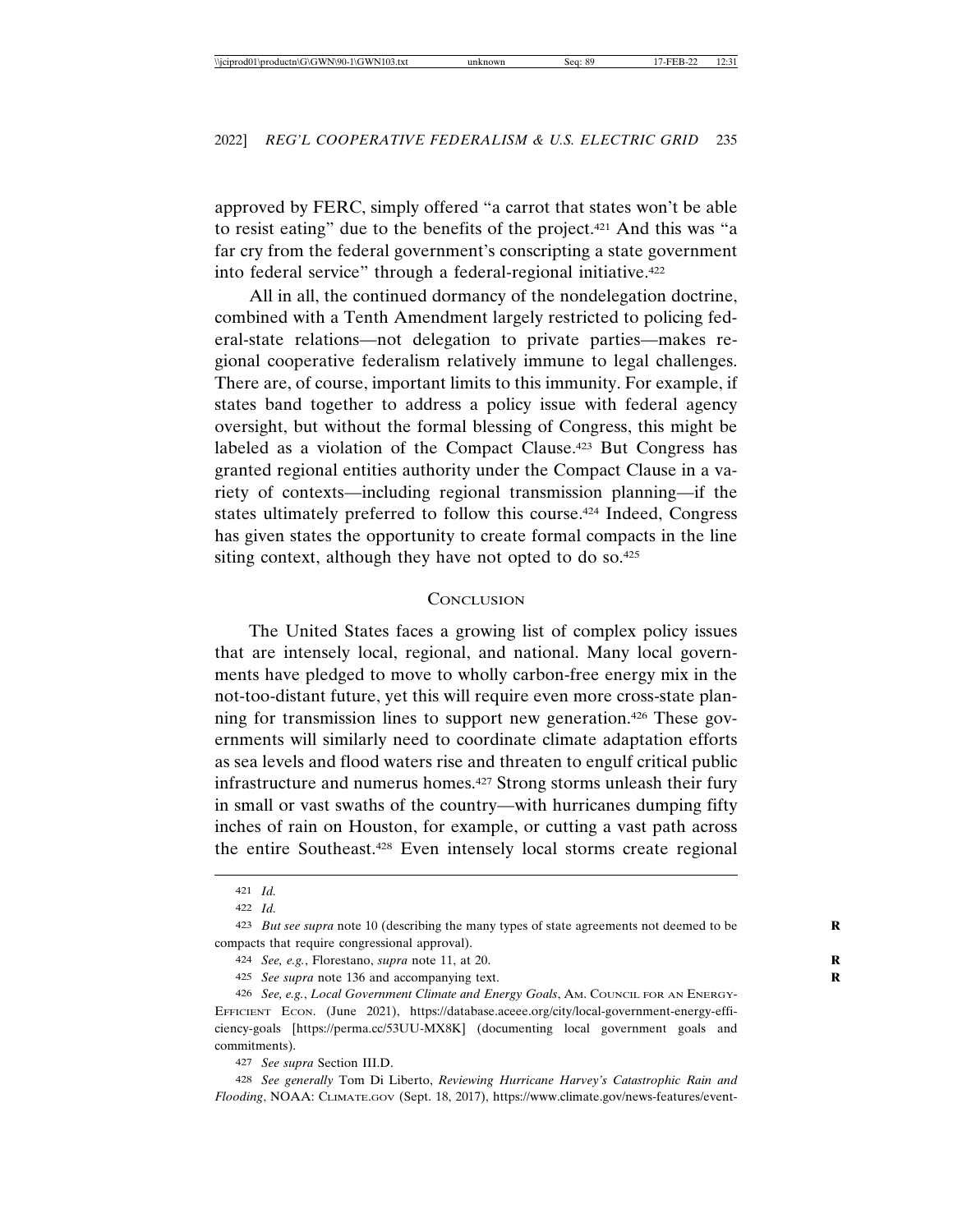approved by FERC, simply offered "a carrot that states won't be able to resist eating" due to the benefits of the project.[421] And this was "a far cry from the federal government's conscripting a state government into federal service" through a federal-regional initiative.[422]

All in all, the continued dormancy of the nondelegation doctrine, combined with a Tenth Amendment largely restricted to policing federal-state relations—not delegation to private parties—makes regional cooperative federalism relatively immune to legal challenges. There are, of course, important limits to this immunity. For example, if states band together to address a policy issue with federal agency oversight, but without the formal blessing of Congress, this might be labeled as a violation of the Compact Clause.[423] But Congress has granted regional entities authority under the Compact Clause in a variety of contexts—including regional transmission planning—if the states ultimately preferred to follow this course.[424] Indeed, Congress has given states the opportunity to create formal compacts in the line siting context, although they have not opted to do so.[425]

## CONCLUSION

The United States faces a growing list of complex policy issues that are intensely local, regional, and national. Many local governments have pledged to move to wholly carbon-free energy mix in the not-too-distant future, yet this will require even more cross-state planning for transmission lines to support new generation.[426] These governments will similarly need to coordinate climate adaptation efforts as sea levels and flood waters rise and threaten to engulf critical public infrastructure and numerus homes.[427] Strong storms unleash their fury in small or vast swaths of the country—with hurricanes dumping fifty inches of rain on Houston, for example, or cutting a vast path across the entire Southeast.[428] Even intensely local storms create regional

---

421 *Id.*

422 *Id.*

423 *But see supra* note 10 (describing the many types of state agreements not deemed to be compacts that require congressional approval).

424 *See, e.g.*, Florestano, *supra* note 11, at 20.

425 *See supra* note 136 and accompanying text.

426 *See, e.g.*, *Local Government Climate and Energy Goals*, AM. COUNCIL FOR AN ENERGY-EFFICIENT ECON. (June 2021), https://database.aceee.org/city/local-government-energy-efficiency-goals [https://perma.cc/53UU-MX8K] (documenting local government goals and commitments).

427 *See supra* Section III.D.

428 *See generally* Tom Di Liberto, *Reviewing Hurricane Harvey's Catastrophic Rain and Flooding*, NOAA: CLIMATE.GOV (Sept. 18, 2017), https://www.climate.gov/news-features/event-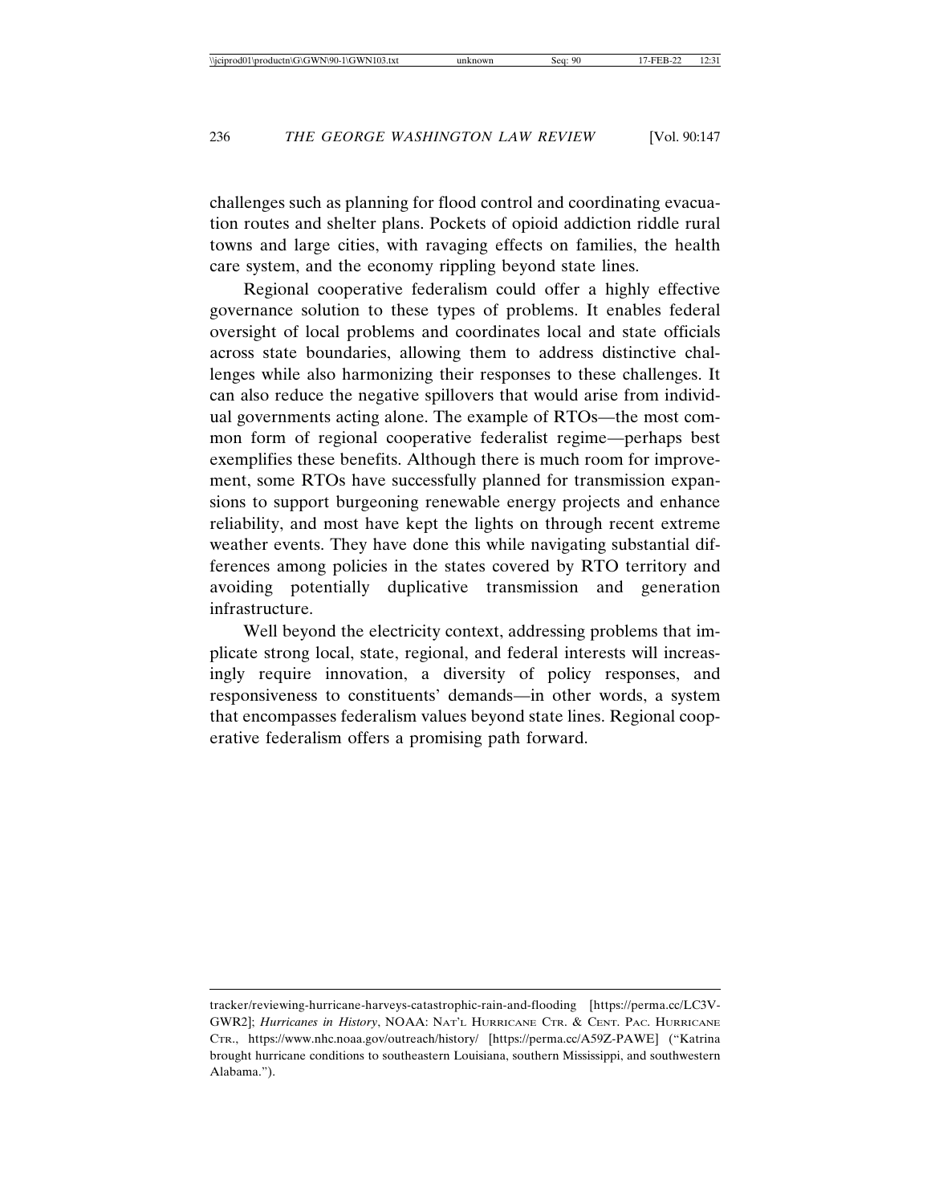challenges such as planning for flood control and coordinating evacuation routes and shelter plans. Pockets of opioid addiction riddle rural towns and large cities, with ravaging effects on families, the health care system, and the economy rippling beyond state lines.

Regional cooperative federalism could offer a highly effective governance solution to these types of problems. It enables federal oversight of local problems and coordinates local and state officials across state boundaries, allowing them to address distinctive challenges while also harmonizing their responses to these challenges. It can also reduce the negative spillovers that would arise from individual governments acting alone. The example of RTOs—the most common form of regional cooperative federalist regime—perhaps best exemplifies these benefits. Although there is much room for improvement, some RTOs have successfully planned for transmission expansions to support burgeoning renewable energy projects and enhance reliability, and most have kept the lights on through recent extreme weather events. They have done this while navigating substantial differences among policies in the states covered by RTO territory and avoiding potentially duplicative transmission and generation infrastructure.

Well beyond the electricity context, addressing problems that implicate strong local, state, regional, and federal interests will increasingly require innovation, a diversity of policy responses, and responsiveness to constituents' demands—in other words, a system that encompasses federalism values beyond state lines. Regional cooperative federalism offers a promising path forward.

---

tracker/reviewing-hurricane-harveys-catastrophic-rain-and-flooding [https://perma.cc/LC3V-GWR2]; *Hurricanes in History*, NOAA: NAT'L HURRICANE CTR. & CENT. PAC. HURRICANE CTR., https://www.nhc.noaa.gov/outreach/history/ [https://perma.cc/A59Z-PAWE] ("Katrina brought hurricane conditions to southeastern Louisiana, southern Mississippi, and southwestern Alabama.").